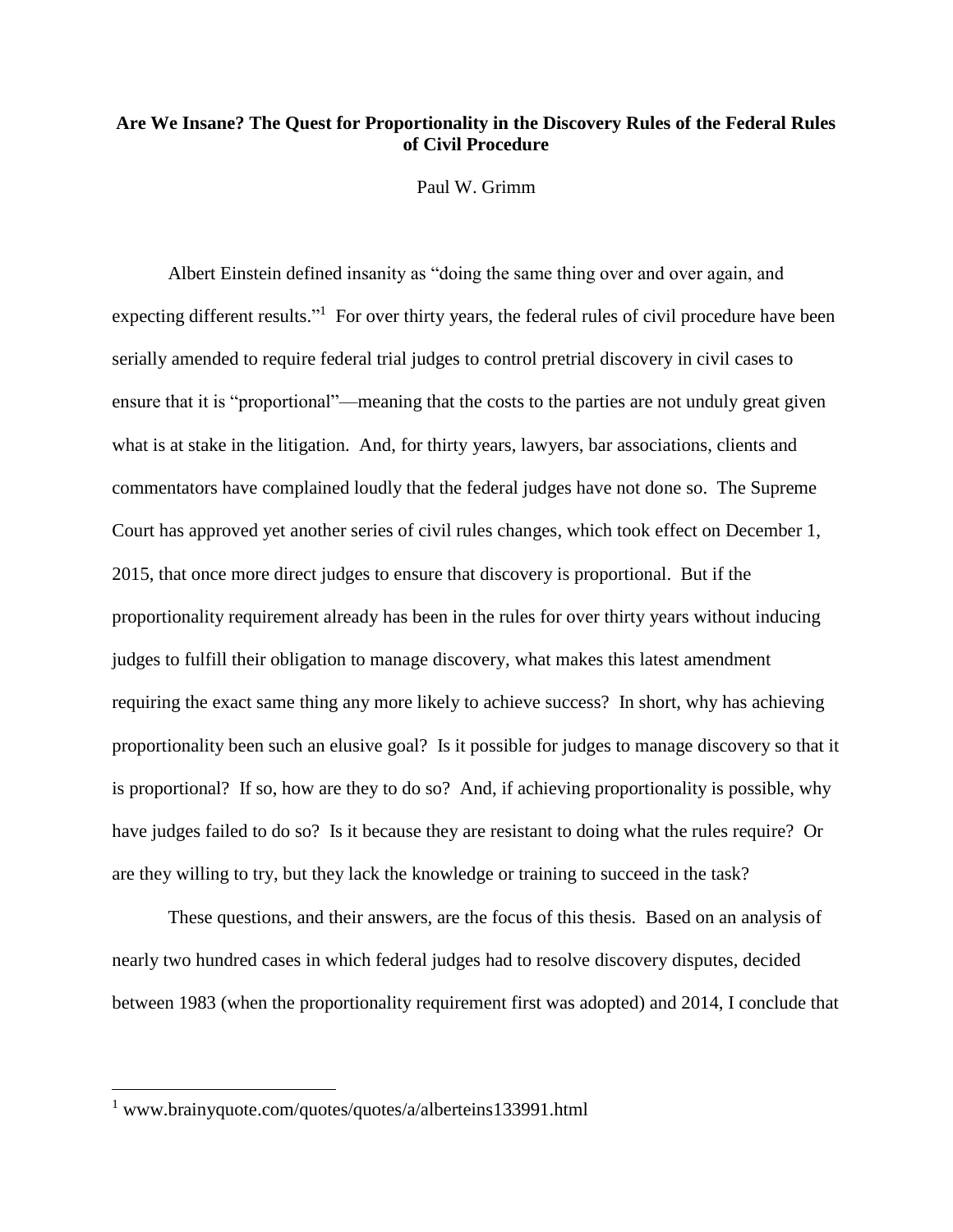# Are We Insane? The Quest for Proportionality in the Discovery Rules of the Federal Rules of Civil Procedure

Paul W. Grimm

Albert Einstein defined insanity as "doing the same thing over and over again, and expecting different results."[1] For over thirty years, the federal rules of civil procedure have been serially amended to require federal trial judges to control pretrial discovery in civil cases to ensure that it is "proportional"—meaning that the costs to the parties are not unduly great given what is at stake in the litigation. And, for thirty years, lawyers, bar associations, clients and commentators have complained loudly that the federal judges have not done so. The Supreme Court has approved yet another series of civil rules changes, which took effect on December 1, 2015, that once more direct judges to ensure that discovery is proportional. But if the proportionality requirement already has been in the rules for over thirty years without inducing judges to fulfill their obligation to manage discovery, what makes this latest amendment requiring the exact same thing any more likely to achieve success? In short, why has achieving proportionality been such an elusive goal? Is it possible for judges to manage discovery so that it is proportional? If so, how are they to do so? And, if achieving proportionality is possible, why have judges failed to do so? Is it because they are resistant to doing what the rules require? Or are they willing to try, but they lack the knowledge or training to succeed in the task?

These questions, and their answers, are the focus of this thesis. Based on an analysis of nearly two hundred cases in which federal judges had to resolve discovery disputes, decided between 1983 (when the proportionality requirement first was adopted) and 2014, I conclude that

[1] www.brainyquote.com/quotes/quotes/a/alberteins133991.html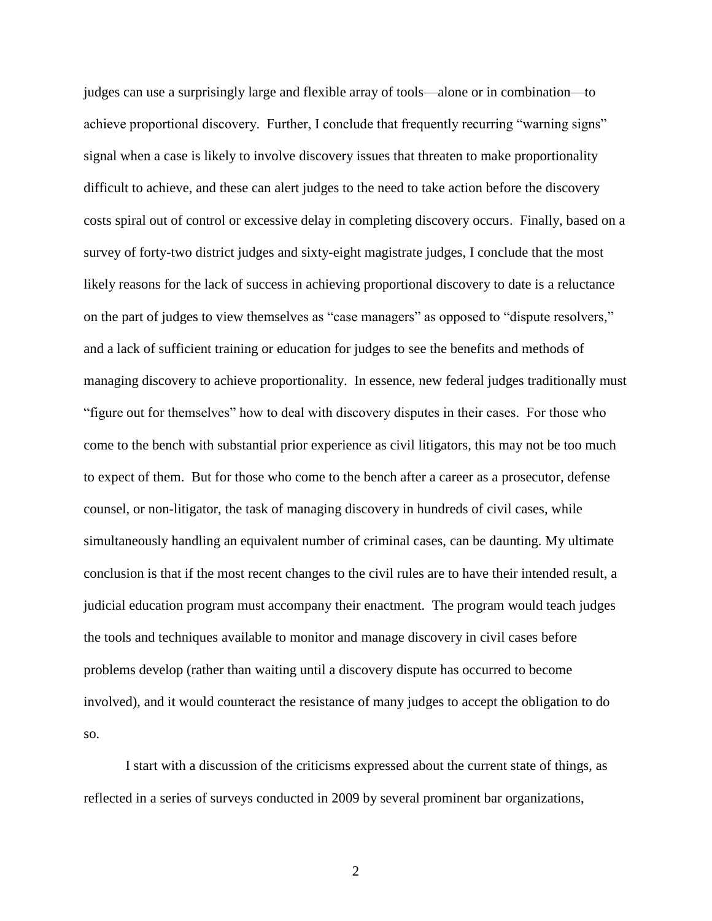judges can use a surprisingly large and flexible array of tools—alone or in combination—to achieve proportional discovery. Further, I conclude that frequently recurring "warning signs" signal when a case is likely to involve discovery issues that threaten to make proportionality difficult to achieve, and these can alert judges to the need to take action before the discovery costs spiral out of control or excessive delay in completing discovery occurs. Finally, based on a survey of forty-two district judges and sixty-eight magistrate judges, I conclude that the most likely reasons for the lack of success in achieving proportional discovery to date is a reluctance on the part of judges to view themselves as "case managers" as opposed to "dispute resolvers," and a lack of sufficient training or education for judges to see the benefits and methods of managing discovery to achieve proportionality. In essence, new federal judges traditionally must "figure out for themselves" how to deal with discovery disputes in their cases. For those who come to the bench with substantial prior experience as civil litigators, this may not be too much to expect of them. But for those who come to the bench after a career as a prosecutor, defense counsel, or non-litigator, the task of managing discovery in hundreds of civil cases, while simultaneously handling an equivalent number of criminal cases, can be daunting. My ultimate conclusion is that if the most recent changes to the civil rules are to have their intended result, a judicial education program must accompany their enactment. The program would teach judges the tools and techniques available to monitor and manage discovery in civil cases before problems develop (rather than waiting until a discovery dispute has occurred to become involved), and it would counteract the resistance of many judges to accept the obligation to do so.

I start with a discussion of the criticisms expressed about the current state of things, as reflected in a series of surveys conducted in 2009 by several prominent bar organizations,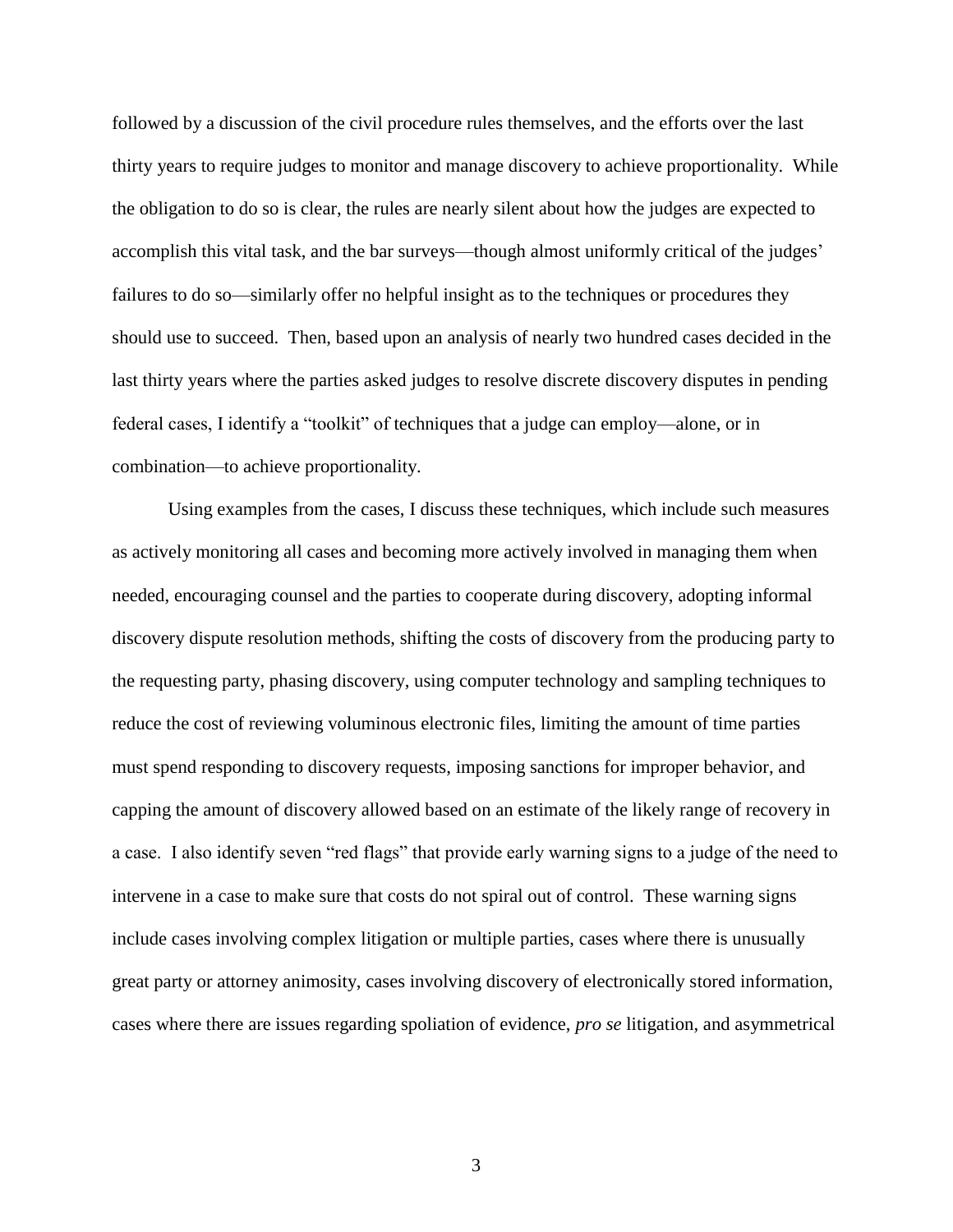followed by a discussion of the civil procedure rules themselves, and the efforts over the last thirty years to require judges to monitor and manage discovery to achieve proportionality. While the obligation to do so is clear, the rules are nearly silent about how the judges are expected to accomplish this vital task, and the bar surveys—though almost uniformly critical of the judges' failures to do so—similarly offer no helpful insight as to the techniques or procedures they should use to succeed. Then, based upon an analysis of nearly two hundred cases decided in the last thirty years where the parties asked judges to resolve discrete discovery disputes in pending federal cases, I identify a "toolkit" of techniques that a judge can employ—alone, or in combination—to achieve proportionality.

Using examples from the cases, I discuss these techniques, which include such measures as actively monitoring all cases and becoming more actively involved in managing them when needed, encouraging counsel and the parties to cooperate during discovery, adopting informal discovery dispute resolution methods, shifting the costs of discovery from the producing party to the requesting party, phasing discovery, using computer technology and sampling techniques to reduce the cost of reviewing voluminous electronic files, limiting the amount of time parties must spend responding to discovery requests, imposing sanctions for improper behavior, and capping the amount of discovery allowed based on an estimate of the likely range of recovery in a case. I also identify seven "red flags" that provide early warning signs to a judge of the need to intervene in a case to make sure that costs do not spiral out of control. These warning signs include cases involving complex litigation or multiple parties, cases where there is unusually great party or attorney animosity, cases involving discovery of electronically stored information, cases where there are issues regarding spoliation of evidence, *pro se* litigation, and asymmetrical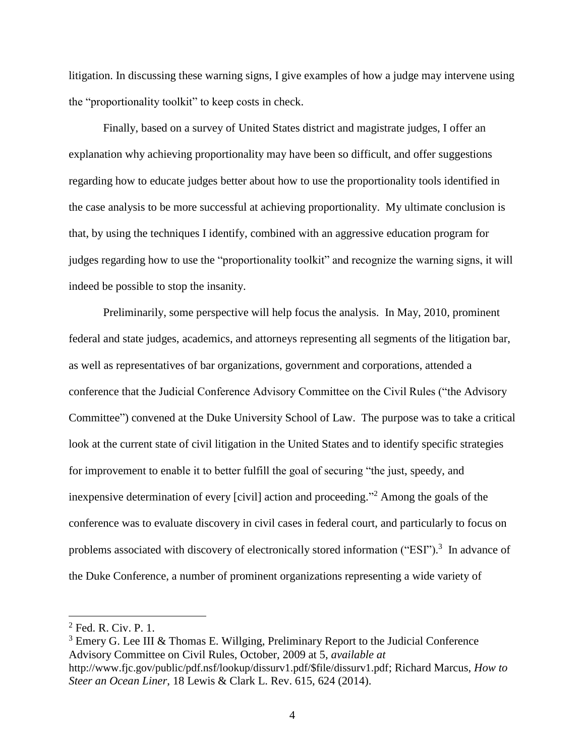litigation. In discussing these warning signs, I give examples of how a judge may intervene using the "proportionality toolkit" to keep costs in check.

Finally, based on a survey of United States district and magistrate judges, I offer an explanation why achieving proportionality may have been so difficult, and offer suggestions regarding how to educate judges better about how to use the proportionality tools identified in the case analysis to be more successful at achieving proportionality. My ultimate conclusion is that, by using the techniques I identify, combined with an aggressive education program for judges regarding how to use the "proportionality toolkit" and recognize the warning signs, it will indeed be possible to stop the insanity.

Preliminarily, some perspective will help focus the analysis. In May, 2010, prominent federal and state judges, academics, and attorneys representing all segments of the litigation bar, as well as representatives of bar organizations, government and corporations, attended a conference that the Judicial Conference Advisory Committee on the Civil Rules ("the Advisory Committee") convened at the Duke University School of Law. The purpose was to take a critical look at the current state of civil litigation in the United States and to identify specific strategies for improvement to enable it to better fulfill the goal of securing "the just, speedy, and inexpensive determination of every [civil] action and proceeding."[2] Among the goals of the conference was to evaluate discovery in civil cases in federal court, and particularly to focus on problems associated with discovery of electronically stored information ("ESI").[3] In advance of the Duke Conference, a number of prominent organizations representing a wide variety of

---

[2] Fed. R. Civ. P. 1.

[3] Emery G. Lee III & Thomas E. Willging, Preliminary Report to the Judicial Conference Advisory Committee on Civil Rules, October, 2009 at 5, *available at* http://www.fjc.gov/public/pdf.nsf/lookup/dissurv1.pdf/$file/dissurv1.pdf; Richard Marcus, *How to Steer an Ocean Liner*, 18 Lewis & Clark L. Rev. 615, 624 (2014).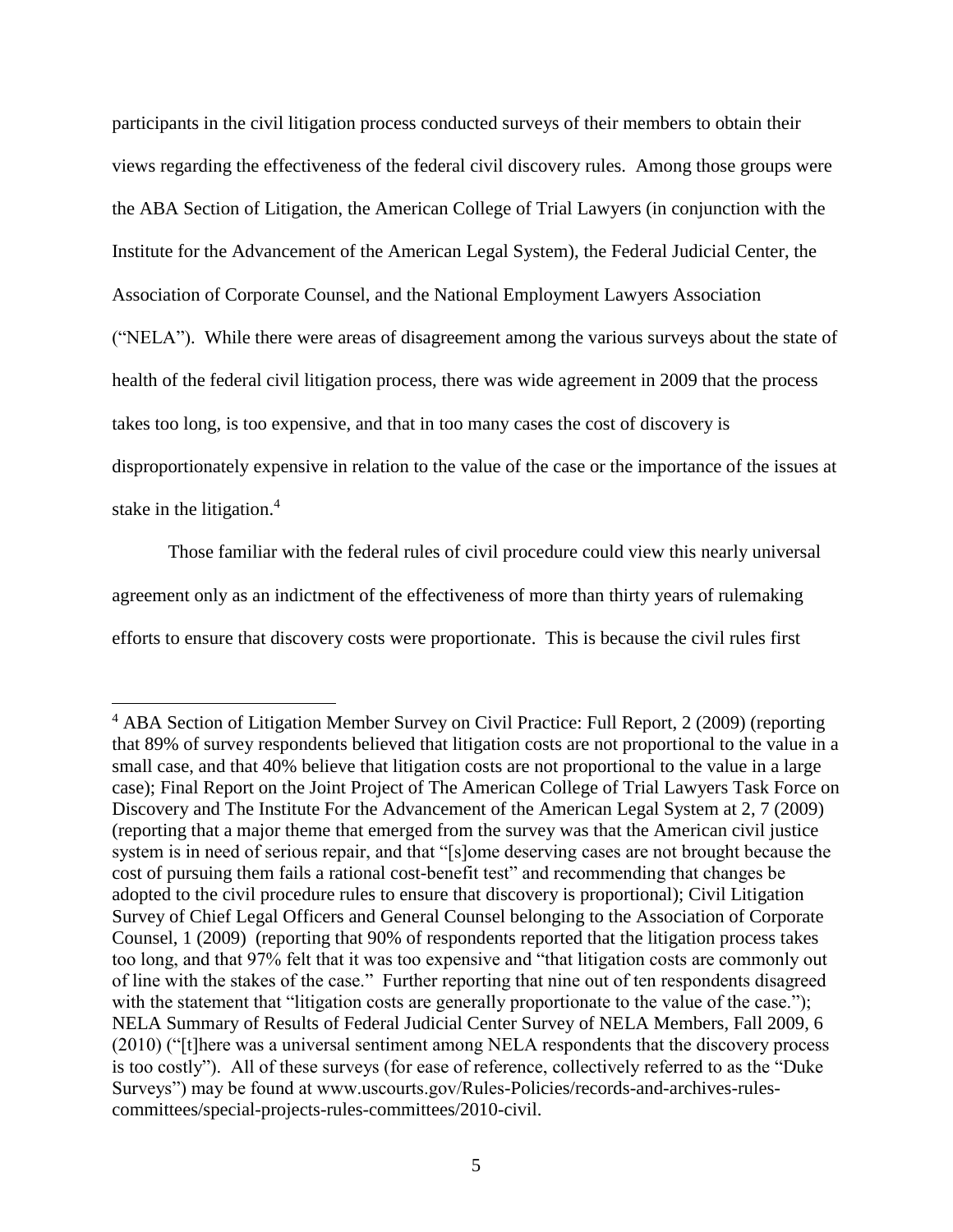participants in the civil litigation process conducted surveys of their members to obtain their views regarding the effectiveness of the federal civil discovery rules. Among those groups were the ABA Section of Litigation, the American College of Trial Lawyers (in conjunction with the Institute for the Advancement of the American Legal System), the Federal Judicial Center, the Association of Corporate Counsel, and the National Employment Lawyers Association ("NELA"). While there were areas of disagreement among the various surveys about the state of health of the federal civil litigation process, there was wide agreement in 2009 that the process takes too long, is too expensive, and that in too many cases the cost of discovery is disproportionately expensive in relation to the value of the case or the importance of the issues at stake in the litigation.[4]

Those familiar with the federal rules of civil procedure could view this nearly universal agreement only as an indictment of the effectiveness of more than thirty years of rulemaking efforts to ensure that discovery costs were proportionate. This is because the civil rules first

---

[4] ABA Section of Litigation Member Survey on Civil Practice: Full Report, 2 (2009) (reporting that 89% of survey respondents believed that litigation costs are not proportional to the value in a small case, and that 40% believe that litigation costs are not proportional to the value in a large case); Final Report on the Joint Project of The American College of Trial Lawyers Task Force on Discovery and The Institute For the Advancement of the American Legal System at 2, 7 (2009) (reporting that a major theme that emerged from the survey was that the American civil justice system is in need of serious repair, and that "[s]ome deserving cases are not brought because the cost of pursuing them fails a rational cost-benefit test" and recommending that changes be adopted to the civil procedure rules to ensure that discovery is proportional); Civil Litigation Survey of Chief Legal Officers and General Counsel belonging to the Association of Corporate Counsel, 1 (2009) (reporting that 90% of respondents reported that the litigation process takes too long, and that 97% felt that it was too expensive and "that litigation costs are commonly out of line with the stakes of the case." Further reporting that nine out of ten respondents disagreed with the statement that "litigation costs are generally proportionate to the value of the case."); NELA Summary of Results of Federal Judicial Center Survey of NELA Members, Fall 2009, 6 (2010) ("[t]here was a universal sentiment among NELA respondents that the discovery process is too costly"). All of these surveys (for ease of reference, collectively referred to as the "Duke Surveys") may be found at www.uscourts.gov/Rules-Policies/records-and-archives-rules-committees/special-projects-rules-committees/2010-civil.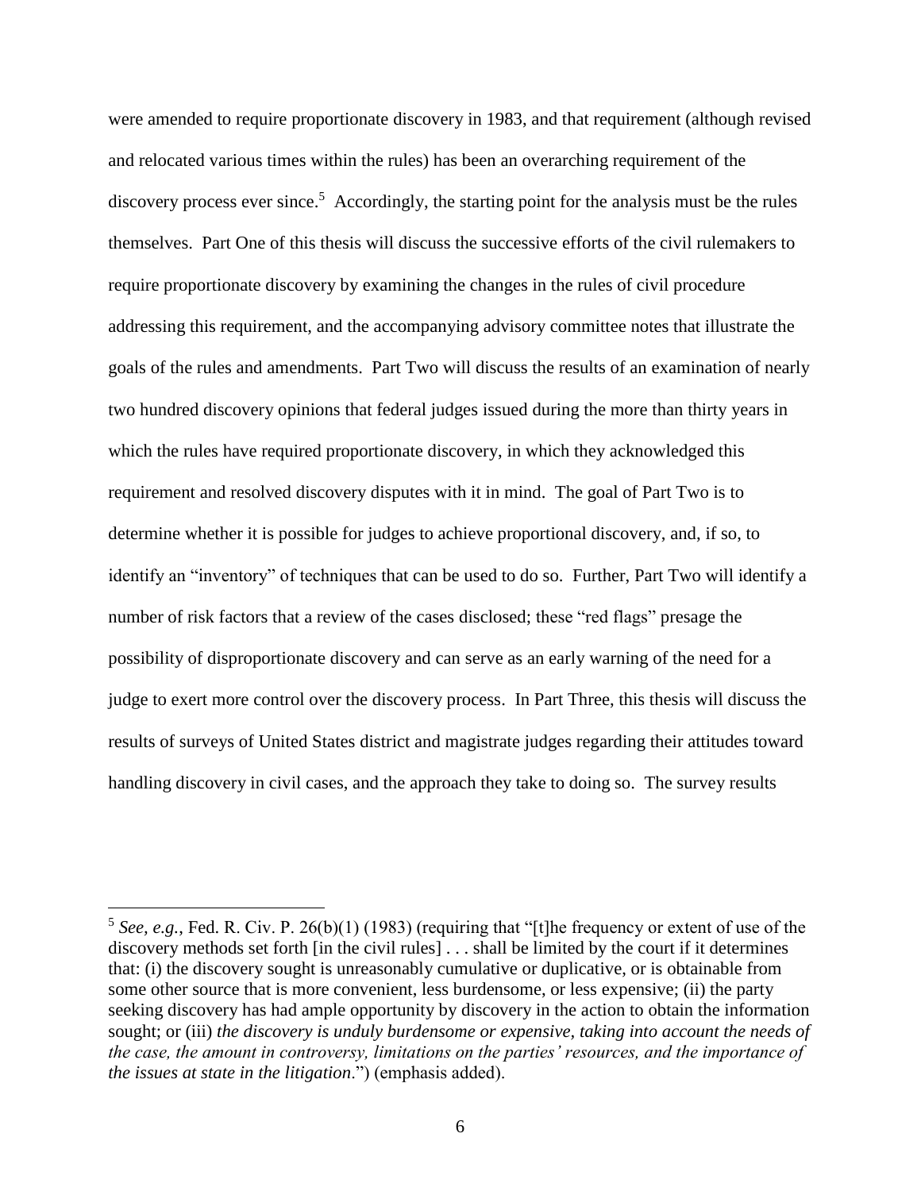were amended to require proportionate discovery in 1983, and that requirement (although revised and relocated various times within the rules) has been an overarching requirement of the discovery process ever since.[5] Accordingly, the starting point for the analysis must be the rules themselves. Part One of this thesis will discuss the successive efforts of the civil rulemakers to require proportionate discovery by examining the changes in the rules of civil procedure addressing this requirement, and the accompanying advisory committee notes that illustrate the goals of the rules and amendments. Part Two will discuss the results of an examination of nearly two hundred discovery opinions that federal judges issued during the more than thirty years in which the rules have required proportionate discovery, in which they acknowledged this requirement and resolved discovery disputes with it in mind. The goal of Part Two is to determine whether it is possible for judges to achieve proportional discovery, and, if so, to identify an "inventory" of techniques that can be used to do so. Further, Part Two will identify a number of risk factors that a review of the cases disclosed; these "red flags" presage the possibility of disproportionate discovery and can serve as an early warning of the need for a judge to exert more control over the discovery process. In Part Three, this thesis will discuss the results of surveys of United States district and magistrate judges regarding their attitudes toward handling discovery in civil cases, and the approach they take to doing so. The survey results

---

[5] *See, e.g.*, Fed. R. Civ. P. 26(b)(1) (1983) (requiring that "[t]he frequency or extent of use of the discovery methods set forth [in the civil rules] . . . shall be limited by the court if it determines that: (i) the discovery sought is unreasonably cumulative or duplicative, or is obtainable from some other source that is more convenient, less burdensome, or less expensive; (ii) the party seeking discovery has had ample opportunity by discovery in the action to obtain the information sought; or (iii) *the discovery is unduly burdensome or expensive, taking into account the needs of the case, the amount in controversy, limitations on the parties' resources, and the importance of the issues at state in the litigation*.") (emphasis added).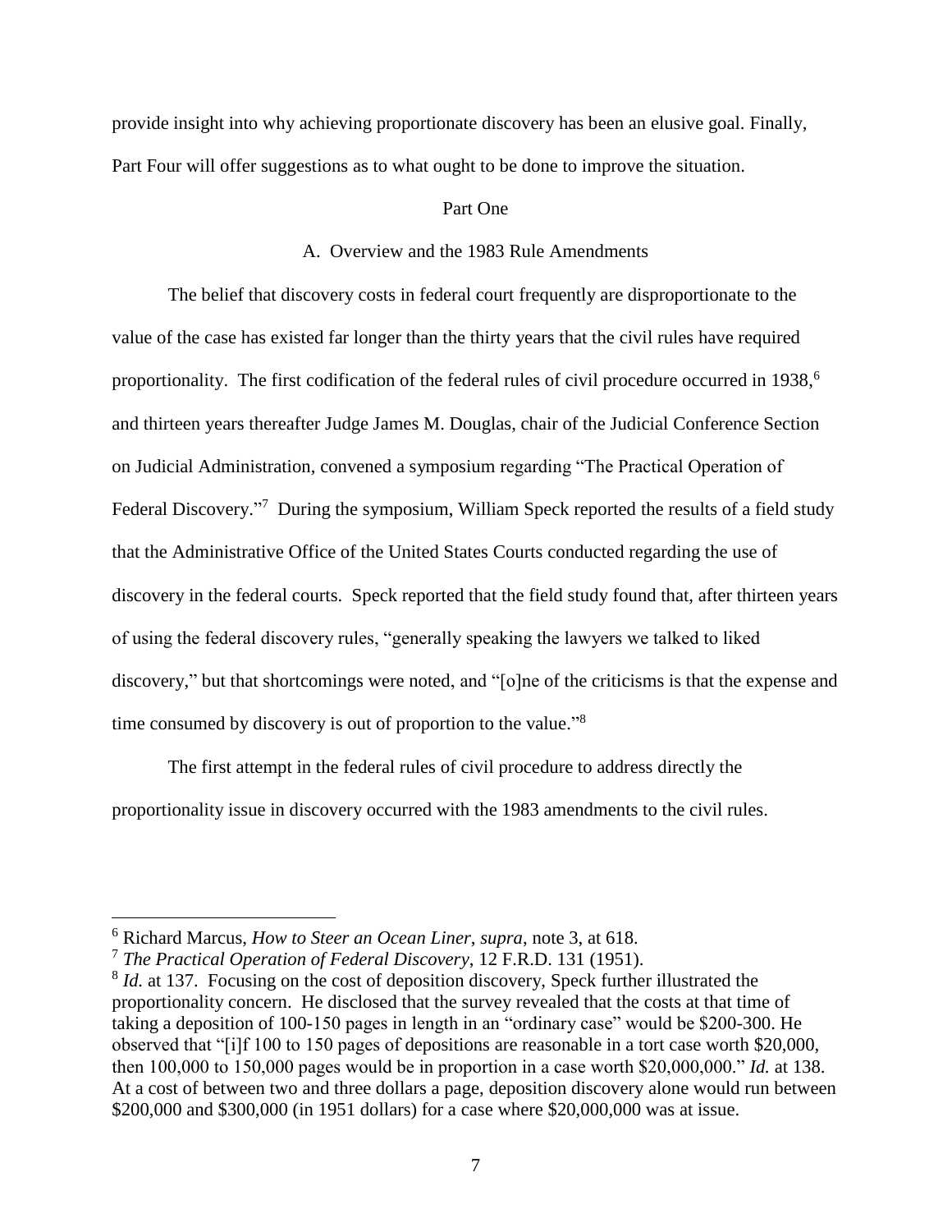provide insight into why achieving proportionate discovery has been an elusive goal. Finally, Part Four will offer suggestions as to what ought to be done to improve the situation.

## Part One

### A. Overview and the 1983 Rule Amendments

The belief that discovery costs in federal court frequently are disproportionate to the value of the case has existed far longer than the thirty years that the civil rules have required proportionality. The first codification of the federal rules of civil procedure occurred in 1938,[6] and thirteen years thereafter Judge James M. Douglas, chair of the Judicial Conference Section on Judicial Administration, convened a symposium regarding "The Practical Operation of Federal Discovery."[7] During the symposium, William Speck reported the results of a field study that the Administrative Office of the United States Courts conducted regarding the use of discovery in the federal courts. Speck reported that the field study found that, after thirteen years of using the federal discovery rules, "generally speaking the lawyers we talked to liked discovery," but that shortcomings were noted, and "[o]ne of the criticisms is that the expense and time consumed by discovery is out of proportion to the value."[8]

The first attempt in the federal rules of civil procedure to address directly the proportionality issue in discovery occurred with the 1983 amendments to the civil rules.

---

[6] Richard Marcus, *How to Steer an Ocean Liner*, *supra*, note 3, at 618.

[7] *The Practical Operation of Federal Discovery*, 12 F.R.D. 131 (1951).

[8] *Id.* at 137. Focusing on the cost of deposition discovery, Speck further illustrated the proportionality concern. He disclosed that the survey revealed that the costs at that time of taking a deposition of 100-150 pages in length in an "ordinary case" would be $200-300. He observed that "[i]f 100 to 150 pages of depositions are reasonable in a tort case worth $20,000, then 100,000 to 150,000 pages would be in proportion in a case worth $20,000,000." *Id.* at 138. At a cost of between two and three dollars a page, deposition discovery alone would run between $200,000 and $300,000 (in 1951 dollars) for a case where $20,000,000 was at issue.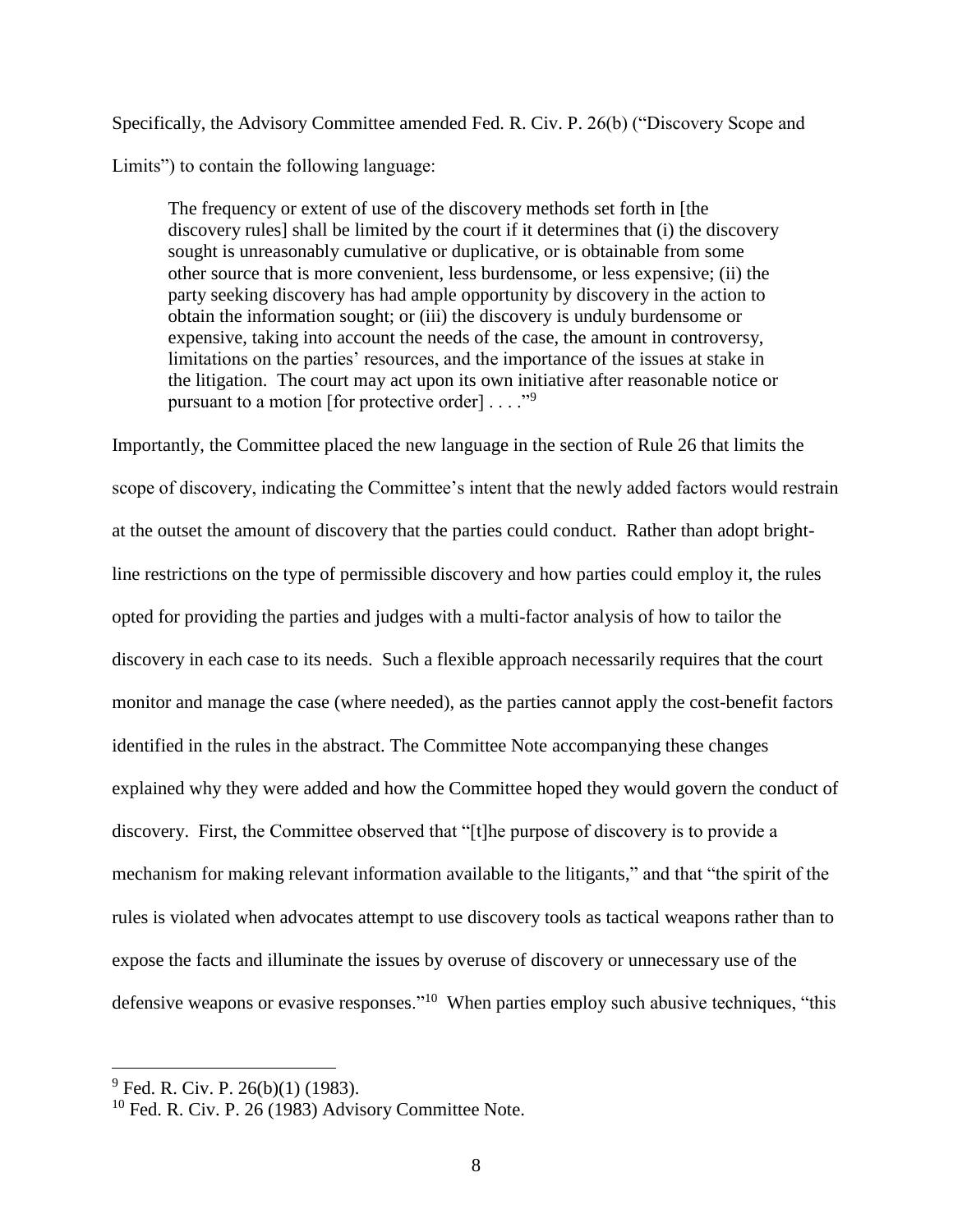Specifically, the Advisory Committee amended Fed. R. Civ. P. 26(b) ("Discovery Scope and Limits") to contain the following language:

> The frequency or extent of use of the discovery methods set forth in [the discovery rules] shall be limited by the court if it determines that (i) the discovery sought is unreasonably cumulative or duplicative, or is obtainable from some other source that is more convenient, less burdensome, or less expensive; (ii) the party seeking discovery has had ample opportunity by discovery in the action to obtain the information sought; or (iii) the discovery is unduly burdensome or expensive, taking into account the needs of the case, the amount in controversy, limitations on the parties' resources, and the importance of the issues at stake in the litigation. The court may act upon its own initiative after reasonable notice or pursuant to a motion [for protective order] . . . ."[9]

Importantly, the Committee placed the new language in the section of Rule 26 that limits the scope of discovery, indicating the Committee's intent that the newly added factors would restrain at the outset the amount of discovery that the parties could conduct. Rather than adopt bright-line restrictions on the type of permissible discovery and how parties could employ it, the rules opted for providing the parties and judges with a multi-factor analysis of how to tailor the discovery in each case to its needs. Such a flexible approach necessarily requires that the court monitor and manage the case (where needed), as the parties cannot apply the cost-benefit factors identified in the rules in the abstract. The Committee Note accompanying these changes explained why they were added and how the Committee hoped they would govern the conduct of discovery. First, the Committee observed that "[t]he purpose of discovery is to provide a mechanism for making relevant information available to the litigants," and that "the spirit of the rules is violated when advocates attempt to use discovery tools as tactical weapons rather than to expose the facts and illuminate the issues by overuse of discovery or unnecessary use of the defensive weapons or evasive responses."[10] When parties employ such abusive techniques, "this

---

[9] Fed. R. Civ. P. 26(b)(1) (1983).

[10] Fed. R. Civ. P. 26 (1983) Advisory Committee Note.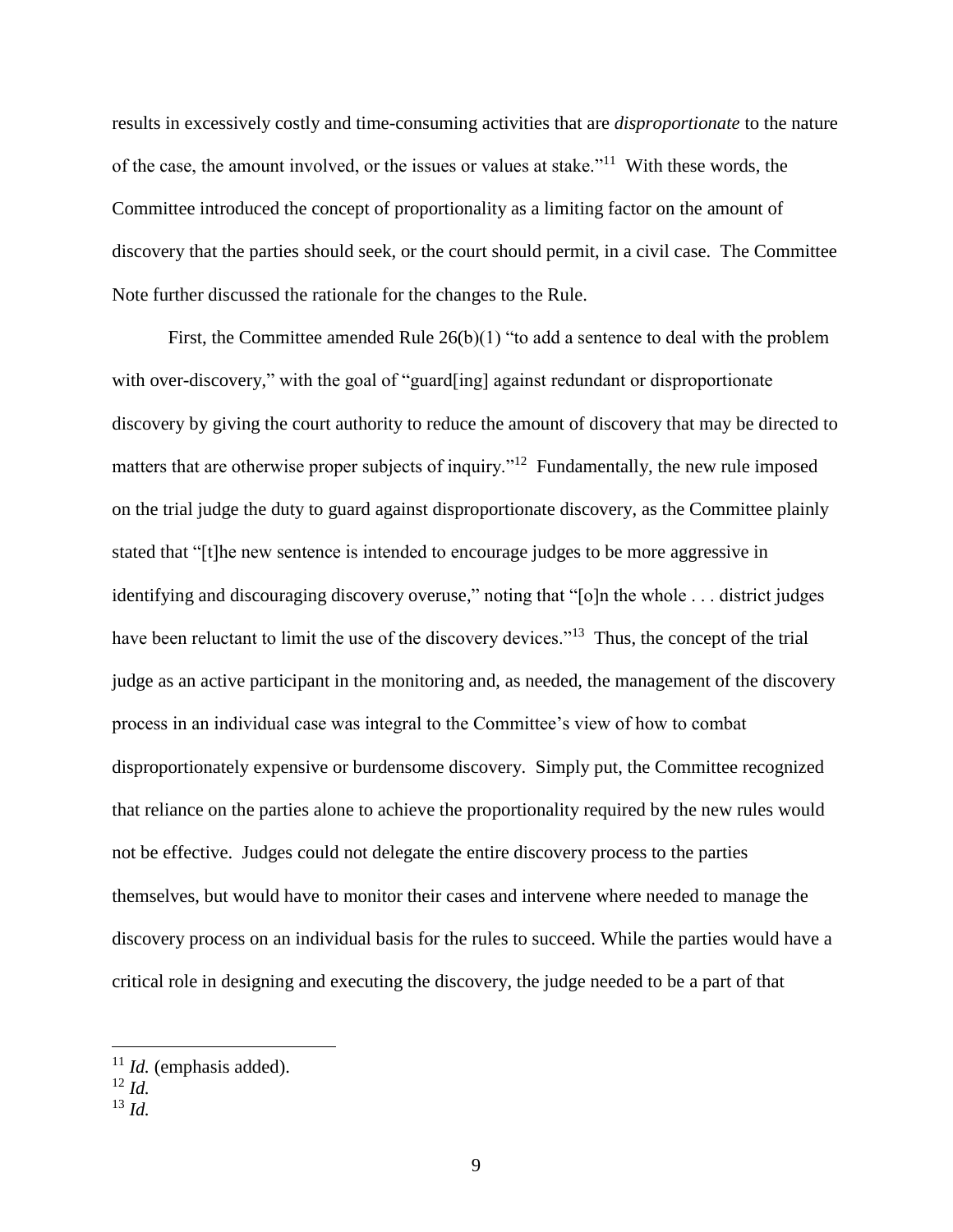results in excessively costly and time-consuming activities that are *disproportionate* to the nature of the case, the amount involved, or the issues or values at stake."[11] With these words, the Committee introduced the concept of proportionality as a limiting factor on the amount of discovery that the parties should seek, or the court should permit, in a civil case. The Committee Note further discussed the rationale for the changes to the Rule.

First, the Committee amended Rule 26(b)(1) "to add a sentence to deal with the problem with over-discovery," with the goal of "guard[ing] against redundant or disproportionate discovery by giving the court authority to reduce the amount of discovery that may be directed to matters that are otherwise proper subjects of inquiry."[12] Fundamentally, the new rule imposed on the trial judge the duty to guard against disproportionate discovery, as the Committee plainly stated that "[t]he new sentence is intended to encourage judges to be more aggressive in identifying and discouraging discovery overuse," noting that "[o]n the whole . . . district judges have been reluctant to limit the use of the discovery devices."[13] Thus, the concept of the trial judge as an active participant in the monitoring and, as needed, the management of the discovery process in an individual case was integral to the Committee's view of how to combat disproportionately expensive or burdensome discovery. Simply put, the Committee recognized that reliance on the parties alone to achieve the proportionality required by the new rules would not be effective. Judges could not delegate the entire discovery process to the parties themselves, but would have to monitor their cases and intervene where needed to manage the discovery process on an individual basis for the rules to succeed. While the parties would have a critical role in designing and executing the discovery, the judge needed to be a part of that

---

[11] *Id.* (emphasis added).

[12] *Id.*

[13] *Id.*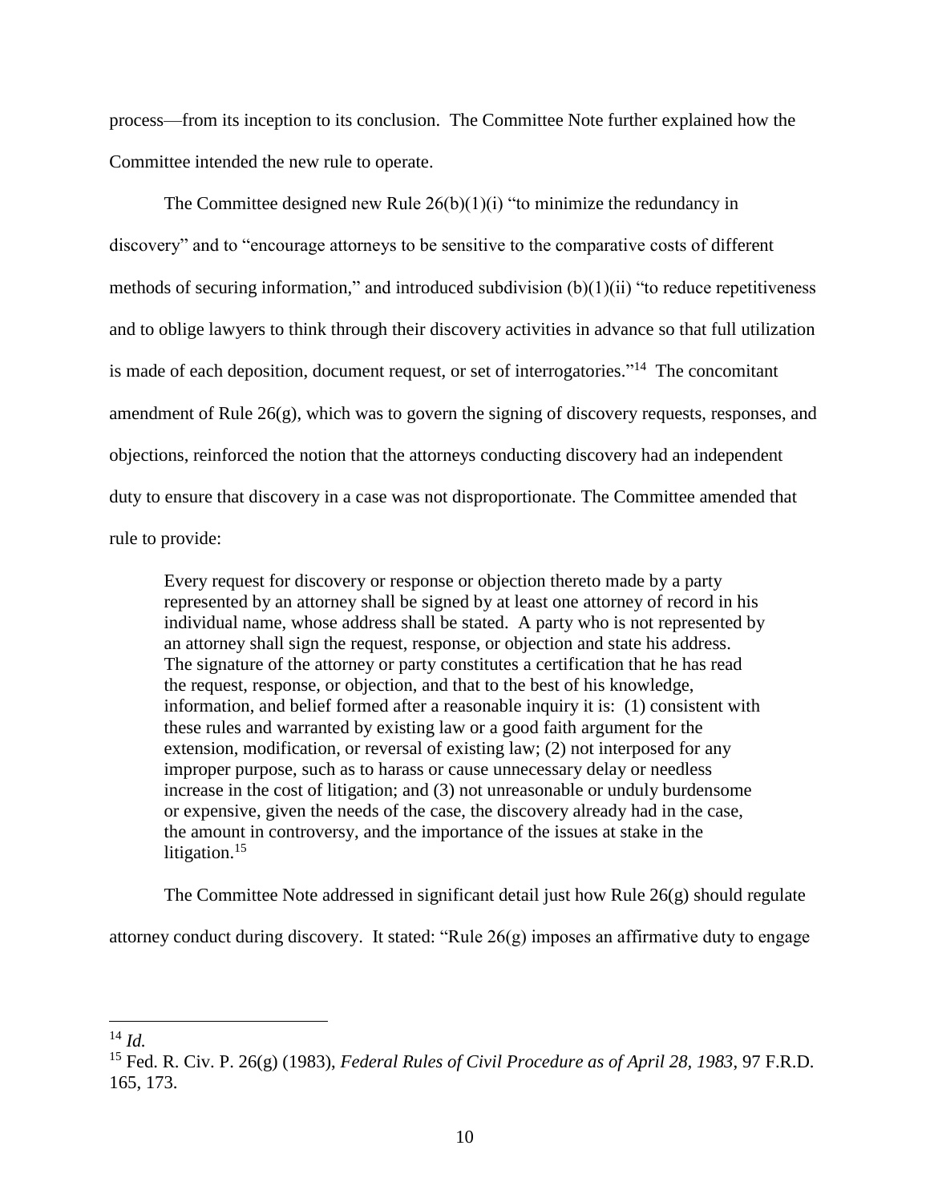process—from its inception to its conclusion. The Committee Note further explained how the Committee intended the new rule to operate.

The Committee designed new Rule 26(b)(1)(i) "to minimize the redundancy in discovery" and to "encourage attorneys to be sensitive to the comparative costs of different methods of securing information," and introduced subdivision (b)(1)(ii) "to reduce repetitiveness and to oblige lawyers to think through their discovery activities in advance so that full utilization is made of each deposition, document request, or set of interrogatories."[14] The concomitant amendment of Rule 26(g), which was to govern the signing of discovery requests, responses, and objections, reinforced the notion that the attorneys conducting discovery had an independent duty to ensure that discovery in a case was not disproportionate. The Committee amended that rule to provide:

> Every request for discovery or response or objection thereto made by a party represented by an attorney shall be signed by at least one attorney of record in his individual name, whose address shall be stated. A party who is not represented by an attorney shall sign the request, response, or objection and state his address. The signature of the attorney or party constitutes a certification that he has read the request, response, or objection, and that to the best of his knowledge, information, and belief formed after a reasonable inquiry it is: (1) consistent with these rules and warranted by existing law or a good faith argument for the extension, modification, or reversal of existing law; (2) not interposed for any improper purpose, such as to harass or cause unnecessary delay or needless increase in the cost of litigation; and (3) not unreasonable or unduly burdensome or expensive, given the needs of the case, the discovery already had in the case, the amount in controversy, and the importance of the issues at stake in the litigation.[15]

The Committee Note addressed in significant detail just how Rule 26(g) should regulate attorney conduct during discovery. It stated: "Rule 26(g) imposes an affirmative duty to engage

---

[14] *Id.*

[15] Fed. R. Civ. P. 26(g) (1983), *Federal Rules of Civil Procedure as of April 28, 1983*, 97 F.R.D. 165, 173.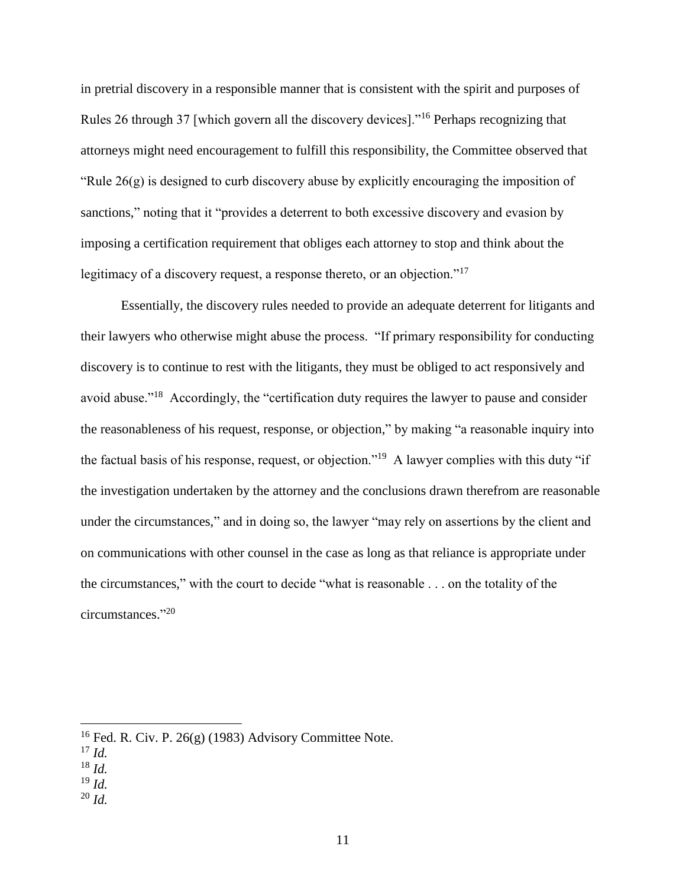in pretrial discovery in a responsible manner that is consistent with the spirit and purposes of Rules 26 through 37 [which govern all the discovery devices]."[16] Perhaps recognizing that attorneys might need encouragement to fulfill this responsibility, the Committee observed that "Rule 26(g) is designed to curb discovery abuse by explicitly encouraging the imposition of sanctions," noting that it "provides a deterrent to both excessive discovery and evasion by imposing a certification requirement that obliges each attorney to stop and think about the legitimacy of a discovery request, a response thereto, or an objection."[17]

Essentially, the discovery rules needed to provide an adequate deterrent for litigants and their lawyers who otherwise might abuse the process. "If primary responsibility for conducting discovery is to continue to rest with the litigants, they must be obliged to act responsively and avoid abuse."[18] Accordingly, the "certification duty requires the lawyer to pause and consider the reasonableness of his request, response, or objection," by making "a reasonable inquiry into the factual basis of his response, request, or objection."[19] A lawyer complies with this duty "if the investigation undertaken by the attorney and the conclusions drawn therefrom are reasonable under the circumstances," and in doing so, the lawyer "may rely on assertions by the client and on communications with other counsel in the case as long as that reliance is appropriate under the circumstances," with the court to decide "what is reasonable . . . on the totality of the circumstances."[20]

---

[16] Fed. R. Civ. P. 26(g) (1983) Advisory Committee Note.

[17] *Id.*

[18] *Id.*

[19] *Id.*

[20] *Id.*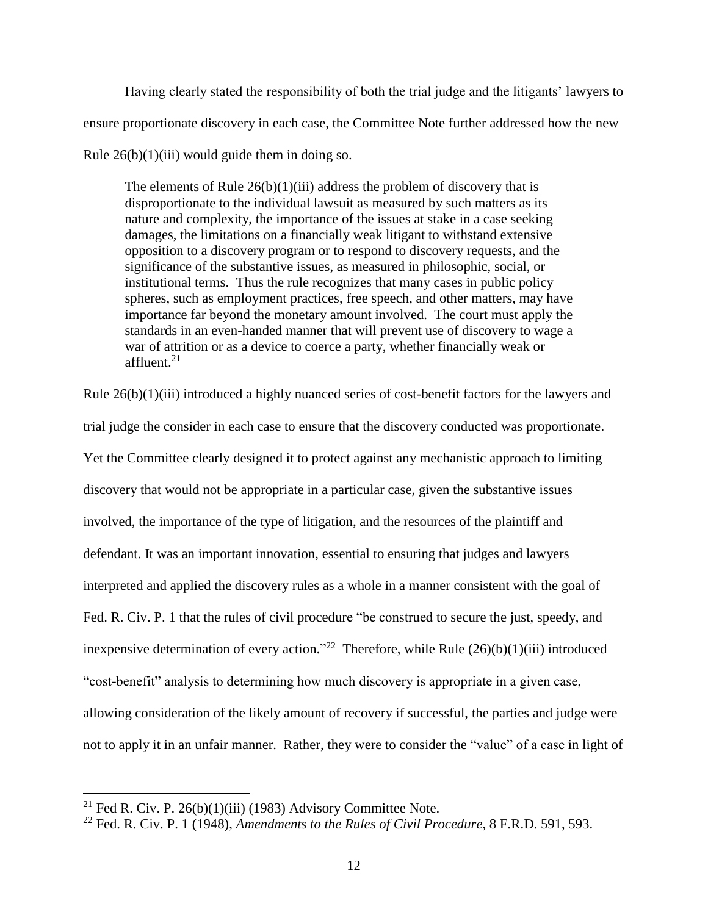Having clearly stated the responsibility of both the trial judge and the litigants' lawyers to ensure proportionate discovery in each case, the Committee Note further addressed how the new Rule 26(b)(1)(iii) would guide them in doing so.

> The elements of Rule 26(b)(1)(iii) address the problem of discovery that is disproportionate to the individual lawsuit as measured by such matters as its nature and complexity, the importance of the issues at stake in a case seeking damages, the limitations on a financially weak litigant to withstand extensive opposition to a discovery program or to respond to discovery requests, and the significance of the substantive issues, as measured in philosophic, social, or institutional terms. Thus the rule recognizes that many cases in public policy spheres, such as employment practices, free speech, and other matters, may have importance far beyond the monetary amount involved. The court must apply the standards in an even-handed manner that will prevent use of discovery to wage a war of attrition or as a device to coerce a party, whether financially weak or affluent.[21]

Rule 26(b)(1)(iii) introduced a highly nuanced series of cost-benefit factors for the lawyers and trial judge the consider in each case to ensure that the discovery conducted was proportionate. Yet the Committee clearly designed it to protect against any mechanistic approach to limiting discovery that would not be appropriate in a particular case, given the substantive issues involved, the importance of the type of litigation, and the resources of the plaintiff and defendant. It was an important innovation, essential to ensuring that judges and lawyers interpreted and applied the discovery rules as a whole in a manner consistent with the goal of Fed. R. Civ. P. 1 that the rules of civil procedure "be construed to secure the just, speedy, and inexpensive determination of every action."[22] Therefore, while Rule (26)(b)(1)(iii) introduced "cost-benefit" analysis to determining how much discovery is appropriate in a given case, allowing consideration of the likely amount of recovery if successful, the parties and judge were not to apply it in an unfair manner. Rather, they were to consider the "value" of a case in light of

---

[21] Fed R. Civ. P. 26(b)(1)(iii) (1983) Advisory Committee Note.

[22] Fed. R. Civ. P. 1 (1948), *Amendments to the Rules of Civil Procedure*, 8 F.R.D. 591, 593.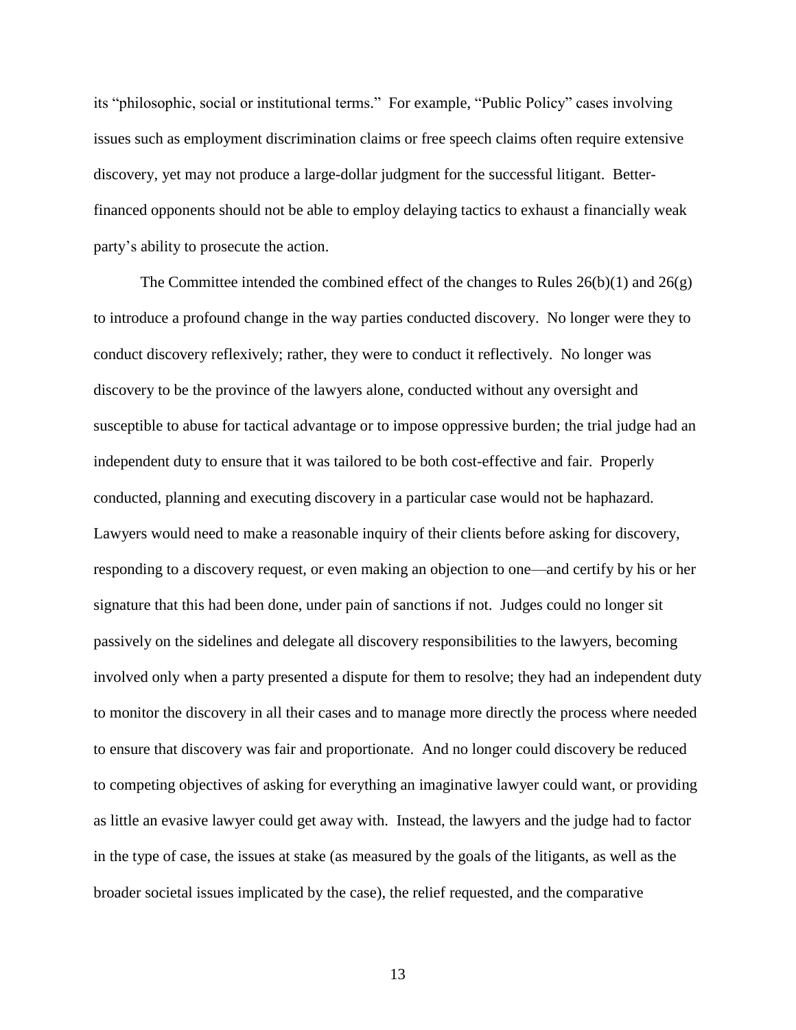its "philosophic, social or institutional terms." For example, "Public Policy" cases involving issues such as employment discrimination claims or free speech claims often require extensive discovery, yet may not produce a large-dollar judgment for the successful litigant. Better-financed opponents should not be able to employ delaying tactics to exhaust a financially weak party's ability to prosecute the action.

The Committee intended the combined effect of the changes to Rules 26(b)(1) and 26(g) to introduce a profound change in the way parties conducted discovery. No longer were they to conduct discovery reflexively; rather, they were to conduct it reflectively. No longer was discovery to be the province of the lawyers alone, conducted without any oversight and susceptible to abuse for tactical advantage or to impose oppressive burden; the trial judge had an independent duty to ensure that it was tailored to be both cost-effective and fair. Properly conducted, planning and executing discovery in a particular case would not be haphazard. Lawyers would need to make a reasonable inquiry of their clients before asking for discovery, responding to a discovery request, or even making an objection to one—and certify by his or her signature that this had been done, under pain of sanctions if not. Judges could no longer sit passively on the sidelines and delegate all discovery responsibilities to the lawyers, becoming involved only when a party presented a dispute for them to resolve; they had an independent duty to monitor the discovery in all their cases and to manage more directly the process where needed to ensure that discovery was fair and proportionate. And no longer could discovery be reduced to competing objectives of asking for everything an imaginative lawyer could want, or providing as little an evasive lawyer could get away with. Instead, the lawyers and the judge had to factor in the type of case, the issues at stake (as measured by the goals of the litigants, as well as the broader societal issues implicated by the case), the relief requested, and the comparative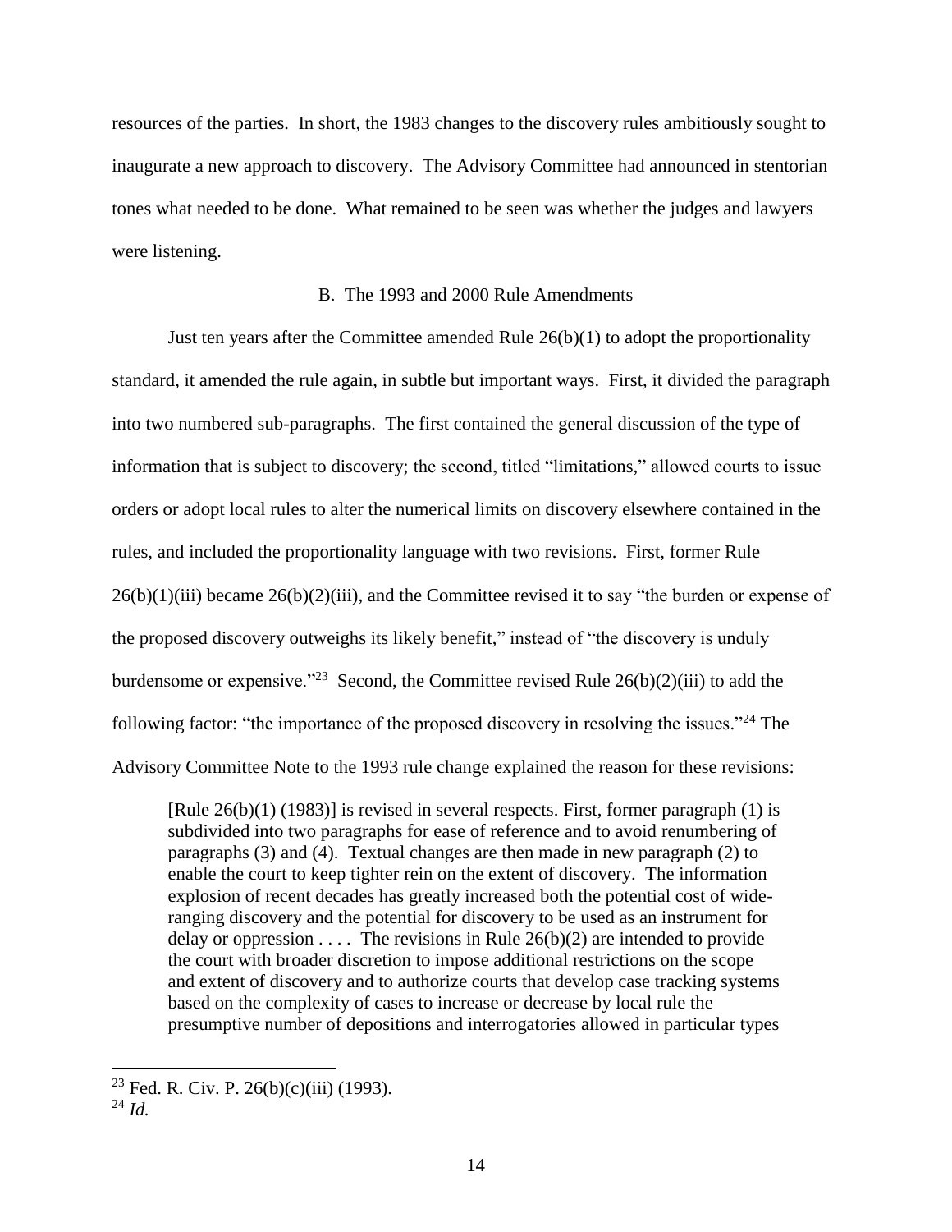resources of the parties. In short, the 1983 changes to the discovery rules ambitiously sought to inaugurate a new approach to discovery. The Advisory Committee had announced in stentorian tones what needed to be done. What remained to be seen was whether the judges and lawyers were listening.

### B. The 1993 and 2000 Rule Amendments

Just ten years after the Committee amended Rule 26(b)(1) to adopt the proportionality standard, it amended the rule again, in subtle but important ways. First, it divided the paragraph into two numbered sub-paragraphs. The first contained the general discussion of the type of information that is subject to discovery; the second, titled "limitations," allowed courts to issue orders or adopt local rules to alter the numerical limits on discovery elsewhere contained in the rules, and included the proportionality language with two revisions. First, former Rule 26(b)(1)(iii) became 26(b)(2)(iii), and the Committee revised it to say "the burden or expense of the proposed discovery outweighs its likely benefit," instead of "the discovery is unduly burdensome or expensive."[23] Second, the Committee revised Rule 26(b)(2)(iii) to add the following factor: "the importance of the proposed discovery in resolving the issues."[24] The Advisory Committee Note to the 1993 rule change explained the reason for these revisions:

> [Rule 26(b)(1) (1983)] is revised in several respects. First, former paragraph (1) is subdivided into two paragraphs for ease of reference and to avoid renumbering of paragraphs (3) and (4). Textual changes are then made in new paragraph (2) to enable the court to keep tighter rein on the extent of discovery. The information explosion of recent decades has greatly increased both the potential cost of wide-ranging discovery and the potential for discovery to be used as an instrument for delay or oppression . . . . The revisions in Rule 26(b)(2) are intended to provide the court with broader discretion to impose additional restrictions on the scope and extent of discovery and to authorize courts that develop case tracking systems based on the complexity of cases to increase or decrease by local rule the presumptive number of depositions and interrogatories allowed in particular types

---

[23] Fed. R. Civ. P. 26(b)(c)(iii) (1993).

[24] *Id.*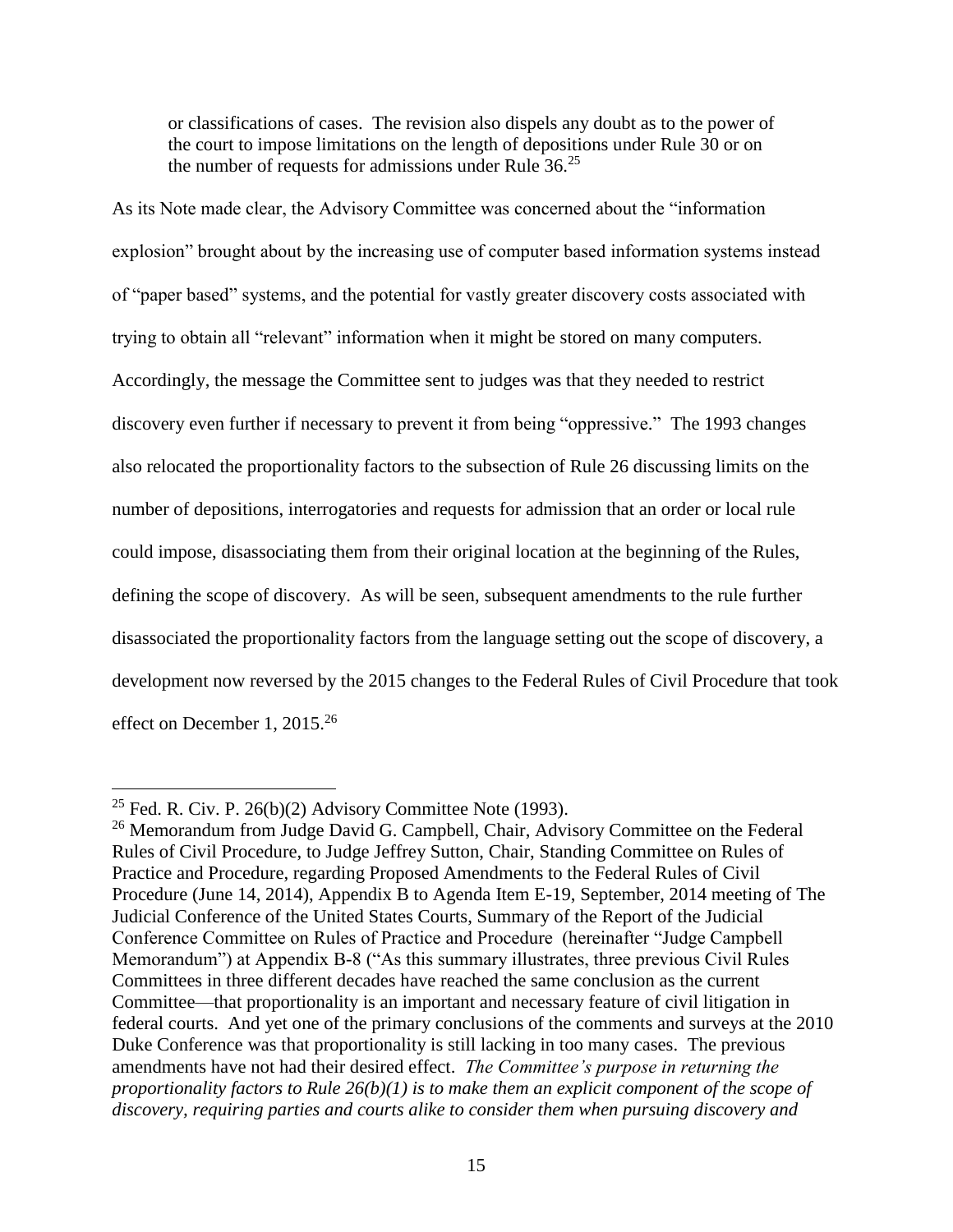> or classifications of cases. The revision also dispels any doubt as to the power of the court to impose limitations on the length of depositions under Rule 30 or on the number of requests for admissions under Rule 36.[25]

As its Note made clear, the Advisory Committee was concerned about the "information explosion" brought about by the increasing use of computer based information systems instead of "paper based" systems, and the potential for vastly greater discovery costs associated with trying to obtain all "relevant" information when it might be stored on many computers. Accordingly, the message the Committee sent to judges was that they needed to restrict discovery even further if necessary to prevent it from being "oppressive." The 1993 changes also relocated the proportionality factors to the subsection of Rule 26 discussing limits on the number of depositions, interrogatories and requests for admission that an order or local rule could impose, disassociating them from their original location at the beginning of the Rules, defining the scope of discovery. As will be seen, subsequent amendments to the rule further disassociated the proportionality factors from the language setting out the scope of discovery, a development now reversed by the 2015 changes to the Federal Rules of Civil Procedure that took effect on December 1, 2015.[26]

---

[25] Fed. R. Civ. P. 26(b)(2) Advisory Committee Note (1993).

[26] Memorandum from Judge David G. Campbell, Chair, Advisory Committee on the Federal Rules of Civil Procedure, to Judge Jeffrey Sutton, Chair, Standing Committee on Rules of Practice and Procedure, regarding Proposed Amendments to the Federal Rules of Civil Procedure (June 14, 2014), Appendix B to Agenda Item E-19, September, 2014 meeting of The Judicial Conference of the United States Courts, Summary of the Report of the Judicial Conference Committee on Rules of Practice and Procedure (hereinafter "Judge Campbell Memorandum") at Appendix B-8 ("As this summary illustrates, three previous Civil Rules Committees in three different decades have reached the same conclusion as the current Committee—that proportionality is an important and necessary feature of civil litigation in federal courts. And yet one of the primary conclusions of the comments and surveys at the 2010 Duke Conference was that proportionality is still lacking in too many cases. The previous amendments have not had their desired effect. *The Committee's purpose in returning the proportionality factors to Rule 26(b)(1) is to make them an explicit component of the scope of discovery, requiring parties and courts alike to consider them when pursuing discovery and*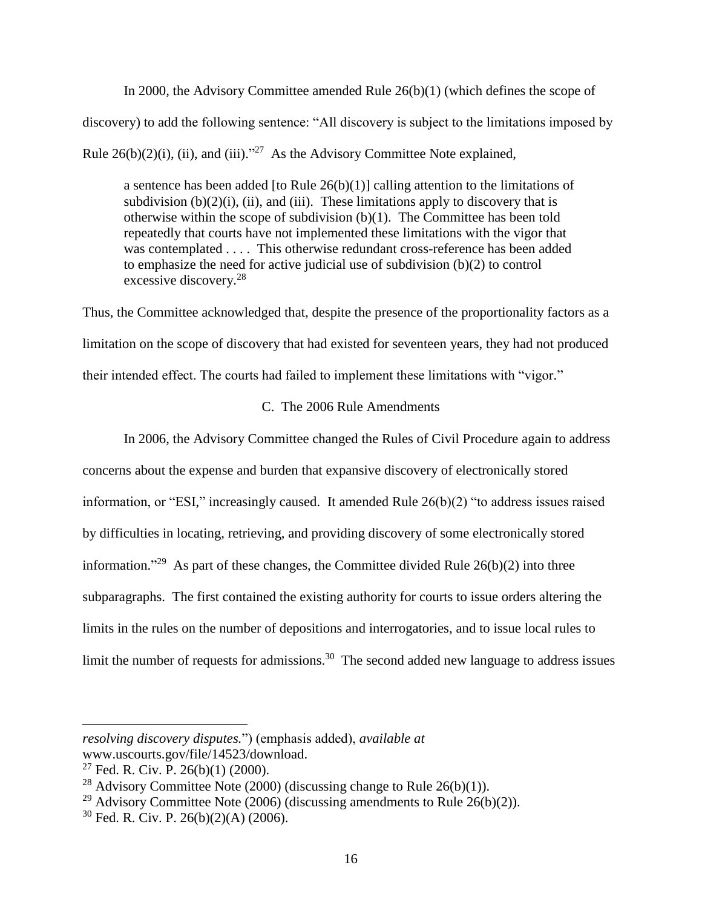In 2000, the Advisory Committee amended Rule 26(b)(1) (which defines the scope of discovery) to add the following sentence: "All discovery is subject to the limitations imposed by Rule 26(b)(2)(i), (ii), and (iii)."[27] As the Advisory Committee Note explained,

> a sentence has been added [to Rule 26(b)(1)] calling attention to the limitations of subdivision (b)(2)(i), (ii), and (iii). These limitations apply to discovery that is otherwise within the scope of subdivision (b)(1). The Committee has been told repeatedly that courts have not implemented these limitations with the vigor that was contemplated . . . . This otherwise redundant cross-reference has been added to emphasize the need for active judicial use of subdivision (b)(2) to control excessive discovery.[28]

Thus, the Committee acknowledged that, despite the presence of the proportionality factors as a limitation on the scope of discovery that had existed for seventeen years, they had not produced their intended effect. The courts had failed to implement these limitations with "vigor."

### C. The 2006 Rule Amendments

In 2006, the Advisory Committee changed the Rules of Civil Procedure again to address concerns about the expense and burden that expansive discovery of electronically stored information, or "ESI," increasingly caused. It amended Rule 26(b)(2) "to address issues raised by difficulties in locating, retrieving, and providing discovery of some electronically stored information."[29] As part of these changes, the Committee divided Rule 26(b)(2) into three subparagraphs. The first contained the existing authority for courts to issue orders altering the limits in the rules on the number of depositions and interrogatories, and to issue local rules to limit the number of requests for admissions.[30] The second added new language to address issues

---

*resolving discovery disputes.*") (emphasis added), *available at* www.uscourts.gov/file/14523/download.

[27] Fed. R. Civ. P. 26(b)(1) (2000).

[28] Advisory Committee Note (2000) (discussing change to Rule 26(b)(1)).

[29] Advisory Committee Note (2006) (discussing amendments to Rule 26(b)(2)).

[30] Fed. R. Civ. P. 26(b)(2)(A) (2006).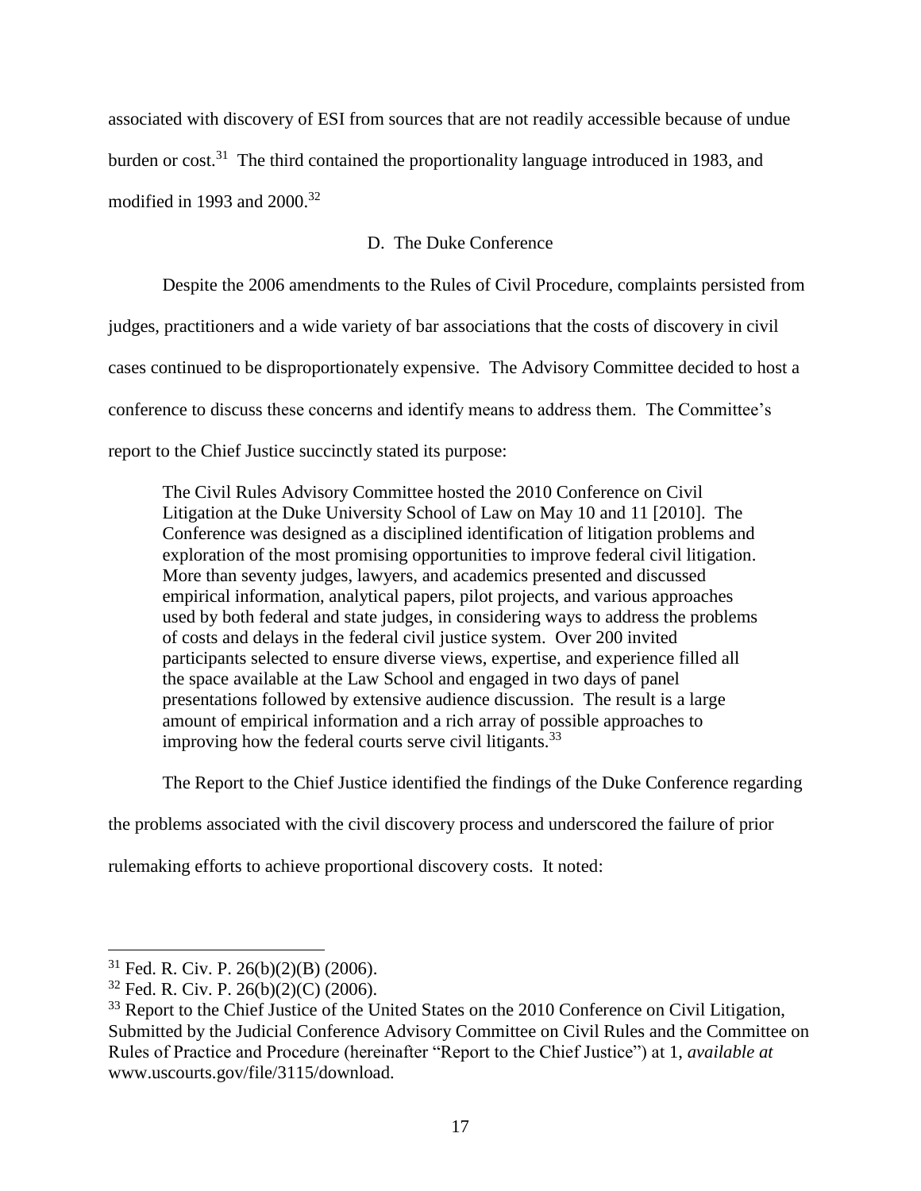associated with discovery of ESI from sources that are not readily accessible because of undue burden or cost.[31] The third contained the proportionality language introduced in 1983, and modified in 1993 and 2000.[32]

### D. The Duke Conference

Despite the 2006 amendments to the Rules of Civil Procedure, complaints persisted from judges, practitioners and a wide variety of bar associations that the costs of discovery in civil cases continued to be disproportionately expensive. The Advisory Committee decided to host a conference to discuss these concerns and identify means to address them. The Committee's report to the Chief Justice succinctly stated its purpose:

> The Civil Rules Advisory Committee hosted the 2010 Conference on Civil Litigation at the Duke University School of Law on May 10 and 11 [2010]. The Conference was designed as a disciplined identification of litigation problems and exploration of the most promising opportunities to improve federal civil litigation. More than seventy judges, lawyers, and academics presented and discussed empirical information, analytical papers, pilot projects, and various approaches used by both federal and state judges, in considering ways to address the problems of costs and delays in the federal civil justice system. Over 200 invited participants selected to ensure diverse views, expertise, and experience filled all the space available at the Law School and engaged in two days of panel presentations followed by extensive audience discussion. The result is a large amount of empirical information and a rich array of possible approaches to improving how the federal courts serve civil litigants.[33]

The Report to the Chief Justice identified the findings of the Duke Conference regarding the problems associated with the civil discovery process and underscored the failure of prior rulemaking efforts to achieve proportional discovery costs. It noted:

---

[31] Fed. R. Civ. P. 26(b)(2)(B) (2006).

[32] Fed. R. Civ. P. 26(b)(2)(C) (2006).

[33] Report to the Chief Justice of the United States on the 2010 Conference on Civil Litigation, Submitted by the Judicial Conference Advisory Committee on Civil Rules and the Committee on Rules of Practice and Procedure (hereinafter "Report to the Chief Justice") at 1, *available at* www.uscourts.gov/file/3115/download.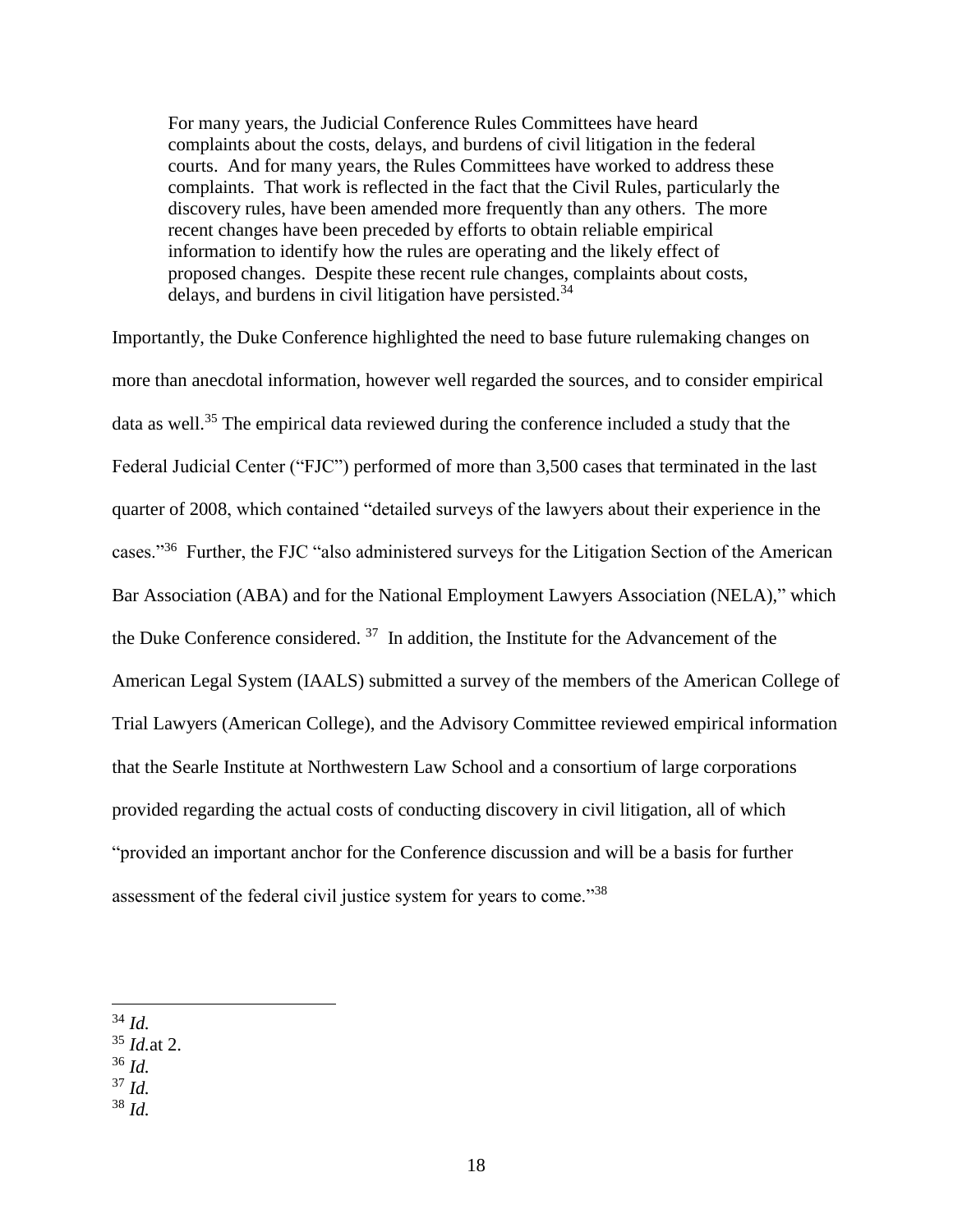> For many years, the Judicial Conference Rules Committees have heard complaints about the costs, delays, and burdens of civil litigation in the federal courts. And for many years, the Rules Committees have worked to address these complaints. That work is reflected in the fact that the Civil Rules, particularly the discovery rules, have been amended more frequently than any others. The more recent changes have been preceded by efforts to obtain reliable empirical information to identify how the rules are operating and the likely effect of proposed changes. Despite these recent rule changes, complaints about costs, delays, and burdens in civil litigation have persisted.[34]

Importantly, the Duke Conference highlighted the need to base future rulemaking changes on more than anecdotal information, however well regarded the sources, and to consider empirical data as well.[35] The empirical data reviewed during the conference included a study that the Federal Judicial Center ("FJC") performed of more than 3,500 cases that terminated in the last quarter of 2008, which contained "detailed surveys of the lawyers about their experience in the cases."[36] Further, the FJC "also administered surveys for the Litigation Section of the American Bar Association (ABA) and for the National Employment Lawyers Association (NELA)," which the Duke Conference considered.[37] In addition, the Institute for the Advancement of the American Legal System (IAALS) submitted a survey of the members of the American College of Trial Lawyers (American College), and the Advisory Committee reviewed empirical information that the Searle Institute at Northwestern Law School and a consortium of large corporations provided regarding the actual costs of conducting discovery in civil litigation, all of which "provided an important anchor for the Conference discussion and will be a basis for further assessment of the federal civil justice system for years to come."[38]

---

[34] *Id.*
[35] *Id.* at 2.
[36] *Id.*
[37] *Id.*
[38] *Id.*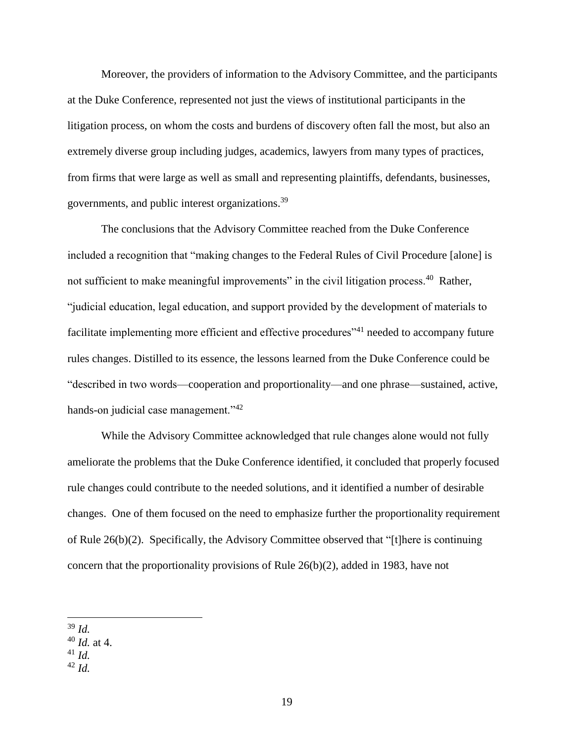Moreover, the providers of information to the Advisory Committee, and the participants at the Duke Conference, represented not just the views of institutional participants in the litigation process, on whom the costs and burdens of discovery often fall the most, but also an extremely diverse group including judges, academics, lawyers from many types of practices, from firms that were large as well as small and representing plaintiffs, defendants, businesses, governments, and public interest organizations.[39]

The conclusions that the Advisory Committee reached from the Duke Conference included a recognition that "making changes to the Federal Rules of Civil Procedure [alone] is not sufficient to make meaningful improvements" in the civil litigation process.[40] Rather, "judicial education, legal education, and support provided by the development of materials to facilitate implementing more efficient and effective procedures"[41] needed to accompany future rules changes. Distilled to its essence, the lessons learned from the Duke Conference could be "described in two words—cooperation and proportionality—and one phrase—sustained, active, hands-on judicial case management."[42]

While the Advisory Committee acknowledged that rule changes alone would not fully ameliorate the problems that the Duke Conference identified, it concluded that properly focused rule changes could contribute to the needed solutions, and it identified a number of desirable changes. One of them focused on the need to emphasize further the proportionality requirement of Rule 26(b)(2). Specifically, the Advisory Committee observed that "[t]here is continuing concern that the proportionality provisions of Rule 26(b)(2), added in 1983, have not

---

[39] *Id.*

[40] *Id.* at 4.

[41] *Id.*

[42] *Id.*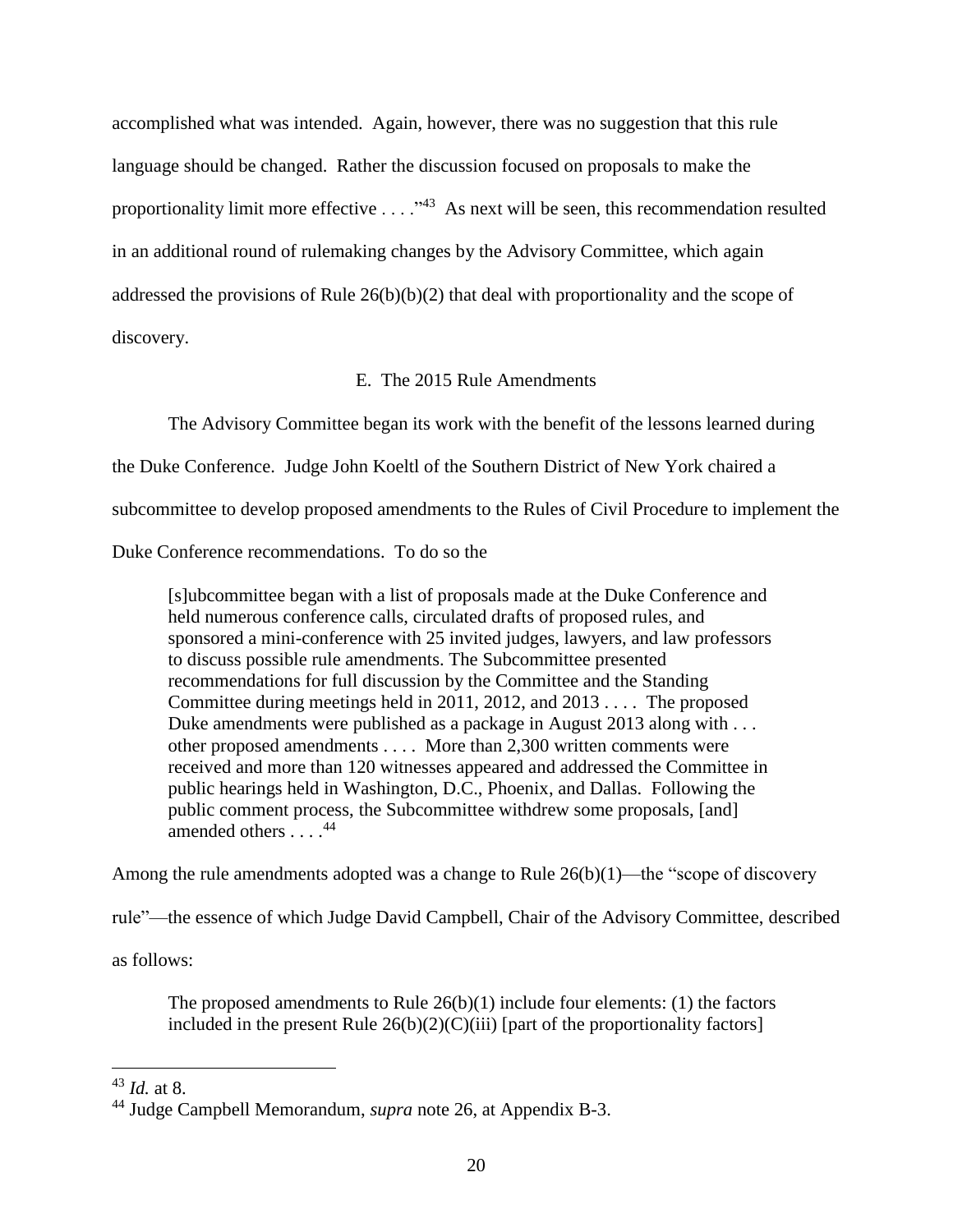accomplished what was intended. Again, however, there was no suggestion that this rule language should be changed. Rather the discussion focused on proposals to make the proportionality limit more effective . . . ."[43] As next will be seen, this recommendation resulted in an additional round of rulemaking changes by the Advisory Committee, which again addressed the provisions of Rule 26(b)(b)(2) that deal with proportionality and the scope of discovery.

### E. The 2015 Rule Amendments

The Advisory Committee began its work with the benefit of the lessons learned during the Duke Conference. Judge John Koeltl of the Southern District of New York chaired a subcommittee to develop proposed amendments to the Rules of Civil Procedure to implement the Duke Conference recommendations. To do so the

> [s]ubcommittee began with a list of proposals made at the Duke Conference and held numerous conference calls, circulated drafts of proposed rules, and sponsored a mini-conference with 25 invited judges, lawyers, and law professors to discuss possible rule amendments. The Subcommittee presented recommendations for full discussion by the Committee and the Standing Committee during meetings held in 2011, 2012, and 2013 . . . . The proposed Duke amendments were published as a package in August 2013 along with . . . other proposed amendments . . . . More than 2,300 written comments were received and more than 120 witnesses appeared and addressed the Committee in public hearings held in Washington, D.C., Phoenix, and Dallas. Following the public comment process, the Subcommittee withdrew some proposals, [and] amended others . . . .[44]

Among the rule amendments adopted was a change to Rule 26(b)(1)—the "scope of discovery rule"—the essence of which Judge David Campbell, Chair of the Advisory Committee, described as follows:

> The proposed amendments to Rule 26(b)(1) include four elements: (1) the factors included in the present Rule 26(b)(2)(C)(iii) [part of the proportionality factors]

---

[43] *Id.* at 8.

[44] Judge Campbell Memorandum, *supra* note 26, at Appendix B-3.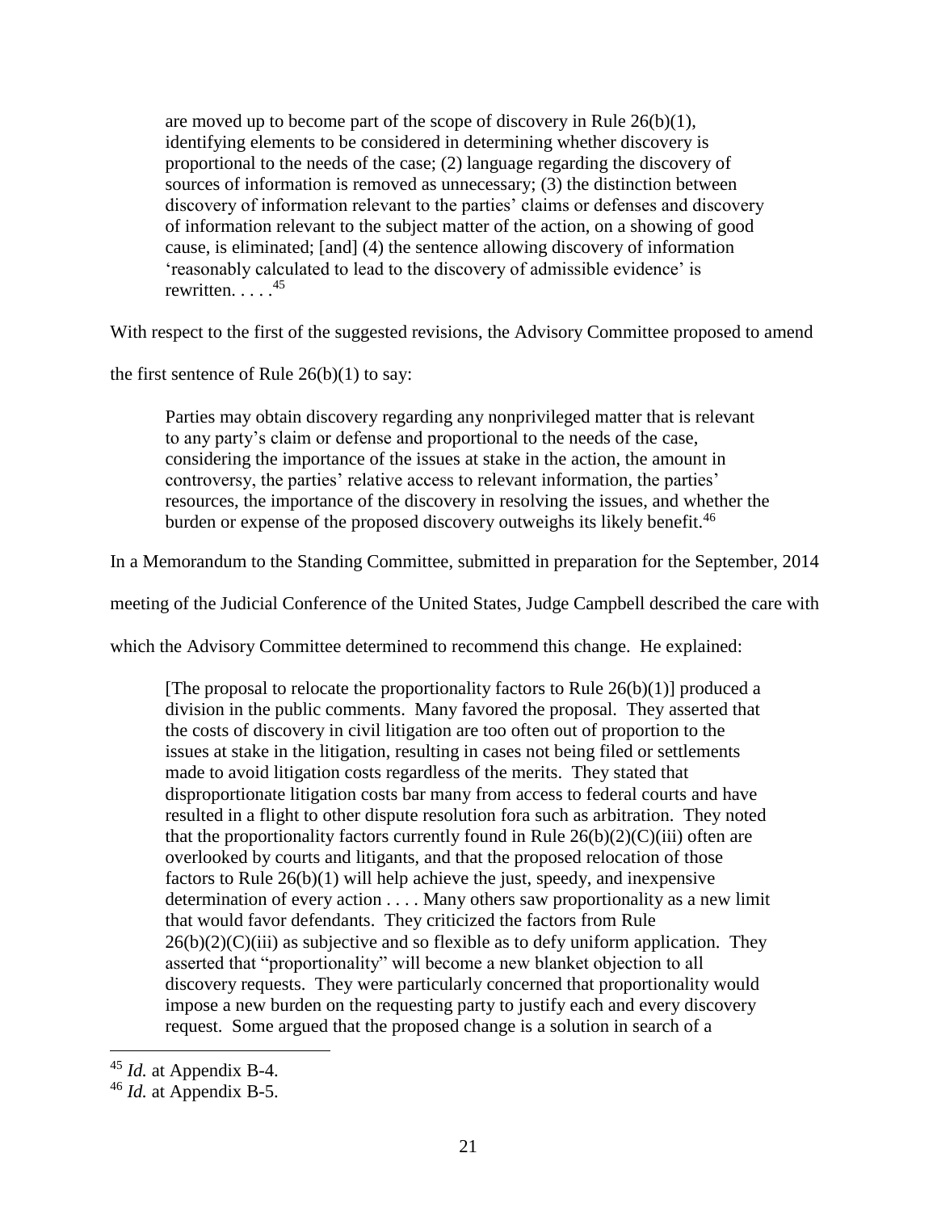> are moved up to become part of the scope of discovery in Rule 26(b)(1), identifying elements to be considered in determining whether discovery is proportional to the needs of the case; (2) language regarding the discovery of sources of information is removed as unnecessary; (3) the distinction between discovery of information relevant to the parties' claims or defenses and discovery of information relevant to the subject matter of the action, on a showing of good cause, is eliminated; [and] (4) the sentence allowing discovery of information 'reasonably calculated to lead to the discovery of admissible evidence' is rewritten. . . . .[45]

With respect to the first of the suggested revisions, the Advisory Committee proposed to amend the first sentence of Rule 26(b)(1) to say:

> Parties may obtain discovery regarding any nonprivileged matter that is relevant to any party's claim or defense and proportional to the needs of the case, considering the importance of the issues at stake in the action, the amount in controversy, the parties' relative access to relevant information, the parties' resources, the importance of the discovery in resolving the issues, and whether the burden or expense of the proposed discovery outweighs its likely benefit.[46]

In a Memorandum to the Standing Committee, submitted in preparation for the September, 2014 meeting of the Judicial Conference of the United States, Judge Campbell described the care with which the Advisory Committee determined to recommend this change. He explained:

> [The proposal to relocate the proportionality factors to Rule 26(b)(1)] produced a division in the public comments. Many favored the proposal. They asserted that the costs of discovery in civil litigation are too often out of proportion to the issues at stake in the litigation, resulting in cases not being filed or settlements made to avoid litigation costs regardless of the merits. They stated that disproportionate litigation costs bar many from access to federal courts and have resulted in a flight to other dispute resolution fora such as arbitration. They noted that the proportionality factors currently found in Rule 26(b)(2)(C)(iii) often are overlooked by courts and litigants, and that the proposed relocation of those factors to Rule 26(b)(1) will help achieve the just, speedy, and inexpensive determination of every action . . . . Many others saw proportionality as a new limit that would favor defendants. They criticized the factors from Rule 26(b)(2)(C)(iii) as subjective and so flexible as to defy uniform application. They asserted that "proportionality" will become a new blanket objection to all discovery requests. They were particularly concerned that proportionality would impose a new burden on the requesting party to justify each and every discovery request. Some argued that the proposed change is a solution in search of a

---

[45] *Id.* at Appendix B-4.

[46] *Id.* at Appendix B-5.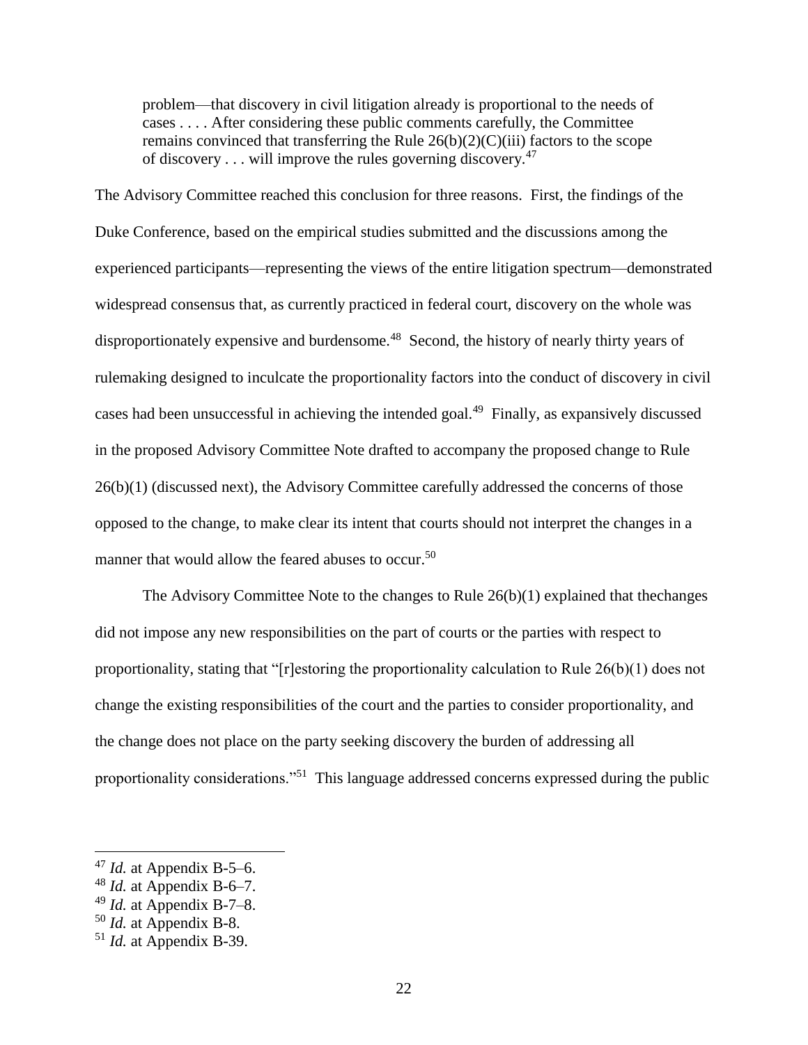> problem—that discovery in civil litigation already is proportional to the needs of cases . . . . After considering these public comments carefully, the Committee remains convinced that transferring the Rule 26(b)(2)(C)(iii) factors to the scope of discovery . . . will improve the rules governing discovery.[47]

The Advisory Committee reached this conclusion for three reasons. First, the findings of the Duke Conference, based on the empirical studies submitted and the discussions among the experienced participants—representing the views of the entire litigation spectrum—demonstrated widespread consensus that, as currently practiced in federal court, discovery on the whole was disproportionately expensive and burdensome.[48] Second, the history of nearly thirty years of rulemaking designed to inculcate the proportionality factors into the conduct of discovery in civil cases had been unsuccessful in achieving the intended goal.[49] Finally, as expansively discussed in the proposed Advisory Committee Note drafted to accompany the proposed change to Rule 26(b)(1) (discussed next), the Advisory Committee carefully addressed the concerns of those opposed to the change, to make clear its intent that courts should not interpret the changes in a manner that would allow the feared abuses to occur.[50]

The Advisory Committee Note to the changes to Rule 26(b)(1) explained that thechanges did not impose any new responsibilities on the part of courts or the parties with respect to proportionality, stating that "[r]estoring the proportionality calculation to Rule 26(b)(1) does not change the existing responsibilities of the court and the parties to consider proportionality, and the change does not place on the party seeking discovery the burden of addressing all proportionality considerations."[51] This language addressed concerns expressed during the public

---

[47] *Id.* at Appendix B-5–6.

[48] *Id.* at Appendix B-6–7.

[49] *Id.* at Appendix B-7–8.

[50] *Id.* at Appendix B-8.

[51] *Id.* at Appendix B-39.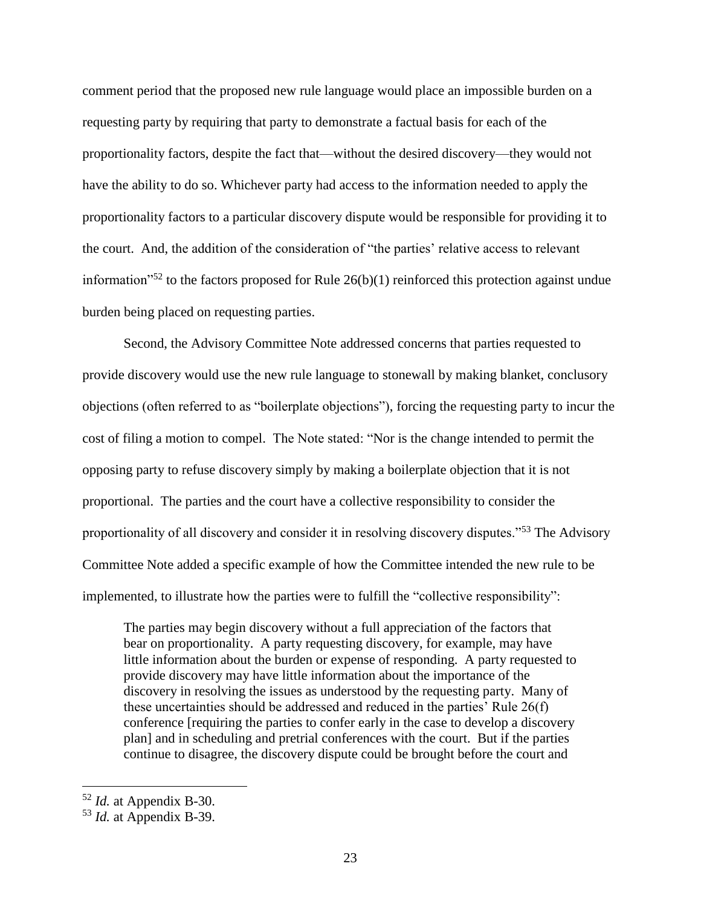comment period that the proposed new rule language would place an impossible burden on a requesting party by requiring that party to demonstrate a factual basis for each of the proportionality factors, despite the fact that—without the desired discovery—they would not have the ability to do so. Whichever party had access to the information needed to apply the proportionality factors to a particular discovery dispute would be responsible for providing it to the court. And, the addition of the consideration of "the parties' relative access to relevant information"[52] to the factors proposed for Rule 26(b)(1) reinforced this protection against undue burden being placed on requesting parties.

Second, the Advisory Committee Note addressed concerns that parties requested to provide discovery would use the new rule language to stonewall by making blanket, conclusory objections (often referred to as "boilerplate objections"), forcing the requesting party to incur the cost of filing a motion to compel. The Note stated: "Nor is the change intended to permit the opposing party to refuse discovery simply by making a boilerplate objection that it is not proportional. The parties and the court have a collective responsibility to consider the proportionality of all discovery and consider it in resolving discovery disputes."[53] The Advisory Committee Note added a specific example of how the Committee intended the new rule to be implemented, to illustrate how the parties were to fulfill the "collective responsibility":

> The parties may begin discovery without a full appreciation of the factors that bear on proportionality. A party requesting discovery, for example, may have little information about the burden or expense of responding. A party requested to provide discovery may have little information about the importance of the discovery in resolving the issues as understood by the requesting party. Many of these uncertainties should be addressed and reduced in the parties' Rule 26(f) conference [requiring the parties to confer early in the case to develop a discovery plan] and in scheduling and pretrial conferences with the court. But if the parties continue to disagree, the discovery dispute could be brought before the court and

---

[52] *Id.* at Appendix B-30.

[53] *Id.* at Appendix B-39.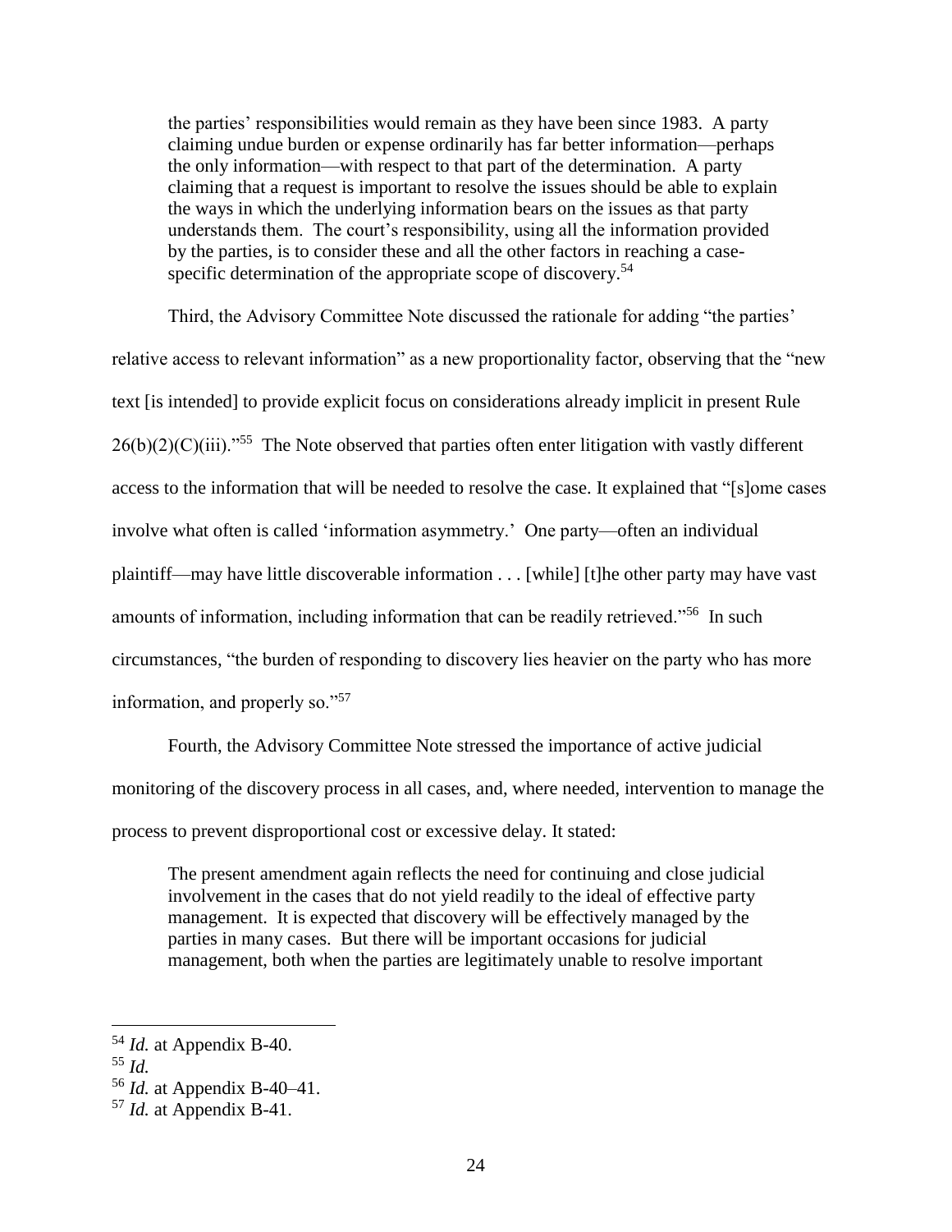> the parties' responsibilities would remain as they have been since 1983. A party claiming undue burden or expense ordinarily has far better information—perhaps the only information—with respect to that part of the determination. A party claiming that a request is important to resolve the issues should be able to explain the ways in which the underlying information bears on the issues as that party understands them. The court's responsibility, using all the information provided by the parties, is to consider these and all the other factors in reaching a case-specific determination of the appropriate scope of discovery.[54]

Third, the Advisory Committee Note discussed the rationale for adding "the parties' relative access to relevant information" as a new proportionality factor, observing that the "new text [is intended] to provide explicit focus on considerations already implicit in present Rule 26(b)(2)(C)(iii)."[55] The Note observed that parties often enter litigation with vastly different access to the information that will be needed to resolve the case. It explained that "[s]ome cases involve what often is called 'information asymmetry.' One party—often an individual plaintiff—may have little discoverable information . . . [while] [t]he other party may have vast amounts of information, including information that can be readily retrieved."[56] In such circumstances, "the burden of responding to discovery lies heavier on the party who has more information, and properly so."[57]

Fourth, the Advisory Committee Note stressed the importance of active judicial monitoring of the discovery process in all cases, and, where needed, intervention to manage the process to prevent disproportional cost or excessive delay. It stated:

> The present amendment again reflects the need for continuing and close judicial involvement in the cases that do not yield readily to the ideal of effective party management. It is expected that discovery will be effectively managed by the parties in many cases. But there will be important occasions for judicial management, both when the parties are legitimately unable to resolve important

---

[54] *Id.* at Appendix B-40.

[55] *Id.*

[56] *Id.* at Appendix B-40–41.

[57] *Id.* at Appendix B-41.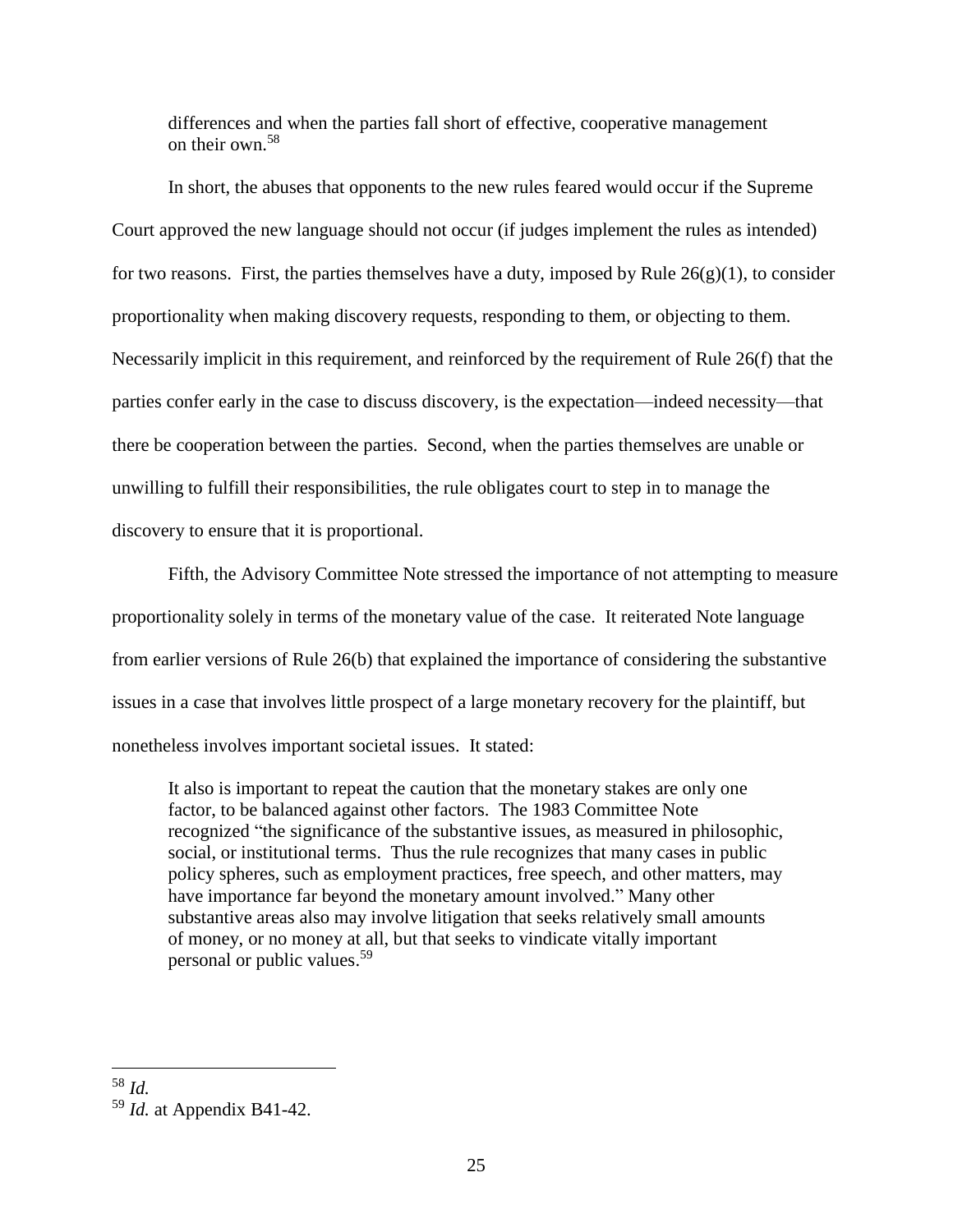> differences and when the parties fall short of effective, cooperative management on their own.[58]

In short, the abuses that opponents to the new rules feared would occur if the Supreme Court approved the new language should not occur (if judges implement the rules as intended) for two reasons. First, the parties themselves have a duty, imposed by Rule 26(g)(1), to consider proportionality when making discovery requests, responding to them, or objecting to them. Necessarily implicit in this requirement, and reinforced by the requirement of Rule 26(f) that the parties confer early in the case to discuss discovery, is the expectation—indeed necessity—that there be cooperation between the parties. Second, when the parties themselves are unable or unwilling to fulfill their responsibilities, the rule obligates court to step in to manage the discovery to ensure that it is proportional.

Fifth, the Advisory Committee Note stressed the importance of not attempting to measure proportionality solely in terms of the monetary value of the case. It reiterated Note language from earlier versions of Rule 26(b) that explained the importance of considering the substantive issues in a case that involves little prospect of a large monetary recovery for the plaintiff, but nonetheless involves important societal issues. It stated:

> It also is important to repeat the caution that the monetary stakes are only one factor, to be balanced against other factors. The 1983 Committee Note recognized "the significance of the substantive issues, as measured in philosophic, social, or institutional terms. Thus the rule recognizes that many cases in public policy spheres, such as employment practices, free speech, and other matters, may have importance far beyond the monetary amount involved." Many other substantive areas also may involve litigation that seeks relatively small amounts of money, or no money at all, but that seeks to vindicate vitally important personal or public values.[59]

---

[58] *Id.*

[59] *Id.* at Appendix B41-42.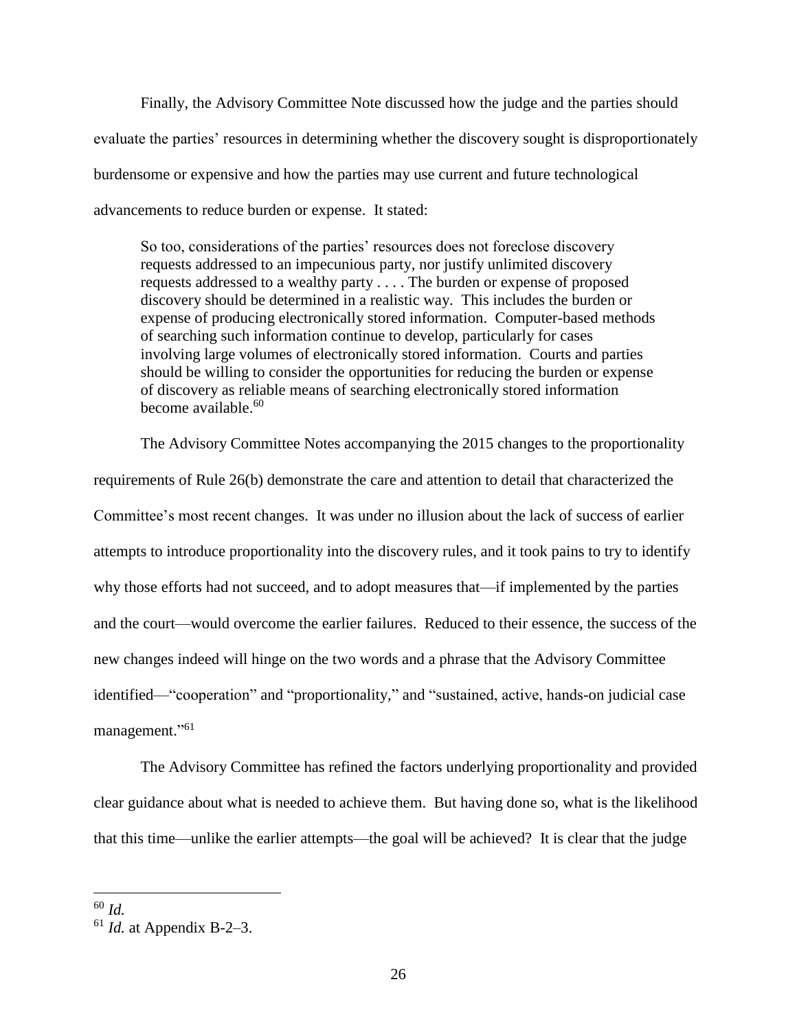Finally, the Advisory Committee Note discussed how the judge and the parties should evaluate the parties' resources in determining whether the discovery sought is disproportionately burdensome or expensive and how the parties may use current and future technological advancements to reduce burden or expense. It stated:

> So too, considerations of the parties' resources does not foreclose discovery requests addressed to an impecunious party, nor justify unlimited discovery requests addressed to a wealthy party . . . . The burden or expense of proposed discovery should be determined in a realistic way. This includes the burden or expense of producing electronically stored information. Computer-based methods of searching such information continue to develop, particularly for cases involving large volumes of electronically stored information. Courts and parties should be willing to consider the opportunities for reducing the burden or expense of discovery as reliable means of searching electronically stored information become available.[60]

The Advisory Committee Notes accompanying the 2015 changes to the proportionality requirements of Rule 26(b) demonstrate the care and attention to detail that characterized the Committee's most recent changes. It was under no illusion about the lack of success of earlier attempts to introduce proportionality into the discovery rules, and it took pains to try to identify why those efforts had not succeed, and to adopt measures that—if implemented by the parties and the court—would overcome the earlier failures. Reduced to their essence, the success of the new changes indeed will hinge on the two words and a phrase that the Advisory Committee identified—"cooperation" and "proportionality," and "sustained, active, hands-on judicial case management."[61]

The Advisory Committee has refined the factors underlying proportionality and provided clear guidance about what is needed to achieve them. But having done so, what is the likelihood that this time—unlike the earlier attempts—the goal will be achieved? It is clear that the judge

---

[60] *Id.*

[61] *Id.* at Appendix B-2–3.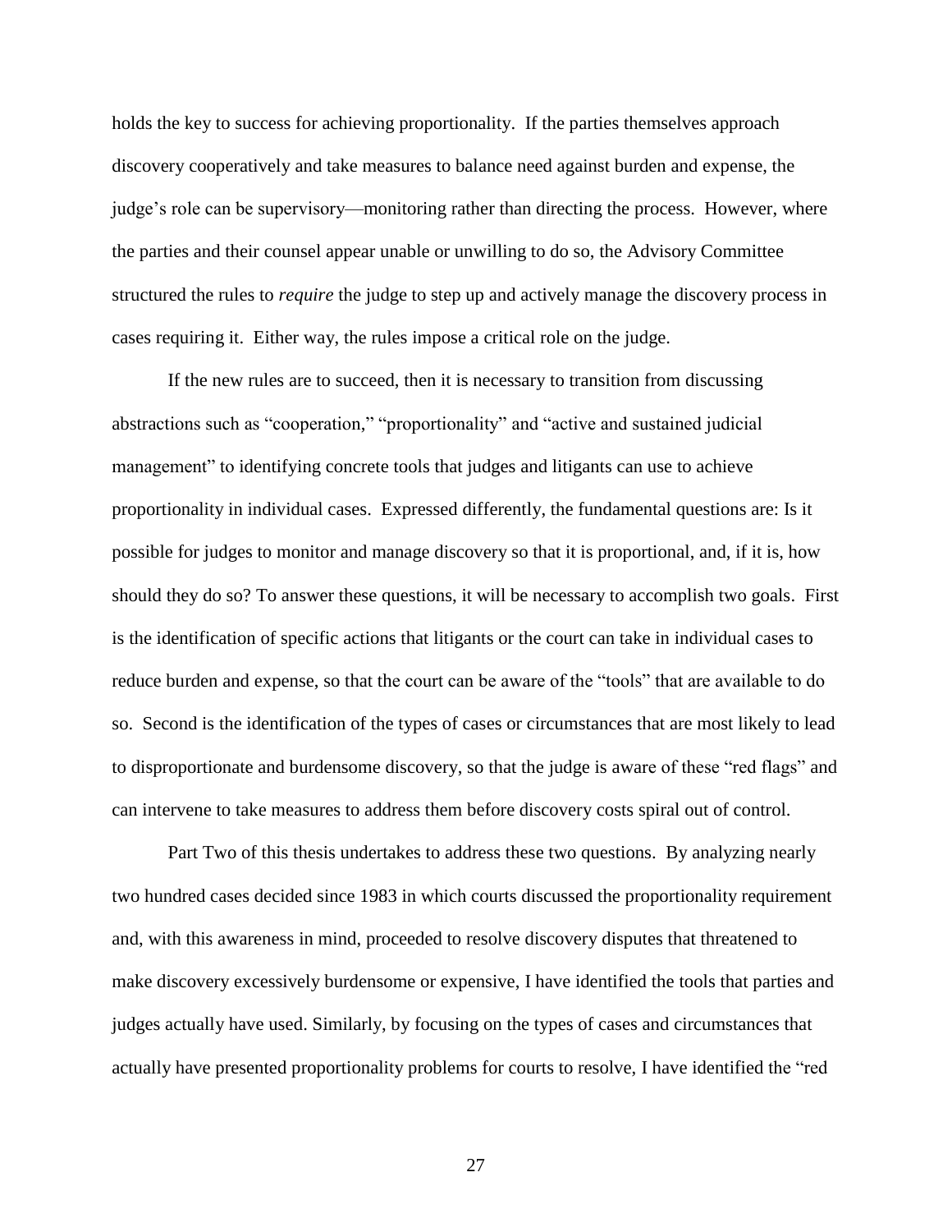holds the key to success for achieving proportionality. If the parties themselves approach discovery cooperatively and take measures to balance need against burden and expense, the judge's role can be supervisory—monitoring rather than directing the process. However, where the parties and their counsel appear unable or unwilling to do so, the Advisory Committee structured the rules to *require* the judge to step up and actively manage the discovery process in cases requiring it. Either way, the rules impose a critical role on the judge.

If the new rules are to succeed, then it is necessary to transition from discussing abstractions such as "cooperation," "proportionality" and "active and sustained judicial management" to identifying concrete tools that judges and litigants can use to achieve proportionality in individual cases. Expressed differently, the fundamental questions are: Is it possible for judges to monitor and manage discovery so that it is proportional, and, if it is, how should they do so? To answer these questions, it will be necessary to accomplish two goals. First is the identification of specific actions that litigants or the court can take in individual cases to reduce burden and expense, so that the court can be aware of the "tools" that are available to do so. Second is the identification of the types of cases or circumstances that are most likely to lead to disproportionate and burdensome discovery, so that the judge is aware of these "red flags" and can intervene to take measures to address them before discovery costs spiral out of control.

Part Two of this thesis undertakes to address these two questions. By analyzing nearly two hundred cases decided since 1983 in which courts discussed the proportionality requirement and, with this awareness in mind, proceeded to resolve discovery disputes that threatened to make discovery excessively burdensome or expensive, I have identified the tools that parties and judges actually have used. Similarly, by focusing on the types of cases and circumstances that actually have presented proportionality problems for courts to resolve, I have identified the "red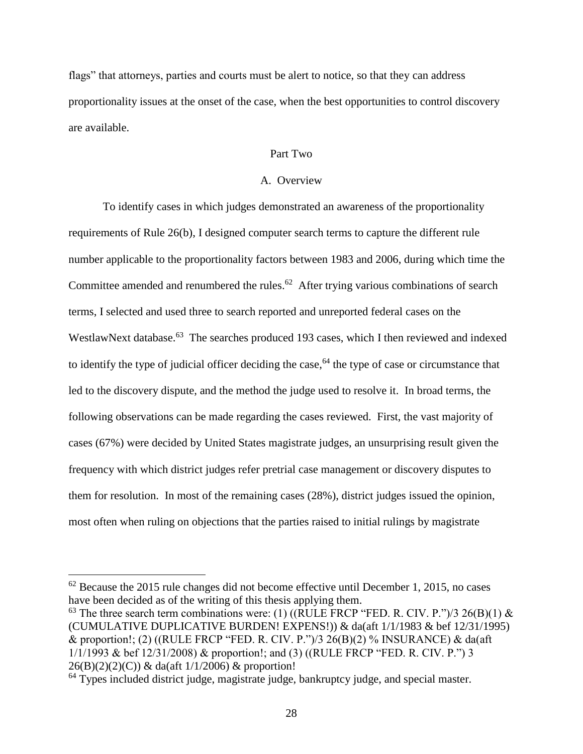flags" that attorneys, parties and courts must be alert to notice, so that they can address proportionality issues at the onset of the case, when the best opportunities to control discovery are available.

## Part Two

### A. Overview

To identify cases in which judges demonstrated an awareness of the proportionality requirements of Rule 26(b), I designed computer search terms to capture the different rule number applicable to the proportionality factors between 1983 and 2006, during which time the Committee amended and renumbered the rules.[62] After trying various combinations of search terms, I selected and used three to search reported and unreported federal cases on the WestlawNext database.[63] The searches produced 193 cases, which I then reviewed and indexed to identify the type of judicial officer deciding the case,[64] the type of case or circumstance that led to the discovery dispute, and the method the judge used to resolve it. In broad terms, the following observations can be made regarding the cases reviewed. First, the vast majority of cases (67%) were decided by United States magistrate judges, an unsurprising result given the frequency with which district judges refer pretrial case management or discovery disputes to them for resolution. In most of the remaining cases (28%), district judges issued the opinion, most often when ruling on objections that the parties raised to initial rulings by magistrate

---

[62] Because the 2015 rule changes did not become effective until December 1, 2015, no cases have been decided as of the writing of this thesis applying them.

[63] The three search term combinations were: (1) ((RULE FRCP "FED. R. CIV. P.")/3 26(B)(1) & (CUMULATIVE DUPLICATIVE BURDEN! EXPENS!)) & da(aft 1/1/1983 & bef 12/31/1995) & proportion!; (2) ((RULE FRCP "FED. R. CIV. P.")/3 26(B)(2) % INSURANCE) & da(aft 1/1/1993 & bef 12/31/2008) & proportion!; and (3) ((RULE FRCP "FED. R. CIV. P.") 3 26(B)(2)(2)(C)) & da(aft 1/1/2006) & proportion!

[64] Types included district judge, magistrate judge, bankruptcy judge, and special master.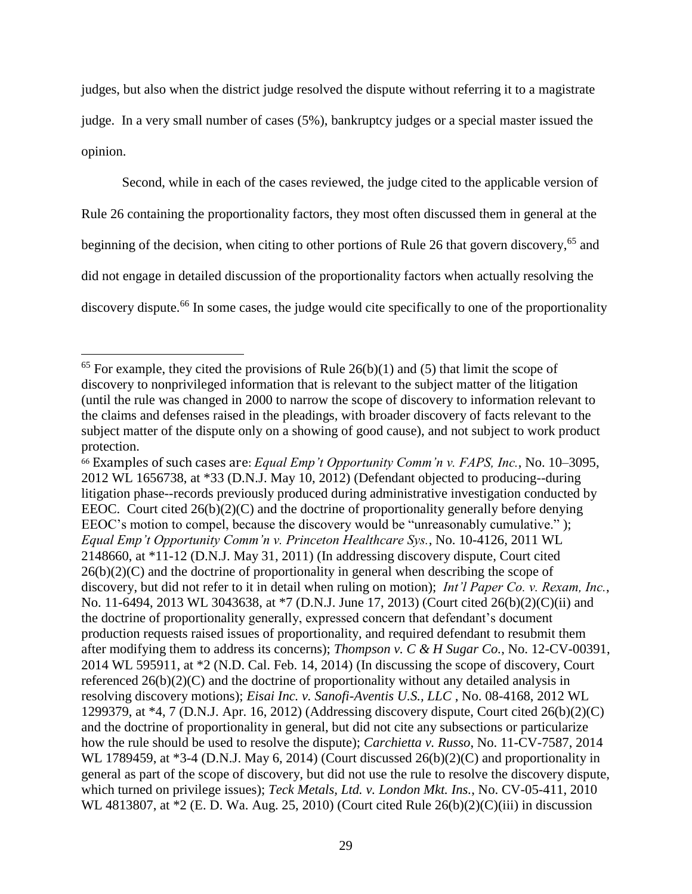judges, but also when the district judge resolved the dispute without referring it to a magistrate judge. In a very small number of cases (5%), bankruptcy judges or a special master issued the opinion.

Second, while in each of the cases reviewed, the judge cited to the applicable version of Rule 26 containing the proportionality factors, they most often discussed them in general at the beginning of the decision, when citing to other portions of Rule 26 that govern discovery,[65] and did not engage in detailed discussion of the proportionality factors when actually resolving the discovery dispute.[66] In some cases, the judge would cite specifically to one of the proportionality

---

[65] For example, they cited the provisions of Rule 26(b)(1) and (5) that limit the scope of discovery to nonprivileged information that is relevant to the subject matter of the litigation (until the rule was changed in 2000 to narrow the scope of discovery to information relevant to the claims and defenses raised in the pleadings, with broader discovery of facts relevant to the subject matter of the dispute only on a showing of good cause), and not subject to work product protection.

[66] Examples of such cases are: *Equal Emp't Opportunity Comm'n v. FAPS, Inc.*, No. 10–3095, 2012 WL 1656738, at *33 (D.N.J. May 10, 2012) (Defendant objected to producing--during litigation phase--records previously produced during administrative investigation conducted by EEOC. Court cited 26(b)(2)(C) and the doctrine of proportionality generally before denying EEOC's motion to compel, because the discovery would be "unreasonably cumulative." ); *Equal Emp't Opportunity Comm'n v. Princeton Healthcare Sys.*, No. 10-4126, 2011 WL 2148660, at *11-12 (D.N.J. May 31, 2011) (In addressing discovery dispute, Court cited 26(b)(2)(C) and the doctrine of proportionality in general when describing the scope of discovery, but did not refer to it in detail when ruling on motion); *Int'l Paper Co. v. Rexam, Inc.*, No. 11-6494, 2013 WL 3043638, at *7 (D.N.J. June 17, 2013) (Court cited 26(b)(2)(C)(ii) and the doctrine of proportionality generally, expressed concern that defendant's document production requests raised issues of proportionality, and required defendant to resubmit them after modifying them to address its concerns); *Thompson v. C & H Sugar Co.*, No. 12-CV-00391, 2014 WL 595911, at *2 (N.D. Cal. Feb. 14, 2014) (In discussing the scope of discovery, Court referenced 26(b)(2)(C) and the doctrine of proportionality without any detailed analysis in resolving discovery motions); *Eisai Inc. v. Sanofi-Aventis U.S., LLC* , No. 08-4168, 2012 WL 1299379, at *4, 7 (D.N.J. Apr. 16, 2012) (Addressing discovery dispute, Court cited 26(b)(2)(C) and the doctrine of proportionality in general, but did not cite any subsections or particularize how the rule should be used to resolve the dispute); *Carchietta v. Russo*, No. 11-CV-7587, 2014 WL 1789459, at *3-4 (D.N.J. May 6, 2014) (Court discussed 26(b)(2)(C) and proportionality in general as part of the scope of discovery, but did not use the rule to resolve the discovery dispute, which turned on privilege issues); *Teck Metals, Ltd. v. London Mkt. Ins.*, No. CV-05-411, 2010 WL 4813807, at *2 (E. D. Wa. Aug. 25, 2010) (Court cited Rule 26(b)(2)(C)(iii) in discussion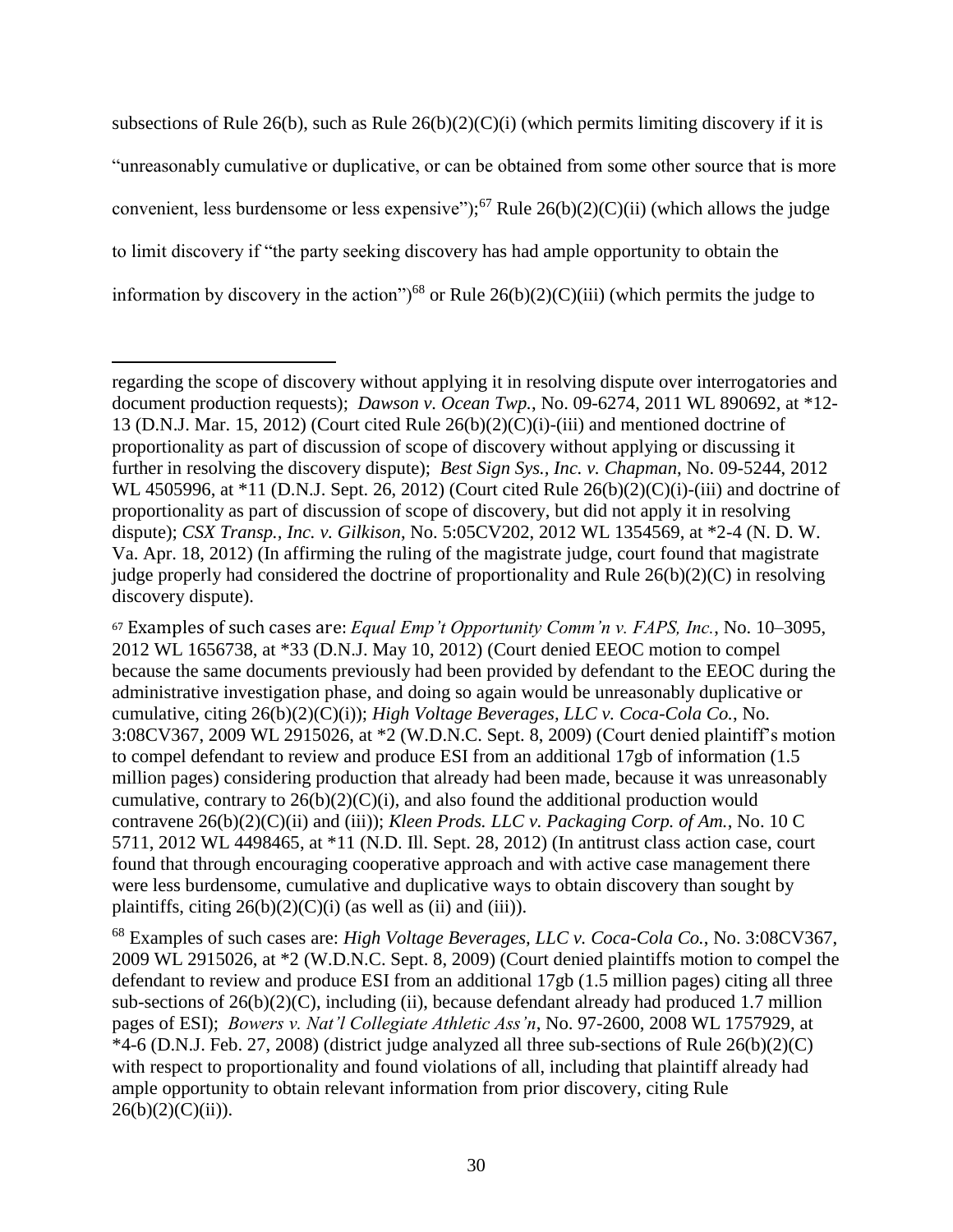subsections of Rule 26(b), such as Rule 26(b)(2)(C)(i) (which permits limiting discovery if it is "unreasonably cumulative or duplicative, or can be obtained from some other source that is more convenient, less burdensome or less expensive");[67] Rule 26(b)(2)(C)(ii) (which allows the judge to limit discovery if "the party seeking discovery has had ample opportunity to obtain the information by discovery in the action")[68] or Rule 26(b)(2)(C)(iii) (which permits the judge to

---

regarding the scope of discovery without applying it in resolving dispute over interrogatories and document production requests); *Dawson v. Ocean Twp.*, No. 09-6274, 2011 WL 890692, at *12-13 (D.N.J. Mar. 15, 2012) (Court cited Rule 26(b)(2)(C)(i)-(iii) and mentioned doctrine of proportionality as part of discussion of scope of discovery without applying or discussing it further in resolving the discovery dispute); *Best Sign Sys., Inc. v. Chapman*, No. 09-5244, 2012 WL 4505996, at *11 (D.N.J. Sept. 26, 2012) (Court cited Rule 26(b)(2)(C)(i)-(iii) and doctrine of proportionality as part of discussion of scope of discovery, but did not apply it in resolving dispute); *CSX Transp., Inc. v. Gilkison*, No. 5:05CV202, 2012 WL 1354569, at *2-4 (N. D. W. Va. Apr. 18, 2012) (In affirming the ruling of the magistrate judge, court found that magistrate judge properly had considered the doctrine of proportionality and Rule 26(b)(2)(C) in resolving discovery dispute).

[67] Examples of such cases are: *Equal Emp't Opportunity Comm'n v. FAPS, Inc.*, No. 10–3095, 2012 WL 1656738, at *33 (D.N.J. May 10, 2012) (Court denied EEOC motion to compel because the same documents previously had been provided by defendant to the EEOC during the administrative investigation phase, and doing so again would be unreasonably duplicative or cumulative, citing 26(b)(2)(C)(i)); *High Voltage Beverages, LLC v. Coca-Cola Co.*, No. 3:08CV367, 2009 WL 2915026, at *2 (W.D.N.C. Sept. 8, 2009) (Court denied plaintiff's motion to compel defendant to review and produce ESI from an additional 17gb of information (1.5 million pages) considering production that already had been made, because it was unreasonably cumulative, contrary to 26(b)(2)(C)(i), and also found the additional production would contravene 26(b)(2)(C)(ii) and (iii)); *Kleen Prods. LLC v. Packaging Corp. of Am.*, No. 10 C 5711, 2012 WL 4498465, at *11 (N.D. Ill. Sept. 28, 2012) (In antitrust class action case, court found that through encouraging cooperative approach and with active case management there were less burdensome, cumulative and duplicative ways to obtain discovery than sought by plaintiffs, citing 26(b)(2)(C)(i) (as well as (ii) and (iii)).

[68] Examples of such cases are: *High Voltage Beverages, LLC v. Coca-Cola Co.*, No. 3:08CV367, 2009 WL 2915026, at *2 (W.D.N.C. Sept. 8, 2009) (Court denied plaintiffs motion to compel the defendant to review and produce ESI from an additional 17gb (1.5 million pages) citing all three sub-sections of 26(b)(2)(C), including (ii), because defendant already had produced 1.7 million pages of ESI); *Bowers v. Nat'l Collegiate Athletic Ass'n*, No. 97-2600, 2008 WL 1757929, at *4-6 (D.N.J. Feb. 27, 2008) (district judge analyzed all three sub-sections of Rule 26(b)(2)(C) with respect to proportionality and found violations of all, including that plaintiff already had ample opportunity to obtain relevant information from prior discovery, citing Rule 26(b)(2)(C)(ii)).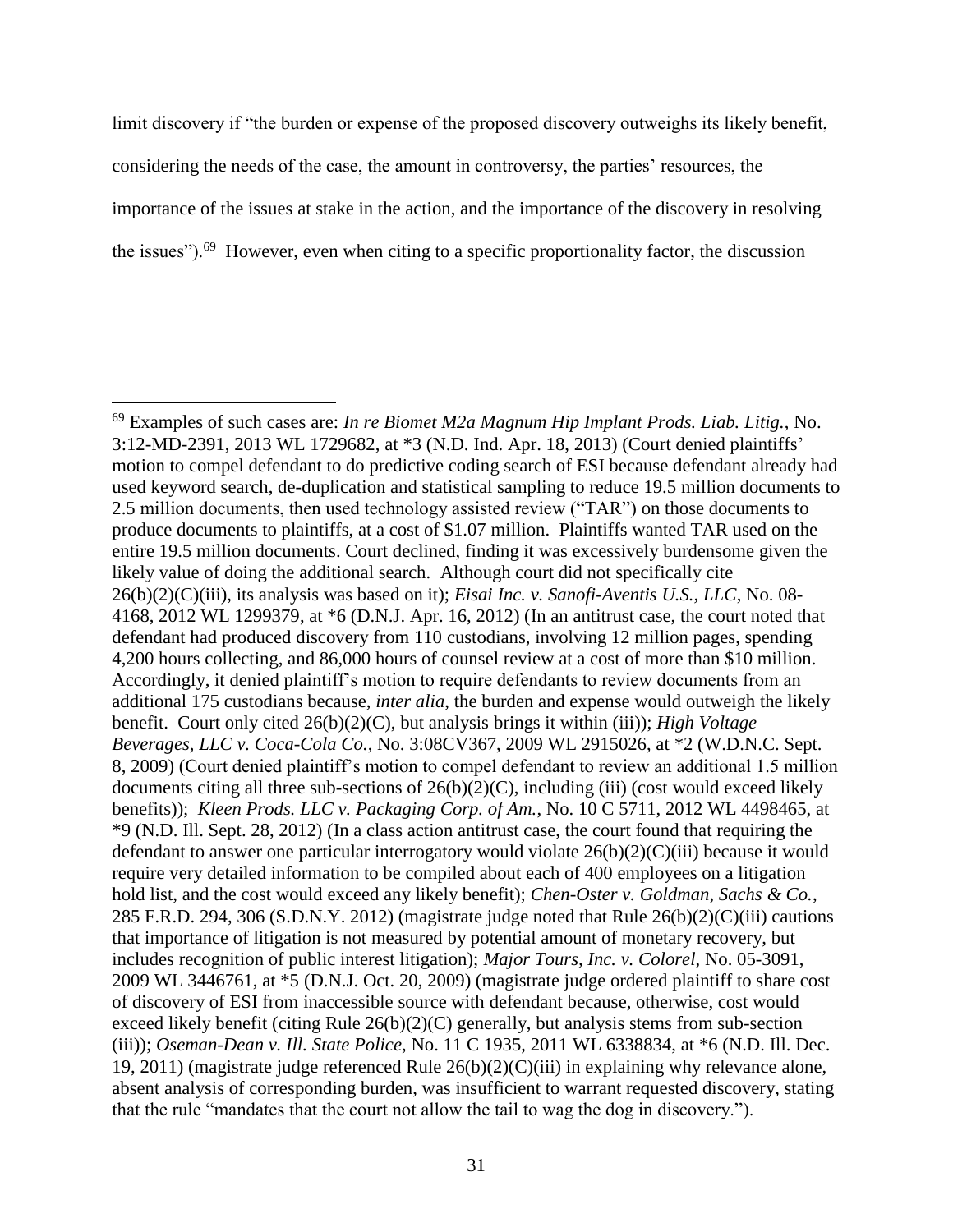limit discovery if "the burden or expense of the proposed discovery outweighs its likely benefit, considering the needs of the case, the amount in controversy, the parties' resources, the importance of the issues at stake in the action, and the importance of the discovery in resolving the issues").[69] However, even when citing to a specific proportionality factor, the discussion

---

[69] Examples of such cases are: *In re Biomet M2a Magnum Hip Implant Prods. Liab. Litig.*, No. 3:12-MD-2391, 2013 WL 1729682, at *3 (N.D. Ind. Apr. 18, 2013) (Court denied plaintiffs' motion to compel defendant to do predictive coding search of ESI because defendant already had used keyword search, de-duplication and statistical sampling to reduce 19.5 million documents to 2.5 million documents, then used technology assisted review ("TAR") on those documents to produce documents to plaintiffs, at a cost of $1.07 million. Plaintiffs wanted TAR used on the entire 19.5 million documents. Court declined, finding it was excessively burdensome given the likely value of doing the additional search. Although court did not specifically cite 26(b)(2)(C)(iii), its analysis was based on it); *Eisai Inc. v. Sanofi-Aventis U.S., LLC*, No. 08-4168, 2012 WL 1299379, at *6 (D.N.J. Apr. 16, 2012) (In an antitrust case, the court noted that defendant had produced discovery from 110 custodians, involving 12 million pages, spending 4,200 hours collecting, and 86,000 hours of counsel review at a cost of more than $10 million. Accordingly, it denied plaintiff's motion to require defendants to review documents from an additional 175 custodians because, *inter alia*, the burden and expense would outweigh the likely benefit. Court only cited 26(b)(2)(C), but analysis brings it within (iii)); *High Voltage Beverages, LLC v. Coca-Cola Co.*, No. 3:08CV367, 2009 WL 2915026, at *2 (W.D.N.C. Sept. 8, 2009) (Court denied plaintiff's motion to compel defendant to review an additional 1.5 million documents citing all three sub-sections of 26(b)(2)(C), including (iii) (cost would exceed likely benefits)); *Kleen Prods. LLC v. Packaging Corp. of Am.*, No. 10 C 5711, 2012 WL 4498465, at *9 (N.D. Ill. Sept. 28, 2012) (In a class action antitrust case, the court found that requiring the defendant to answer one particular interrogatory would violate 26(b)(2)(C)(iii) because it would require very detailed information to be compiled about each of 400 employees on a litigation hold list, and the cost would exceed any likely benefit); *Chen-Oster v. Goldman, Sachs & Co.*, 285 F.R.D. 294, 306 (S.D.N.Y. 2012) (magistrate judge noted that Rule 26(b)(2)(C)(iii) cautions that importance of litigation is not measured by potential amount of monetary recovery, but includes recognition of public interest litigation); *Major Tours, Inc. v. Colorel*, No. 05-3091, 2009 WL 3446761, at *5 (D.N.J. Oct. 20, 2009) (magistrate judge ordered plaintiff to share cost of discovery of ESI from inaccessible source with defendant because, otherwise, cost would exceed likely benefit (citing Rule 26(b)(2)(C) generally, but analysis stems from sub-section (iii)); *Oseman-Dean v. Ill. State Police*, No. 11 C 1935, 2011 WL 6338834, at *6 (N.D. Ill. Dec. 19, 2011) (magistrate judge referenced Rule 26(b)(2)(C)(iii) in explaining why relevance alone, absent analysis of corresponding burden, was insufficient to warrant requested discovery, stating that the rule "mandates that the court not allow the tail to wag the dog in discovery.").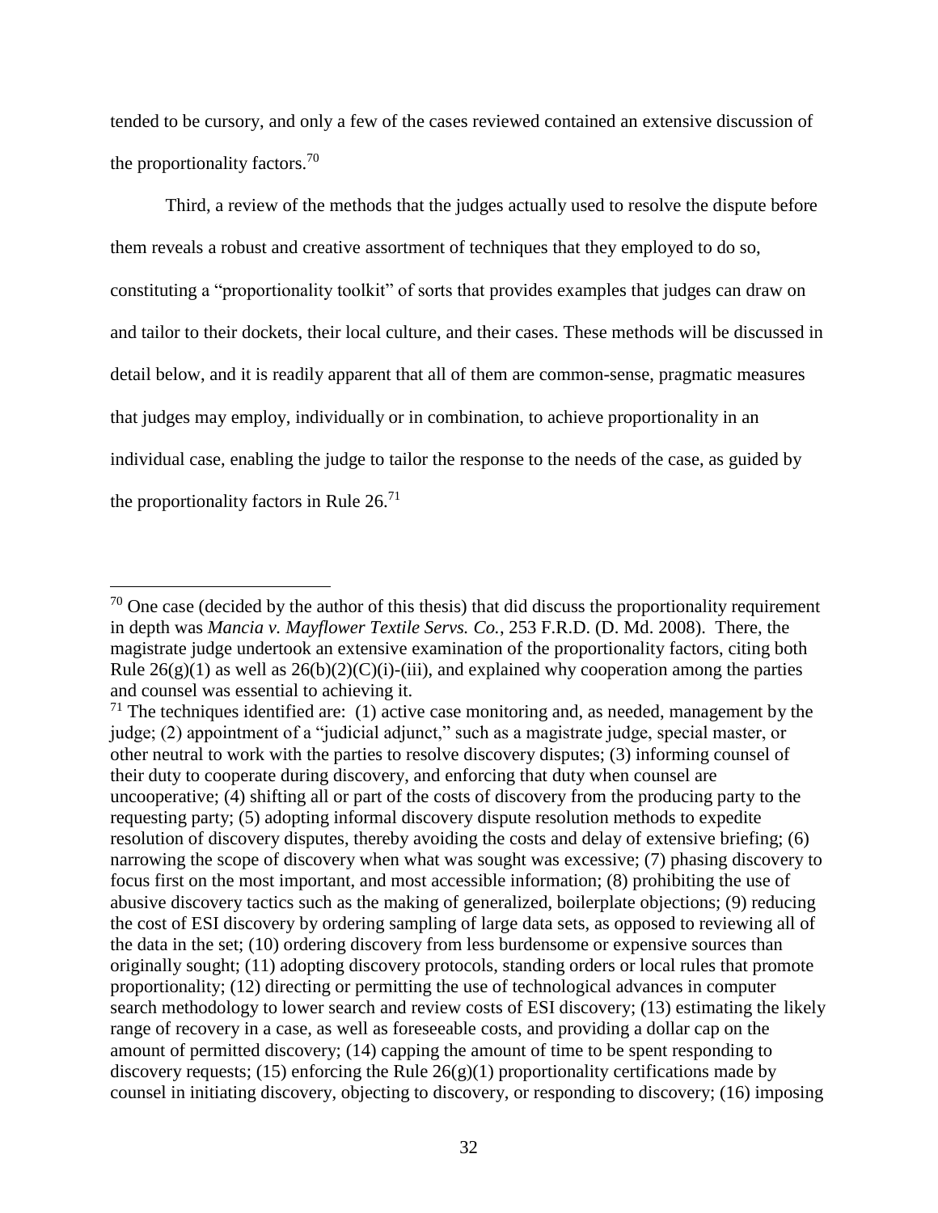tended to be cursory, and only a few of the cases reviewed contained an extensive discussion of the proportionality factors.[70]

Third, a review of the methods that the judges actually used to resolve the dispute before them reveals a robust and creative assortment of techniques that they employed to do so, constituting a "proportionality toolkit" of sorts that provides examples that judges can draw on and tailor to their dockets, their local culture, and their cases. These methods will be discussed in detail below, and it is readily apparent that all of them are common-sense, pragmatic measures that judges may employ, individually or in combination, to achieve proportionality in an individual case, enabling the judge to tailor the response to the needs of the case, as guided by the proportionality factors in Rule 26.[71]

---

[70] One case (decided by the author of this thesis) that did discuss the proportionality requirement in depth was *Mancia v. Mayflower Textile Servs. Co.*, 253 F.R.D. (D. Md. 2008). There, the magistrate judge undertook an extensive examination of the proportionality factors, citing both Rule 26(g)(1) as well as 26(b)(2)(C)(i)-(iii), and explained why cooperation among the parties and counsel was essential to achieving it.

[71] The techniques identified are: (1) active case monitoring and, as needed, management by the judge; (2) appointment of a "judicial adjunct," such as a magistrate judge, special master, or other neutral to work with the parties to resolve discovery disputes; (3) informing counsel of their duty to cooperate during discovery, and enforcing that duty when counsel are uncooperative; (4) shifting all or part of the costs of discovery from the producing party to the requesting party; (5) adopting informal discovery dispute resolution methods to expedite resolution of discovery disputes, thereby avoiding the costs and delay of extensive briefing; (6) narrowing the scope of discovery when what was sought was excessive; (7) phasing discovery to focus first on the most important, and most accessible information; (8) prohibiting the use of abusive discovery tactics such as the making of generalized, boilerplate objections; (9) reducing the cost of ESI discovery by ordering sampling of large data sets, as opposed to reviewing all of the data in the set; (10) ordering discovery from less burdensome or expensive sources than originally sought; (11) adopting discovery protocols, standing orders or local rules that promote proportionality; (12) directing or permitting the use of technological advances in computer search methodology to lower search and review costs of ESI discovery; (13) estimating the likely range of recovery in a case, as well as foreseeable costs, and providing a dollar cap on the amount of permitted discovery; (14) capping the amount of time to be spent responding to discovery requests; (15) enforcing the Rule 26(g)(1) proportionality certifications made by counsel in initiating discovery, objecting to discovery, or responding to discovery; (16) imposing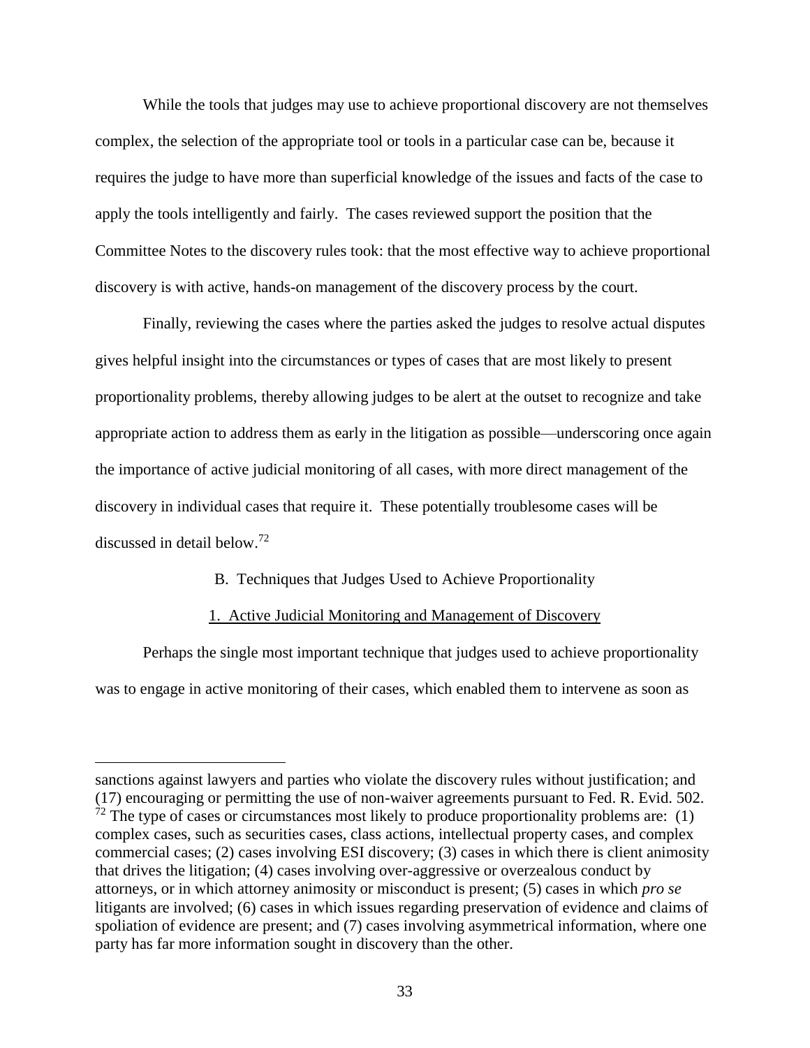While the tools that judges may use to achieve proportional discovery are not themselves complex, the selection of the appropriate tool or tools in a particular case can be, because it requires the judge to have more than superficial knowledge of the issues and facts of the case to apply the tools intelligently and fairly. The cases reviewed support the position that the Committee Notes to the discovery rules took: that the most effective way to achieve proportional discovery is with active, hands-on management of the discovery process by the court.

Finally, reviewing the cases where the parties asked the judges to resolve actual disputes gives helpful insight into the circumstances or types of cases that are most likely to present proportionality problems, thereby allowing judges to be alert at the outset to recognize and take appropriate action to address them as early in the litigation as possible—underscoring once again the importance of active judicial monitoring of all cases, with more direct management of the discovery in individual cases that require it. These potentially troublesome cases will be discussed in detail below.[72]

B. Techniques that Judges Used to Achieve Proportionality

1. Active Judicial Monitoring and Management of Discovery

Perhaps the single most important technique that judges used to achieve proportionality was to engage in active monitoring of their cases, which enabled them to intervene as soon as

---

sanctions against lawyers and parties who violate the discovery rules without justification; and (17) encouraging or permitting the use of non-waiver agreements pursuant to Fed. R. Evid. 502.

[72] The type of cases or circumstances most likely to produce proportionality problems are: (1) complex cases, such as securities cases, class actions, intellectual property cases, and complex commercial cases; (2) cases involving ESI discovery; (3) cases in which there is client animosity that drives the litigation; (4) cases involving over-aggressive or overzealous conduct by attorneys, or in which attorney animosity or misconduct is present; (5) cases in which *pro se* litigants are involved; (6) cases in which issues regarding preservation of evidence and claims of spoliation of evidence are present; and (7) cases involving asymmetrical information, where one party has far more information sought in discovery than the other.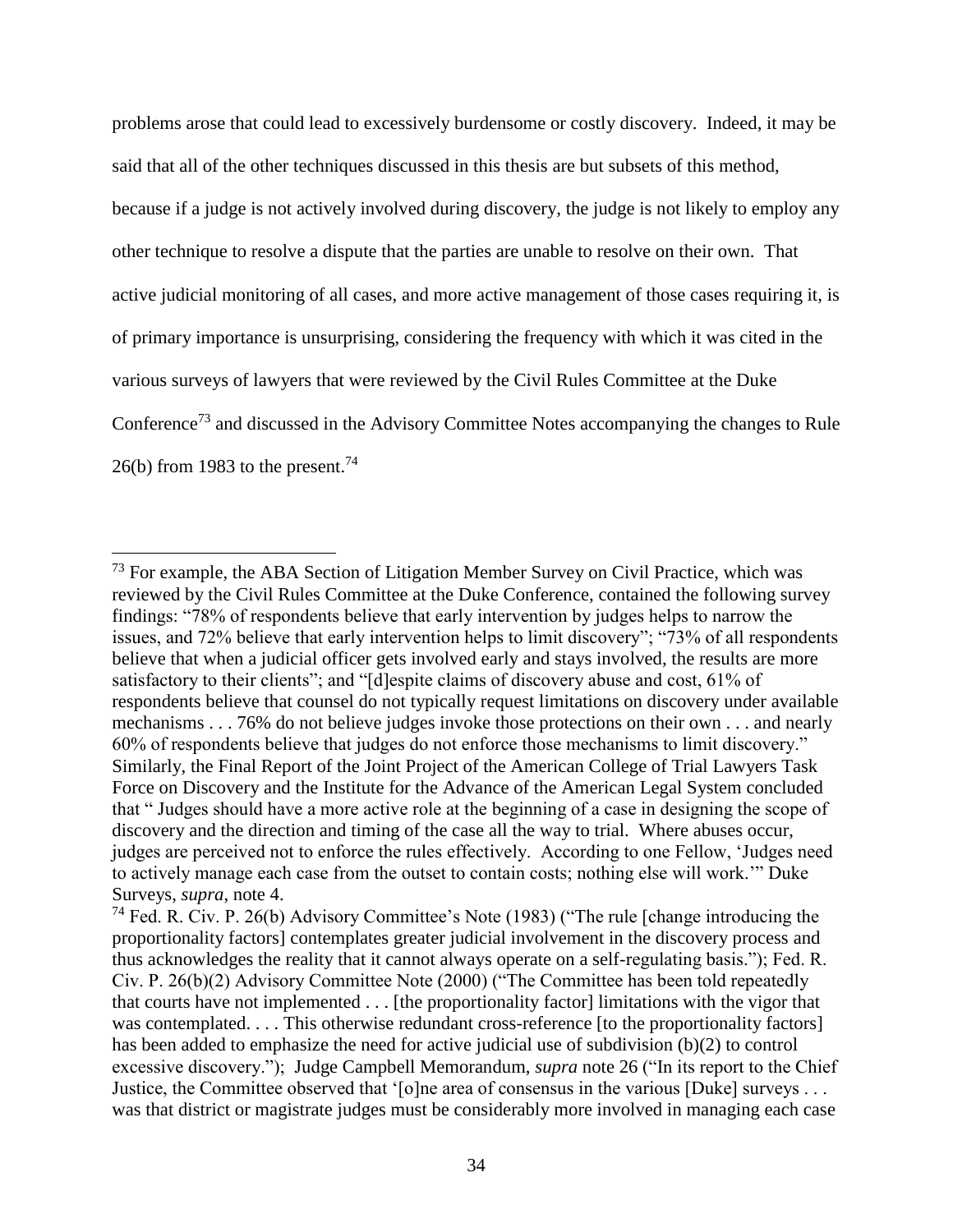problems arose that could lead to excessively burdensome or costly discovery. Indeed, it may be said that all of the other techniques discussed in this thesis are but subsets of this method, because if a judge is not actively involved during discovery, the judge is not likely to employ any other technique to resolve a dispute that the parties are unable to resolve on their own. That active judicial monitoring of all cases, and more active management of those cases requiring it, is of primary importance is unsurprising, considering the frequency with which it was cited in the various surveys of lawyers that were reviewed by the Civil Rules Committee at the Duke Conference[73] and discussed in the Advisory Committee Notes accompanying the changes to Rule 26(b) from 1983 to the present.[74]

---

[73] For example, the ABA Section of Litigation Member Survey on Civil Practice, which was reviewed by the Civil Rules Committee at the Duke Conference, contained the following survey findings: "78% of respondents believe that early intervention by judges helps to narrow the issues, and 72% believe that early intervention helps to limit discovery"; "73% of all respondents believe that when a judicial officer gets involved early and stays involved, the results are more satisfactory to their clients"; and "[d]espite claims of discovery abuse and cost, 61% of respondents believe that counsel do not typically request limitations on discovery under available mechanisms . . . 76% do not believe judges invoke those protections on their own . . . and nearly 60% of respondents believe that judges do not enforce those mechanisms to limit discovery." Similarly, the Final Report of the Joint Project of the American College of Trial Lawyers Task Force on Discovery and the Institute for the Advance of the American Legal System concluded that " Judges should have a more active role at the beginning of a case in designing the scope of discovery and the direction and timing of the case all the way to trial. Where abuses occur, judges are perceived not to enforce the rules effectively. According to one Fellow, 'Judges need to actively manage each case from the outset to contain costs; nothing else will work.'" Duke Surveys, *supra*, note 4.

[74] Fed. R. Civ. P. 26(b) Advisory Committee's Note (1983) ("The rule [change introducing the proportionality factors] contemplates greater judicial involvement in the discovery process and thus acknowledges the reality that it cannot always operate on a self-regulating basis."); Fed. R. Civ. P. 26(b)(2) Advisory Committee Note (2000) ("The Committee has been told repeatedly that courts have not implemented . . . [the proportionality factor] limitations with the vigor that was contemplated. . . . This otherwise redundant cross-reference [to the proportionality factors] has been added to emphasize the need for active judicial use of subdivision (b)(2) to control excessive discovery."); Judge Campbell Memorandum, *supra* note 26 ("In its report to the Chief Justice, the Committee observed that '[o]ne area of consensus in the various [Duke] surveys . . . was that district or magistrate judges must be considerably more involved in managing each case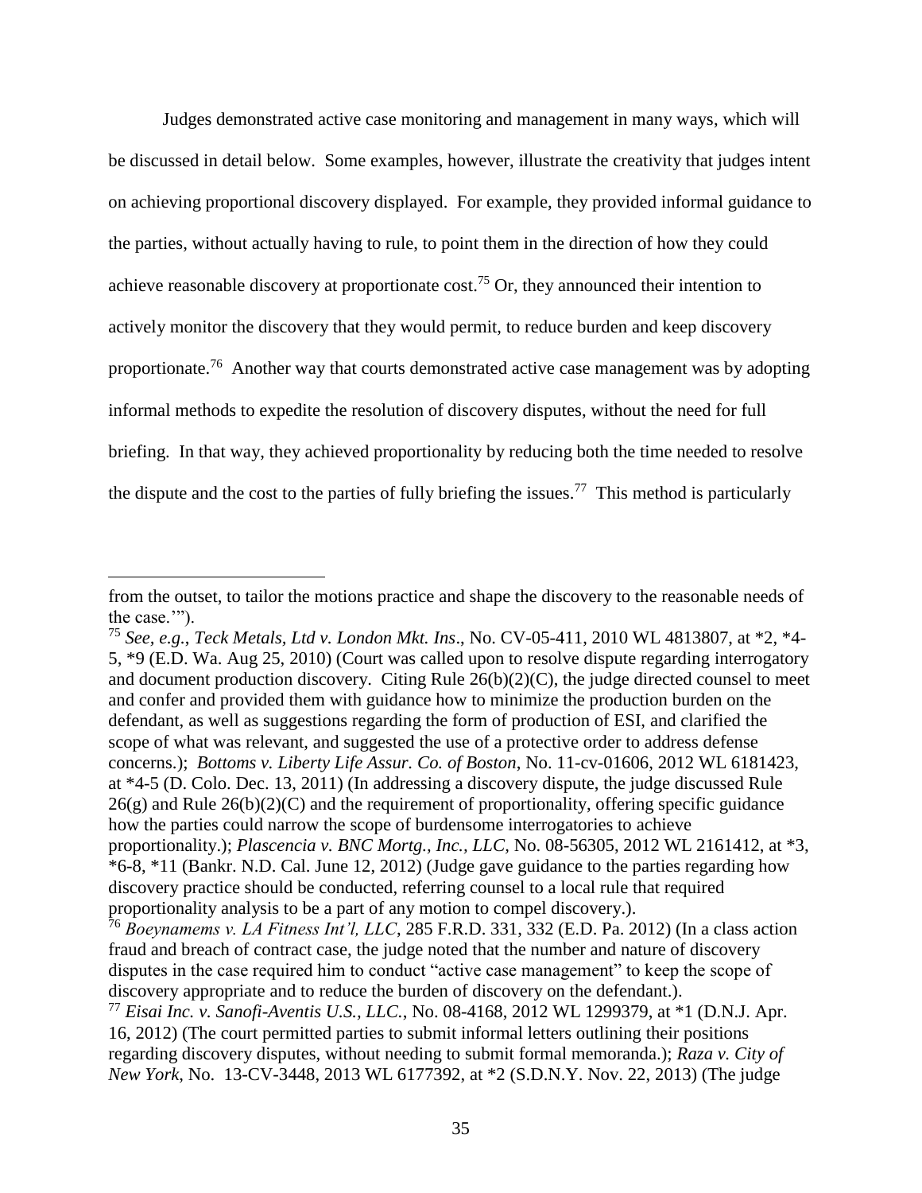Judges demonstrated active case monitoring and management in many ways, which will be discussed in detail below. Some examples, however, illustrate the creativity that judges intent on achieving proportional discovery displayed. For example, they provided informal guidance to the parties, without actually having to rule, to point them in the direction of how they could achieve reasonable discovery at proportionate cost.[75] Or, they announced their intention to actively monitor the discovery that they would permit, to reduce burden and keep discovery proportionate.[76] Another way that courts demonstrated active case management was by adopting informal methods to expedite the resolution of discovery disputes, without the need for full briefing. In that way, they achieved proportionality by reducing both the time needed to resolve the dispute and the cost to the parties of fully briefing the issues.[77] This method is particularly

---

from the outset, to tailor the motions practice and shape the discovery to the reasonable needs of the case.'").

[75] *See, e.g., Teck Metals, Ltd v. London Mkt. Ins*., No. CV-05-411, 2010 WL 4813807, at *2, *4-5, *9 (E.D. Wa. Aug 25, 2010) (Court was called upon to resolve dispute regarding interrogatory and document production discovery. Citing Rule 26(b)(2)(C), the judge directed counsel to meet and confer and provided them with guidance how to minimize the production burden on the defendant, as well as suggestions regarding the form of production of ESI, and clarified the scope of what was relevant, and suggested the use of a protective order to address defense concerns.); *Bottoms v. Liberty Life Assur. Co. of Boston*, No. 11-cv-01606, 2012 WL 6181423, at *4-5 (D. Colo. Dec. 13, 2011) (In addressing a discovery dispute, the judge discussed Rule 26(g) and Rule 26(b)(2)(C) and the requirement of proportionality, offering specific guidance how the parties could narrow the scope of burdensome interrogatories to achieve proportionality.); *Plascencia v. BNC Mortg., Inc., LLC*, No. 08-56305, 2012 WL 2161412, at *3, *6-8, *11 (Bankr. N.D. Cal. June 12, 2012) (Judge gave guidance to the parties regarding how discovery practice should be conducted, referring counsel to a local rule that required proportionality analysis to be a part of any motion to compel discovery.).

[76] *Boeynamems v. LA Fitness Int'l, LLC*, 285 F.R.D. 331, 332 (E.D. Pa. 2012) (In a class action fraud and breach of contract case, the judge noted that the number and nature of discovery disputes in the case required him to conduct "active case management" to keep the scope of discovery appropriate and to reduce the burden of discovery on the defendant.).

[77] *Eisai Inc. v. Sanofi-Aventis U.S., LLC.*, No. 08-4168, 2012 WL 1299379, at *1 (D.N.J. Apr. 16, 2012) (The court permitted parties to submit informal letters outlining their positions regarding discovery disputes, without needing to submit formal memoranda.); *Raza v. City of New York*, No. 13-CV-3448, 2013 WL 6177392, at *2 (S.D.N.Y. Nov. 22, 2013) (The judge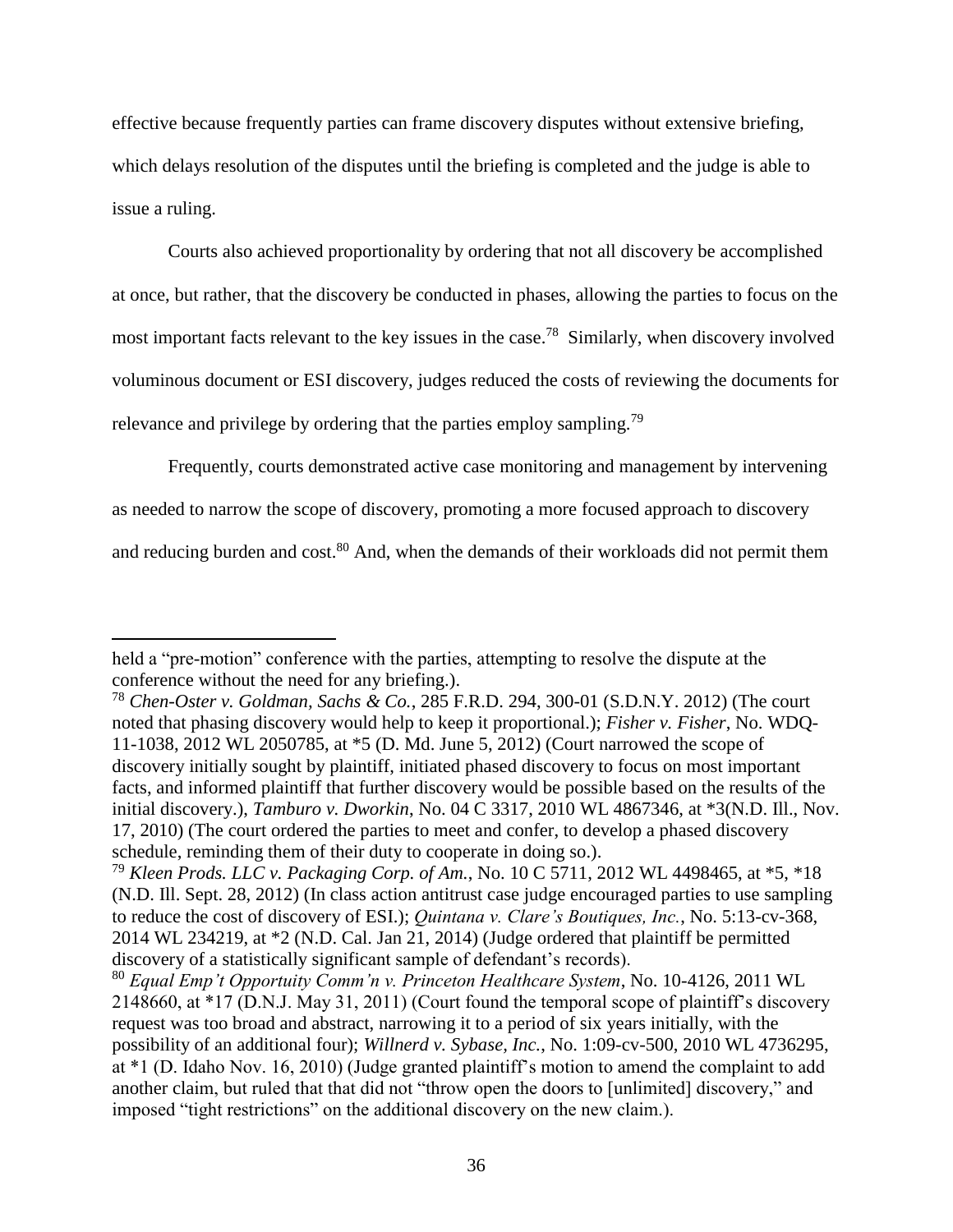effective because frequently parties can frame discovery disputes without extensive briefing, which delays resolution of the disputes until the briefing is completed and the judge is able to issue a ruling.

Courts also achieved proportionality by ordering that not all discovery be accomplished at once, but rather, that the discovery be conducted in phases, allowing the parties to focus on the most important facts relevant to the key issues in the case.[78] Similarly, when discovery involved voluminous document or ESI discovery, judges reduced the costs of reviewing the documents for relevance and privilege by ordering that the parties employ sampling.[79]

Frequently, courts demonstrated active case monitoring and management by intervening as needed to narrow the scope of discovery, promoting a more focused approach to discovery and reducing burden and cost.[80] And, when the demands of their workloads did not permit them

---

held a "pre-motion" conference with the parties, attempting to resolve the dispute at the conference without the need for any briefing.).

[78] *Chen-Oster v. Goldman, Sachs & Co.*, 285 F.R.D. 294, 300-01 (S.D.N.Y. 2012) (The court noted that phasing discovery would help to keep it proportional.); *Fisher v. Fisher*, No. WDQ-11-1038, 2012 WL 2050785, at *5 (D. Md. June 5, 2012) (Court narrowed the scope of discovery initially sought by plaintiff, initiated phased discovery to focus on most important facts, and informed plaintiff that further discovery would be possible based on the results of the initial discovery.), *Tamburo v. Dworkin*, No. 04 C 3317, 2010 WL 4867346, at *3(N.D. Ill., Nov. 17, 2010) (The court ordered the parties to meet and confer, to develop a phased discovery schedule, reminding them of their duty to cooperate in doing so.).

[79] *Kleen Prods. LLC v. Packaging Corp. of Am.*, No. 10 C 5711, 2012 WL 4498465, at *5, *18 (N.D. Ill. Sept. 28, 2012) (In class action antitrust case judge encouraged parties to use sampling to reduce the cost of discovery of ESI.); *Quintana v. Clare's Boutiques, Inc.*, No. 5:13-cv-368, 2014 WL 234219, at *2 (N.D. Cal. Jan 21, 2014) (Judge ordered that plaintiff be permitted discovery of a statistically significant sample of defendant's records).

[80] *Equal Emp't Opportuity Comm'n v. Princeton Healthcare System*, No. 10-4126, 2011 WL 2148660, at *17 (D.N.J. May 31, 2011) (Court found the temporal scope of plaintiff's discovery request was too broad and abstract, narrowing it to a period of six years initially, with the possibility of an additional four); *Willnerd v. Sybase, Inc.*, No. 1:09-cv-500, 2010 WL 4736295, at *1 (D. Idaho Nov. 16, 2010) (Judge granted plaintiff's motion to amend the complaint to add another claim, but ruled that that did not "throw open the doors to [unlimited] discovery," and imposed "tight restrictions" on the additional discovery on the new claim.).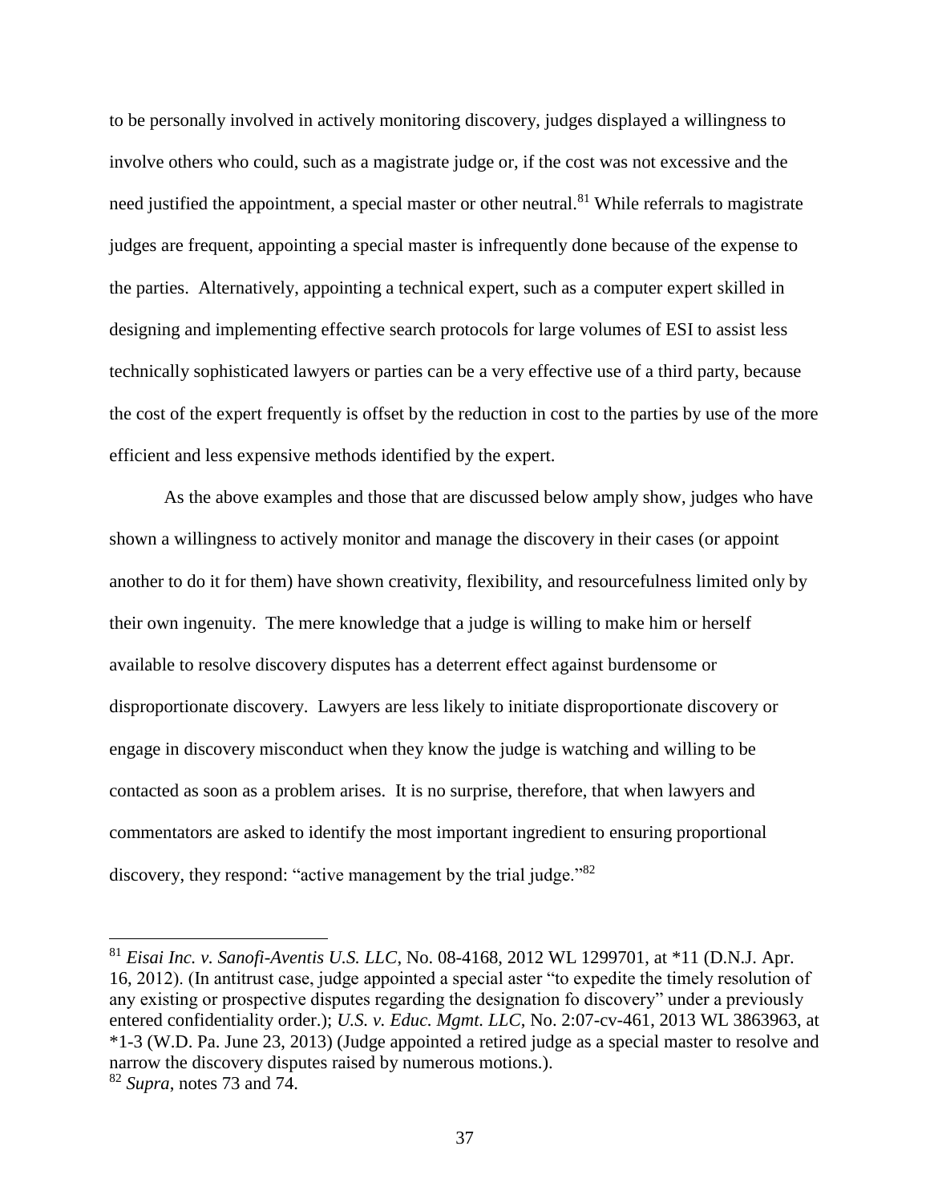to be personally involved in actively monitoring discovery, judges displayed a willingness to involve others who could, such as a magistrate judge or, if the cost was not excessive and the need justified the appointment, a special master or other neutral.[81] While referrals to magistrate judges are frequent, appointing a special master is infrequently done because of the expense to the parties. Alternatively, appointing a technical expert, such as a computer expert skilled in designing and implementing effective search protocols for large volumes of ESI to assist less technically sophisticated lawyers or parties can be a very effective use of a third party, because the cost of the expert frequently is offset by the reduction in cost to the parties by use of the more efficient and less expensive methods identified by the expert.

As the above examples and those that are discussed below amply show, judges who have shown a willingness to actively monitor and manage the discovery in their cases (or appoint another to do it for them) have shown creativity, flexibility, and resourcefulness limited only by their own ingenuity. The mere knowledge that a judge is willing to make him or herself available to resolve discovery disputes has a deterrent effect against burdensome or disproportionate discovery. Lawyers are less likely to initiate disproportionate discovery or engage in discovery misconduct when they know the judge is watching and willing to be contacted as soon as a problem arises. It is no surprise, therefore, that when lawyers and commentators are asked to identify the most important ingredient to ensuring proportional discovery, they respond: "active management by the trial judge."[82]

---

[81] *Eisai Inc. v. Sanofi-Aventis U.S. LLC*, No. 08-4168, 2012 WL 1299701, at *11 (D.N.J. Apr. 16, 2012). (In antitrust case, judge appointed a special aster "to expedite the timely resolution of any existing or prospective disputes regarding the designation fo discovery" under a previously entered confidentiality order.); *U.S. v. Educ. Mgmt. LLC*, No. 2:07-cv-461, 2013 WL 3863963, at *1-3 (W.D. Pa. June 23, 2013) (Judge appointed a retired judge as a special master to resolve and narrow the discovery disputes raised by numerous motions.).

[82] *Supra*, notes 73 and 74.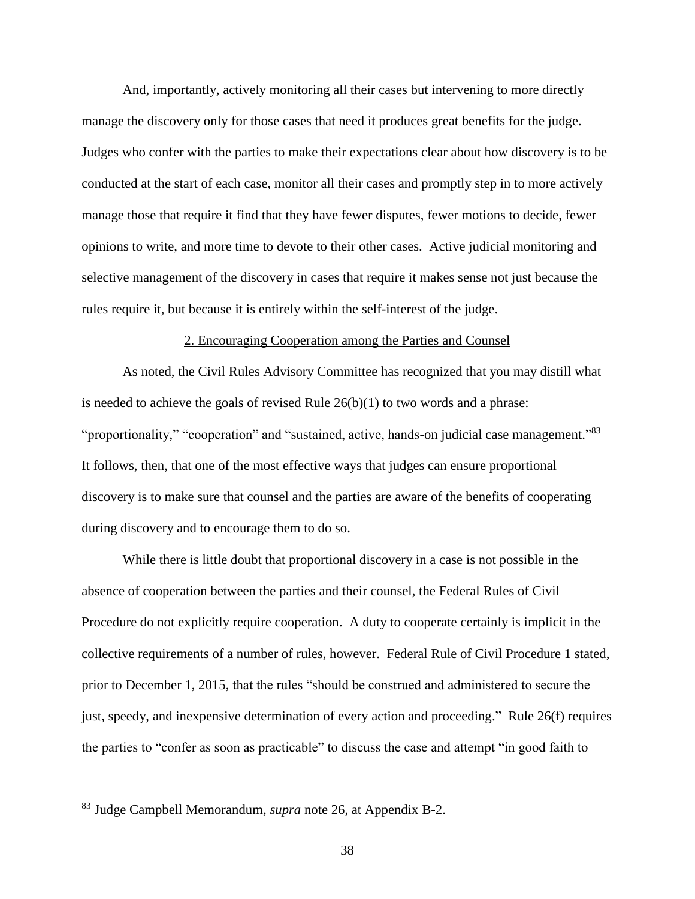And, importantly, actively monitoring all their cases but intervening to more directly manage the discovery only for those cases that need it produces great benefits for the judge. Judges who confer with the parties to make their expectations clear about how discovery is to be conducted at the start of each case, monitor all their cases and promptly step in to more actively manage those that require it find that they have fewer disputes, fewer motions to decide, fewer opinions to write, and more time to devote to their other cases. Active judicial monitoring and selective management of the discovery in cases that require it makes sense not just because the rules require it, but because it is entirely within the self-interest of the judge.

2. Encouraging Cooperation among the Parties and Counsel

As noted, the Civil Rules Advisory Committee has recognized that you may distill what is needed to achieve the goals of revised Rule 26(b)(1) to two words and a phrase: "proportionality," "cooperation" and "sustained, active, hands-on judicial case management."[83] It follows, then, that one of the most effective ways that judges can ensure proportional discovery is to make sure that counsel and the parties are aware of the benefits of cooperating during discovery and to encourage them to do so.

While there is little doubt that proportional discovery in a case is not possible in the absence of cooperation between the parties and their counsel, the Federal Rules of Civil Procedure do not explicitly require cooperation. A duty to cooperate certainly is implicit in the collective requirements of a number of rules, however. Federal Rule of Civil Procedure 1 stated, prior to December 1, 2015, that the rules "should be construed and administered to secure the just, speedy, and inexpensive determination of every action and proceeding." Rule 26(f) requires the parties to "confer as soon as practicable" to discuss the case and attempt "in good faith to

---

[83] Judge Campbell Memorandum, *supra* note 26, at Appendix B-2.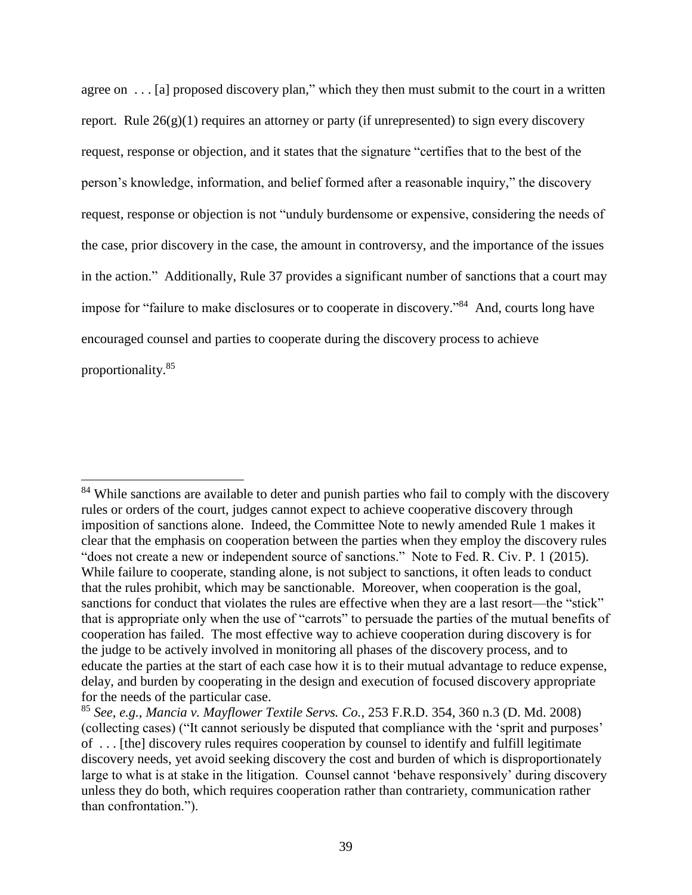agree on . . . [a] proposed discovery plan," which they then must submit to the court in a written report. Rule 26(g)(1) requires an attorney or party (if unrepresented) to sign every discovery request, response or objection, and it states that the signature "certifies that to the best of the person's knowledge, information, and belief formed after a reasonable inquiry," the discovery request, response or objection is not "unduly burdensome or expensive, considering the needs of the case, prior discovery in the case, the amount in controversy, and the importance of the issues in the action." Additionally, Rule 37 provides a significant number of sanctions that a court may impose for "failure to make disclosures or to cooperate in discovery."[84] And, courts long have encouraged counsel and parties to cooperate during the discovery process to achieve proportionality.[85]

---

[84] While sanctions are available to deter and punish parties who fail to comply with the discovery rules or orders of the court, judges cannot expect to achieve cooperative discovery through imposition of sanctions alone. Indeed, the Committee Note to newly amended Rule 1 makes it clear that the emphasis on cooperation between the parties when they employ the discovery rules "does not create a new or independent source of sanctions." Note to Fed. R. Civ. P. 1 (2015). While failure to cooperate, standing alone, is not subject to sanctions, it often leads to conduct that the rules prohibit, which may be sanctionable. Moreover, when cooperation is the goal, sanctions for conduct that violates the rules are effective when they are a last resort—the "stick" that is appropriate only when the use of "carrots" to persuade the parties of the mutual benefits of cooperation has failed. The most effective way to achieve cooperation during discovery is for the judge to be actively involved in monitoring all phases of the discovery process, and to educate the parties at the start of each case how it is to their mutual advantage to reduce expense, delay, and burden by cooperating in the design and execution of focused discovery appropriate for the needs of the particular case.

[85] *See, e.g.*, *Mancia v. Mayflower Textile Servs. Co.*, 253 F.R.D. 354, 360 n.3 (D. Md. 2008) (collecting cases) ("It cannot seriously be disputed that compliance with the 'sprit and purposes' of . . . [the] discovery rules requires cooperation by counsel to identify and fulfill legitimate discovery needs, yet avoid seeking discovery the cost and burden of which is disproportionately large to what is at stake in the litigation. Counsel cannot 'behave responsively' during discovery unless they do both, which requires cooperation rather than contrariety, communication rather than confrontation.").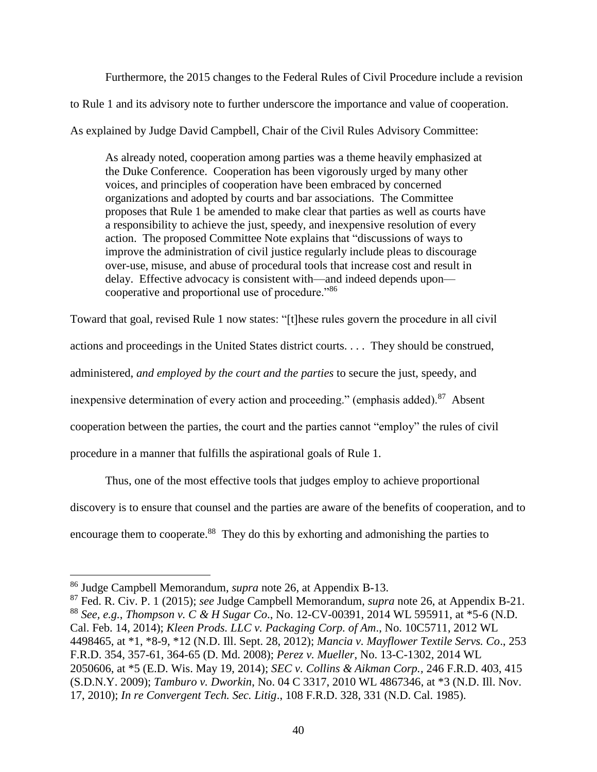Furthermore, the 2015 changes to the Federal Rules of Civil Procedure include a revision to Rule 1 and its advisory note to further underscore the importance and value of cooperation. As explained by Judge David Campbell, Chair of the Civil Rules Advisory Committee:

> As already noted, cooperation among parties was a theme heavily emphasized at the Duke Conference. Cooperation has been vigorously urged by many other voices, and principles of cooperation have been embraced by concerned organizations and adopted by courts and bar associations. The Committee proposes that Rule 1 be amended to make clear that parties as well as courts have a responsibility to achieve the just, speedy, and inexpensive resolution of every action. The proposed Committee Note explains that "discussions of ways to improve the administration of civil justice regularly include pleas to discourage over-use, misuse, and abuse of procedural tools that increase cost and result in delay. Effective advocacy is consistent with—and indeed depends upon—cooperative and proportional use of procedure."[86]

Toward that goal, revised Rule 1 now states: "[t]hese rules govern the procedure in all civil actions and proceedings in the United States district courts. . . . They should be construed, administered, *and employed by the court and the parties* to secure the just, speedy, and inexpensive determination of every action and proceeding." (emphasis added).[87] Absent cooperation between the parties, the court and the parties cannot "employ" the rules of civil procedure in a manner that fulfills the aspirational goals of Rule 1.

Thus, one of the most effective tools that judges employ to achieve proportional discovery is to ensure that counsel and the parties are aware of the benefits of cooperation, and to encourage them to cooperate.[88] They do this by exhorting and admonishing the parties to

---

[86] Judge Campbell Memorandum, *supra* note 26, at Appendix B-13.

[87] Fed. R. Civ. P. 1 (2015); *see* Judge Campbell Memorandum, *supra* note 26, at Appendix B-21.

[88] *See, e.g.*, *Thompson v. C & H Sugar Co*., No. 12-CV-00391, 2014 WL 595911, at *5-6 (N.D. Cal. Feb. 14, 2014); *Kleen Prods. LLC v. Packaging Corp. of Am*., No. 10C5711, 2012 WL 4498465, at *1, *8-9, *12 (N.D. Ill. Sept. 28, 2012); *Mancia v. Mayflower Textile Servs. Co*., 253 F.R.D. 354, 357-61, 364-65 (D. Md. 2008); *Perez v. Mueller*, No. 13-C-1302, 2014 WL 2050606, at *5 (E.D. Wis. May 19, 2014); *SEC v. Collins & Aikman Corp.*, 246 F.R.D. 403, 415 (S.D.N.Y. 2009); *Tamburo v. Dworkin*, No. 04 C 3317, 2010 WL 4867346, at *3 (N.D. Ill. Nov. 17, 2010); *In re Convergent Tech. Sec. Litig*., 108 F.R.D. 328, 331 (N.D. Cal. 1985).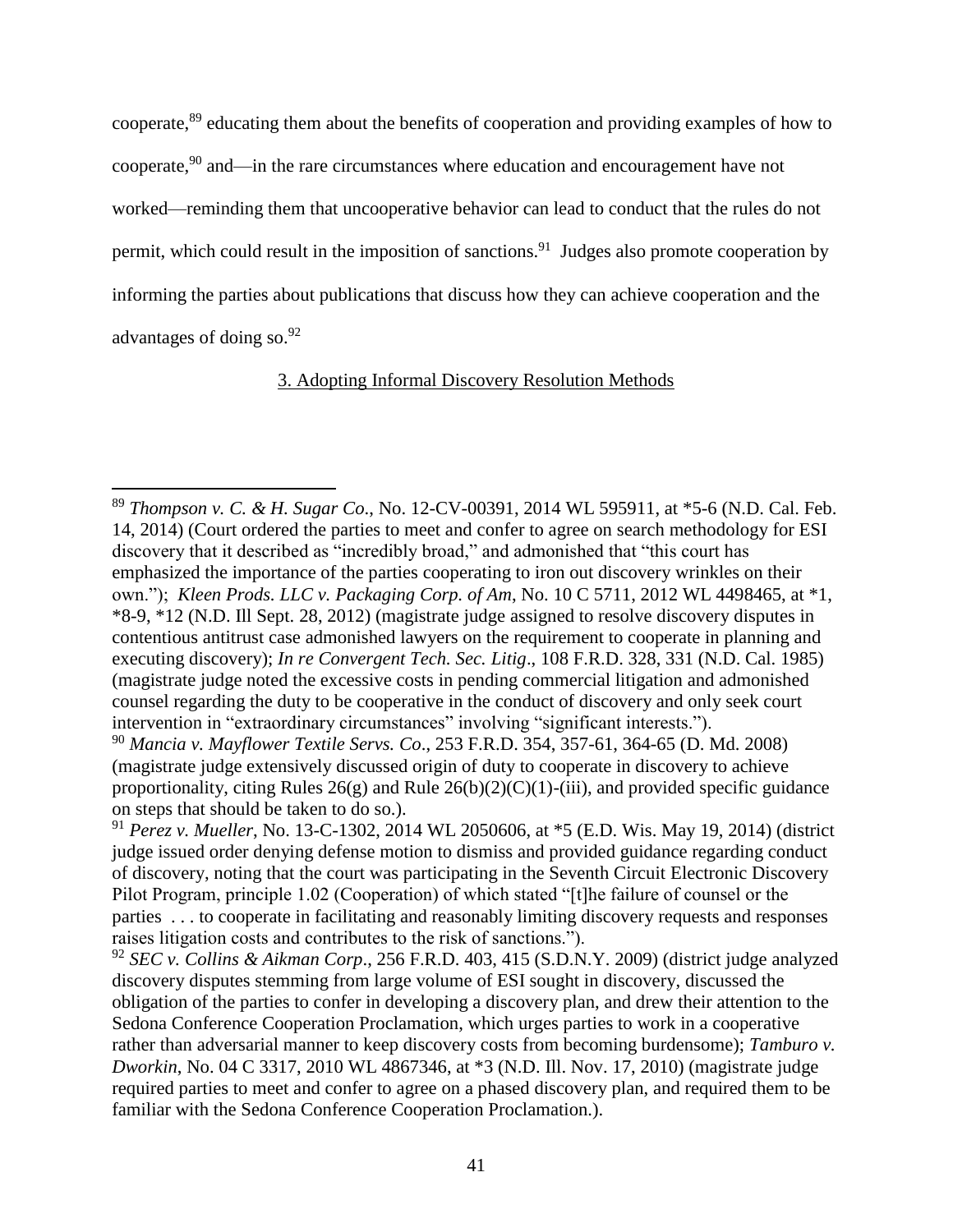cooperate,[89] educating them about the benefits of cooperation and providing examples of how to cooperate,[90] and—in the rare circumstances where education and encouragement have not worked—reminding them that uncooperative behavior can lead to conduct that the rules do not permit, which could result in the imposition of sanctions.[91] Judges also promote cooperation by informing the parties about publications that discuss how they can achieve cooperation and the advantages of doing so.[92]

### 3. Adopting Informal Discovery Resolution Methods

---

[89] *Thompson v. C. & H. Sugar Co*., No. 12-CV-00391, 2014 WL 595911, at *5-6 (N.D. Cal. Feb. 14, 2014) (Court ordered the parties to meet and confer to agree on search methodology for ESI discovery that it described as "incredibly broad," and admonished that "this court has emphasized the importance of the parties cooperating to iron out discovery wrinkles on their own."); *Kleen Prods. LLC v. Packaging Corp. of Am*, No. 10 C 5711, 2012 WL 4498465, at *1, *8-9, *12 (N.D. Ill Sept. 28, 2012) (magistrate judge assigned to resolve discovery disputes in contentious antitrust case admonished lawyers on the requirement to cooperate in planning and executing discovery); *In re Convergent Tech. Sec. Litig*., 108 F.R.D. 328, 331 (N.D. Cal. 1985) (magistrate judge noted the excessive costs in pending commercial litigation and admonished counsel regarding the duty to be cooperative in the conduct of discovery and only seek court intervention in "extraordinary circumstances" involving "significant interests.").

[90] *Mancia v. Mayflower Textile Servs. Co*., 253 F.R.D. 354, 357-61, 364-65 (D. Md. 2008) (magistrate judge extensively discussed origin of duty to cooperate in discovery to achieve proportionality, citing Rules 26(g) and Rule 26(b)(2)(C)(1)-(iii), and provided specific guidance on steps that should be taken to do so.).

[91] *Perez v. Mueller*, No. 13-C-1302, 2014 WL 2050606, at *5 (E.D. Wis. May 19, 2014) (district judge issued order denying defense motion to dismiss and provided guidance regarding conduct of discovery, noting that the court was participating in the Seventh Circuit Electronic Discovery Pilot Program, principle 1.02 (Cooperation) of which stated "[t]he failure of counsel or the parties . . . to cooperate in facilitating and reasonably limiting discovery requests and responses raises litigation costs and contributes to the risk of sanctions.").

[92] *SEC v. Collins & Aikman Corp*., 256 F.R.D. 403, 415 (S.D.N.Y. 2009) (district judge analyzed discovery disputes stemming from large volume of ESI sought in discovery, discussed the obligation of the parties to confer in developing a discovery plan, and drew their attention to the Sedona Conference Cooperation Proclamation, which urges parties to work in a cooperative rather than adversarial manner to keep discovery costs from becoming burdensome); *Tamburo v. Dworkin*, No. 04 C 3317, 2010 WL 4867346, at *3 (N.D. Ill. Nov. 17, 2010) (magistrate judge required parties to meet and confer to agree on a phased discovery plan, and required them to be familiar with the Sedona Conference Cooperation Proclamation.).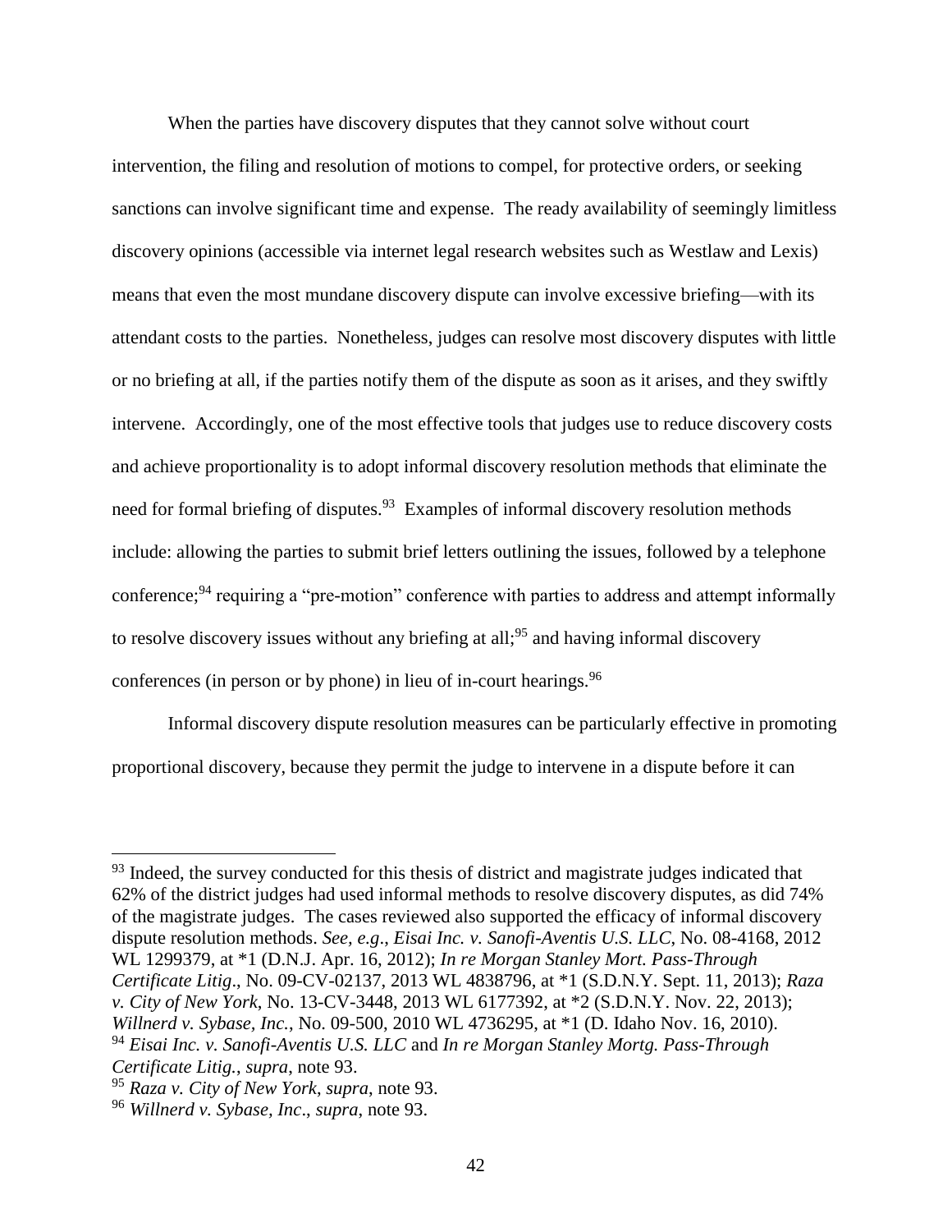When the parties have discovery disputes that they cannot solve without court intervention, the filing and resolution of motions to compel, for protective orders, or seeking sanctions can involve significant time and expense. The ready availability of seemingly limitless discovery opinions (accessible via internet legal research websites such as Westlaw and Lexis) means that even the most mundane discovery dispute can involve excessive briefing—with its attendant costs to the parties. Nonetheless, judges can resolve most discovery disputes with little or no briefing at all, if the parties notify them of the dispute as soon as it arises, and they swiftly intervene. Accordingly, one of the most effective tools that judges use to reduce discovery costs and achieve proportionality is to adopt informal discovery resolution methods that eliminate the need for formal briefing of disputes.[93] Examples of informal discovery resolution methods include: allowing the parties to submit brief letters outlining the issues, followed by a telephone conference;[94] requiring a "pre-motion" conference with parties to address and attempt informally to resolve discovery issues without any briefing at all;[95] and having informal discovery conferences (in person or by phone) in lieu of in-court hearings.[96]

Informal discovery dispute resolution measures can be particularly effective in promoting proportional discovery, because they permit the judge to intervene in a dispute before it can

---

[93] Indeed, the survey conducted for this thesis of district and magistrate judges indicated that 62% of the district judges had used informal methods to resolve discovery disputes, as did 74% of the magistrate judges. The cases reviewed also supported the efficacy of informal discovery dispute resolution methods. *See, e.g*., *Eisai Inc. v. Sanofi-Aventis U.S. LLC*, No. 08-4168, 2012 WL 1299379, at *1 (D.N.J. Apr. 16, 2012); *In re Morgan Stanley Mort. Pass-Through Certificate Litig*., No. 09-CV-02137, 2013 WL 4838796, at *1 (S.D.N.Y. Sept. 11, 2013); *Raza v. City of New York*, No. 13-CV-3448, 2013 WL 6177392, at *2 (S.D.N.Y. Nov. 22, 2013); *Willnerd v. Sybase, Inc.*, No. 09-500, 2010 WL 4736295, at *1 (D. Idaho Nov. 16, 2010).

[94] *Eisai Inc. v. Sanofi-Aventis U.S. LLC* and *In re Morgan Stanley Mortg. Pass-Through Certificate Litig.*, *supra*, note 93.

[95] *Raza v. City of New York*, *supra*, note 93.

[96] *Willnerd v. Sybase, Inc*., *supra*, note 93.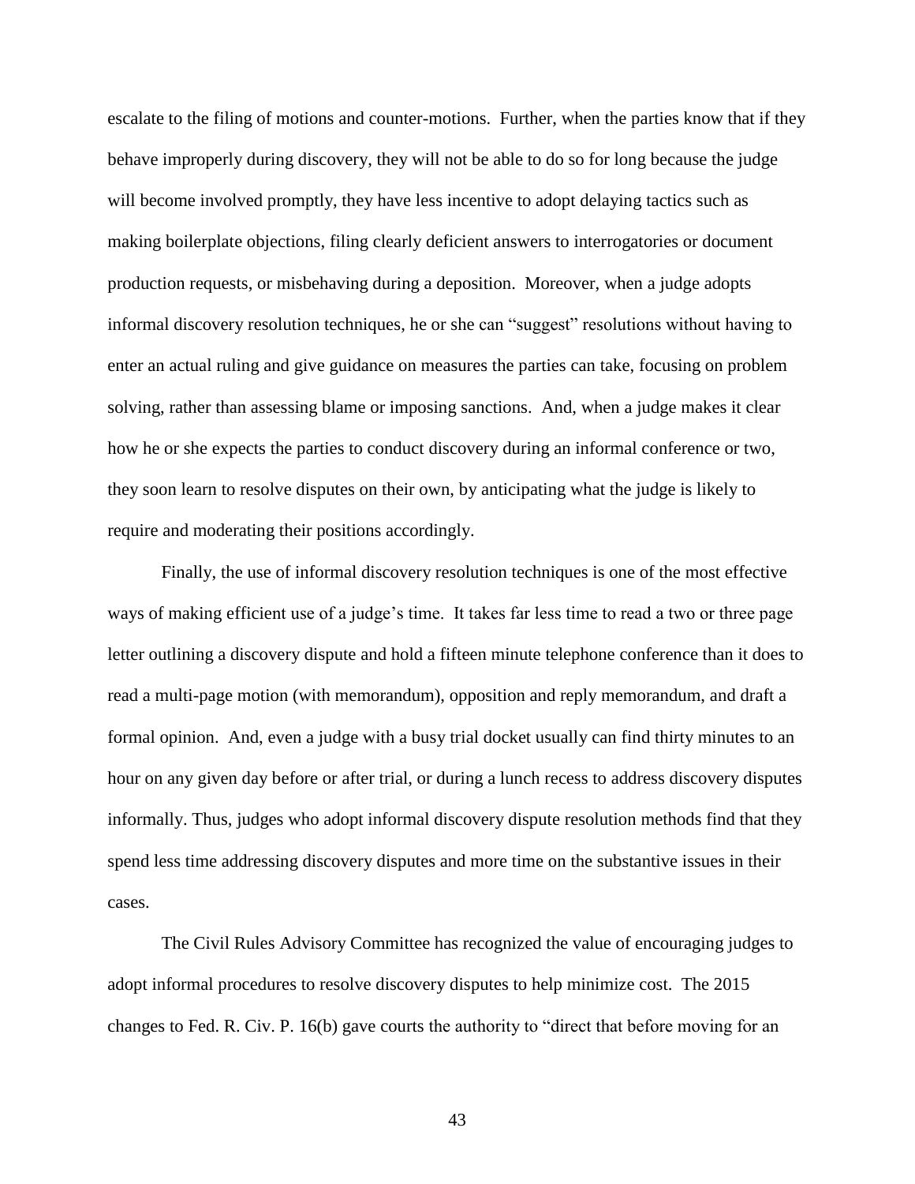escalate to the filing of motions and counter-motions. Further, when the parties know that if they behave improperly during discovery, they will not be able to do so for long because the judge will become involved promptly, they have less incentive to adopt delaying tactics such as making boilerplate objections, filing clearly deficient answers to interrogatories or document production requests, or misbehaving during a deposition. Moreover, when a judge adopts informal discovery resolution techniques, he or she can "suggest" resolutions without having to enter an actual ruling and give guidance on measures the parties can take, focusing on problem solving, rather than assessing blame or imposing sanctions. And, when a judge makes it clear how he or she expects the parties to conduct discovery during an informal conference or two, they soon learn to resolve disputes on their own, by anticipating what the judge is likely to require and moderating their positions accordingly.

Finally, the use of informal discovery resolution techniques is one of the most effective ways of making efficient use of a judge's time. It takes far less time to read a two or three page letter outlining a discovery dispute and hold a fifteen minute telephone conference than it does to read a multi-page motion (with memorandum), opposition and reply memorandum, and draft a formal opinion. And, even a judge with a busy trial docket usually can find thirty minutes to an hour on any given day before or after trial, or during a lunch recess to address discovery disputes informally. Thus, judges who adopt informal discovery dispute resolution methods find that they spend less time addressing discovery disputes and more time on the substantive issues in their cases.

The Civil Rules Advisory Committee has recognized the value of encouraging judges to adopt informal procedures to resolve discovery disputes to help minimize cost. The 2015 changes to Fed. R. Civ. P. 16(b) gave courts the authority to "direct that before moving for an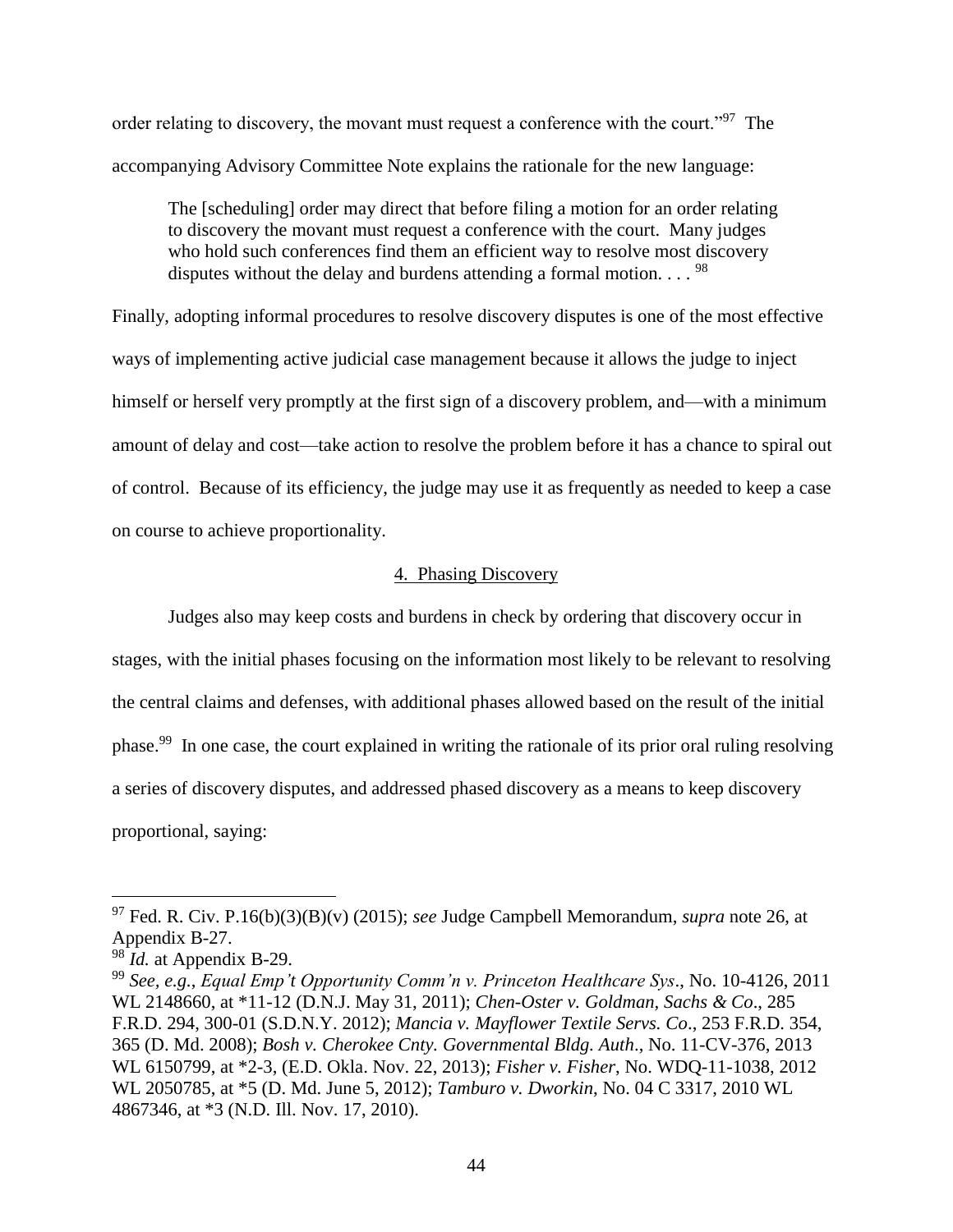order relating to discovery, the movant must request a conference with the court."[97] The accompanying Advisory Committee Note explains the rationale for the new language:

> The [scheduling] order may direct that before filing a motion for an order relating to discovery the movant must request a conference with the court. Many judges who hold such conferences find them an efficient way to resolve most discovery disputes without the delay and burdens attending a formal motion. . . . [98]

Finally, adopting informal procedures to resolve discovery disputes is one of the most effective ways of implementing active judicial case management because it allows the judge to inject himself or herself very promptly at the first sign of a discovery problem, and—with a minimum amount of delay and cost—take action to resolve the problem before it has a chance to spiral out of control. Because of its efficiency, the judge may use it as frequently as needed to keep a case on course to achieve proportionality.

4. Phasing Discovery

Judges also may keep costs and burdens in check by ordering that discovery occur in stages, with the initial phases focusing on the information most likely to be relevant to resolving the central claims and defenses, with additional phases allowed based on the result of the initial phase.[99] In one case, the court explained in writing the rationale of its prior oral ruling resolving a series of discovery disputes, and addressed phased discovery as a means to keep discovery proportional, saying:

---

[97] Fed. R. Civ. P.16(b)(3)(B)(v) (2015); *see* Judge Campbell Memorandum, *supra* note 26, at Appendix B-27.

[98] *Id.* at Appendix B-29.

[99] *See, e.g.*, *Equal Emp't Opportunity Comm'n v. Princeton Healthcare Sys*., No. 10-4126, 2011 WL 2148660, at *11-12 (D.N.J. May 31, 2011); *Chen-Oster v. Goldman, Sachs & Co*., 285 F.R.D. 294, 300-01 (S.D.N.Y. 2012); *Mancia v. Mayflower Textile Servs. Co*., 253 F.R.D. 354, 365 (D. Md. 2008); *Bosh v. Cherokee Cnty. Governmental Bldg. Auth*., No. 11-CV-376, 2013 WL 6150799, at *2-3, (E.D. Okla. Nov. 22, 2013); *Fisher v. Fisher*, No. WDQ-11-1038, 2012 WL 2050785, at *5 (D. Md. June 5, 2012); *Tamburo v. Dworkin*, No. 04 C 3317, 2010 WL 4867346, at *3 (N.D. Ill. Nov. 17, 2010).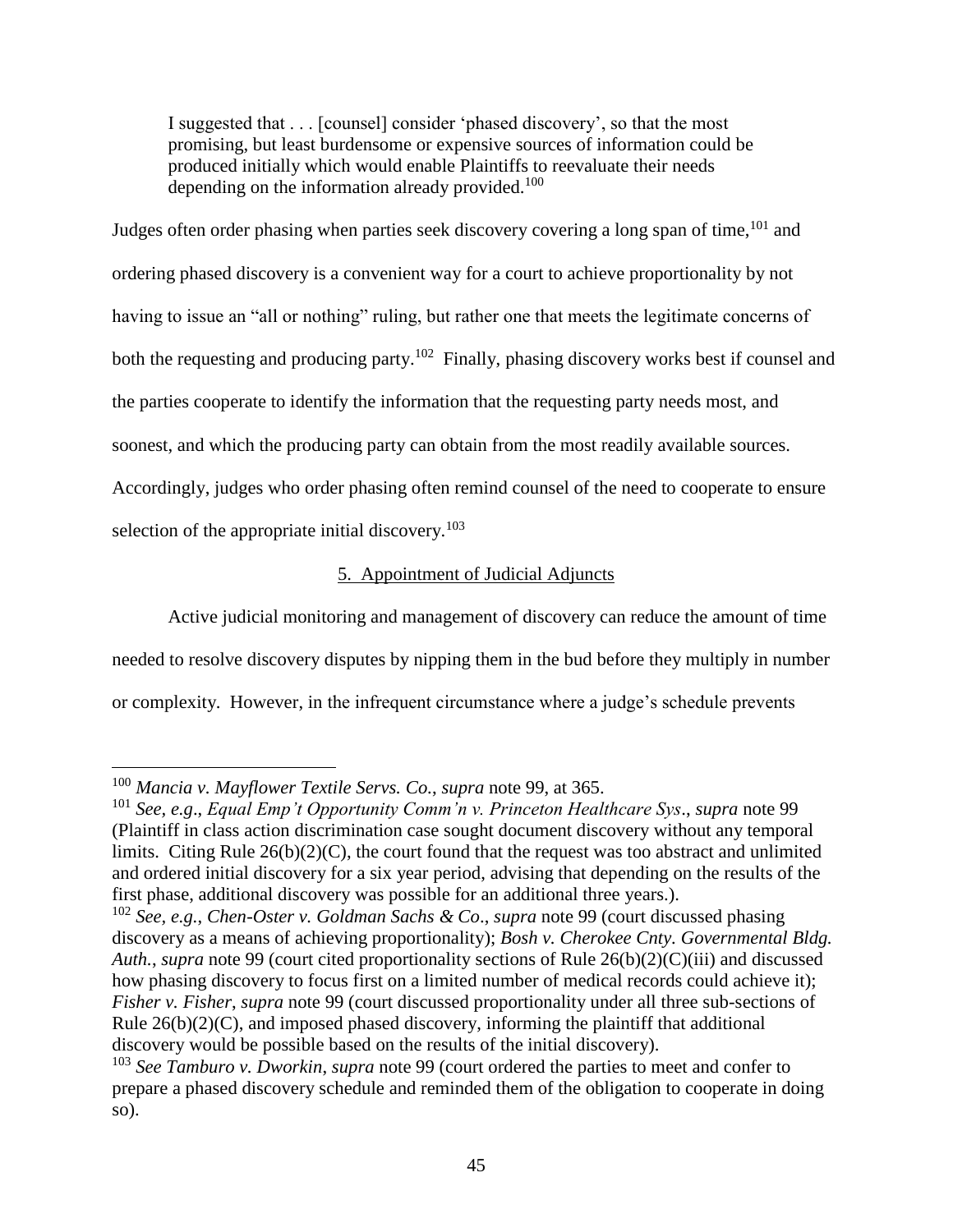> I suggested that . . . [counsel] consider 'phased discovery', so that the most promising, but least burdensome or expensive sources of information could be produced initially which would enable Plaintiffs to reevaluate their needs depending on the information already provided.[100]

Judges often order phasing when parties seek discovery covering a long span of time,[101] and ordering phased discovery is a convenient way for a court to achieve proportionality by not having to issue an "all or nothing" ruling, but rather one that meets the legitimate concerns of both the requesting and producing party.[102] Finally, phasing discovery works best if counsel and the parties cooperate to identify the information that the requesting party needs most, and soonest, and which the producing party can obtain from the most readily available sources. Accordingly, judges who order phasing often remind counsel of the need to cooperate to ensure selection of the appropriate initial discovery.[103]

### 5. Appointment of Judicial Adjuncts

Active judicial monitoring and management of discovery can reduce the amount of time needed to resolve discovery disputes by nipping them in the bud before they multiply in number or complexity. However, in the infrequent circumstance where a judge's schedule prevents

---

[100] *Mancia v. Mayflower Textile Servs. Co.*, *supra* note 99, at 365.

[101] *See, e.g*., *Equal Emp't Opportunity Comm'n v. Princeton Healthcare Sys*., *supra* note 99 (Plaintiff in class action discrimination case sought document discovery without any temporal limits. Citing Rule 26(b)(2)(C), the court found that the request was too abstract and unlimited and ordered initial discovery for a six year period, advising that depending on the results of the first phase, additional discovery was possible for an additional three years.).

[102] *See, e.g.*, *Chen-Oster v. Goldman Sachs & Co*., *supra* note 99 (court discussed phasing discovery as a means of achieving proportionality); *Bosh v. Cherokee Cnty. Governmental Bldg. Auth.*, *supra* note 99 (court cited proportionality sections of Rule 26(b)(2)(C)(iii) and discussed how phasing discovery to focus first on a limited number of medical records could achieve it); *Fisher v. Fisher*, *supra* note 99 (court discussed proportionality under all three sub-sections of Rule 26(b)(2)(C), and imposed phased discovery, informing the plaintiff that additional discovery would be possible based on the results of the initial discovery).

[103] *See Tamburo v. Dworkin*, *supra* note 99 (court ordered the parties to meet and confer to prepare a phased discovery schedule and reminded them of the obligation to cooperate in doing so).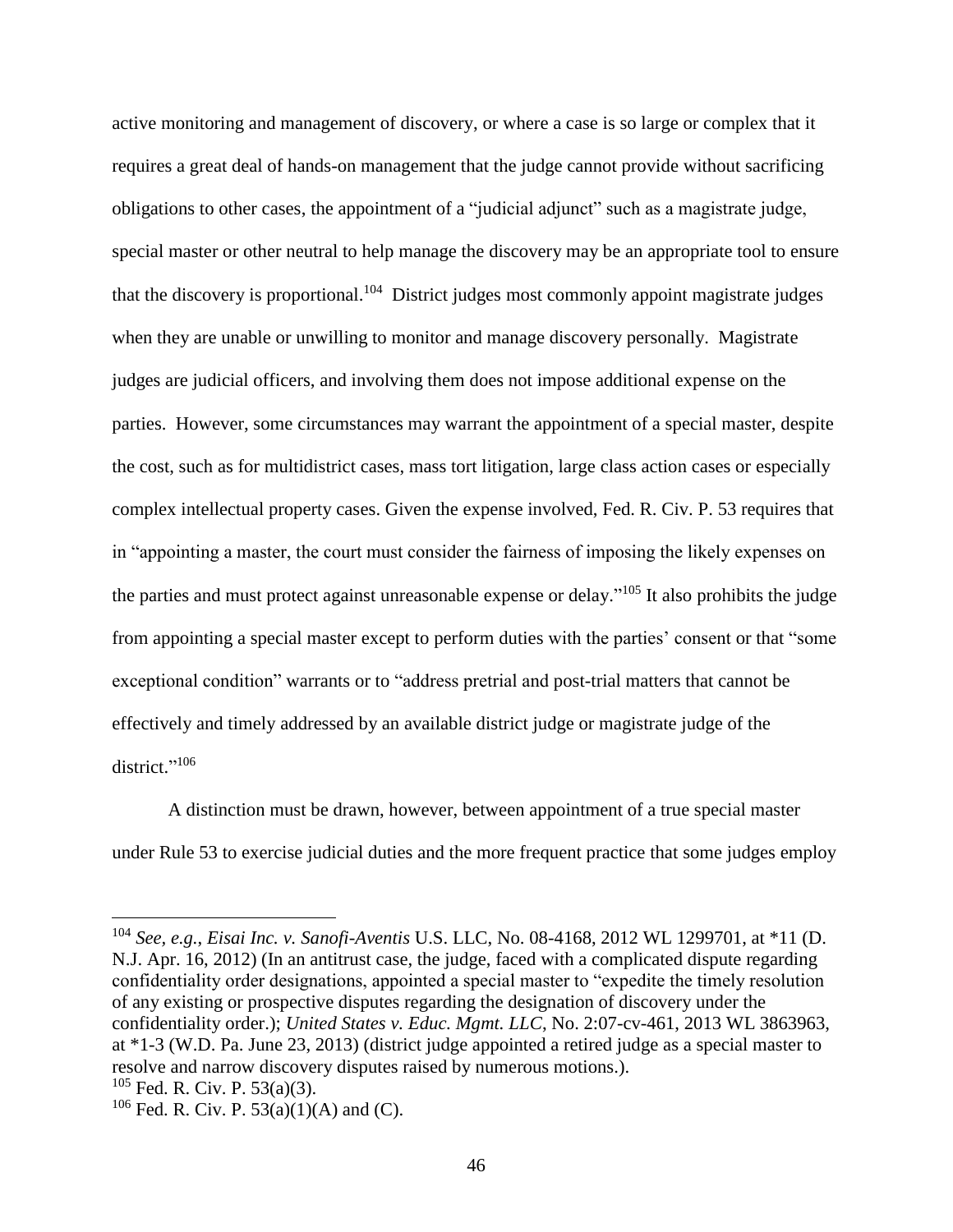active monitoring and management of discovery, or where a case is so large or complex that it requires a great deal of hands-on management that the judge cannot provide without sacrificing obligations to other cases, the appointment of a "judicial adjunct" such as a magistrate judge, special master or other neutral to help manage the discovery may be an appropriate tool to ensure that the discovery is proportional.[104] District judges most commonly appoint magistrate judges when they are unable or unwilling to monitor and manage discovery personally. Magistrate judges are judicial officers, and involving them does not impose additional expense on the parties. However, some circumstances may warrant the appointment of a special master, despite the cost, such as for multidistrict cases, mass tort litigation, large class action cases or especially complex intellectual property cases. Given the expense involved, Fed. R. Civ. P. 53 requires that in "appointing a master, the court must consider the fairness of imposing the likely expenses on the parties and must protect against unreasonable expense or delay."[105] It also prohibits the judge from appointing a special master except to perform duties with the parties' consent or that "some exceptional condition" warrants or to "address pretrial and post-trial matters that cannot be effectively and timely addressed by an available district judge or magistrate judge of the district."[106]

A distinction must be drawn, however, between appointment of a true special master under Rule 53 to exercise judicial duties and the more frequent practice that some judges employ

---

[104] *See, e.g.*, *Eisai Inc. v. Sanofi-Aventis* U.S. LLC, No. 08-4168, 2012 WL 1299701, at *11 (D. N.J. Apr. 16, 2012) (In an antitrust case, the judge, faced with a complicated dispute regarding confidentiality order designations, appointed a special master to "expedite the timely resolution of any existing or prospective disputes regarding the designation of discovery under the confidentiality order.); *United States v. Educ. Mgmt. LLC*, No. 2:07-cv-461, 2013 WL 3863963, at *1-3 (W.D. Pa. June 23, 2013) (district judge appointed a retired judge as a special master to resolve and narrow discovery disputes raised by numerous motions.).

[105] Fed. R. Civ. P. 53(a)(3).

[106] Fed. R. Civ. P. 53(a)(1)(A) and (C).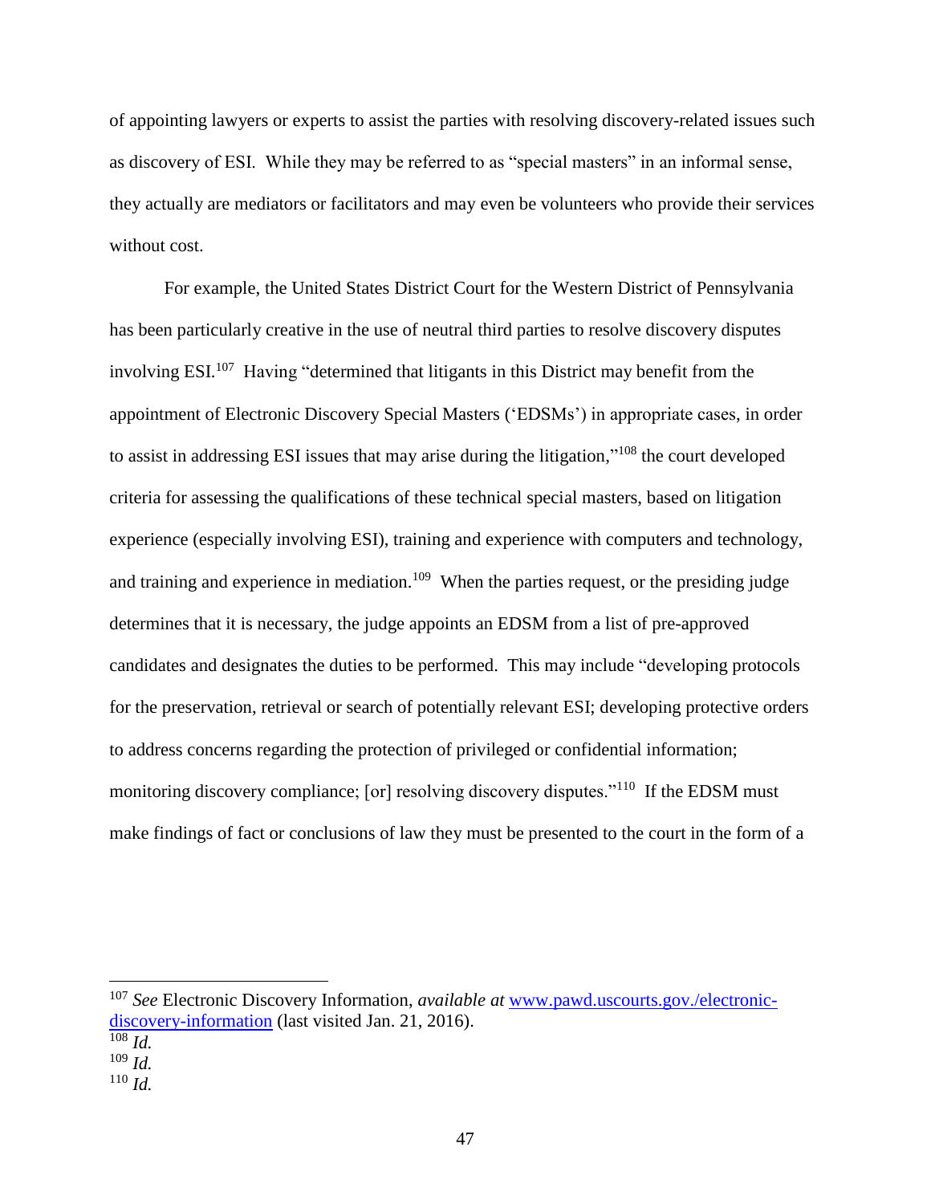of appointing lawyers or experts to assist the parties with resolving discovery-related issues such as discovery of ESI. While they may be referred to as "special masters" in an informal sense, they actually are mediators or facilitators and may even be volunteers who provide their services without cost.

For example, the United States District Court for the Western District of Pennsylvania has been particularly creative in the use of neutral third parties to resolve discovery disputes involving ESI.[107] Having "determined that litigants in this District may benefit from the appointment of Electronic Discovery Special Masters ('EDSMs') in appropriate cases, in order to assist in addressing ESI issues that may arise during the litigation,"[108] the court developed criteria for assessing the qualifications of these technical special masters, based on litigation experience (especially involving ESI), training and experience with computers and technology, and training and experience in mediation.[109] When the parties request, or the presiding judge determines that it is necessary, the judge appoints an EDSM from a list of pre-approved candidates and designates the duties to be performed. This may include "developing protocols for the preservation, retrieval or search of potentially relevant ESI; developing protective orders to address concerns regarding the protection of privileged or confidential information; monitoring discovery compliance; [or] resolving discovery disputes."[110] If the EDSM must make findings of fact or conclusions of law they must be presented to the court in the form of a

---

[107] *See* Electronic Discovery Information, *available at* www.pawd.uscourts.gov./electronic-discovery-information (last visited Jan. 21, 2016).

[108] *Id.*

[109] *Id.*

[110] *Id.*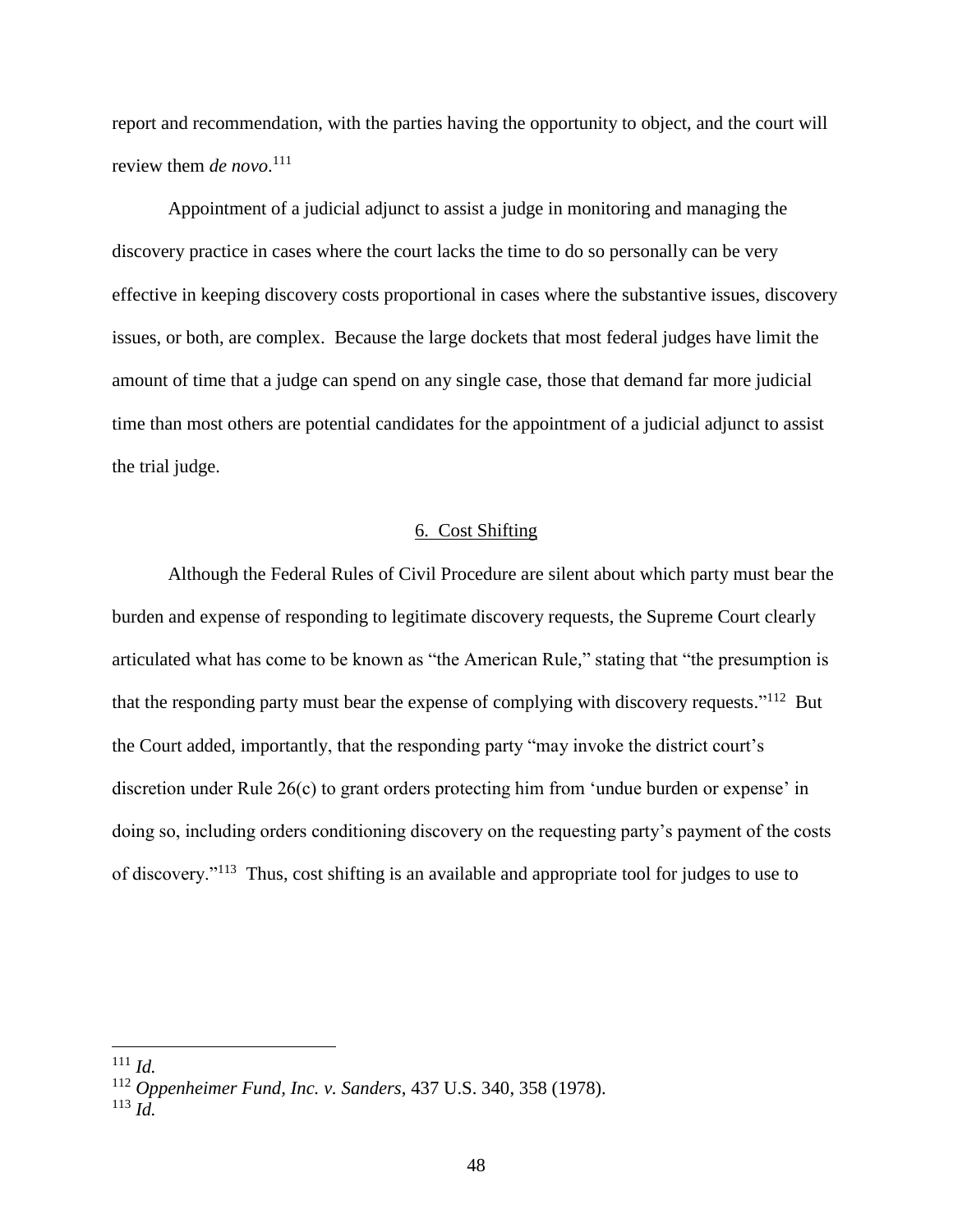report and recommendation, with the parties having the opportunity to object, and the court will review them *de novo*.[111]

Appointment of a judicial adjunct to assist a judge in monitoring and managing the discovery practice in cases where the court lacks the time to do so personally can be very effective in keeping discovery costs proportional in cases where the substantive issues, discovery issues, or both, are complex. Because the large dockets that most federal judges have limit the amount of time that a judge can spend on any single case, those that demand far more judicial time than most others are potential candidates for the appointment of a judicial adjunct to assist the trial judge.

6. Cost Shifting

Although the Federal Rules of Civil Procedure are silent about which party must bear the burden and expense of responding to legitimate discovery requests, the Supreme Court clearly articulated what has come to be known as "the American Rule," stating that "the presumption is that the responding party must bear the expense of complying with discovery requests."[112] But the Court added, importantly, that the responding party "may invoke the district court's discretion under Rule 26(c) to grant orders protecting him from 'undue burden or expense' in doing so, including orders conditioning discovery on the requesting party's payment of the costs of discovery."[113] Thus, cost shifting is an available and appropriate tool for judges to use to

---

[111] *Id.*

[112] *Oppenheimer Fund, Inc. v. Sanders*, 437 U.S. 340, 358 (1978).

[113] *Id.*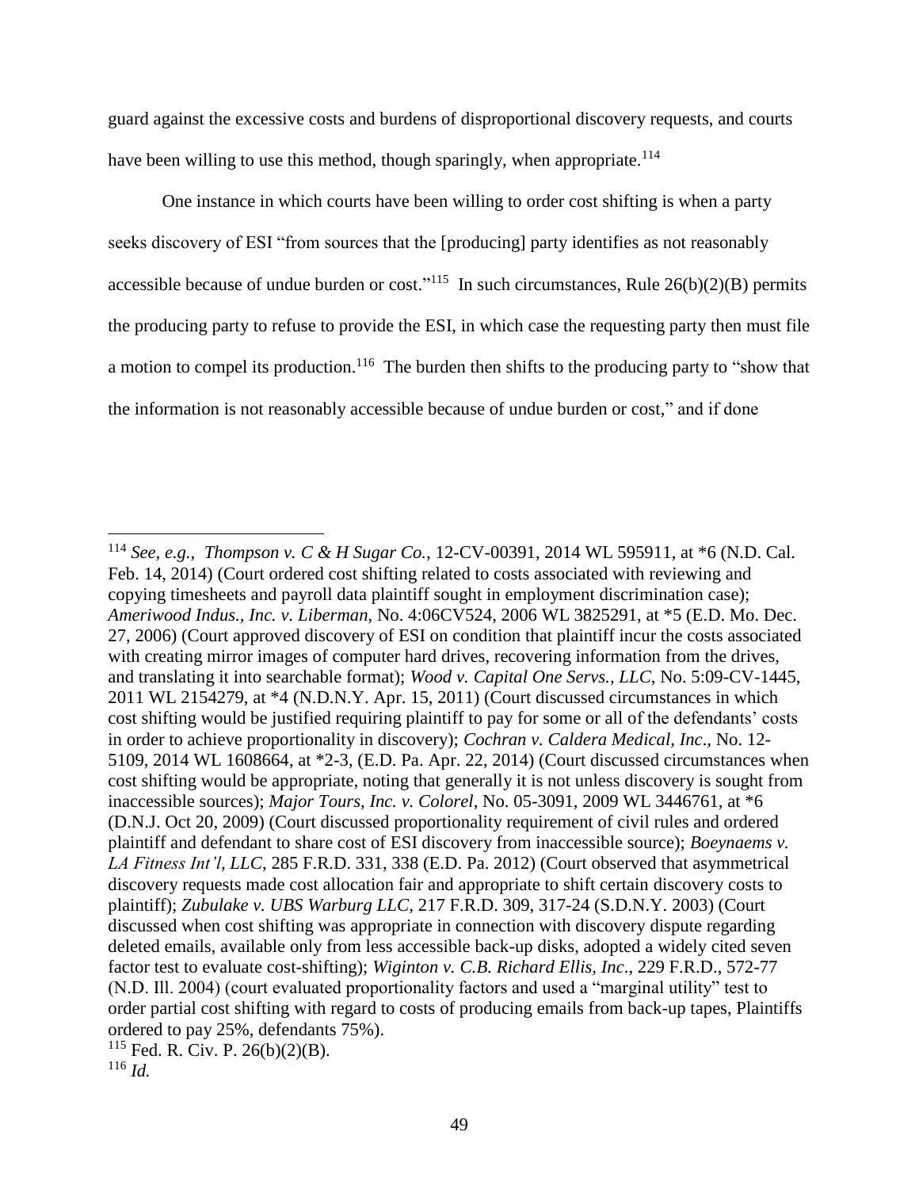guard against the excessive costs and burdens of disproportional discovery requests, and courts have been willing to use this method, though sparingly, when appropriate.[114]

One instance in which courts have been willing to order cost shifting is when a party seeks discovery of ESI "from sources that the [producing] party identifies as not reasonably accessible because of undue burden or cost."[115] In such circumstances, Rule 26(b)(2)(B) permits the producing party to refuse to provide the ESI, in which case the requesting party then must file a motion to compel its production.[116] The burden then shifts to the producing party to "show that the information is not reasonably accessible because of undue burden or cost," and if done

---

[114] *See, e.g.*, *Thompson v. C & H Sugar Co.,* 12-CV-00391, 2014 WL 595911, at *6 (N.D. Cal. Feb. 14, 2014) (Court ordered cost shifting related to costs associated with reviewing and copying timesheets and payroll data plaintiff sought in employment discrimination case); *Ameriwood Indus., Inc. v. Liberman*, No. 4:06CV524, 2006 WL 3825291, at *5 (E.D. Mo. Dec. 27, 2006) (Court approved discovery of ESI on condition that plaintiff incur the costs associated with creating mirror images of computer hard drives, recovering information from the drives, and translating it into searchable format); *Wood v. Capital One Servs., LLC*, No. 5:09-CV-1445, 2011 WL 2154279, at *4 (N.D.N.Y. Apr. 15, 2011) (Court discussed circumstances in which cost shifting would be justified requiring plaintiff to pay for some or all of the defendants' costs in order to achieve proportionality in discovery); *Cochran v. Caldera Medical, Inc*., No. 12-5109, 2014 WL 1608664, at *2-3, (E.D. Pa. Apr. 22, 2014) (Court discussed circumstances when cost shifting would be appropriate, noting that generally it is not unless discovery is sought from inaccessible sources); *Major Tours, Inc. v. Colorel*, No. 05-3091, 2009 WL 3446761, at *6 (D.N.J. Oct 20, 2009) (Court discussed proportionality requirement of civil rules and ordered plaintiff and defendant to share cost of ESI discovery from inaccessible source); *Boeynaems v. LA Fitness Int'l, LLC*, 285 F.R.D. 331, 338 (E.D. Pa. 2012) (Court observed that asymmetrical discovery requests made cost allocation fair and appropriate to shift certain discovery costs to plaintiff); *Zubulake v. UBS Warburg LLC*, 217 F.R.D. 309, 317-24 (S.D.N.Y. 2003) (Court discussed when cost shifting was appropriate in connection with discovery dispute regarding deleted emails, available only from less accessible back-up disks, adopted a widely cited seven factor test to evaluate cost-shifting); *Wiginton v. C.B. Richard Ellis, Inc*., 229 F.R.D., 572-77 (N.D. Ill. 2004) (court evaluated proportionality factors and used a "marginal utility" test to order partial cost shifting with regard to costs of producing emails from back-up tapes, Plaintiffs ordered to pay 25%, defendants 75%).

[115] Fed. R. Civ. P. 26(b)(2)(B).

[116] *Id.*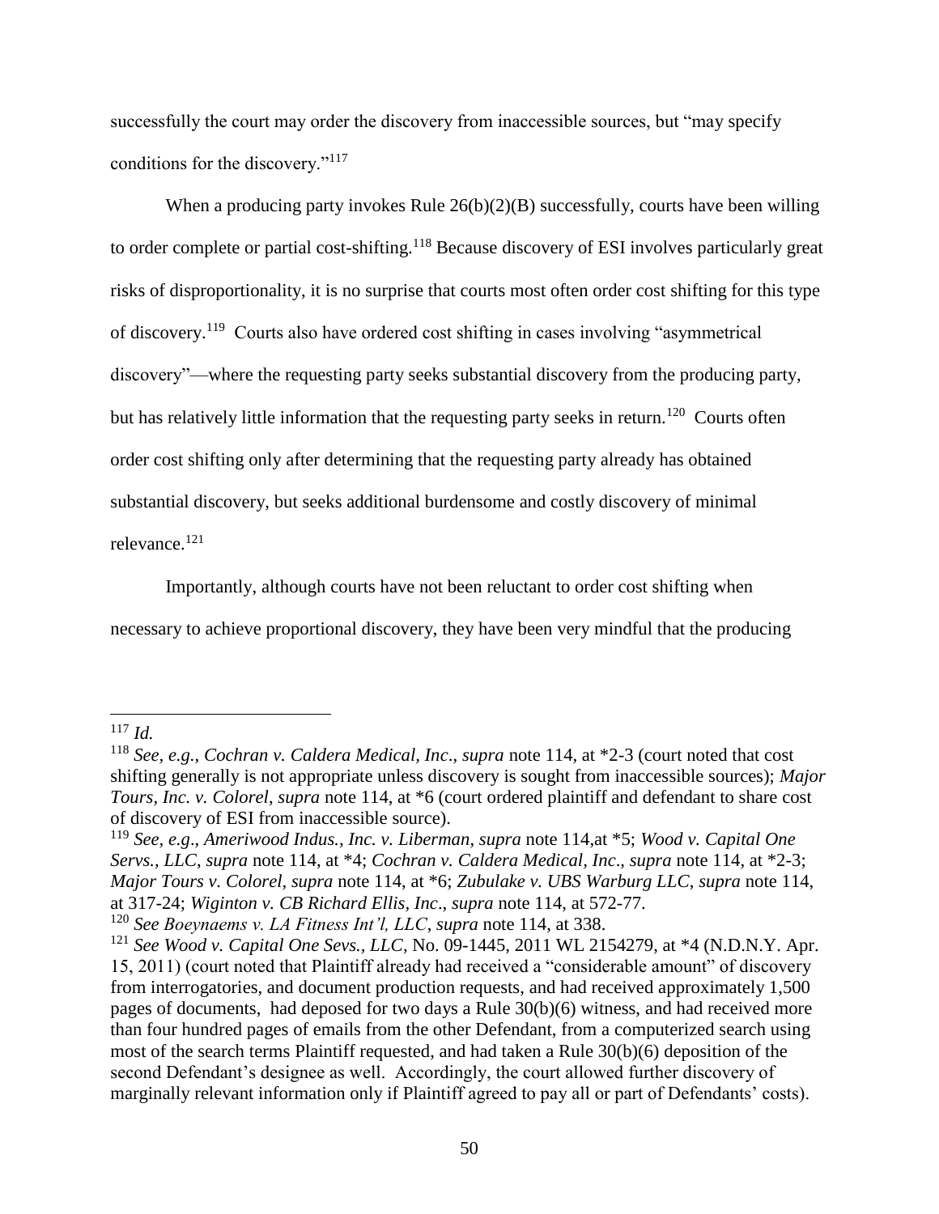successfully the court may order the discovery from inaccessible sources, but "may specify conditions for the discovery."[117]

When a producing party invokes Rule 26(b)(2)(B) successfully, courts have been willing to order complete or partial cost-shifting.[118] Because discovery of ESI involves particularly great risks of disproportionality, it is no surprise that courts most often order cost shifting for this type of discovery.[119] Courts also have ordered cost shifting in cases involving "asymmetrical discovery"—where the requesting party seeks substantial discovery from the producing party, but has relatively little information that the requesting party seeks in return.[120] Courts often order cost shifting only after determining that the requesting party already has obtained substantial discovery, but seeks additional burdensome and costly discovery of minimal relevance.[121]

Importantly, although courts have not been reluctant to order cost shifting when necessary to achieve proportional discovery, they have been very mindful that the producing

---

[117] *Id.*

[118] *See, e.g.*, *Cochran v. Caldera Medical, Inc*., *supra* note 114, at *2-3 (court noted that cost shifting generally is not appropriate unless discovery is sought from inaccessible sources); *Major Tours, Inc. v. Colorel*, *supra* note 114, at *6 (court ordered plaintiff and defendant to share cost of discovery of ESI from inaccessible source).

[119] *See, e.g*., *Ameriwood Indus., Inc. v. Liberman*, *supra* note 114,at *5; *Wood v. Capital One Servs., LLC*, *supra* note 114, at *4; *Cochran v. Caldera Medical, Inc*., *supra* note 114, at *2-3; *Major Tours v. Colorel*, *supra* note 114, at *6; *Zubulake v. UBS Warburg LLC*, *supra* note 114, at 317-24; *Wiginton v. CB Richard Ellis, Inc*., *supra* note 114, at 572-77.

[120] *See Boeynaems v. LA Fitness Int'l, LLC*, *supra* note 114, at 338.

[121] *See Wood v. Capital One Sevs., LLC*, No. 09-1445, 2011 WL 2154279, at *4 (N.D.N.Y. Apr. 15, 2011) (court noted that Plaintiff already had received a "considerable amount" of discovery from interrogatories, and document production requests, and had received approximately 1,500 pages of documents, had deposed for two days a Rule 30(b)(6) witness, and had received more than four hundred pages of emails from the other Defendant, from a computerized search using most of the search terms Plaintiff requested, and had taken a Rule 30(b)(6) deposition of the second Defendant's designee as well. Accordingly, the court allowed further discovery of marginally relevant information only if Plaintiff agreed to pay all or part of Defendants' costs).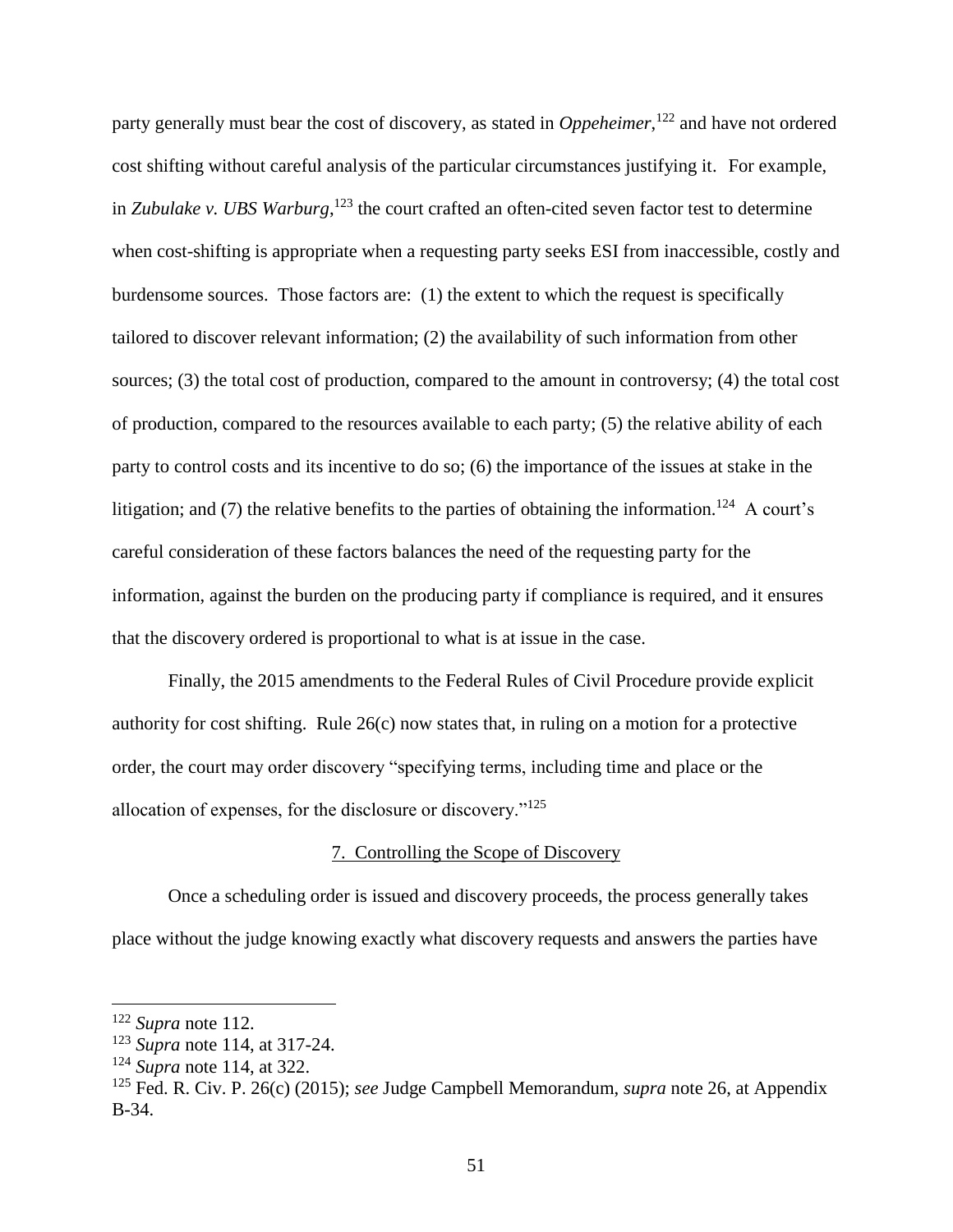party generally must bear the cost of discovery, as stated in *Oppeheimer*,[122] and have not ordered cost shifting without careful analysis of the particular circumstances justifying it. For example, in *Zubulake v. UBS Warburg*,[123] the court crafted an often-cited seven factor test to determine when cost-shifting is appropriate when a requesting party seeks ESI from inaccessible, costly and burdensome sources. Those factors are: (1) the extent to which the request is specifically tailored to discover relevant information; (2) the availability of such information from other sources; (3) the total cost of production, compared to the amount in controversy; (4) the total cost of production, compared to the resources available to each party; (5) the relative ability of each party to control costs and its incentive to do so; (6) the importance of the issues at stake in the litigation; and (7) the relative benefits to the parties of obtaining the information.[124] A court's careful consideration of these factors balances the need of the requesting party for the information, against the burden on the producing party if compliance is required, and it ensures that the discovery ordered is proportional to what is at issue in the case.

Finally, the 2015 amendments to the Federal Rules of Civil Procedure provide explicit authority for cost shifting. Rule 26(c) now states that, in ruling on a motion for a protective order, the court may order discovery "specifying terms, including time and place or the allocation of expenses, for the disclosure or discovery."[125]

### 7. Controlling the Scope of Discovery

Once a scheduling order is issued and discovery proceeds, the process generally takes place without the judge knowing exactly what discovery requests and answers the parties have

---

[122] *Supra* note 112.

[123] *Supra* note 114, at 317-24.

[124] *Supra* note 114, at 322.

[125] Fed. R. Civ. P. 26(c) (2015); *see* Judge Campbell Memorandum, *supra* note 26, at Appendix B-34.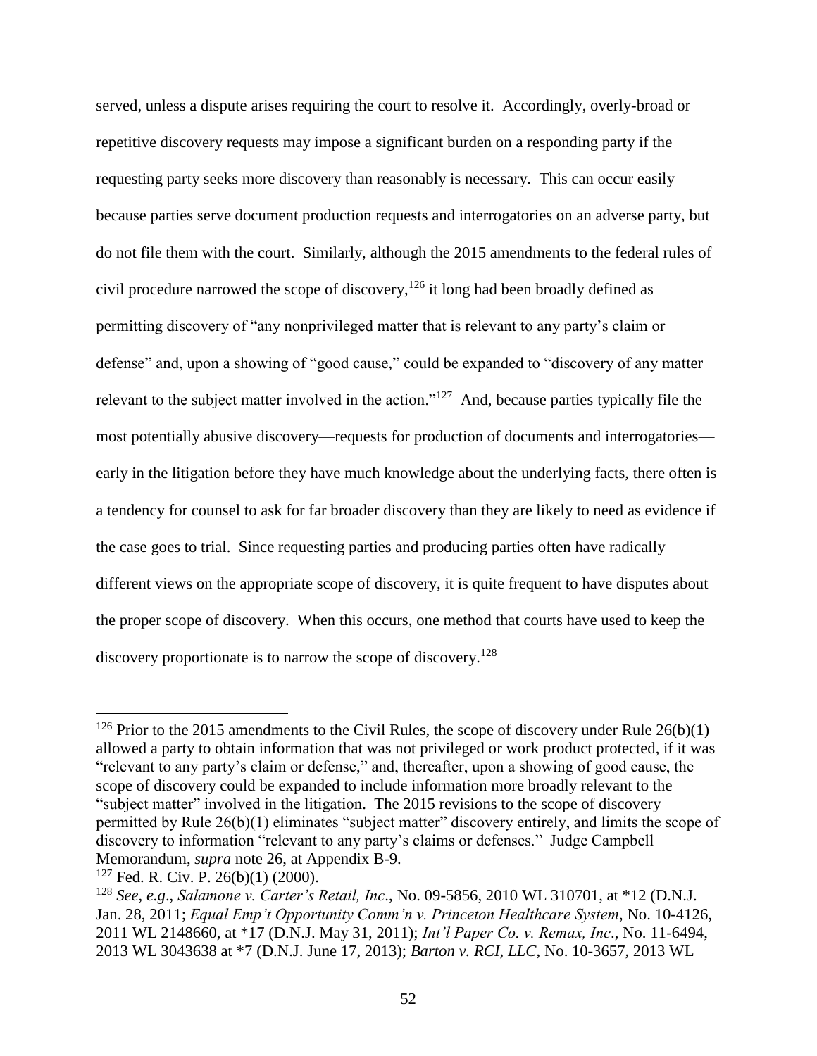served, unless a dispute arises requiring the court to resolve it. Accordingly, overly-broad or repetitive discovery requests may impose a significant burden on a responding party if the requesting party seeks more discovery than reasonably is necessary. This can occur easily because parties serve document production requests and interrogatories on an adverse party, but do not file them with the court. Similarly, although the 2015 amendments to the federal rules of civil procedure narrowed the scope of discovery,[126] it long had been broadly defined as permitting discovery of "any nonprivileged matter that is relevant to any party's claim or defense" and, upon a showing of "good cause," could be expanded to "discovery of any matter relevant to the subject matter involved in the action."[127] And, because parties typically file the most potentially abusive discovery—requests for production of documents and interrogatories—early in the litigation before they have much knowledge about the underlying facts, there often is a tendency for counsel to ask for far broader discovery than they are likely to need as evidence if the case goes to trial. Since requesting parties and producing parties often have radically different views on the appropriate scope of discovery, it is quite frequent to have disputes about the proper scope of discovery. When this occurs, one method that courts have used to keep the discovery proportionate is to narrow the scope of discovery.[128]

---

[126] Prior to the 2015 amendments to the Civil Rules, the scope of discovery under Rule 26(b)(1) allowed a party to obtain information that was not privileged or work product protected, if it was "relevant to any party's claim or defense," and, thereafter, upon a showing of good cause, the scope of discovery could be expanded to include information more broadly relevant to the "subject matter" involved in the litigation. The 2015 revisions to the scope of discovery permitted by Rule 26(b)(1) eliminates "subject matter" discovery entirely, and limits the scope of discovery to information "relevant to any party's claims or defenses." Judge Campbell Memorandum, *supra* note 26, at Appendix B-9.

[127] Fed. R. Civ. P. 26(b)(1) (2000).

[128] *See, e.g*., *Salamone v. Carter's Retail, Inc*., No. 09-5856, 2010 WL 310701, at *12 (D.N.J. Jan. 28, 2011; *Equal Emp't Opportunity Comm'n v. Princeton Healthcare System*, No. 10-4126, 2011 WL 2148660, at *17 (D.N.J. May 31, 2011); *Int'l Paper Co. v. Remax, Inc*., No. 11-6494, 2013 WL 3043638 at *7 (D.N.J. June 17, 2013); *Barton v. RCI, LLC*, No. 10-3657, 2013 WL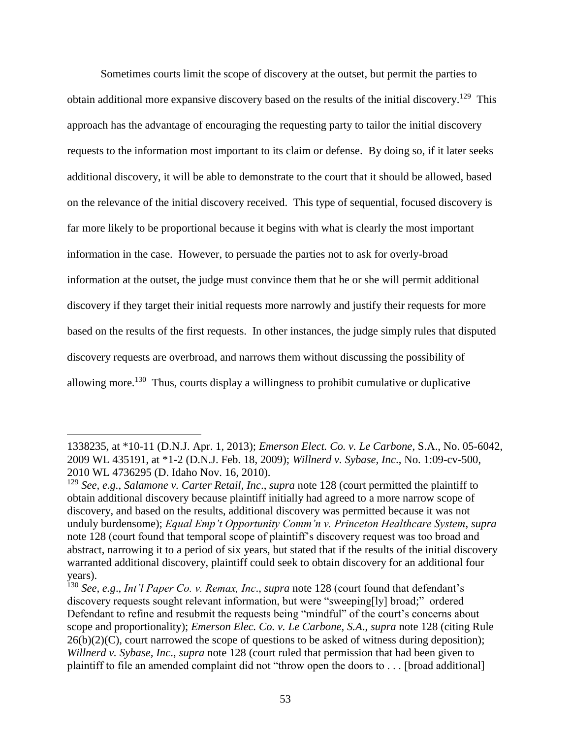Sometimes courts limit the scope of discovery at the outset, but permit the parties to obtain additional more expansive discovery based on the results of the initial discovery.[129] This approach has the advantage of encouraging the requesting party to tailor the initial discovery requests to the information most important to its claim or defense. By doing so, if it later seeks additional discovery, it will be able to demonstrate to the court that it should be allowed, based on the relevance of the initial discovery received. This type of sequential, focused discovery is far more likely to be proportional because it begins with what is clearly the most important information in the case. However, to persuade the parties not to ask for overly-broad information at the outset, the judge must convince them that he or she will permit additional discovery if they target their initial requests more narrowly and justify their requests for more based on the results of the first requests. In other instances, the judge simply rules that disputed discovery requests are overbroad, and narrows them without discussing the possibility of allowing more.[130] Thus, courts display a willingness to prohibit cumulative or duplicative

---

1338235, at *10-11 (D.N.J. Apr. 1, 2013); *Emerson Elect. Co. v. Le Carbone,* S.A., No. 05-6042, 2009 WL 435191, at *1-2 (D.N.J. Feb. 18, 2009); *Willnerd v. Sybase, Inc*., No. 1:09-cv-500, 2010 WL 4736295 (D. Idaho Nov. 16, 2010).

[129] *See, e.g.*, *Salamone v. Carter Retail, Inc*., *supra* note 128 (court permitted the plaintiff to obtain additional discovery because plaintiff initially had agreed to a more narrow scope of discovery, and based on the results, additional discovery was permitted because it was not unduly burdensome); *Equal Emp't Opportunity Comm'n v. Princeton Healthcare System*, *supra* note 128 (court found that temporal scope of plaintiff's discovery request was too broad and abstract, narrowing it to a period of six years, but stated that if the results of the initial discovery warranted additional discovery, plaintiff could seek to obtain discovery for an additional four years).

[130] *See, e.g*., *Int'l Paper Co. v. Remax, Inc*., *supra* note 128 (court found that defendant's discovery requests sought relevant information, but were "sweeping[ly] broad;" ordered Defendant to refine and resubmit the requests being "mindful" of the court's concerns about scope and proportionality); *Emerson Elec. Co. v. Le Carbone, S.A*., *supra* note 128 (citing Rule 26(b)(2)(C), court narrowed the scope of questions to be asked of witness during deposition); *Willnerd v. Sybase, Inc*., *supra* note 128 (court ruled that permission that had been given to plaintiff to file an amended complaint did not "throw open the doors to . . . [broad additional]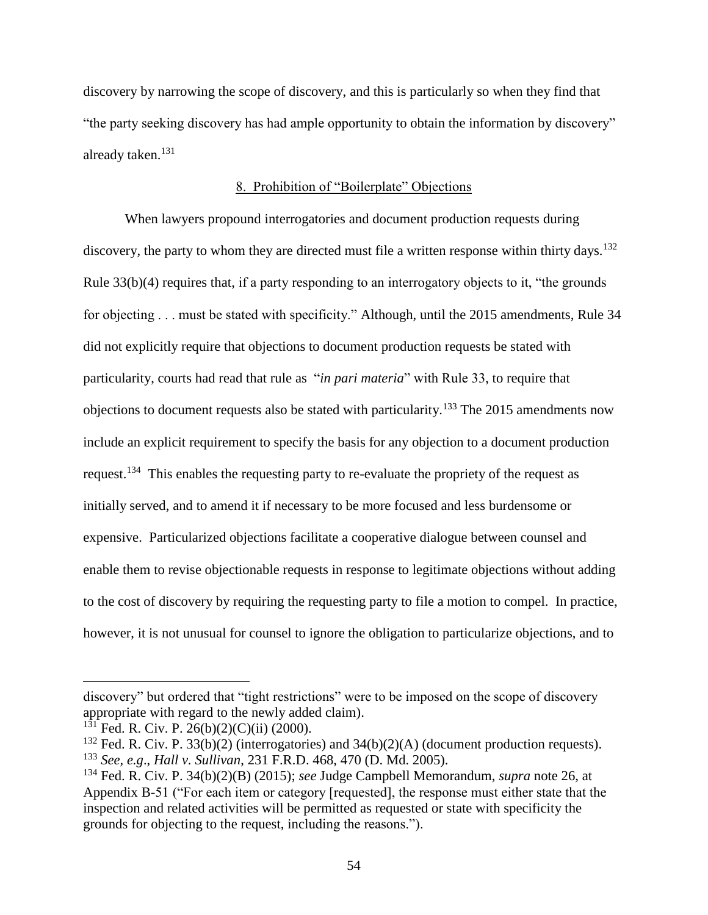discovery by narrowing the scope of discovery, and this is particularly so when they find that "the party seeking discovery has had ample opportunity to obtain the information by discovery" already taken.[131]

### 8. Prohibition of "Boilerplate" Objections

When lawyers propound interrogatories and document production requests during discovery, the party to whom they are directed must file a written response within thirty days.[132] Rule 33(b)(4) requires that, if a party responding to an interrogatory objects to it, "the grounds for objecting . . . must be stated with specificity." Although, until the 2015 amendments, Rule 34 did not explicitly require that objections to document production requests be stated with particularity, courts had read that rule as "*in pari materia*" with Rule 33, to require that objections to document requests also be stated with particularity.[133] The 2015 amendments now include an explicit requirement to specify the basis for any objection to a document production request.[134] This enables the requesting party to re-evaluate the propriety of the request as initially served, and to amend it if necessary to be more focused and less burdensome or expensive. Particularized objections facilitate a cooperative dialogue between counsel and enable them to revise objectionable requests in response to legitimate objections without adding to the cost of discovery by requiring the requesting party to file a motion to compel. In practice, however, it is not unusual for counsel to ignore the obligation to particularize objections, and to

---

discovery" but ordered that "tight restrictions" were to be imposed on the scope of discovery appropriate with regard to the newly added claim).

[131] Fed. R. Civ. P. 26(b)(2)(C)(ii) (2000).

[132] Fed. R. Civ. P. 33(b)(2) (interrogatories) and 34(b)(2)(A) (document production requests).

[133] *See, e.g*., *Hall v. Sullivan*, 231 F.R.D. 468, 470 (D. Md. 2005).

[134] Fed. R. Civ. P. 34(b)(2)(B) (2015); *see* Judge Campbell Memorandum, *supra* note 26, at Appendix B-51 ("For each item or category [requested], the response must either state that the inspection and related activities will be permitted as requested or state with specificity the grounds for objecting to the request, including the reasons.").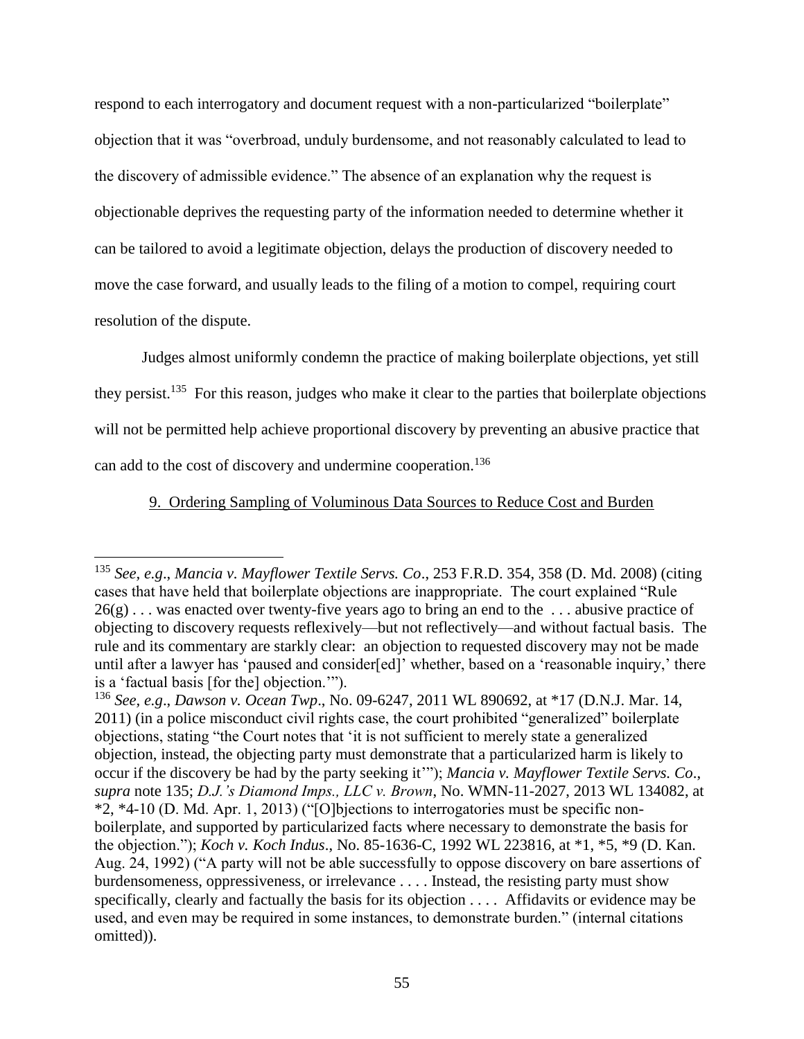respond to each interrogatory and document request with a non-particularized "boilerplate" objection that it was "overbroad, unduly burdensome, and not reasonably calculated to lead to the discovery of admissible evidence." The absence of an explanation why the request is objectionable deprives the requesting party of the information needed to determine whether it can be tailored to avoid a legitimate objection, delays the production of discovery needed to move the case forward, and usually leads to the filing of a motion to compel, requiring court resolution of the dispute.

Judges almost uniformly condemn the practice of making boilerplate objections, yet still they persist.[135] For this reason, judges who make it clear to the parties that boilerplate objections will not be permitted help achieve proportional discovery by preventing an abusive practice that can add to the cost of discovery and undermine cooperation.[136]

9. Ordering Sampling of Voluminous Data Sources to Reduce Cost and Burden

---

[135] *See, e.g*., *Mancia v. Mayflower Textile Servs. Co*., 253 F.R.D. 354, 358 (D. Md. 2008) (citing cases that have held that boilerplate objections are inappropriate. The court explained "Rule 26(g) . . . was enacted over twenty-five years ago to bring an end to the . . . abusive practice of objecting to discovery requests reflexively—but not reflectively—and without factual basis. The rule and its commentary are starkly clear: an objection to requested discovery may not be made until after a lawyer has 'paused and consider[ed]' whether, based on a 'reasonable inquiry,' there is a 'factual basis [for the] objection.'").

[136] *See, e.g*., *Dawson v. Ocean Twp*., No. 09-6247, 2011 WL 890692, at *17 (D.N.J. Mar. 14, 2011) (in a police misconduct civil rights case, the court prohibited "generalized" boilerplate objections, stating "the Court notes that 'it is not sufficient to merely state a generalized objection, instead, the objecting party must demonstrate that a particularized harm is likely to occur if the discovery be had by the party seeking it'"); *Mancia v. Mayflower Textile Servs. Co*., *supra* note 135; *D.J.'s Diamond Imps., LLC v. Brown*, No. WMN-11-2027, 2013 WL 134082, at *2, *4-10 (D. Md. Apr. 1, 2013) ("[O]bjections to interrogatories must be specific non-boilerplate, and supported by particularized facts where necessary to demonstrate the basis for the objection."); *Koch v. Koch Indus*., No. 85-1636-C, 1992 WL 223816, at *1, *5, *9 (D. Kan. Aug. 24, 1992) ("A party will not be able successfully to oppose discovery on bare assertions of burdensomeness, oppressiveness, or irrelevance . . . . Instead, the resisting party must show specifically, clearly and factually the basis for its objection . . . . Affidavits or evidence may be used, and even may be required in some instances, to demonstrate burden." (internal citations omitted)).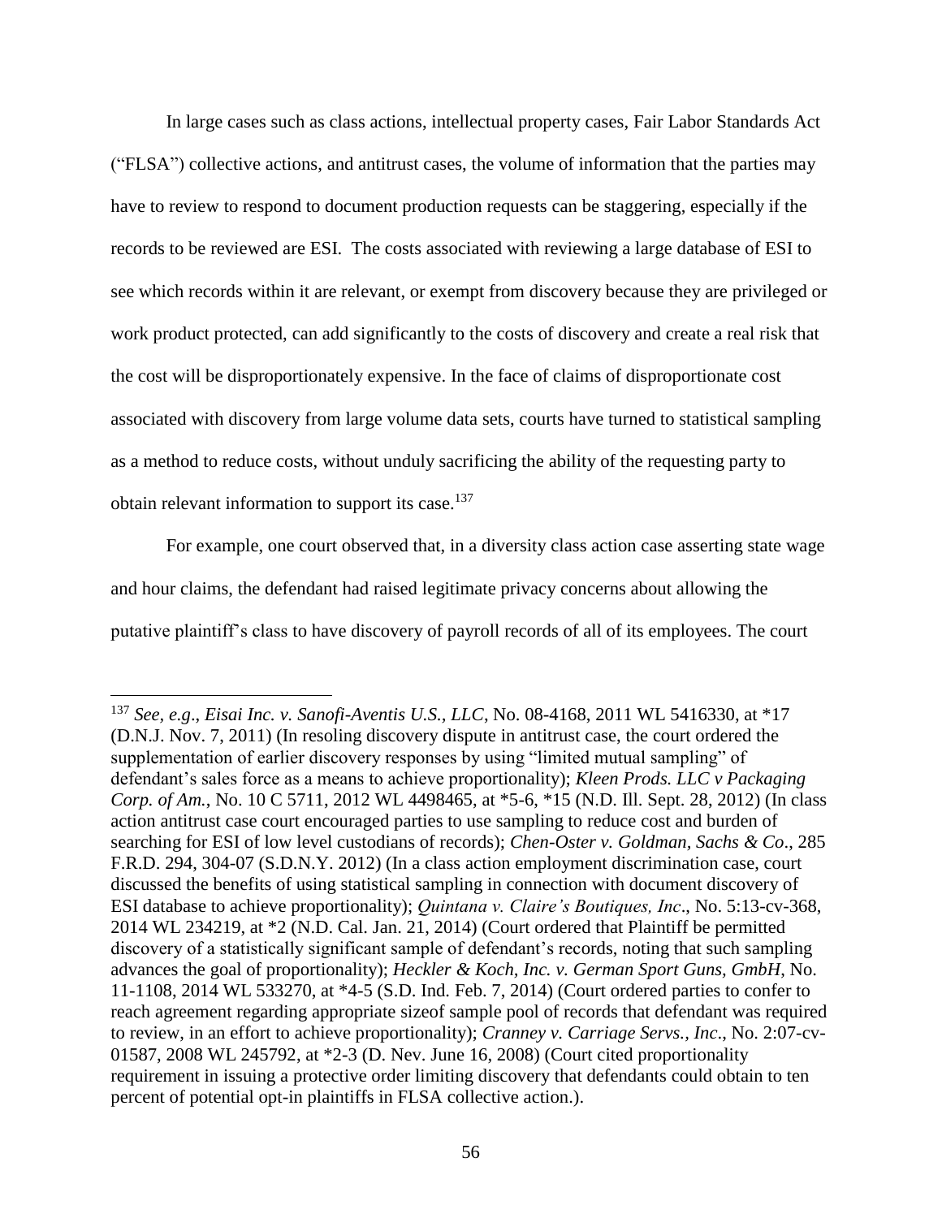In large cases such as class actions, intellectual property cases, Fair Labor Standards Act ("FLSA") collective actions, and antitrust cases, the volume of information that the parties may have to review to respond to document production requests can be staggering, especially if the records to be reviewed are ESI. The costs associated with reviewing a large database of ESI to see which records within it are relevant, or exempt from discovery because they are privileged or work product protected, can add significantly to the costs of discovery and create a real risk that the cost will be disproportionately expensive. In the face of claims of disproportionate cost associated with discovery from large volume data sets, courts have turned to statistical sampling as a method to reduce costs, without unduly sacrificing the ability of the requesting party to obtain relevant information to support its case.[137]

For example, one court observed that, in a diversity class action case asserting state wage and hour claims, the defendant had raised legitimate privacy concerns about allowing the putative plaintiff's class to have discovery of payroll records of all of its employees. The court

---

[137] *See, e.g*., *Eisai Inc. v. Sanofi-Aventis U.S., LLC*, No. 08-4168, 2011 WL 5416330, at *17 (D.N.J. Nov. 7, 2011) (In resoling discovery dispute in antitrust case, the court ordered the supplementation of earlier discovery responses by using "limited mutual sampling" of defendant's sales force as a means to achieve proportionality); *Kleen Prods. LLC v Packaging Corp. of Am.*, No. 10 C 5711, 2012 WL 4498465, at *5-6, *15 (N.D. Ill. Sept. 28, 2012) (In class action antitrust case court encouraged parties to use sampling to reduce cost and burden of searching for ESI of low level custodians of records); *Chen-Oster v. Goldman, Sachs & Co*., 285 F.R.D. 294, 304-07 (S.D.N.Y. 2012) (In a class action employment discrimination case, court discussed the benefits of using statistical sampling in connection with document discovery of ESI database to achieve proportionality); *Quintana v. Claire's Boutiques, Inc*., No. 5:13-cv-368, 2014 WL 234219, at *2 (N.D. Cal. Jan. 21, 2014) (Court ordered that Plaintiff be permitted discovery of a statistically significant sample of defendant's records, noting that such sampling advances the goal of proportionality); *Heckler & Koch, Inc. v. German Sport Guns, GmbH*, No. 11-1108, 2014 WL 533270, at *4-5 (S.D. Ind. Feb. 7, 2014) (Court ordered parties to confer to reach agreement regarding appropriate sizeof sample pool of records that defendant was required to review, in an effort to achieve proportionality); *Cranney v. Carriage Servs., Inc*., No. 2:07-cv-01587, 2008 WL 245792, at *2-3 (D. Nev. June 16, 2008) (Court cited proportionality requirement in issuing a protective order limiting discovery that defendants could obtain to ten percent of potential opt-in plaintiffs in FLSA collective action.).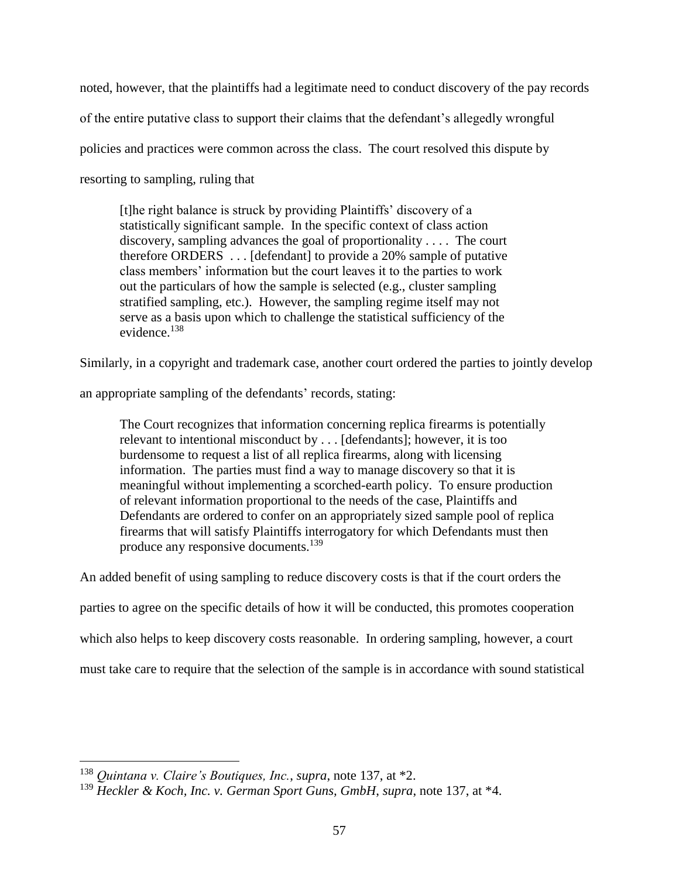noted, however, that the plaintiffs had a legitimate need to conduct discovery of the pay records of the entire putative class to support their claims that the defendant's allegedly wrongful policies and practices were common across the class. The court resolved this dispute by resorting to sampling, ruling that

> [t]he right balance is struck by providing Plaintiffs' discovery of a statistically significant sample. In the specific context of class action discovery, sampling advances the goal of proportionality . . . . The court therefore ORDERS . . . [defendant] to provide a 20% sample of putative class members' information but the court leaves it to the parties to work out the particulars of how the sample is selected (e.g., cluster sampling stratified sampling, etc.). However, the sampling regime itself may not serve as a basis upon which to challenge the statistical sufficiency of the evidence.[138]

Similarly, in a copyright and trademark case, another court ordered the parties to jointly develop an appropriate sampling of the defendants' records, stating:

> The Court recognizes that information concerning replica firearms is potentially relevant to intentional misconduct by . . . [defendants]; however, it is too burdensome to request a list of all replica firearms, along with licensing information. The parties must find a way to manage discovery so that it is meaningful without implementing a scorched-earth policy. To ensure production of relevant information proportional to the needs of the case, Plaintiffs and Defendants are ordered to confer on an appropriately sized sample pool of replica firearms that will satisfy Plaintiffs interrogatory for which Defendants must then produce any responsive documents.[139]

An added benefit of using sampling to reduce discovery costs is that if the court orders the parties to agree on the specific details of how it will be conducted, this promotes cooperation which also helps to keep discovery costs reasonable. In ordering sampling, however, a court must take care to require that the selection of the sample is in accordance with sound statistical

---

[138] *Quintana v. Claire's Boutiques, Inc.*, *supra*, note 137, at *2.

[139] *Heckler & Koch, Inc. v. German Sport Guns, GmbH*, *supra*, note 137, at *4.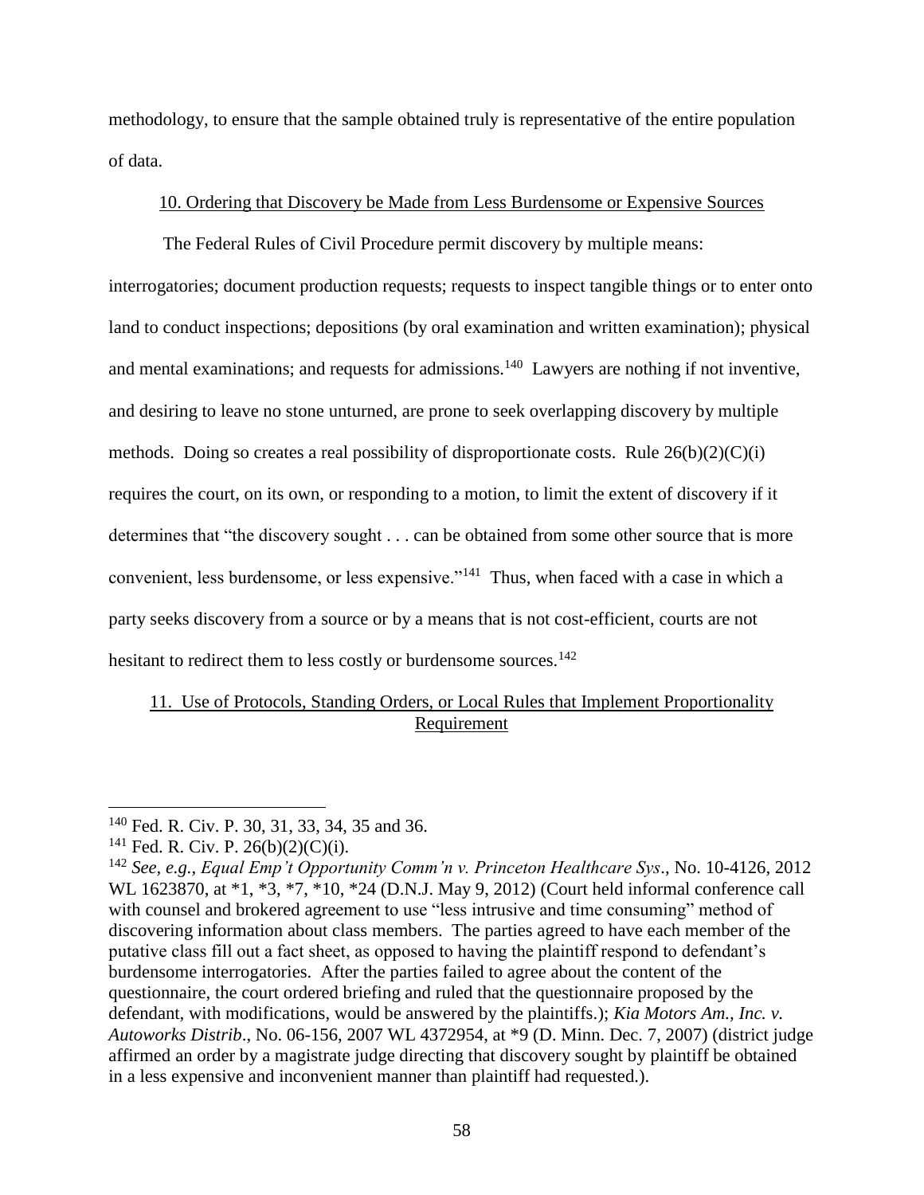methodology, to ensure that the sample obtained truly is representative of the entire population of data.

### 10. Ordering that Discovery be Made from Less Burdensome or Expensive Sources

The Federal Rules of Civil Procedure permit discovery by multiple means: interrogatories; document production requests; requests to inspect tangible things or to enter onto land to conduct inspections; depositions (by oral examination and written examination); physical and mental examinations; and requests for admissions.[140] Lawyers are nothing if not inventive, and desiring to leave no stone unturned, are prone to seek overlapping discovery by multiple methods. Doing so creates a real possibility of disproportionate costs. Rule 26(b)(2)(C)(i) requires the court, on its own, or responding to a motion, to limit the extent of discovery if it determines that "the discovery sought . . . can be obtained from some other source that is more convenient, less burdensome, or less expensive."[141] Thus, when faced with a case in which a party seeks discovery from a source or by a means that is not cost-efficient, courts are not hesitant to redirect them to less costly or burdensome sources.[142]

### 11. Use of Protocols, Standing Orders, or Local Rules that Implement Proportionality Requirement

---

[140] Fed. R. Civ. P. 30, 31, 33, 34, 35 and 36.

[141] Fed. R. Civ. P. 26(b)(2)(C)(i).

[142] *See, e.g.*, *Equal Emp't Opportunity Comm'n v. Princeton Healthcare Sys*., No. 10-4126, 2012 WL 1623870, at *1, *3, *7, *10, *24 (D.N.J. May 9, 2012) (Court held informal conference call with counsel and brokered agreement to use "less intrusive and time consuming" method of discovering information about class members. The parties agreed to have each member of the putative class fill out a fact sheet, as opposed to having the plaintiff respond to defendant's burdensome interrogatories. After the parties failed to agree about the content of the questionnaire, the court ordered briefing and ruled that the questionnaire proposed by the defendant, with modifications, would be answered by the plaintiffs.); *Kia Motors Am., Inc. v. Autoworks Distrib*., No. 06-156, 2007 WL 4372954, at *9 (D. Minn. Dec. 7, 2007) (district judge affirmed an order by a magistrate judge directing that discovery sought by plaintiff be obtained in a less expensive and inconvenient manner than plaintiff had requested.).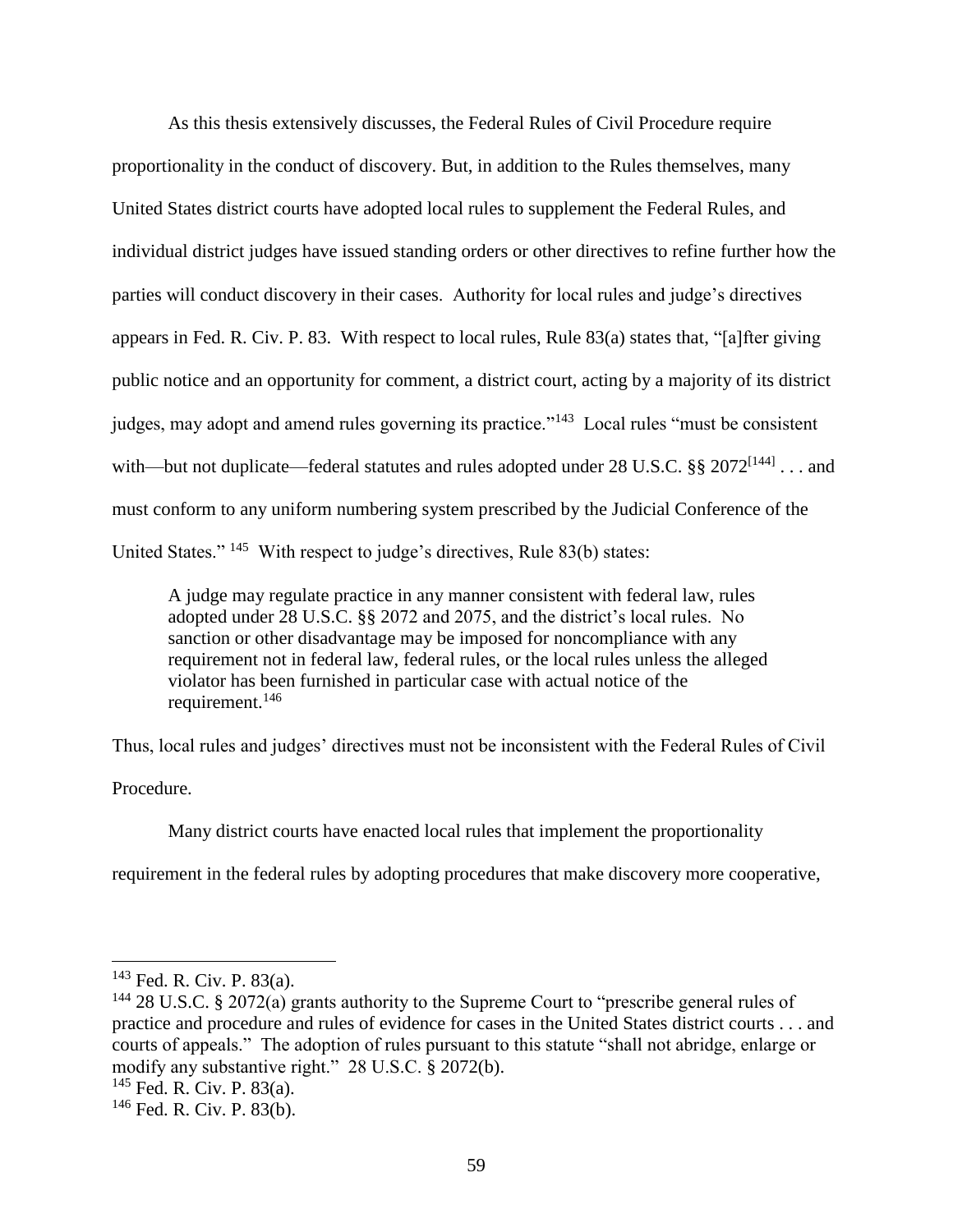As this thesis extensively discusses, the Federal Rules of Civil Procedure require proportionality in the conduct of discovery. But, in addition to the Rules themselves, many United States district courts have adopted local rules to supplement the Federal Rules, and individual district judges have issued standing orders or other directives to refine further how the parties will conduct discovery in their cases. Authority for local rules and judge's directives appears in Fed. R. Civ. P. 83. With respect to local rules, Rule 83(a) states that, "[a]fter giving public notice and an opportunity for comment, a district court, acting by a majority of its district judges, may adopt and amend rules governing its practice."[143] Local rules "must be consistent with—but not duplicate—federal statutes and rules adopted under 28 U.S.C. §§ 2072[144] . . . and must conform to any uniform numbering system prescribed by the Judicial Conference of the United States."[145] With respect to judge's directives, Rule 83(b) states:

> A judge may regulate practice in any manner consistent with federal law, rules adopted under 28 U.S.C. §§ 2072 and 2075, and the district's local rules. No sanction or other disadvantage may be imposed for noncompliance with any requirement not in federal law, federal rules, or the local rules unless the alleged violator has been furnished in particular case with actual notice of the requirement.[146]

Thus, local rules and judges' directives must not be inconsistent with the Federal Rules of Civil Procedure.

Many district courts have enacted local rules that implement the proportionality requirement in the federal rules by adopting procedures that make discovery more cooperative,

---

[143] Fed. R. Civ. P. 83(a).

[144] 28 U.S.C. § 2072(a) grants authority to the Supreme Court to "prescribe general rules of practice and procedure and rules of evidence for cases in the United States district courts . . . and courts of appeals." The adoption of rules pursuant to this statute "shall not abridge, enlarge or modify any substantive right." 28 U.S.C. § 2072(b).

[145] Fed. R. Civ. P. 83(a).

[146] Fed. R. Civ. P. 83(b).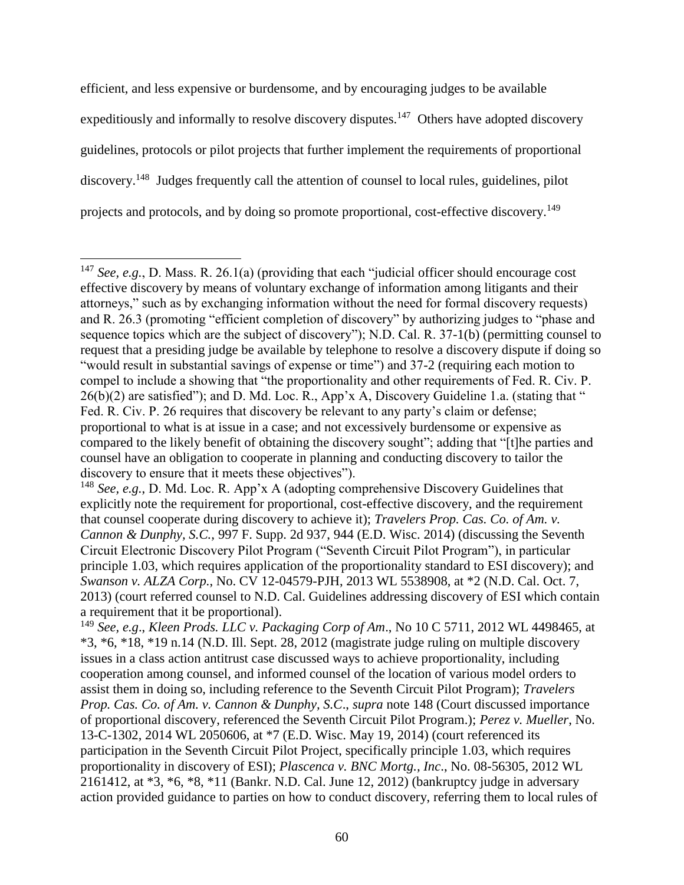efficient, and less expensive or burdensome, and by encouraging judges to be available expeditiously and informally to resolve discovery disputes.[147] Others have adopted discovery guidelines, protocols or pilot projects that further implement the requirements of proportional discovery.[148] Judges frequently call the attention of counsel to local rules, guidelines, pilot projects and protocols, and by doing so promote proportional, cost-effective discovery.[149]

---

[147] *See, e.g.*, D. Mass. R. 26.1(a) (providing that each "judicial officer should encourage cost effective discovery by means of voluntary exchange of information among litigants and their attorneys," such as by exchanging information without the need for formal discovery requests) and R. 26.3 (promoting "efficient completion of discovery" by authorizing judges to "phase and sequence topics which are the subject of discovery"); N.D. Cal. R. 37-1(b) (permitting counsel to request that a presiding judge be available by telephone to resolve a discovery dispute if doing so "would result in substantial savings of expense or time") and 37-2 (requiring each motion to compel to include a showing that "the proportionality and other requirements of Fed. R. Civ. P. 26(b)(2) are satisfied"); and D. Md. Loc. R., App'x A, Discovery Guideline 1.a. (stating that " Fed. R. Civ. P. 26 requires that discovery be relevant to any party's claim or defense; proportional to what is at issue in a case; and not excessively burdensome or expensive as compared to the likely benefit of obtaining the discovery sought"; adding that "[t]he parties and counsel have an obligation to cooperate in planning and conducting discovery to tailor the discovery to ensure that it meets these objectives").

[148] *See, e.g.*, D. Md. Loc. R. App'x A (adopting comprehensive Discovery Guidelines that explicitly note the requirement for proportional, cost-effective discovery, and the requirement that counsel cooperate during discovery to achieve it); *Travelers Prop. Cas. Co. of Am. v. Cannon & Dunphy, S.C.*, 997 F. Supp. 2d 937, 944 (E.D. Wisc. 2014) (discussing the Seventh Circuit Electronic Discovery Pilot Program ("Seventh Circuit Pilot Program"), in particular principle 1.03, which requires application of the proportionality standard to ESI discovery); and *Swanson v. ALZA Corp.*, No. CV 12-04579-PJH, 2013 WL 5538908, at *2 (N.D. Cal. Oct. 7, 2013) (court referred counsel to N.D. Cal. Guidelines addressing discovery of ESI which contain a requirement that it be proportional).

[149] *See, e.g*., *Kleen Prods. LLC v. Packaging Corp of Am*., No 10 C 5711, 2012 WL 4498465, at *3, *6, *18, *19 n.14 (N.D. Ill. Sept. 28, 2012 (magistrate judge ruling on multiple discovery issues in a class action antitrust case discussed ways to achieve proportionality, including cooperation among counsel, and informed counsel of the location of various model orders to assist them in doing so, including reference to the Seventh Circuit Pilot Program); *Travelers Prop. Cas. Co. of Am. v. Cannon & Dunphy, S.C*., *supra* note 148 (Court discussed importance of proportional discovery, referenced the Seventh Circuit Pilot Program.); *Perez v. Mueller*, No. 13-C-1302, 2014 WL 2050606, at *7 (E.D. Wisc. May 19, 2014) (court referenced its participation in the Seventh Circuit Pilot Project, specifically principle 1.03, which requires proportionality in discovery of ESI); *Plascenca v. BNC Mortg., Inc*., No. 08-56305, 2012 WL 2161412, at *3, *6, *8, *11 (Bankr. N.D. Cal. June 12, 2012) (bankruptcy judge in adversary action provided guidance to parties on how to conduct discovery, referring them to local rules of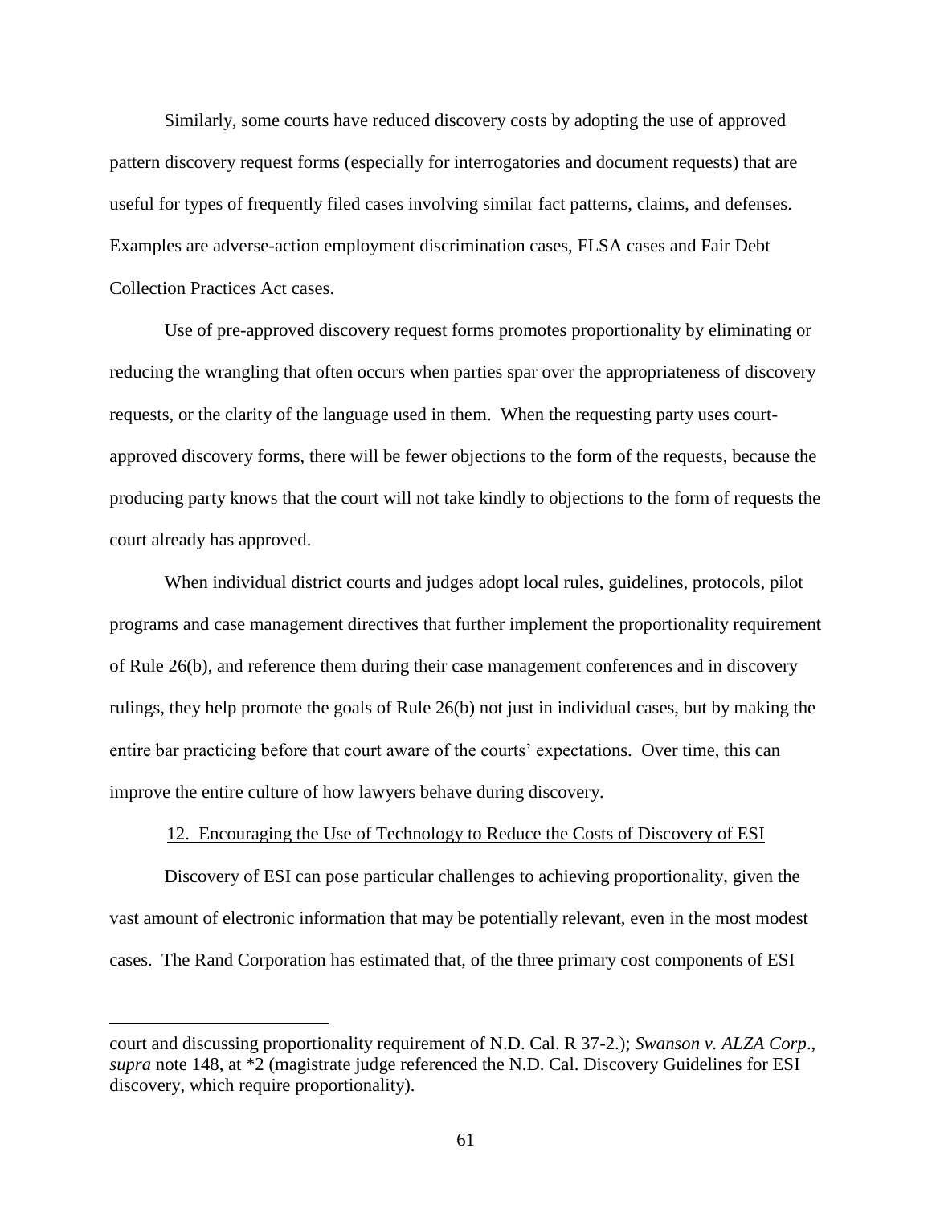Similarly, some courts have reduced discovery costs by adopting the use of approved pattern discovery request forms (especially for interrogatories and document requests) that are useful for types of frequently filed cases involving similar fact patterns, claims, and defenses. Examples are adverse-action employment discrimination cases, FLSA cases and Fair Debt Collection Practices Act cases.

Use of pre-approved discovery request forms promotes proportionality by eliminating or reducing the wrangling that often occurs when parties spar over the appropriateness of discovery requests, or the clarity of the language used in them. When the requesting party uses court-approved discovery forms, there will be fewer objections to the form of the requests, because the producing party knows that the court will not take kindly to objections to the form of requests the court already has approved.

When individual district courts and judges adopt local rules, guidelines, protocols, pilot programs and case management directives that further implement the proportionality requirement of Rule 26(b), and reference them during their case management conferences and in discovery rulings, they help promote the goals of Rule 26(b) not just in individual cases, but by making the entire bar practicing before that court aware of the courts' expectations. Over time, this can improve the entire culture of how lawyers behave during discovery.

12. Encouraging the Use of Technology to Reduce the Costs of Discovery of ESI

Discovery of ESI can pose particular challenges to achieving proportionality, given the vast amount of electronic information that may be potentially relevant, even in the most modest cases. The Rand Corporation has estimated that, of the three primary cost components of ESI

---

court and discussing proportionality requirement of N.D. Cal. R 37-2.); *Swanson v. ALZA Corp*., *supra* note 148, at *2 (magistrate judge referenced the N.D. Cal. Discovery Guidelines for ESI discovery, which require proportionality).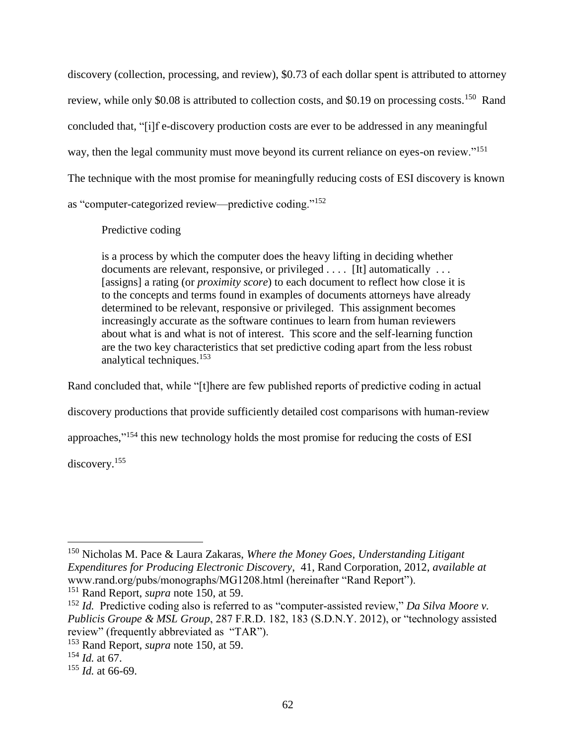discovery (collection, processing, and review), $0.73 of each dollar spent is attributed to attorney review, while only $0.08 is attributed to collection costs, and $0.19 on processing costs.[150] Rand concluded that, "[i]f e-discovery production costs are ever to be addressed in any meaningful way, then the legal community must move beyond its current reliance on eyes-on review."[151] The technique with the most promise for meaningfully reducing costs of ESI discovery is known as "computer-categorized review—predictive coding."[152]

Predictive coding

> is a process by which the computer does the heavy lifting in deciding whether documents are relevant, responsive, or privileged . . . . [It] automatically . . . [assigns] a rating (or *proximity score*) to each document to reflect how close it is to the concepts and terms found in examples of documents attorneys have already determined to be relevant, responsive or privileged. This assignment becomes increasingly accurate as the software continues to learn from human reviewers about what is and what is not of interest. This score and the self-learning function are the two key characteristics that set predictive coding apart from the less robust analytical techniques.[153]

Rand concluded that, while "[t]here are few published reports of predictive coding in actual discovery productions that provide sufficiently detailed cost comparisons with human-review approaches,"[154] this new technology holds the most promise for reducing the costs of ESI discovery.[155]

---

[150] Nicholas M. Pace & Laura Zakaras, *Where the Money Goes, Understanding Litigant Expenditures for Producing Electronic Discovery*, 41, Rand Corporation, 2012, *available at* www.rand.org/pubs/monographs/MG1208.html (hereinafter "Rand Report").

[151] Rand Report, *supra* note 150, at 59.

[152] *Id.* Predictive coding also is referred to as "computer-assisted review," *Da Silva Moore v. Publicis Groupe & MSL Group*, 287 F.R.D. 182, 183 (S.D.N.Y. 2012), or "technology assisted review" (frequently abbreviated as "TAR").

[153] Rand Report, *supra* note 150, at 59.

[154] *Id.* at 67.

[155] *Id.* at 66-69.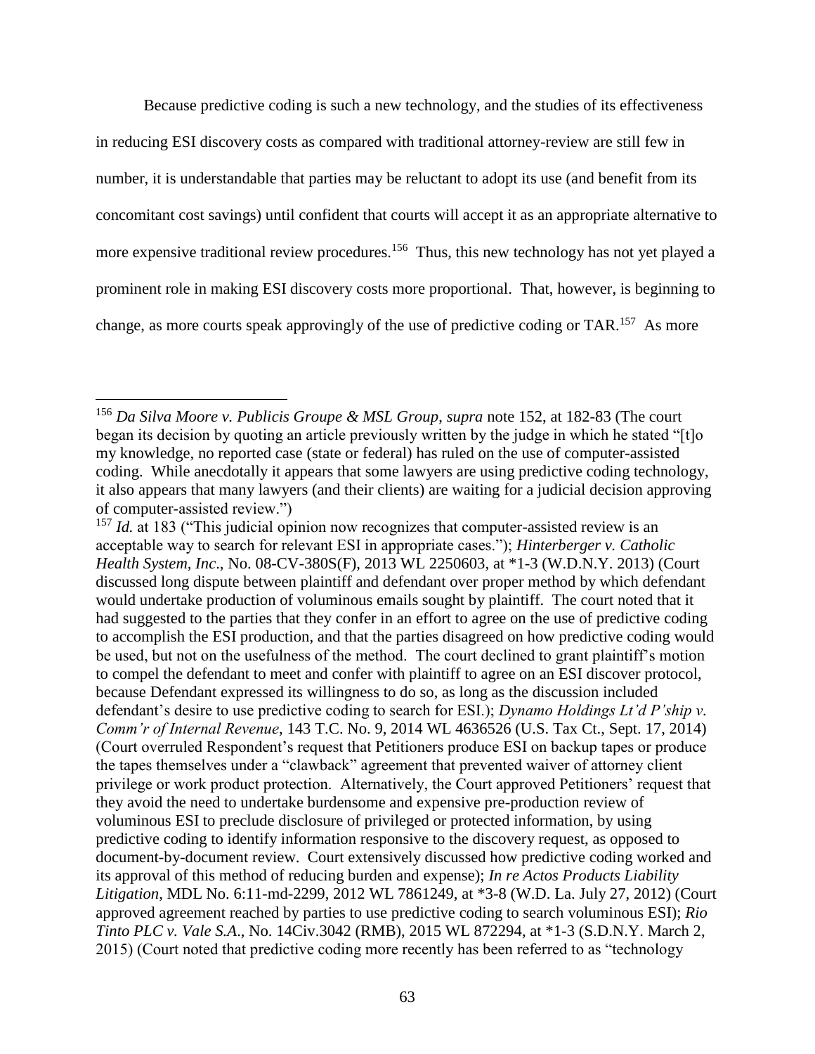Because predictive coding is such a new technology, and the studies of its effectiveness in reducing ESI discovery costs as compared with traditional attorney-review are still few in number, it is understandable that parties may be reluctant to adopt its use (and benefit from its concomitant cost savings) until confident that courts will accept it as an appropriate alternative to more expensive traditional review procedures.[156] Thus, this new technology has not yet played a prominent role in making ESI discovery costs more proportional. That, however, is beginning to change, as more courts speak approvingly of the use of predictive coding or TAR.[157] As more

---

[156] *Da Silva Moore v. Publicis Groupe & MSL Group*, *supra* note 152, at 182-83 (The court began its decision by quoting an article previously written by the judge in which he stated "[t]o my knowledge, no reported case (state or federal) has ruled on the use of computer-assisted coding. While anecdotally it appears that some lawyers are using predictive coding technology, it also appears that many lawyers (and their clients) are waiting for a judicial decision approving of computer-assisted review.")

[157] *Id.* at 183 ("This judicial opinion now recognizes that computer-assisted review is an acceptable way to search for relevant ESI in appropriate cases."); *Hinterberger v. Catholic Health System, Inc*., No. 08-CV-380S(F), 2013 WL 2250603, at *1-3 (W.D.N.Y. 2013) (Court discussed long dispute between plaintiff and defendant over proper method by which defendant would undertake production of voluminous emails sought by plaintiff. The court noted that it had suggested to the parties that they confer in an effort to agree on the use of predictive coding to accomplish the ESI production, and that the parties disagreed on how predictive coding would be used, but not on the usefulness of the method. The court declined to grant plaintiff's motion to compel the defendant to meet and confer with plaintiff to agree on an ESI discover protocol, because Defendant expressed its willingness to do so, as long as the discussion included defendant's desire to use predictive coding to search for ESI.); *Dynamo Holdings Lt'd P'ship v. Comm'r of Internal Revenue*, 143 T.C. No. 9, 2014 WL 4636526 (U.S. Tax Ct., Sept. 17, 2014) (Court overruled Respondent's request that Petitioners produce ESI on backup tapes or produce the tapes themselves under a "clawback" agreement that prevented waiver of attorney client privilege or work product protection. Alternatively, the Court approved Petitioners' request that they avoid the need to undertake burdensome and expensive pre-production review of voluminous ESI to preclude disclosure of privileged or protected information, by using predictive coding to identify information responsive to the discovery request, as opposed to document-by-document review. Court extensively discussed how predictive coding worked and its approval of this method of reducing burden and expense); *In re Actos Products Liability Litigation*, MDL No. 6:11-md-2299, 2012 WL 7861249, at *3-8 (W.D. La. July 27, 2012) (Court approved agreement reached by parties to use predictive coding to search voluminous ESI); *Rio Tinto PLC v. Vale S.A*., No. 14Civ.3042 (RMB), 2015 WL 872294, at *1-3 (S.D.N.Y. March 2, 2015) (Court noted that predictive coding more recently has been referred to as "technology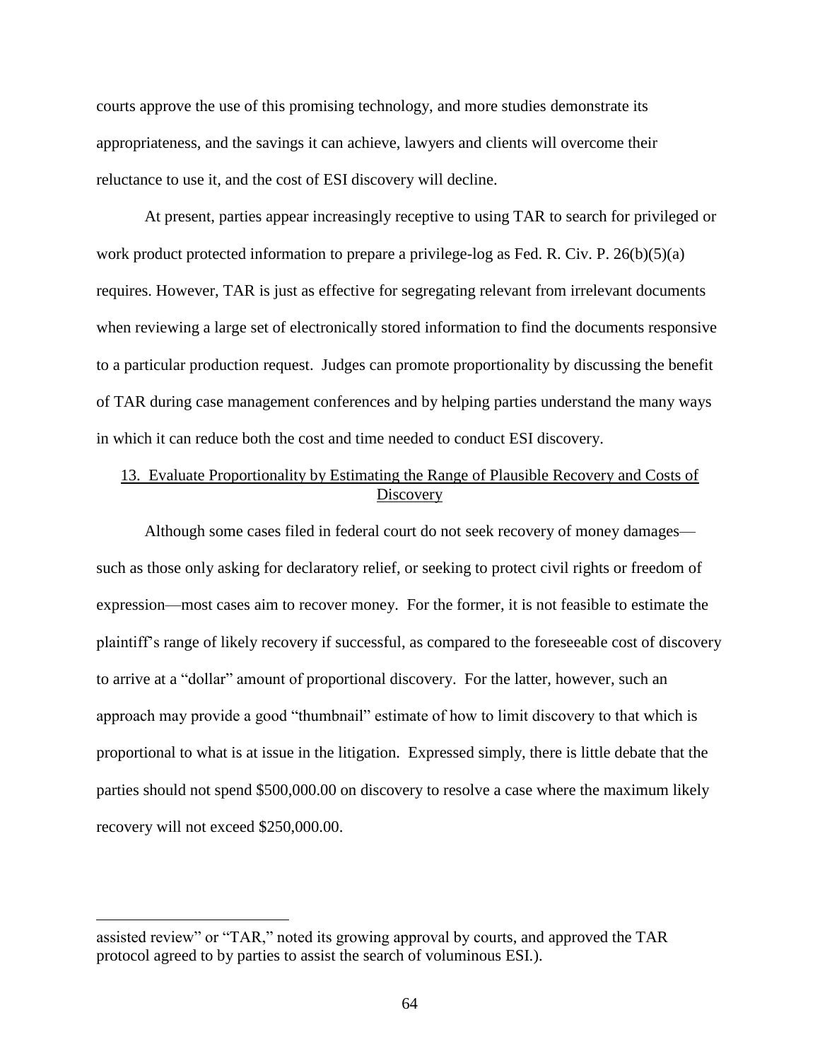courts approve the use of this promising technology, and more studies demonstrate its appropriateness, and the savings it can achieve, lawyers and clients will overcome their reluctance to use it, and the cost of ESI discovery will decline.

At present, parties appear increasingly receptive to using TAR to search for privileged or work product protected information to prepare a privilege-log as Fed. R. Civ. P. 26(b)(5)(a) requires. However, TAR is just as effective for segregating relevant from irrelevant documents when reviewing a large set of electronically stored information to find the documents responsive to a particular production request. Judges can promote proportionality by discussing the benefit of TAR during case management conferences and by helping parties understand the many ways in which it can reduce both the cost and time needed to conduct ESI discovery.

## 13. Evaluate Proportionality by Estimating the Range of Plausible Recovery and Costs of Discovery

Although some cases filed in federal court do not seek recovery of money damages—such as those only asking for declaratory relief, or seeking to protect civil rights or freedom of expression—most cases aim to recover money. For the former, it is not feasible to estimate the plaintiff's range of likely recovery if successful, as compared to the foreseeable cost of discovery to arrive at a "dollar" amount of proportional discovery. For the latter, however, such an approach may provide a good "thumbnail" estimate of how to limit discovery to that which is proportional to what is at issue in the litigation. Expressed simply, there is little debate that the parties should not spend $500,000.00 on discovery to resolve a case where the maximum likely recovery will not exceed $250,000.00.

---

assisted review" or "TAR," noted its growing approval by courts, and approved the TAR protocol agreed to by parties to assist the search of voluminous ESI.).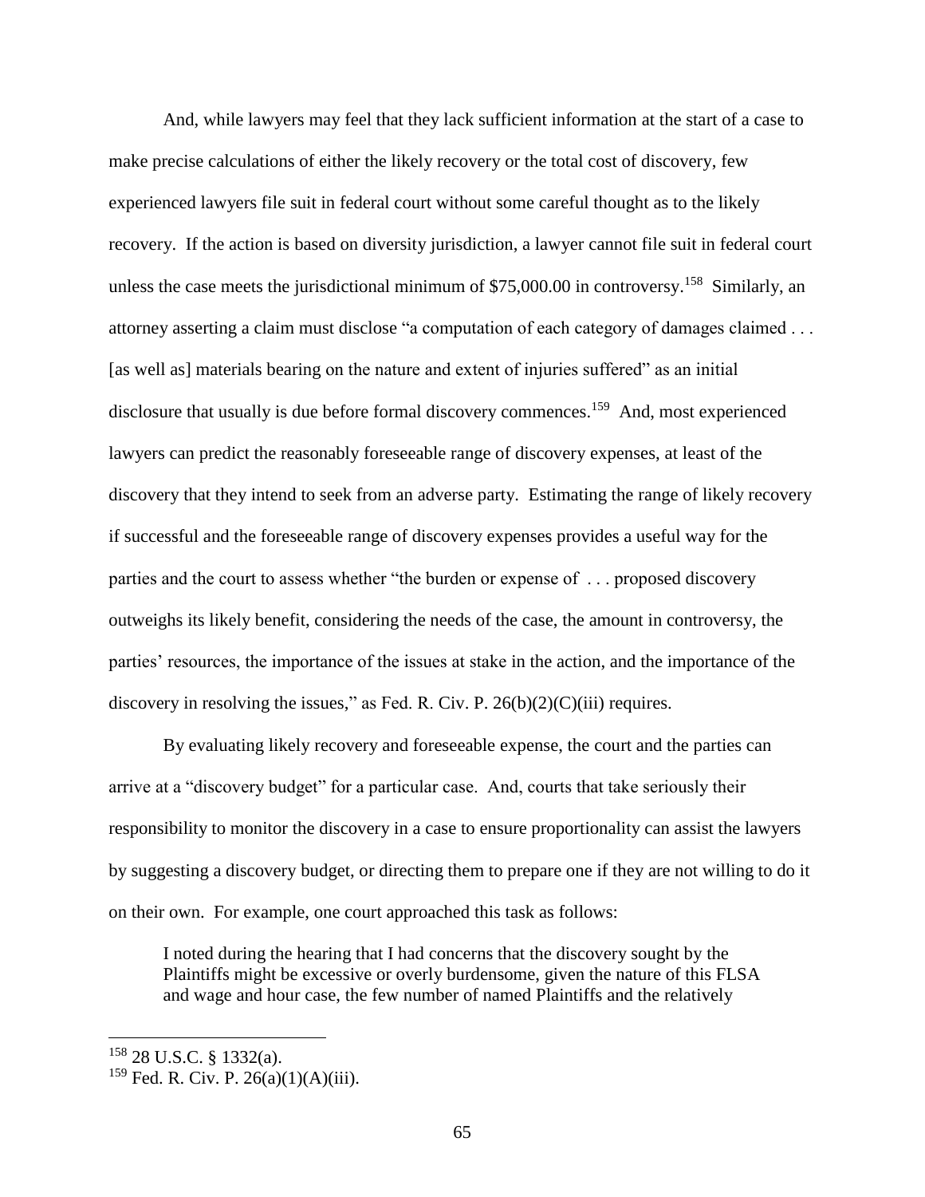And, while lawyers may feel that they lack sufficient information at the start of a case to make precise calculations of either the likely recovery or the total cost of discovery, few experienced lawyers file suit in federal court without some careful thought as to the likely recovery. If the action is based on diversity jurisdiction, a lawyer cannot file suit in federal court unless the case meets the jurisdictional minimum of $75,000.00 in controversy.[158] Similarly, an attorney asserting a claim must disclose "a computation of each category of damages claimed . . . [as well as] materials bearing on the nature and extent of injuries suffered" as an initial disclosure that usually is due before formal discovery commences.[159] And, most experienced lawyers can predict the reasonably foreseeable range of discovery expenses, at least of the discovery that they intend to seek from an adverse party. Estimating the range of likely recovery if successful and the foreseeable range of discovery expenses provides a useful way for the parties and the court to assess whether "the burden or expense of . . . proposed discovery outweighs its likely benefit, considering the needs of the case, the amount in controversy, the parties' resources, the importance of the issues at stake in the action, and the importance of the discovery in resolving the issues," as Fed. R. Civ. P. 26(b)(2)(C)(iii) requires.

By evaluating likely recovery and foreseeable expense, the court and the parties can arrive at a "discovery budget" for a particular case. And, courts that take seriously their responsibility to monitor the discovery in a case to ensure proportionality can assist the lawyers by suggesting a discovery budget, or directing them to prepare one if they are not willing to do it on their own. For example, one court approached this task as follows:

> I noted during the hearing that I had concerns that the discovery sought by the Plaintiffs might be excessive or overly burdensome, given the nature of this FLSA and wage and hour case, the few number of named Plaintiffs and the relatively

---

[158] 28 U.S.C. § 1332(a).

[159] Fed. R. Civ. P. 26(a)(1)(A)(iii).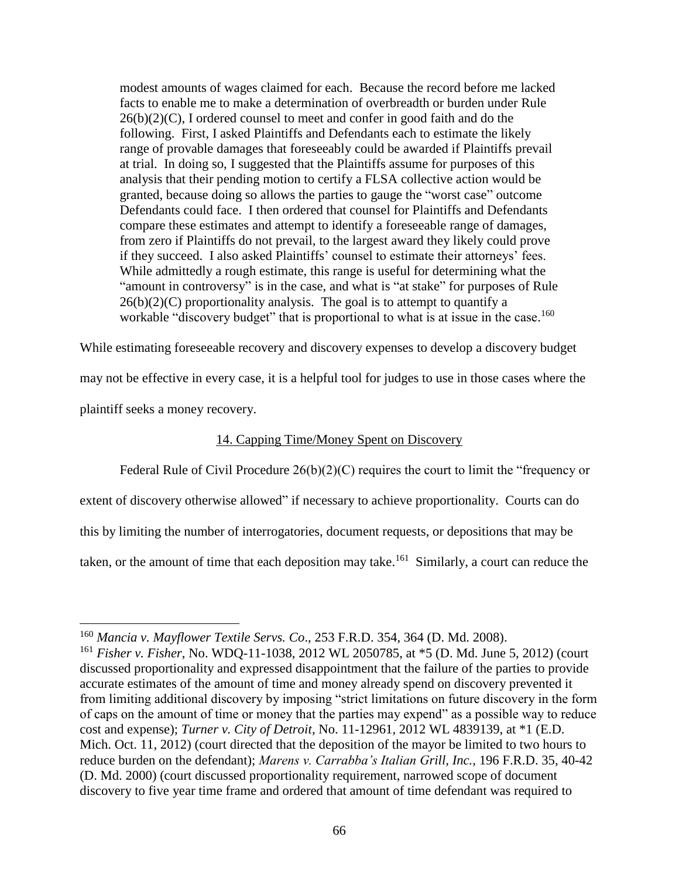> modest amounts of wages claimed for each. Because the record before me lacked facts to enable me to make a determination of overbreadth or burden under Rule 26(b)(2)(C), I ordered counsel to meet and confer in good faith and do the following. First, I asked Plaintiffs and Defendants each to estimate the likely range of provable damages that foreseeably could be awarded if Plaintiffs prevail at trial. In doing so, I suggested that the Plaintiffs assume for purposes of this analysis that their pending motion to certify a FLSA collective action would be granted, because doing so allows the parties to gauge the "worst case" outcome Defendants could face. I then ordered that counsel for Plaintiffs and Defendants compare these estimates and attempt to identify a foreseeable range of damages, from zero if Plaintiffs do not prevail, to the largest award they likely could prove if they succeed. I also asked Plaintiffs' counsel to estimate their attorneys' fees. While admittedly a rough estimate, this range is useful for determining what the "amount in controversy" is in the case, and what is "at stake" for purposes of Rule 26(b)(2)(C) proportionality analysis. The goal is to attempt to quantify a workable "discovery budget" that is proportional to what is at issue in the case.[160]

While estimating foreseeable recovery and discovery expenses to develop a discovery budget may not be effective in every case, it is a helpful tool for judges to use in those cases where the plaintiff seeks a money recovery.

### 14. Capping Time/Money Spent on Discovery

Federal Rule of Civil Procedure 26(b)(2)(C) requires the court to limit the "frequency or extent of discovery otherwise allowed" if necessary to achieve proportionality. Courts can do this by limiting the number of interrogatories, document requests, or depositions that may be taken, or the amount of time that each deposition may take.[161] Similarly, a court can reduce the

---

[160] *Mancia v. Mayflower Textile Servs. Co*., 253 F.R.D. 354, 364 (D. Md. 2008).

[161] *Fisher v. Fisher*, No. WDQ-11-1038, 2012 WL 2050785, at *5 (D. Md. June 5, 2012) (court discussed proportionality and expressed disappointment that the failure of the parties to provide accurate estimates of the amount of time and money already spend on discovery prevented it from limiting additional discovery by imposing "strict limitations on future discovery in the form of caps on the amount of time or money that the parties may expend" as a possible way to reduce cost and expense); *Turner v. City of Detroit*, No. 11-12961, 2012 WL 4839139, at *1 (E.D. Mich. Oct. 11, 2012) (court directed that the deposition of the mayor be limited to two hours to reduce burden on the defendant); *Marens v. Carrabba's Italian Grill, Inc.*, 196 F.R.D. 35, 40-42 (D. Md. 2000) (court discussed proportionality requirement, narrowed scope of document discovery to five year time frame and ordered that amount of time defendant was required to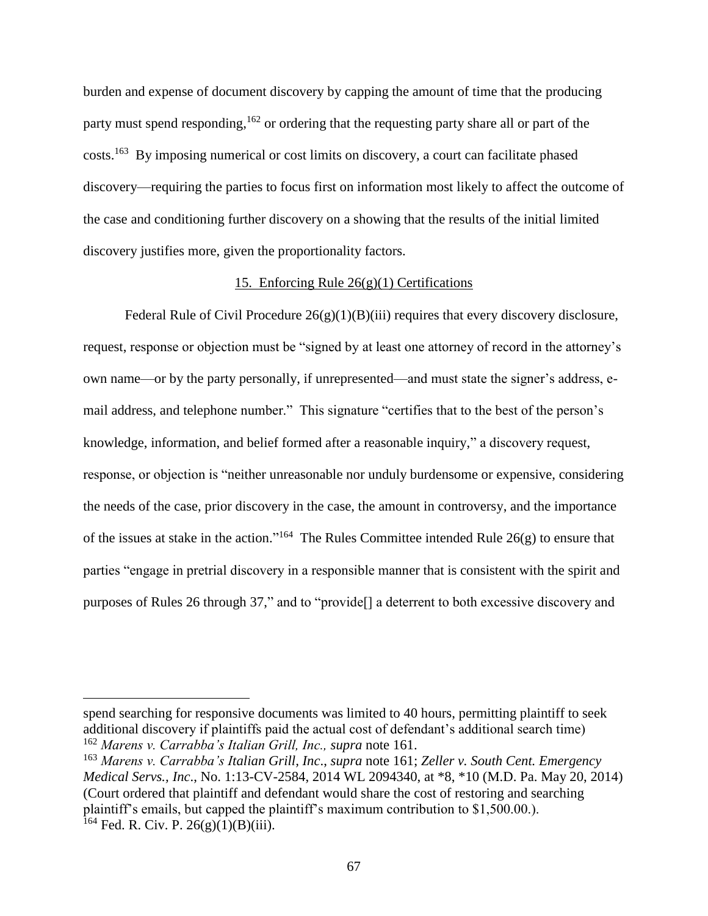burden and expense of document discovery by capping the amount of time that the producing party must spend responding,[162] or ordering that the requesting party share all or part of the costs.[163] By imposing numerical or cost limits on discovery, a court can facilitate phased discovery—requiring the parties to focus first on information most likely to affect the outcome of the case and conditioning further discovery on a showing that the results of the initial limited discovery justifies more, given the proportionality factors.

### 15. Enforcing Rule 26(g)(1) Certifications

Federal Rule of Civil Procedure 26(g)(1)(B)(iii) requires that every discovery disclosure, request, response or objection must be "signed by at least one attorney of record in the attorney's own name—or by the party personally, if unrepresented—and must state the signer's address, e-mail address, and telephone number." This signature "certifies that to the best of the person's knowledge, information, and belief formed after a reasonable inquiry," a discovery request, response, or objection is "neither unreasonable nor unduly burdensome or expensive, considering the needs of the case, prior discovery in the case, the amount in controversy, and the importance of the issues at stake in the action."[164] The Rules Committee intended Rule 26(g) to ensure that parties "engage in pretrial discovery in a responsible manner that is consistent with the spirit and purposes of Rules 26 through 37," and to "provide[] a deterrent to both excessive discovery and

---

spend searching for responsive documents was limited to 40 hours, permitting plaintiff to seek additional discovery if plaintiffs paid the actual cost of defendant's additional search time)

[162] *Marens v. Carrabba's Italian Grill, Inc., supra* note 161.

[163] *Marens v. Carrabba's Italian Grill, Inc*., *supra* note 161; *Zeller v. South Cent. Emergency Medical Servs., Inc*., No. 1:13-CV-2584, 2014 WL 2094340, at *8, *10 (M.D. Pa. May 20, 2014) (Court ordered that plaintiff and defendant would share the cost of restoring and searching plaintiff's emails, but capped the plaintiff's maximum contribution to $1,500.00.).

[164] Fed. R. Civ. P. 26(g)(1)(B)(iii).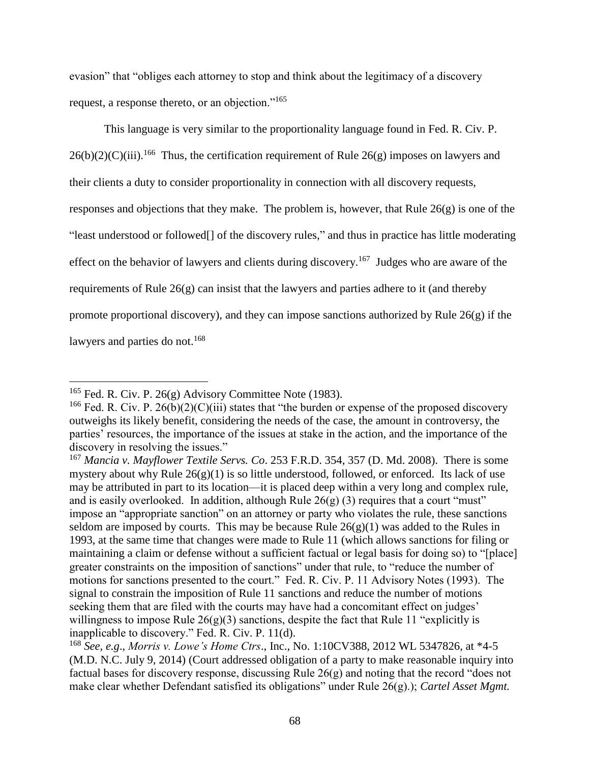evasion" that "obliges each attorney to stop and think about the legitimacy of a discovery request, a response thereto, or an objection."[165]

This language is very similar to the proportionality language found in Fed. R. Civ. P. 26(b)(2)(C)(iii).[166] Thus, the certification requirement of Rule 26(g) imposes on lawyers and their clients a duty to consider proportionality in connection with all discovery requests, responses and objections that they make. The problem is, however, that Rule 26(g) is one of the "least understood or followed[] of the discovery rules," and thus in practice has little moderating effect on the behavior of lawyers and clients during discovery.[167] Judges who are aware of the requirements of Rule 26(g) can insist that the lawyers and parties adhere to it (and thereby promote proportional discovery), and they can impose sanctions authorized by Rule 26(g) if the lawyers and parties do not.[168]

---

[165] Fed. R. Civ. P. 26(g) Advisory Committee Note (1983).

[166] Fed. R. Civ. P. 26(b)(2)(C)(iii) states that "the burden or expense of the proposed discovery outweighs its likely benefit, considering the needs of the case, the amount in controversy, the parties' resources, the importance of the issues at stake in the action, and the importance of the discovery in resolving the issues."

[167] *Mancia v. Mayflower Textile Servs. Co*. 253 F.R.D. 354, 357 (D. Md. 2008). There is some mystery about why Rule 26(g)(1) is so little understood, followed, or enforced. Its lack of use may be attributed in part to its location—it is placed deep within a very long and complex rule, and is easily overlooked. In addition, although Rule 26(g) (3) requires that a court "must" impose an "appropriate sanction" on an attorney or party who violates the rule, these sanctions seldom are imposed by courts. This may be because Rule 26(g)(1) was added to the Rules in 1993, at the same time that changes were made to Rule 11 (which allows sanctions for filing or maintaining a claim or defense without a sufficient factual or legal basis for doing so) to "[place] greater constraints on the imposition of sanctions" under that rule, to "reduce the number of motions for sanctions presented to the court." Fed. R. Civ. P. 11 Advisory Notes (1993). The signal to constrain the imposition of Rule 11 sanctions and reduce the number of motions seeking them that are filed with the courts may have had a concomitant effect on judges' willingness to impose Rule 26(g)(3) sanctions, despite the fact that Rule 11 "explicitly is inapplicable to discovery." Fed. R. Civ. P. 11(d).

[168] *See, e.g*., *Morris v. Lowe's Home Ctrs*., Inc., No. 1:10CV388, 2012 WL 5347826, at *4-5 (M.D. N.C. July 9, 2014) (Court addressed obligation of a party to make reasonable inquiry into factual bases for discovery response, discussing Rule 26(g) and noting that the record "does not make clear whether Defendant satisfied its obligations" under Rule 26(g).); *Cartel Asset Mgmt.*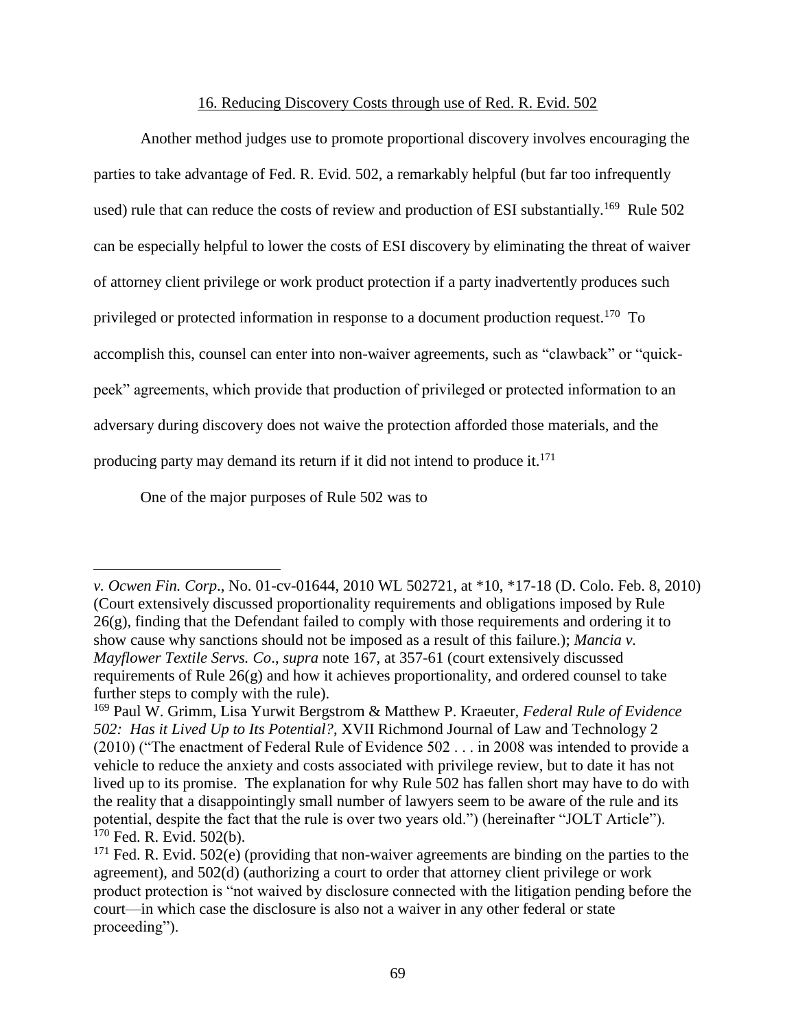## 16. Reducing Discovery Costs through use of Red. R. Evid. 502

Another method judges use to promote proportional discovery involves encouraging the parties to take advantage of Fed. R. Evid. 502, a remarkably helpful (but far too infrequently used) rule that can reduce the costs of review and production of ESI substantially.[169] Rule 502 can be especially helpful to lower the costs of ESI discovery by eliminating the threat of waiver of attorney client privilege or work product protection if a party inadvertently produces such privileged or protected information in response to a document production request.[170] To accomplish this, counsel can enter into non-waiver agreements, such as "clawback" or "quick-peek" agreements, which provide that production of privileged or protected information to an adversary during discovery does not waive the protection afforded those materials, and the producing party may demand its return if it did not intend to produce it.[171]

One of the major purposes of Rule 502 was to

---

*v. Ocwen Fin. Corp*., No. 01-cv-01644, 2010 WL 502721, at *10, *17-18 (D. Colo. Feb. 8, 2010) (Court extensively discussed proportionality requirements and obligations imposed by Rule 26(g), finding that the Defendant failed to comply with those requirements and ordering it to show cause why sanctions should not be imposed as a result of this failure.); *Mancia v. Mayflower Textile Servs. Co*., *supra* note 167, at 357-61 (court extensively discussed requirements of Rule 26(g) and how it achieves proportionality, and ordered counsel to take further steps to comply with the rule).

[169] Paul W. Grimm, Lisa Yurwit Bergstrom & Matthew P. Kraeuter, *Federal Rule of Evidence 502: Has it Lived Up to Its Potential?*, XVII Richmond Journal of Law and Technology 2 (2010) ("The enactment of Federal Rule of Evidence 502 . . . in 2008 was intended to provide a vehicle to reduce the anxiety and costs associated with privilege review, but to date it has not lived up to its promise. The explanation for why Rule 502 has fallen short may have to do with the reality that a disappointingly small number of lawyers seem to be aware of the rule and its potential, despite the fact that the rule is over two years old.") (hereinafter "JOLT Article").

[170] Fed. R. Evid. 502(b).

[171] Fed. R. Evid. 502(e) (providing that non-waiver agreements are binding on the parties to the agreement), and 502(d) (authorizing a court to order that attorney client privilege or work product protection is "not waived by disclosure connected with the litigation pending before the court—in which case the disclosure is also not a waiver in any other federal or state proceeding").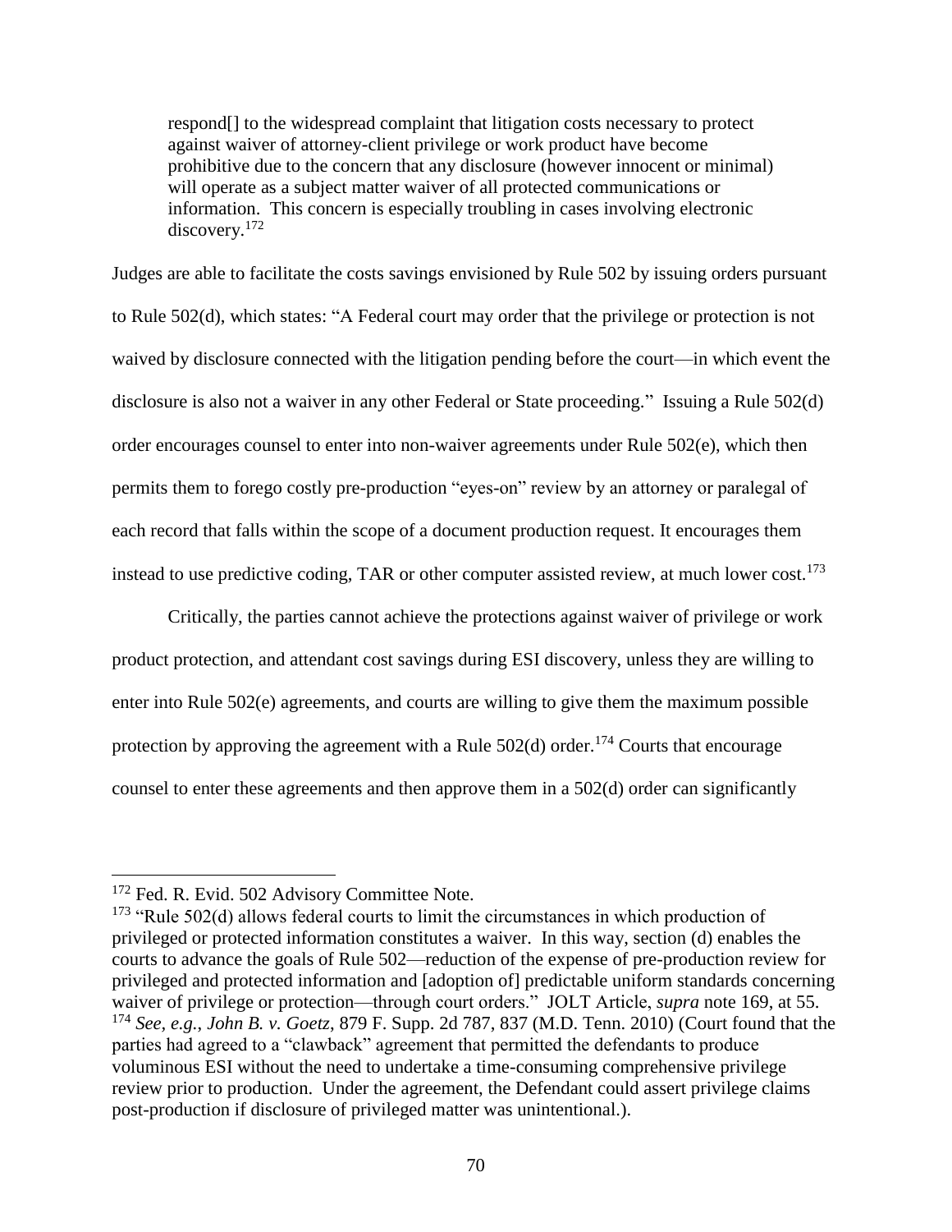> respond[] to the widespread complaint that litigation costs necessary to protect against waiver of attorney-client privilege or work product have become prohibitive due to the concern that any disclosure (however innocent or minimal) will operate as a subject matter waiver of all protected communications or information. This concern is especially troubling in cases involving electronic discovery.[172]

Judges are able to facilitate the costs savings envisioned by Rule 502 by issuing orders pursuant to Rule 502(d), which states: "A Federal court may order that the privilege or protection is not waived by disclosure connected with the litigation pending before the court—in which event the disclosure is also not a waiver in any other Federal or State proceeding." Issuing a Rule 502(d) order encourages counsel to enter into non-waiver agreements under Rule 502(e), which then permits them to forego costly pre-production "eyes-on" review by an attorney or paralegal of each record that falls within the scope of a document production request. It encourages them instead to use predictive coding, TAR or other computer assisted review, at much lower cost.[173]

Critically, the parties cannot achieve the protections against waiver of privilege or work product protection, and attendant cost savings during ESI discovery, unless they are willing to enter into Rule 502(e) agreements, and courts are willing to give them the maximum possible protection by approving the agreement with a Rule 502(d) order.[174] Courts that encourage counsel to enter these agreements and then approve them in a 502(d) order can significantly

---

[172] Fed. R. Evid. 502 Advisory Committee Note.

[173] "Rule 502(d) allows federal courts to limit the circumstances in which production of privileged or protected information constitutes a waiver. In this way, section (d) enables the courts to advance the goals of Rule 502—reduction of the expense of pre-production review for privileged and protected information and [adoption of] predictable uniform standards concerning waiver of privilege or protection—through court orders." JOLT Article, *supra* note 169, at 55.

[174] *See, e.g.*, *John B. v. Goetz*, 879 F. Supp. 2d 787, 837 (M.D. Tenn. 2010) (Court found that the parties had agreed to a "clawback" agreement that permitted the defendants to produce voluminous ESI without the need to undertake a time-consuming comprehensive privilege review prior to production. Under the agreement, the Defendant could assert privilege claims post-production if disclosure of privileged matter was unintentional.).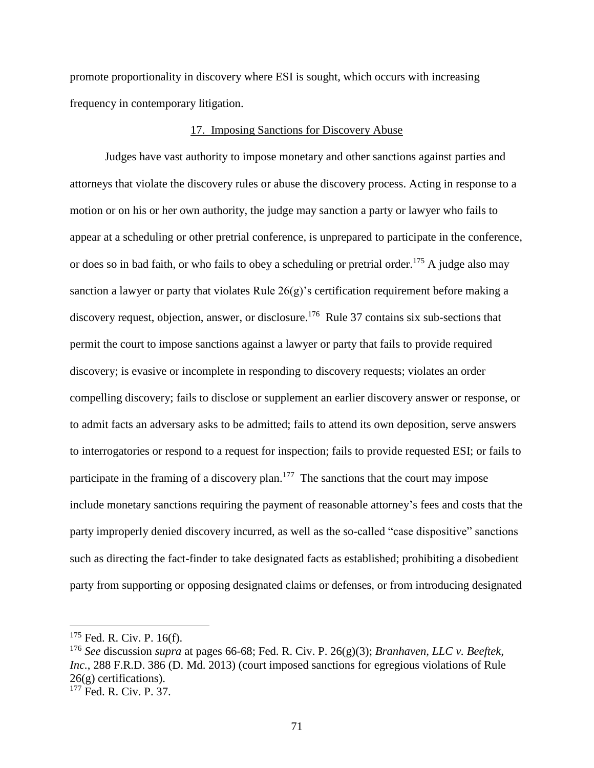promote proportionality in discovery where ESI is sought, which occurs with increasing frequency in contemporary litigation.

## 17. Imposing Sanctions for Discovery Abuse

Judges have vast authority to impose monetary and other sanctions against parties and attorneys that violate the discovery rules or abuse the discovery process. Acting in response to a motion or on his or her own authority, the judge may sanction a party or lawyer who fails to appear at a scheduling or other pretrial conference, is unprepared to participate in the conference, or does so in bad faith, or who fails to obey a scheduling or pretrial order.[175] A judge also may sanction a lawyer or party that violates Rule 26(g)'s certification requirement before making a discovery request, objection, answer, or disclosure.[176] Rule 37 contains six sub-sections that permit the court to impose sanctions against a lawyer or party that fails to provide required discovery; is evasive or incomplete in responding to discovery requests; violates an order compelling discovery; fails to disclose or supplement an earlier discovery answer or response, or to admit facts an adversary asks to be admitted; fails to attend its own deposition, serve answers to interrogatories or respond to a request for inspection; fails to provide requested ESI; or fails to participate in the framing of a discovery plan.[177] The sanctions that the court may impose include monetary sanctions requiring the payment of reasonable attorney's fees and costs that the party improperly denied discovery incurred, as well as the so-called "case dispositive" sanctions such as directing the fact-finder to take designated facts as established; prohibiting a disobedient party from supporting or opposing designated claims or defenses, or from introducing designated

---

[175] Fed. R. Civ. P. 16(f).

[176] *See* discussion *supra* at pages 66-68; Fed. R. Civ. P. 26(g)(3); *Branhaven, LLC v. Beeftek, Inc.*, 288 F.R.D. 386 (D. Md. 2013) (court imposed sanctions for egregious violations of Rule 26(g) certifications).

[177] Fed. R. Civ. P. 37.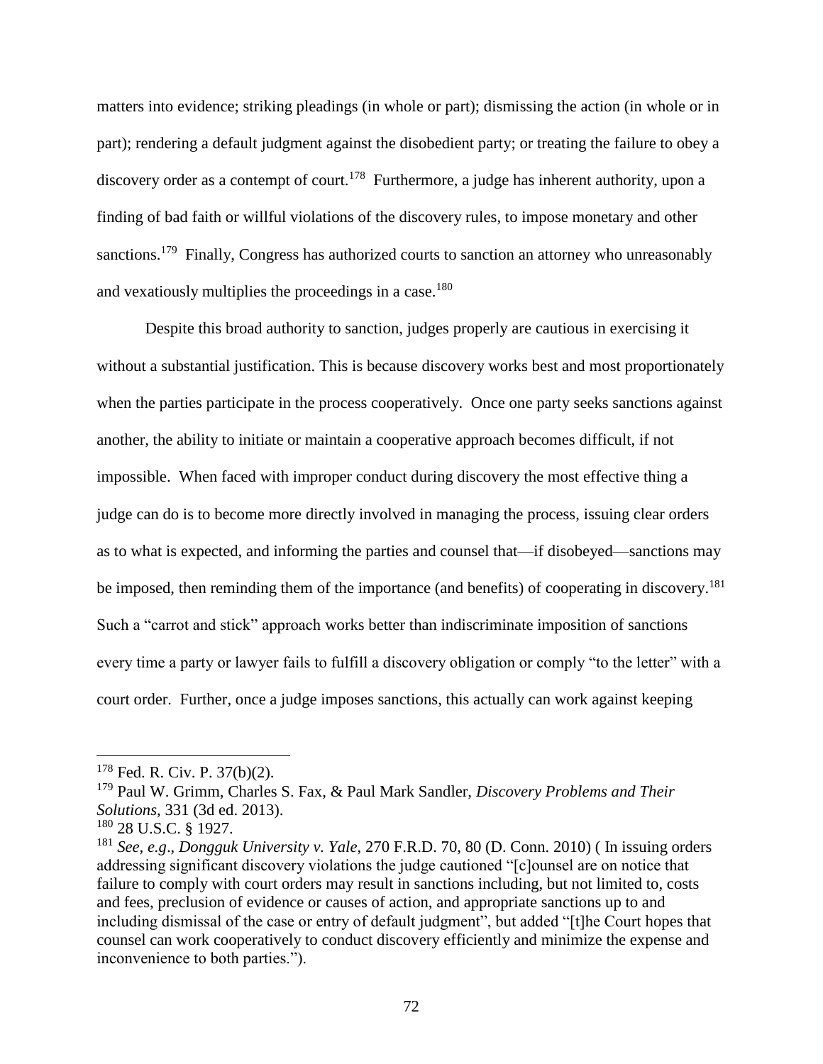matters into evidence; striking pleadings (in whole or part); dismissing the action (in whole or in part); rendering a default judgment against the disobedient party; or treating the failure to obey a discovery order as a contempt of court.[178] Furthermore, a judge has inherent authority, upon a finding of bad faith or willful violations of the discovery rules, to impose monetary and other sanctions.[179] Finally, Congress has authorized courts to sanction an attorney who unreasonably and vexatiously multiplies the proceedings in a case.[180]

Despite this broad authority to sanction, judges properly are cautious in exercising it without a substantial justification. This is because discovery works best and most proportionately when the parties participate in the process cooperatively. Once one party seeks sanctions against another, the ability to initiate or maintain a cooperative approach becomes difficult, if not impossible. When faced with improper conduct during discovery the most effective thing a judge can do is to become more directly involved in managing the process, issuing clear orders as to what is expected, and informing the parties and counsel that—if disobeyed—sanctions may be imposed, then reminding them of the importance (and benefits) of cooperating in discovery.[181] Such a "carrot and stick" approach works better than indiscriminate imposition of sanctions every time a party or lawyer fails to fulfill a discovery obligation or comply "to the letter" with a court order. Further, once a judge imposes sanctions, this actually can work against keeping

---

[178] Fed. R. Civ. P. 37(b)(2).

[179] Paul W. Grimm, Charles S. Fax, & Paul Mark Sandler, *Discovery Problems and Their Solutions*, 331 (3d ed. 2013).

[180] 28 U.S.C. § 1927.

[181] *See, e.g*., *Dongguk University v. Yale*, 270 F.R.D. 70, 80 (D. Conn. 2010) ( In issuing orders addressing significant discovery violations the judge cautioned "[c]ounsel are on notice that failure to comply with court orders may result in sanctions including, but not limited to, costs and fees, preclusion of evidence or causes of action, and appropriate sanctions up to and including dismissal of the case or entry of default judgment", but added "[t]he Court hopes that counsel can work cooperatively to conduct discovery efficiently and minimize the expense and inconvenience to both parties.").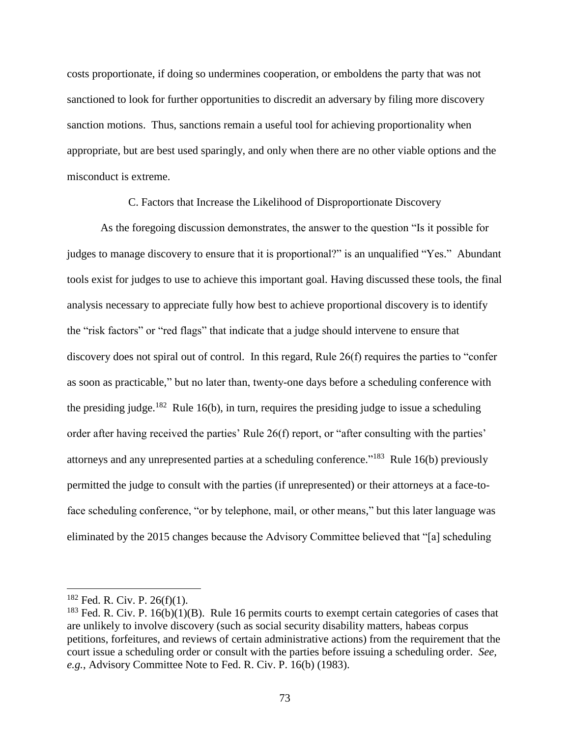costs proportionate, if doing so undermines cooperation, or emboldens the party that was not sanctioned to look for further opportunities to discredit an adversary by filing more discovery sanction motions. Thus, sanctions remain a useful tool for achieving proportionality when appropriate, but are best used sparingly, and only when there are no other viable options and the misconduct is extreme.

### C. Factors that Increase the Likelihood of Disproportionate Discovery

As the foregoing discussion demonstrates, the answer to the question "Is it possible for judges to manage discovery to ensure that it is proportional?" is an unqualified "Yes." Abundant tools exist for judges to use to achieve this important goal. Having discussed these tools, the final analysis necessary to appreciate fully how best to achieve proportional discovery is to identify the "risk factors" or "red flags" that indicate that a judge should intervene to ensure that discovery does not spiral out of control. In this regard, Rule 26(f) requires the parties to "confer as soon as practicable," but no later than, twenty-one days before a scheduling conference with the presiding judge.[182] Rule 16(b), in turn, requires the presiding judge to issue a scheduling order after having received the parties' Rule 26(f) report, or "after consulting with the parties' attorneys and any unrepresented parties at a scheduling conference."[183] Rule 16(b) previously permitted the judge to consult with the parties (if unrepresented) or their attorneys at a face-to-face scheduling conference, "or by telephone, mail, or other means," but this later language was eliminated by the 2015 changes because the Advisory Committee believed that "[a] scheduling

---

[182] Fed. R. Civ. P. 26(f)(1).

[183] Fed. R. Civ. P. 16(b)(1)(B). Rule 16 permits courts to exempt certain categories of cases that are unlikely to involve discovery (such as social security disability matters, habeas corpus petitions, forfeitures, and reviews of certain administrative actions) from the requirement that the court issue a scheduling order or consult with the parties before issuing a scheduling order. *See, e.g.*, Advisory Committee Note to Fed. R. Civ. P. 16(b) (1983).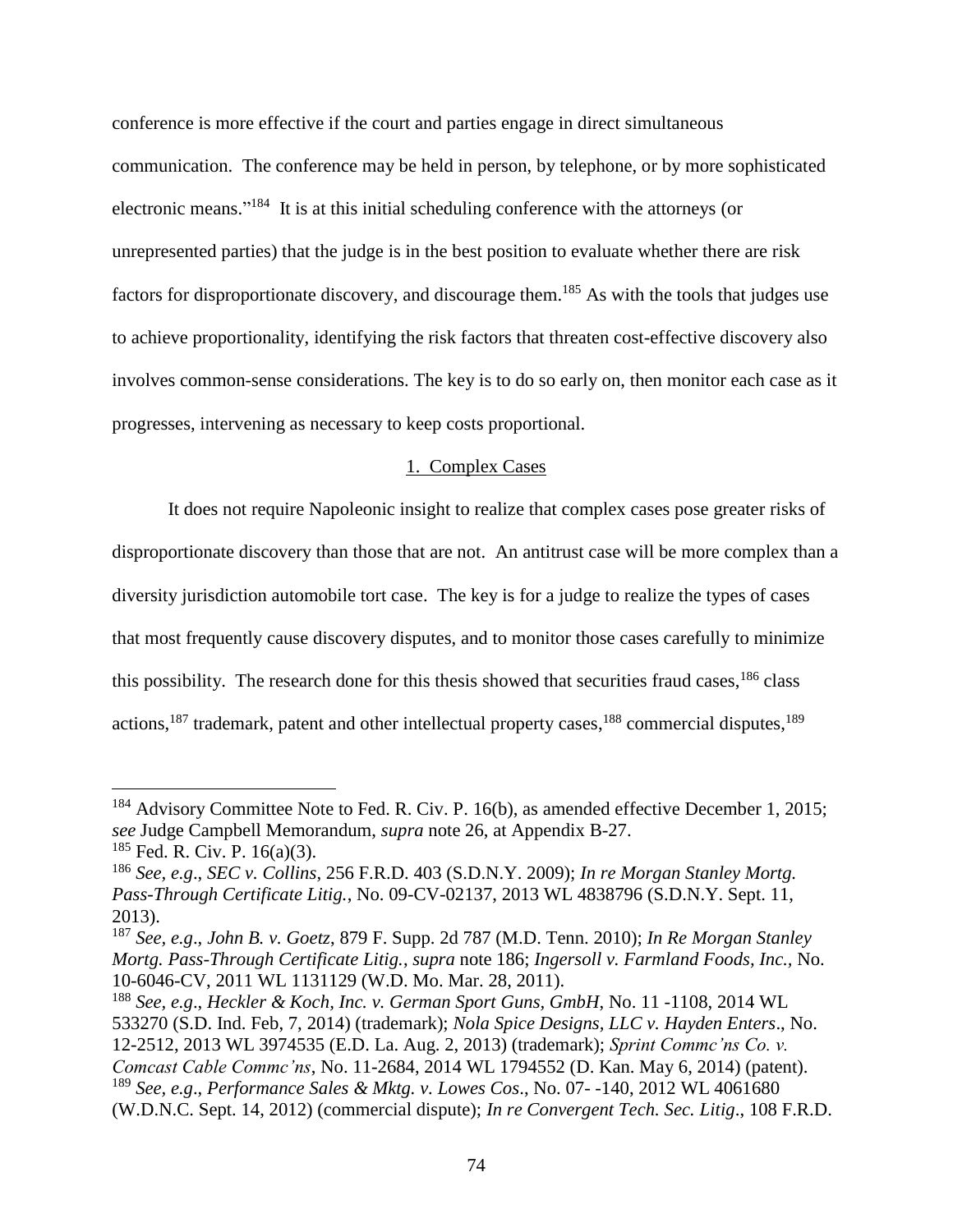conference is more effective if the court and parties engage in direct simultaneous communication. The conference may be held in person, by telephone, or by more sophisticated electronic means."[184] It is at this initial scheduling conference with the attorneys (or unrepresented parties) that the judge is in the best position to evaluate whether there are risk factors for disproportionate discovery, and discourage them.[185] As with the tools that judges use to achieve proportionality, identifying the risk factors that threaten cost-effective discovery also involves common-sense considerations. The key is to do so early on, then monitor each case as it progresses, intervening as necessary to keep costs proportional.

### 1. Complex Cases

It does not require Napoleonic insight to realize that complex cases pose greater risks of disproportionate discovery than those that are not. An antitrust case will be more complex than a diversity jurisdiction automobile tort case. The key is for a judge to realize the types of cases that most frequently cause discovery disputes, and to monitor those cases carefully to minimize this possibility. The research done for this thesis showed that securities fraud cases,[186] class actions,[187] trademark, patent and other intellectual property cases,[188] commercial disputes,[189]

---

[184] Advisory Committee Note to Fed. R. Civ. P. 16(b), as amended effective December 1, 2015; *see* Judge Campbell Memorandum, *supra* note 26, at Appendix B-27.

[185] Fed. R. Civ. P. 16(a)(3).

[186] *See, e.g*., *SEC v. Collins*, 256 F.R.D. 403 (S.D.N.Y. 2009); *In re Morgan Stanley Mortg. Pass-Through Certificate Litig.*, No. 09-CV-02137, 2013 WL 4838796 (S.D.N.Y. Sept. 11, 2013).

[187] *See, e.g*., *John B. v. Goetz*, 879 F. Supp. 2d 787 (M.D. Tenn. 2010); *In Re Morgan Stanley Mortg. Pass-Through Certificate Litig.*, *supra* note 186; *Ingersoll v. Farmland Foods, Inc.,* No. 10-6046-CV, 2011 WL 1131129 (W.D. Mo. Mar. 28, 2011).

[188] *See, e.g*., *Heckler & Koch, Inc. v. German Sport Guns, GmbH*, No. 11 -1108, 2014 WL 533270 (S.D. Ind. Feb, 7, 2014) (trademark); *Nola Spice Designs, LLC v. Hayden Enters*., No. 12-2512, 2013 WL 3974535 (E.D. La. Aug. 2, 2013) (trademark); *Sprint Commc'ns Co. v. Comcast Cable Commc'ns*, No. 11-2684, 2014 WL 1794552 (D. Kan. May 6, 2014) (patent).

[189] *See, e.g*., *Performance Sales & Mktg. v. Lowes Cos*., No. 07- -140, 2012 WL 4061680 (W.D.N.C. Sept. 14, 2012) (commercial dispute); *In re Convergent Tech. Sec. Litig*., 108 F.R.D.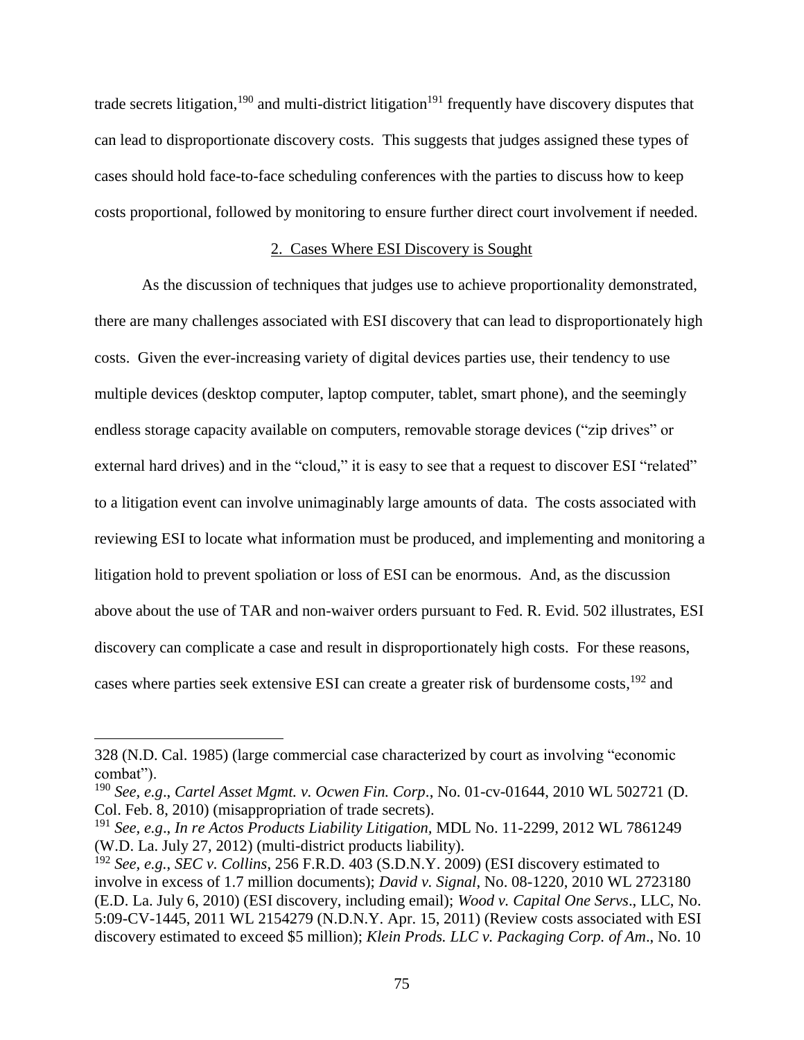trade secrets litigation,[190] and multi-district litigation[191] frequently have discovery disputes that can lead to disproportionate discovery costs. This suggests that judges assigned these types of cases should hold face-to-face scheduling conferences with the parties to discuss how to keep costs proportional, followed by monitoring to ensure further direct court involvement if needed.

## 2. Cases Where ESI Discovery is Sought

As the discussion of techniques that judges use to achieve proportionality demonstrated, there are many challenges associated with ESI discovery that can lead to disproportionately high costs. Given the ever-increasing variety of digital devices parties use, their tendency to use multiple devices (desktop computer, laptop computer, tablet, smart phone), and the seemingly endless storage capacity available on computers, removable storage devices ("zip drives" or external hard drives) and in the "cloud," it is easy to see that a request to discover ESI "related" to a litigation event can involve unimaginably large amounts of data. The costs associated with reviewing ESI to locate what information must be produced, and implementing and monitoring a litigation hold to prevent spoliation or loss of ESI can be enormous. And, as the discussion above about the use of TAR and non-waiver orders pursuant to Fed. R. Evid. 502 illustrates, ESI discovery can complicate a case and result in disproportionately high costs. For these reasons, cases where parties seek extensive ESI can create a greater risk of burdensome costs,[192] and

---

328 (N.D. Cal. 1985) (large commercial case characterized by court as involving "economic combat").

[190] *See, e.g*., *Cartel Asset Mgmt. v. Ocwen Fin. Corp*., No. 01-cv-01644, 2010 WL 502721 (D. Col. Feb. 8, 2010) (misappropriation of trade secrets).

[191] *See, e.g*., *In re Actos Products Liability Litigation*, MDL No. 11-2299, 2012 WL 7861249 (W.D. La. July 27, 2012) (multi-district products liability).

[192] *See, e.g.*, *SEC v. Collins*, 256 F.R.D. 403 (S.D.N.Y. 2009) (ESI discovery estimated to involve in excess of 1.7 million documents); *David v. Signal*, No. 08-1220, 2010 WL 2723180 (E.D. La. July 6, 2010) (ESI discovery, including email); *Wood v. Capital One Servs*., LLC, No. 5:09-CV-1445, 2011 WL 2154279 (N.D.N.Y. Apr. 15, 2011) (Review costs associated with ESI discovery estimated to exceed $5 million); *Klein Prods. LLC v. Packaging Corp. of Am*., No. 10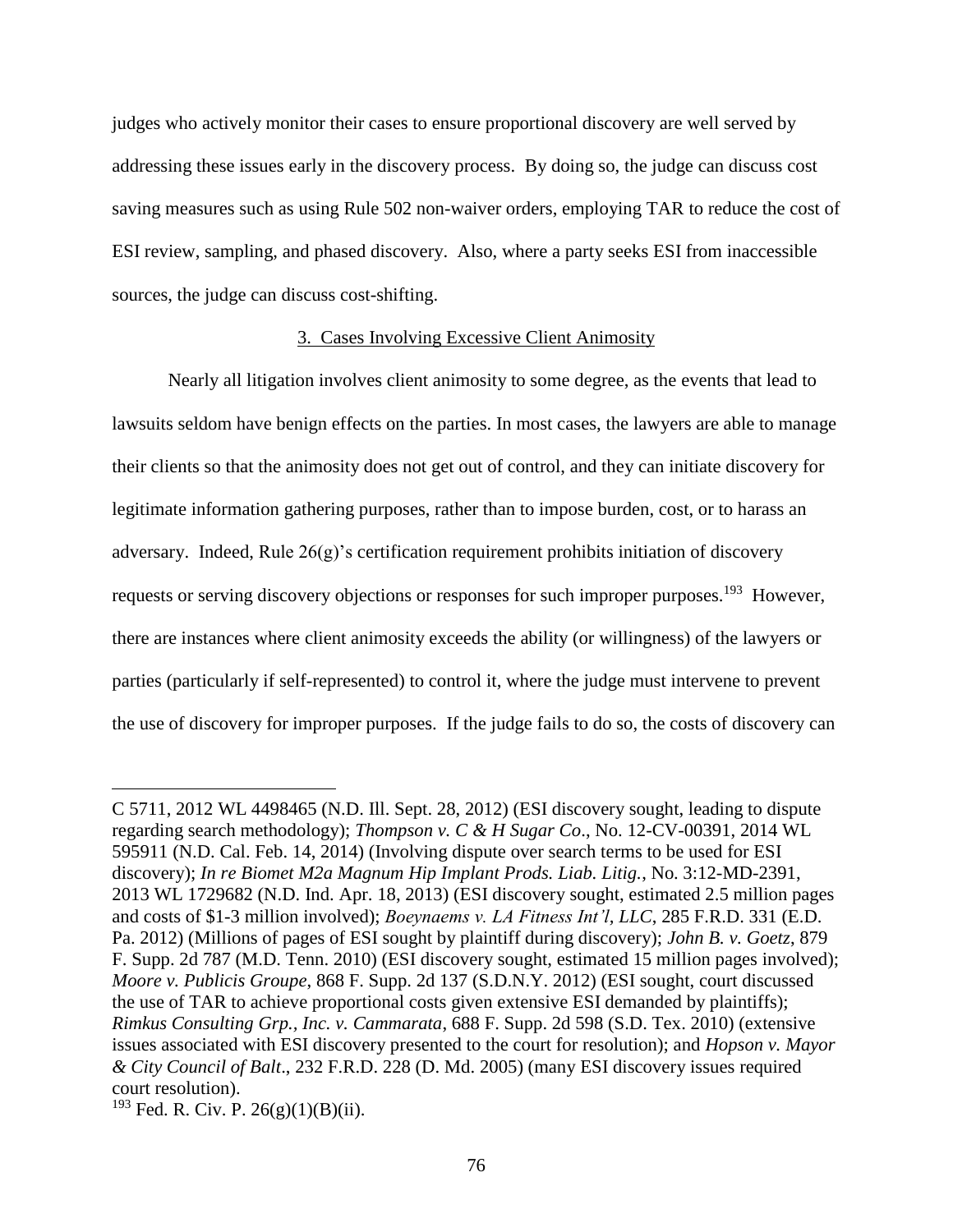judges who actively monitor their cases to ensure proportional discovery are well served by addressing these issues early in the discovery process. By doing so, the judge can discuss cost saving measures such as using Rule 502 non-waiver orders, employing TAR to reduce the cost of ESI review, sampling, and phased discovery. Also, where a party seeks ESI from inaccessible sources, the judge can discuss cost-shifting.

3. Cases Involving Excessive Client Animosity

Nearly all litigation involves client animosity to some degree, as the events that lead to lawsuits seldom have benign effects on the parties. In most cases, the lawyers are able to manage their clients so that the animosity does not get out of control, and they can initiate discovery for legitimate information gathering purposes, rather than to impose burden, cost, or to harass an adversary. Indeed, Rule 26(g)'s certification requirement prohibits initiation of discovery requests or serving discovery objections or responses for such improper purposes.[193] However, there are instances where client animosity exceeds the ability (or willingness) of the lawyers or parties (particularly if self-represented) to control it, where the judge must intervene to prevent the use of discovery for improper purposes. If the judge fails to do so, the costs of discovery can

---

C 5711, 2012 WL 4498465 (N.D. Ill. Sept. 28, 2012) (ESI discovery sought, leading to dispute regarding search methodology); *Thompson v. C & H Sugar Co*., No. 12-CV-00391, 2014 WL 595911 (N.D. Cal. Feb. 14, 2014) (Involving dispute over search terms to be used for ESI discovery); *In re Biomet M2a Magnum Hip Implant Prods. Liab. Litig.*, No. 3:12-MD-2391, 2013 WL 1729682 (N.D. Ind. Apr. 18, 2013) (ESI discovery sought, estimated 2.5 million pages and costs of $1-3 million involved); *Boeynaems v. LA Fitness Int'l, LLC*, 285 F.R.D. 331 (E.D. Pa. 2012) (Millions of pages of ESI sought by plaintiff during discovery); *John B. v. Goetz*, 879 F. Supp. 2d 787 (M.D. Tenn. 2010) (ESI discovery sought, estimated 15 million pages involved); *Moore v. Publicis Groupe*, 868 F. Supp. 2d 137 (S.D.N.Y. 2012) (ESI sought, court discussed the use of TAR to achieve proportional costs given extensive ESI demanded by plaintiffs); *Rimkus Consulting Grp., Inc. v. Cammarata*, 688 F. Supp. 2d 598 (S.D. Tex. 2010) (extensive issues associated with ESI discovery presented to the court for resolution); and *Hopson v. Mayor & City Council of Balt*., 232 F.R.D. 228 (D. Md. 2005) (many ESI discovery issues required court resolution).

[193] Fed. R. Civ. P. 26(g)(1)(B)(ii).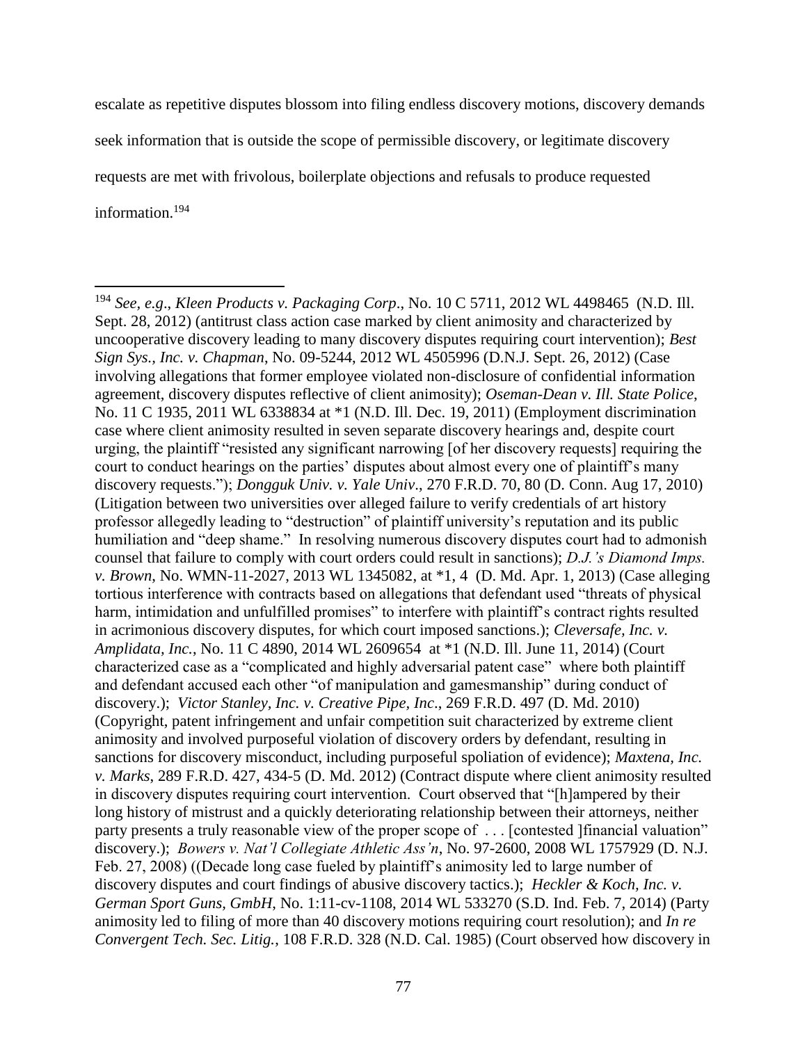escalate as repetitive disputes blossom into filing endless discovery motions, discovery demands seek information that is outside the scope of permissible discovery, or legitimate discovery requests are met with frivolous, boilerplate objections and refusals to produce requested information.[194]

---

[194] *See, e.g*., *Kleen Products v. Packaging Corp*., No. 10 C 5711, 2012 WL 4498465 (N.D. Ill. Sept. 28, 2012) (antitrust class action case marked by client animosity and characterized by uncooperative discovery leading to many discovery disputes requiring court intervention); *Best Sign Sys., Inc. v. Chapman*, No. 09-5244, 2012 WL 4505996 (D.N.J. Sept. 26, 2012) (Case involving allegations that former employee violated non-disclosure of confidential information agreement, discovery disputes reflective of client animosity); *Oseman-Dean v. Ill. State Police*, No. 11 C 1935, 2011 WL 6338834 at *1 (N.D. Ill. Dec. 19, 2011) (Employment discrimination case where client animosity resulted in seven separate discovery hearings and, despite court urging, the plaintiff "resisted any significant narrowing [of her discovery requests] requiring the court to conduct hearings on the parties' disputes about almost every one of plaintiff's many discovery requests."); *Dongguk Univ. v. Yale Univ*., 270 F.R.D. 70, 80 (D. Conn. Aug 17, 2010) (Litigation between two universities over alleged failure to verify credentials of art history professor allegedly leading to "destruction" of plaintiff university's reputation and its public humiliation and "deep shame." In resolving numerous discovery disputes court had to admonish counsel that failure to comply with court orders could result in sanctions); *D.J.'s Diamond Imps. v. Brown*, No. WMN-11-2027, 2013 WL 1345082, at *1, 4 (D. Md. Apr. 1, 2013) (Case alleging tortious interference with contracts based on allegations that defendant used "threats of physical harm, intimidation and unfulfilled promises" to interfere with plaintiff's contract rights resulted in acrimonious discovery disputes, for which court imposed sanctions.); *Cleversafe, Inc. v. Amplidata, Inc.*, No. 11 C 4890, 2014 WL 2609654 at *1 (N.D. Ill. June 11, 2014) (Court characterized case as a "complicated and highly adversarial patent case" where both plaintiff and defendant accused each other "of manipulation and gamesmanship" during conduct of discovery.); *Victor Stanley, Inc. v. Creative Pipe, Inc*., 269 F.R.D. 497 (D. Md. 2010) (Copyright, patent infringement and unfair competition suit characterized by extreme client animosity and involved purposeful violation of discovery orders by defendant, resulting in sanctions for discovery misconduct, including purposeful spoliation of evidence); *Maxtena, Inc. v. Marks*, 289 F.R.D. 427, 434-5 (D. Md. 2012) (Contract dispute where client animosity resulted in discovery disputes requiring court intervention. Court observed that "[h]ampered by their long history of mistrust and a quickly deteriorating relationship between their attorneys, neither party presents a truly reasonable view of the proper scope of . . . [contested ]financial valuation" discovery.); *Bowers v. Nat'l Collegiate Athletic Ass'n*, No. 97-2600, 2008 WL 1757929 (D. N.J. Feb. 27, 2008) ((Decade long case fueled by plaintiff's animosity led to large number of discovery disputes and court findings of abusive discovery tactics.); *Heckler & Koch, Inc. v. German Sport Guns, GmbH*, No. 1:11-cv-1108, 2014 WL 533270 (S.D. Ind. Feb. 7, 2014) (Party animosity led to filing of more than 40 discovery motions requiring court resolution); and *In re Convergent Tech. Sec. Litig.*, 108 F.R.D. 328 (N.D. Cal. 1985) (Court observed how discovery in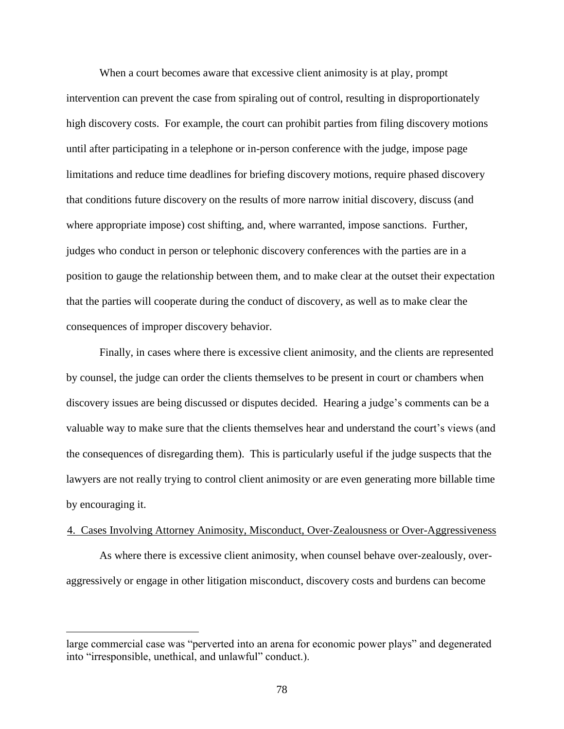When a court becomes aware that excessive client animosity is at play, prompt intervention can prevent the case from spiraling out of control, resulting in disproportionately high discovery costs. For example, the court can prohibit parties from filing discovery motions until after participating in a telephone or in-person conference with the judge, impose page limitations and reduce time deadlines for briefing discovery motions, require phased discovery that conditions future discovery on the results of more narrow initial discovery, discuss (and where appropriate impose) cost shifting, and, where warranted, impose sanctions. Further, judges who conduct in person or telephonic discovery conferences with the parties are in a position to gauge the relationship between them, and to make clear at the outset their expectation that the parties will cooperate during the conduct of discovery, as well as to make clear the consequences of improper discovery behavior.

Finally, in cases where there is excessive client animosity, and the clients are represented by counsel, the judge can order the clients themselves to be present in court or chambers when discovery issues are being discussed or disputes decided. Hearing a judge's comments can be a valuable way to make sure that the clients themselves hear and understand the court's views (and the consequences of disregarding them). This is particularly useful if the judge suspects that the lawyers are not really trying to control client animosity or are even generating more billable time by encouraging it.

4. Cases Involving Attorney Animosity, Misconduct, Over-Zealousness or Over-Aggressiveness

As where there is excessive client animosity, when counsel behave over-zealously, over-aggressively or engage in other litigation misconduct, discovery costs and burdens can become

---

large commercial case was "perverted into an arena for economic power plays" and degenerated into "irresponsible, unethical, and unlawful" conduct.).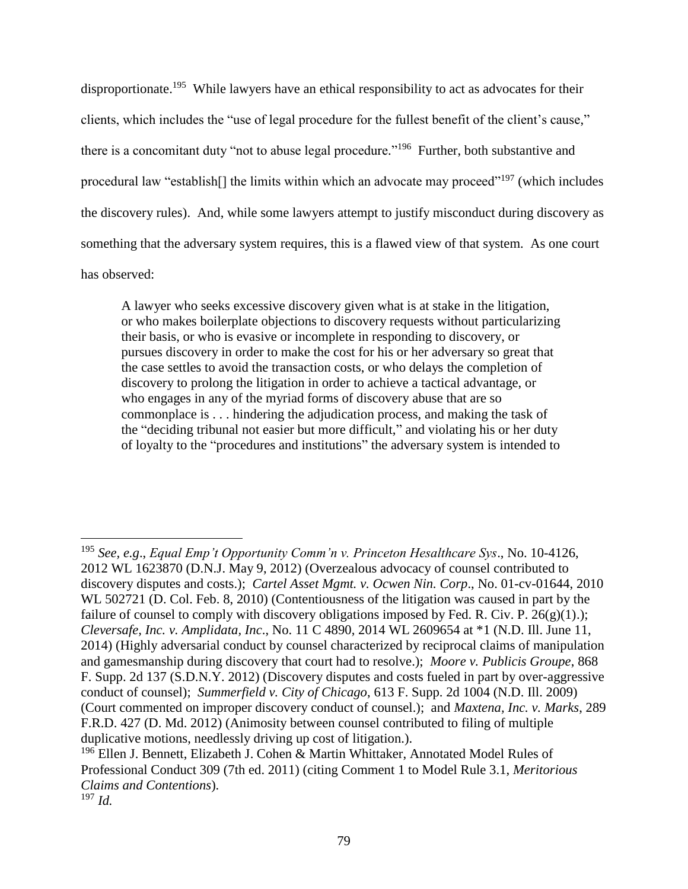disproportionate.[195] While lawyers have an ethical responsibility to act as advocates for their clients, which includes the "use of legal procedure for the fullest benefit of the client's cause," there is a concomitant duty "not to abuse legal procedure."[196] Further, both substantive and procedural law "establish[] the limits within which an advocate may proceed"[197] (which includes the discovery rules). And, while some lawyers attempt to justify misconduct during discovery as something that the adversary system requires, this is a flawed view of that system. As one court has observed:

> A lawyer who seeks excessive discovery given what is at stake in the litigation, or who makes boilerplate objections to discovery requests without particularizing their basis, or who is evasive or incomplete in responding to discovery, or pursues discovery in order to make the cost for his or her adversary so great that the case settles to avoid the transaction costs, or who delays the completion of discovery to prolong the litigation in order to achieve a tactical advantage, or who engages in any of the myriad forms of discovery abuse that are so commonplace is . . . hindering the adjudication process, and making the task of the "deciding tribunal not easier but more difficult," and violating his or her duty of loyalty to the "procedures and institutions" the adversary system is intended to

---

[195] *See, e.g*., *Equal Emp't Opportunity Comm'n v. Princeton Hesalthcare Sys*., No. 10-4126, 2012 WL 1623870 (D.N.J. May 9, 2012) (Overzealous advocacy of counsel contributed to discovery disputes and costs.); *Cartel Asset Mgmt. v. Ocwen Nin. Corp*., No. 01-cv-01644, 2010 WL 502721 (D. Col. Feb. 8, 2010) (Contentiousness of the litigation was caused in part by the failure of counsel to comply with discovery obligations imposed by Fed. R. Civ. P. 26(g)(1).); *Cleversafe, Inc. v. Amplidata, Inc*., No. 11 C 4890, 2014 WL 2609654 at *1 (N.D. Ill. June 11, 2014) (Highly adversarial conduct by counsel characterized by reciprocal claims of manipulation and gamesmanship during discovery that court had to resolve.); *Moore v. Publicis Groupe*, 868 F. Supp. 2d 137 (S.D.N.Y. 2012) (Discovery disputes and costs fueled in part by over-aggressive conduct of counsel); *Summerfield v. City of Chicago*, 613 F. Supp. 2d 1004 (N.D. Ill. 2009) (Court commented on improper discovery conduct of counsel.); and *Maxtena, Inc. v. Marks*, 289 F.R.D. 427 (D. Md. 2012) (Animosity between counsel contributed to filing of multiple duplicative motions, needlessly driving up cost of litigation.).

[196] Ellen J. Bennett, Elizabeth J. Cohen & Martin Whittaker, Annotated Model Rules of Professional Conduct 309 (7th ed. 2011) (citing Comment 1 to Model Rule 3.1, *Meritorious Claims and Contentions*).

[197] *Id.*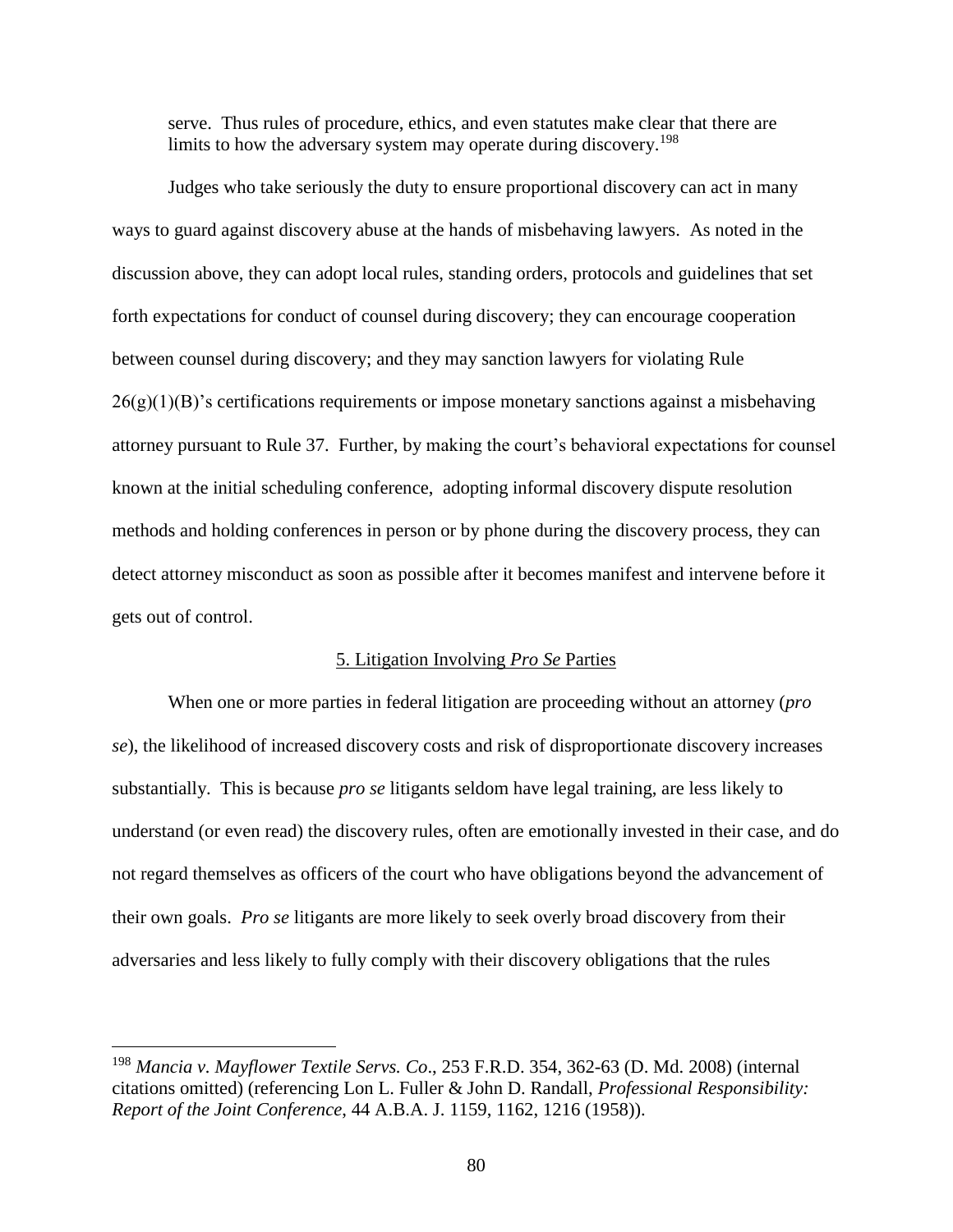serve. Thus rules of procedure, ethics, and even statutes make clear that there are limits to how the adversary system may operate during discovery.[198]

Judges who take seriously the duty to ensure proportional discovery can act in many ways to guard against discovery abuse at the hands of misbehaving lawyers. As noted in the discussion above, they can adopt local rules, standing orders, protocols and guidelines that set forth expectations for conduct of counsel during discovery; they can encourage cooperation between counsel during discovery; and they may sanction lawyers for violating Rule 26(g)(1)(B)'s certifications requirements or impose monetary sanctions against a misbehaving attorney pursuant to Rule 37. Further, by making the court's behavioral expectations for counsel known at the initial scheduling conference, adopting informal discovery dispute resolution methods and holding conferences in person or by phone during the discovery process, they can detect attorney misconduct as soon as possible after it becomes manifest and intervene before it gets out of control.

### 5. Litigation Involving *Pro Se* Parties

When one or more parties in federal litigation are proceeding without an attorney (*pro se*), the likelihood of increased discovery costs and risk of disproportionate discovery increases substantially. This is because *pro se* litigants seldom have legal training, are less likely to understand (or even read) the discovery rules, often are emotionally invested in their case, and do not regard themselves as officers of the court who have obligations beyond the advancement of their own goals. *Pro se* litigants are more likely to seek overly broad discovery from their adversaries and less likely to fully comply with their discovery obligations that the rules

---

[198] *Mancia v. Mayflower Textile Servs. Co*., 253 F.R.D. 354, 362-63 (D. Md. 2008) (internal citations omitted) (referencing Lon L. Fuller & John D. Randall, *Professional Responsibility: Report of the Joint Conference*, 44 A.B.A. J. 1159, 1162, 1216 (1958)).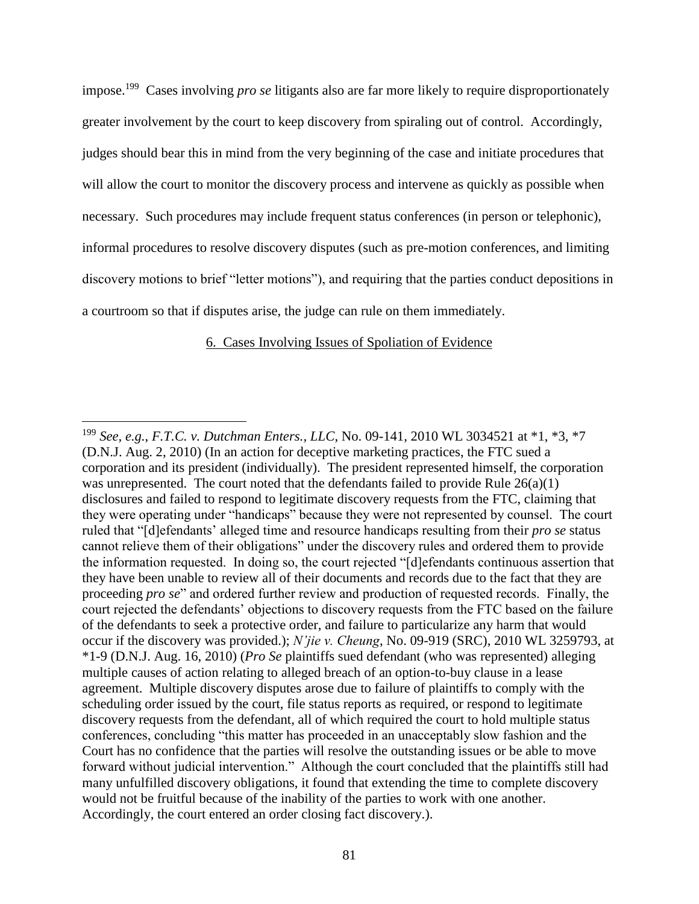impose.[199] Cases involving *pro se* litigants also are far more likely to require disproportionately greater involvement by the court to keep discovery from spiraling out of control. Accordingly, judges should bear this in mind from the very beginning of the case and initiate procedures that will allow the court to monitor the discovery process and intervene as quickly as possible when necessary. Such procedures may include frequent status conferences (in person or telephonic), informal procedures to resolve discovery disputes (such as pre-motion conferences, and limiting discovery motions to brief "letter motions"), and requiring that the parties conduct depositions in a courtroom so that if disputes arise, the judge can rule on them immediately.

<u>6. Cases Involving Issues of Spoliation of Evidence</u>

---

[199] *See, e.g.*, *F.T.C. v. Dutchman Enters., LLC*, No. 09-141, 2010 WL 3034521 at *1, *3, *7 (D.N.J. Aug. 2, 2010) (In an action for deceptive marketing practices, the FTC sued a corporation and its president (individually). The president represented himself, the corporation was unrepresented. The court noted that the defendants failed to provide Rule 26(a)(1) disclosures and failed to respond to legitimate discovery requests from the FTC, claiming that they were operating under "handicaps" because they were not represented by counsel. The court ruled that "[d]efendants' alleged time and resource handicaps resulting from their *pro se* status cannot relieve them of their obligations" under the discovery rules and ordered them to provide the information requested. In doing so, the court rejected "[d]efendants continuous assertion that they have been unable to review all of their documents and records due to the fact that they are proceeding *pro se*" and ordered further review and production of requested records. Finally, the court rejected the defendants' objections to discovery requests from the FTC based on the failure of the defendants to seek a protective order, and failure to particularize any harm that would occur if the discovery was provided.); *N'jie v. Cheung*, No. 09-919 (SRC), 2010 WL 3259793, at *1-9 (D.N.J. Aug. 16, 2010) (*Pro Se* plaintiffs sued defendant (who was represented) alleging multiple causes of action relating to alleged breach of an option-to-buy clause in a lease agreement. Multiple discovery disputes arose due to failure of plaintiffs to comply with the scheduling order issued by the court, file status reports as required, or respond to legitimate discovery requests from the defendant, all of which required the court to hold multiple status conferences, concluding "this matter has proceeded in an unacceptably slow fashion and the Court has no confidence that the parties will resolve the outstanding issues or be able to move forward without judicial intervention." Although the court concluded that the plaintiffs still had many unfulfilled discovery obligations, it found that extending the time to complete discovery would not be fruitful because of the inability of the parties to work with one another. Accordingly, the court entered an order closing fact discovery.).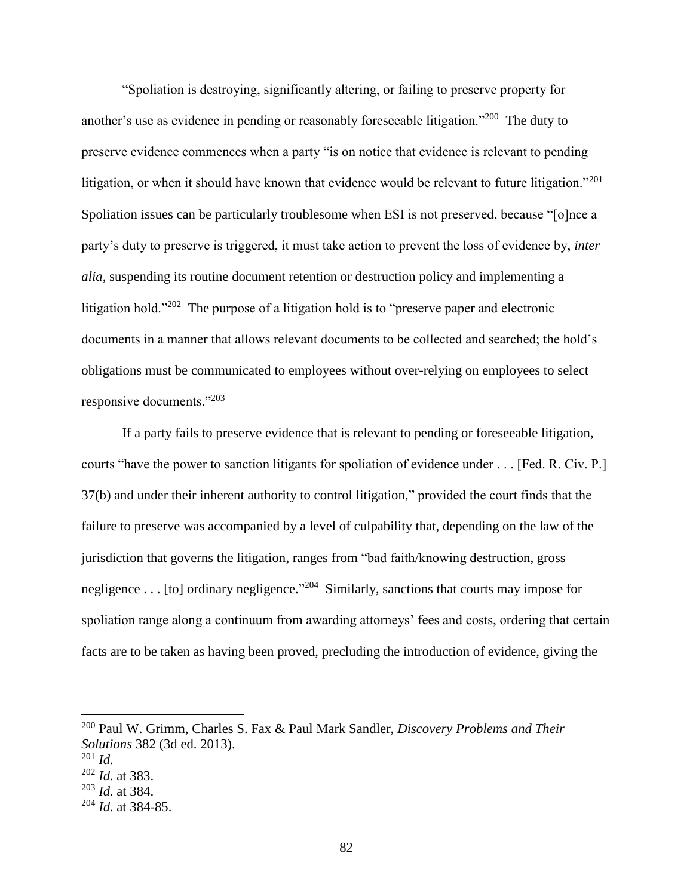"Spoliation is destroying, significantly altering, or failing to preserve property for another's use as evidence in pending or reasonably foreseeable litigation."[200] The duty to preserve evidence commences when a party "is on notice that evidence is relevant to pending litigation, or when it should have known that evidence would be relevant to future litigation."[201] Spoliation issues can be particularly troublesome when ESI is not preserved, because "[o]nce a party's duty to preserve is triggered, it must take action to prevent the loss of evidence by, *inter alia*, suspending its routine document retention or destruction policy and implementing a litigation hold."[202] The purpose of a litigation hold is to "preserve paper and electronic documents in a manner that allows relevant documents to be collected and searched; the hold's obligations must be communicated to employees without over-relying on employees to select responsive documents."[203]

If a party fails to preserve evidence that is relevant to pending or foreseeable litigation, courts "have the power to sanction litigants for spoliation of evidence under . . . [Fed. R. Civ. P.] 37(b) and under their inherent authority to control litigation," provided the court finds that the failure to preserve was accompanied by a level of culpability that, depending on the law of the jurisdiction that governs the litigation, ranges from "bad faith/knowing destruction, gross negligence . . . [to] ordinary negligence."[204] Similarly, sanctions that courts may impose for spoliation range along a continuum from awarding attorneys' fees and costs, ordering that certain facts are to be taken as having been proved, precluding the introduction of evidence, giving the

---

[200] Paul W. Grimm, Charles S. Fax & Paul Mark Sandler, *Discovery Problems and Their Solutions* 382 (3d ed. 2013).

[201] *Id.*

[202] *Id.* at 383.

[203] *Id.* at 384.

[204] *Id.* at 384-85.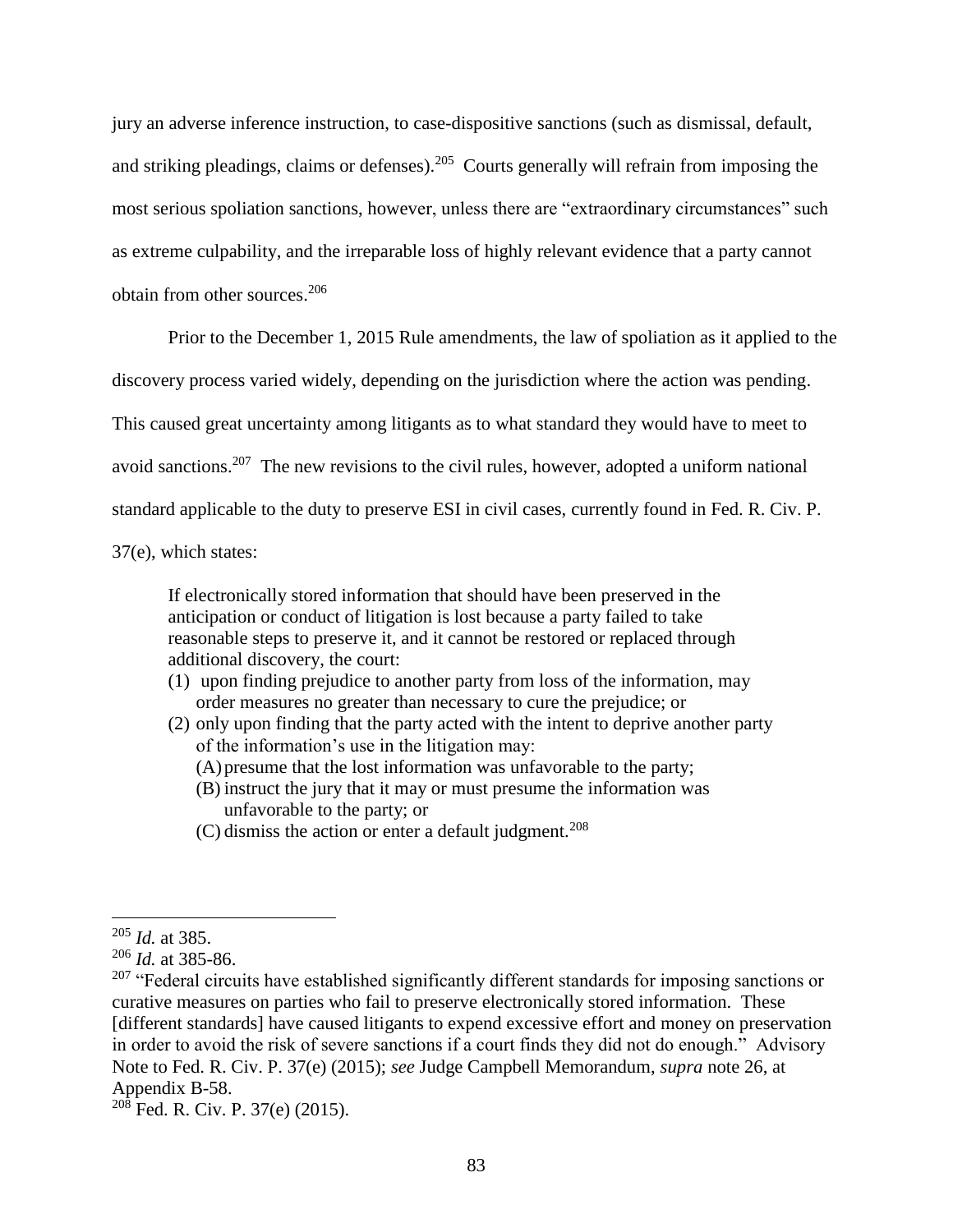jury an adverse inference instruction, to case-dispositive sanctions (such as dismissal, default, and striking pleadings, claims or defenses).[205] Courts generally will refrain from imposing the most serious spoliation sanctions, however, unless there are "extraordinary circumstances" such as extreme culpability, and the irreparable loss of highly relevant evidence that a party cannot obtain from other sources.[206]

Prior to the December 1, 2015 Rule amendments, the law of spoliation as it applied to the discovery process varied widely, depending on the jurisdiction where the action was pending. This caused great uncertainty among litigants as to what standard they would have to meet to avoid sanctions.[207] The new revisions to the civil rules, however, adopted a uniform national standard applicable to the duty to preserve ESI in civil cases, currently found in Fed. R. Civ. P. 37(e), which states:

> If electronically stored information that should have been preserved in the anticipation or conduct of litigation is lost because a party failed to take reasonable steps to preserve it, and it cannot be restored or replaced through additional discovery, the court:
> (1) upon finding prejudice to another party from loss of the information, may order measures no greater than necessary to cure the prejudice; or
> (2) only upon finding that the party acted with the intent to deprive another party of the information's use in the litigation may:
>   (A) presume that the lost information was unfavorable to the party;
>   (B) instruct the jury that it may or must presume the information was unfavorable to the party; or
>   (C) dismiss the action or enter a default judgment.[208]

---

[205] *Id.* at 385.

[206] *Id.* at 385-86.

[207] "Federal circuits have established significantly different standards for imposing sanctions or curative measures on parties who fail to preserve electronically stored information. These [different standards] have caused litigants to expend excessive effort and money on preservation in order to avoid the risk of severe sanctions if a court finds they did not do enough." Advisory Note to Fed. R. Civ. P. 37(e) (2015); *see* Judge Campbell Memorandum, *supra* note 26, at Appendix B-58.

[208] Fed. R. Civ. P. 37(e) (2015).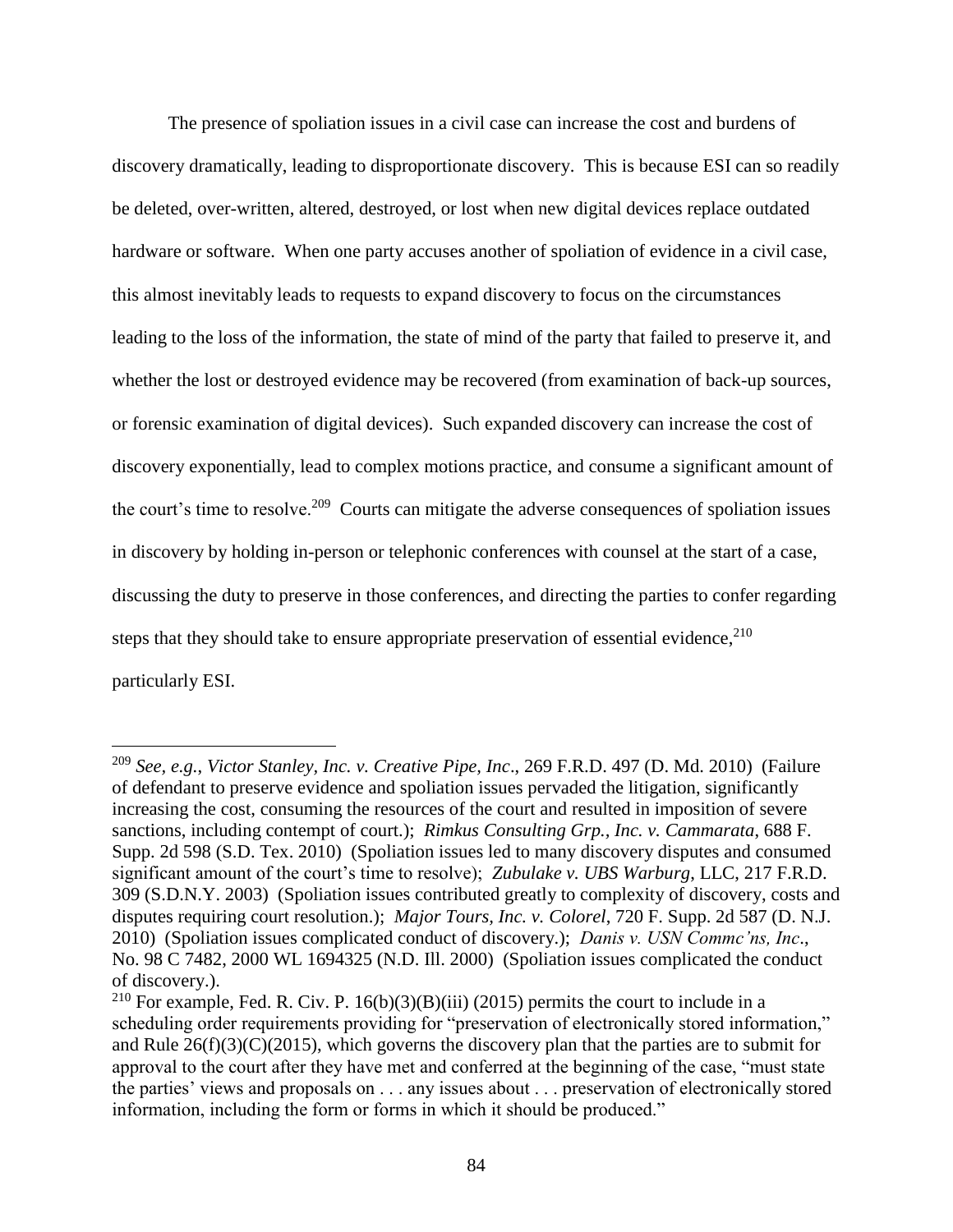The presence of spoliation issues in a civil case can increase the cost and burdens of discovery dramatically, leading to disproportionate discovery. This is because ESI can so readily be deleted, over-written, altered, destroyed, or lost when new digital devices replace outdated hardware or software. When one party accuses another of spoliation of evidence in a civil case, this almost inevitably leads to requests to expand discovery to focus on the circumstances leading to the loss of the information, the state of mind of the party that failed to preserve it, and whether the lost or destroyed evidence may be recovered (from examination of back-up sources, or forensic examination of digital devices). Such expanded discovery can increase the cost of discovery exponentially, lead to complex motions practice, and consume a significant amount of the court's time to resolve.[209] Courts can mitigate the adverse consequences of spoliation issues in discovery by holding in-person or telephonic conferences with counsel at the start of a case, discussing the duty to preserve in those conferences, and directing the parties to confer regarding steps that they should take to ensure appropriate preservation of essential evidence,[210] particularly ESI.

---

[209] *See, e.g.*, *Victor Stanley, Inc. v. Creative Pipe, Inc*., 269 F.R.D. 497 (D. Md. 2010) (Failure of defendant to preserve evidence and spoliation issues pervaded the litigation, significantly increasing the cost, consuming the resources of the court and resulted in imposition of severe sanctions, including contempt of court.); *Rimkus Consulting Grp., Inc. v. Cammarata*, 688 F. Supp. 2d 598 (S.D. Tex. 2010) (Spoliation issues led to many discovery disputes and consumed significant amount of the court's time to resolve); *Zubulake v. UBS Warburg*, LLC, 217 F.R.D. 309 (S.D.N.Y. 2003) (Spoliation issues contributed greatly to complexity of discovery, costs and disputes requiring court resolution.); *Major Tours, Inc. v. Colorel*, 720 F. Supp. 2d 587 (D. N.J. 2010) (Spoliation issues complicated conduct of discovery.); *Danis v. USN Commc'ns, Inc*., No. 98 C 7482, 2000 WL 1694325 (N.D. Ill. 2000) (Spoliation issues complicated the conduct of discovery.).

[210] For example, Fed. R. Civ. P. 16(b)(3)(B)(iii) (2015) permits the court to include in a scheduling order requirements providing for "preservation of electronically stored information," and Rule 26(f)(3)(C)(2015), which governs the discovery plan that the parties are to submit for approval to the court after they have met and conferred at the beginning of the case, "must state the parties' views and proposals on . . . any issues about . . . preservation of electronically stored information, including the form or forms in which it should be produced."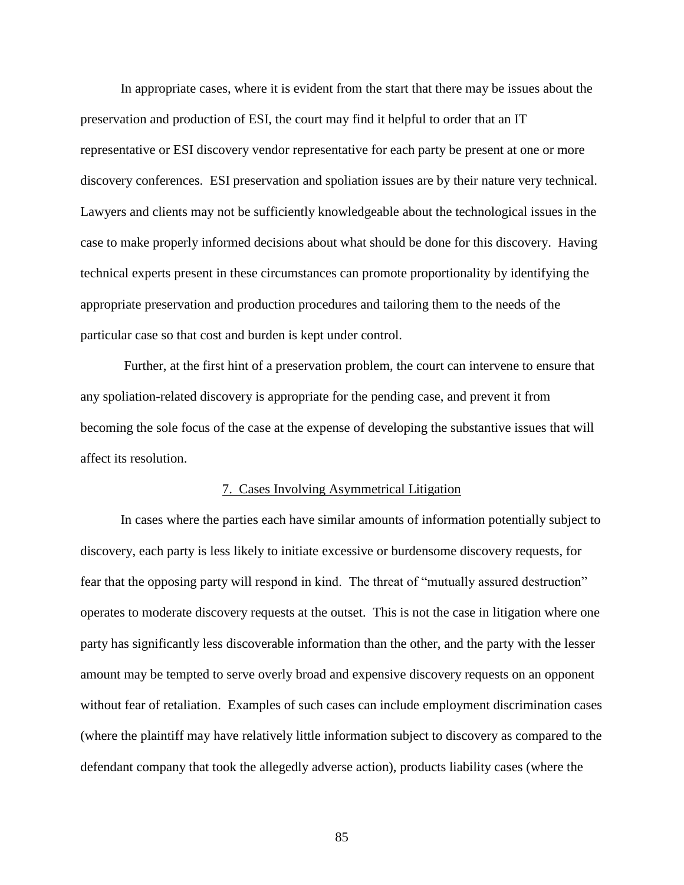In appropriate cases, where it is evident from the start that there may be issues about the preservation and production of ESI, the court may find it helpful to order that an IT representative or ESI discovery vendor representative for each party be present at one or more discovery conferences. ESI preservation and spoliation issues are by their nature very technical. Lawyers and clients may not be sufficiently knowledgeable about the technological issues in the case to make properly informed decisions about what should be done for this discovery. Having technical experts present in these circumstances can promote proportionality by identifying the appropriate preservation and production procedures and tailoring them to the needs of the particular case so that cost and burden is kept under control.

Further, at the first hint of a preservation problem, the court can intervene to ensure that any spoliation-related discovery is appropriate for the pending case, and prevent it from becoming the sole focus of the case at the expense of developing the substantive issues that will affect its resolution.

### 7. Cases Involving Asymmetrical Litigation

In cases where the parties each have similar amounts of information potentially subject to discovery, each party is less likely to initiate excessive or burdensome discovery requests, for fear that the opposing party will respond in kind. The threat of "mutually assured destruction" operates to moderate discovery requests at the outset. This is not the case in litigation where one party has significantly less discoverable information than the other, and the party with the lesser amount may be tempted to serve overly broad and expensive discovery requests on an opponent without fear of retaliation. Examples of such cases can include employment discrimination cases (where the plaintiff may have relatively little information subject to discovery as compared to the defendant company that took the allegedly adverse action), products liability cases (where the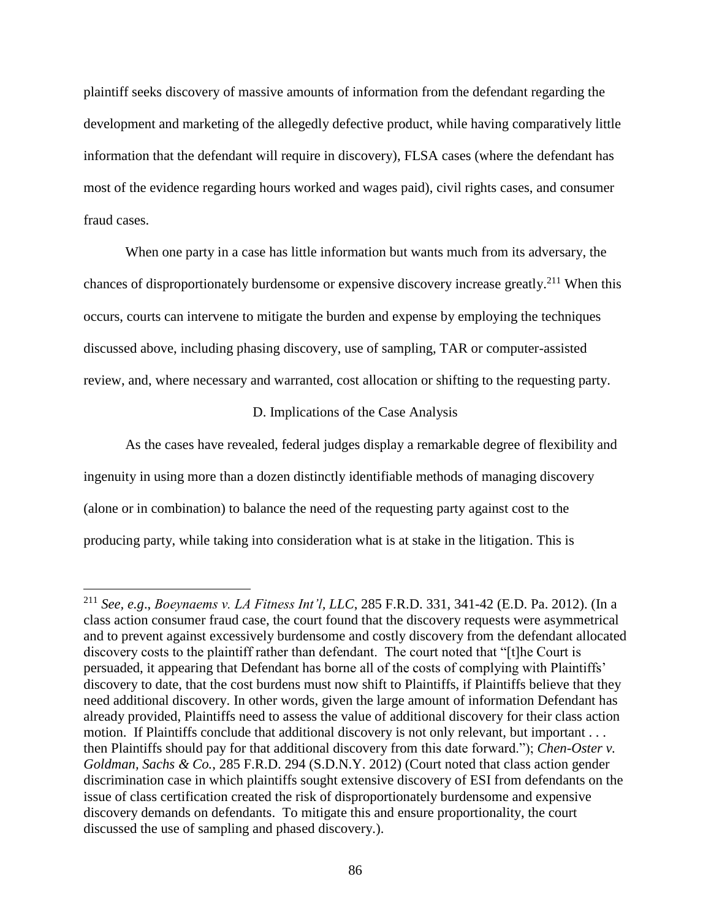plaintiff seeks discovery of massive amounts of information from the defendant regarding the development and marketing of the allegedly defective product, while having comparatively little information that the defendant will require in discovery), FLSA cases (where the defendant has most of the evidence regarding hours worked and wages paid), civil rights cases, and consumer fraud cases.

When one party in a case has little information but wants much from its adversary, the chances of disproportionately burdensome or expensive discovery increase greatly.[211] When this occurs, courts can intervene to mitigate the burden and expense by employing the techniques discussed above, including phasing discovery, use of sampling, TAR or computer-assisted review, and, where necessary and warranted, cost allocation or shifting to the requesting party.

### D. Implications of the Case Analysis

As the cases have revealed, federal judges display a remarkable degree of flexibility and ingenuity in using more than a dozen distinctly identifiable methods of managing discovery (alone or in combination) to balance the need of the requesting party against cost to the producing party, while taking into consideration what is at stake in the litigation. This is

---

[211] *See, e.g*., *Boeynaems v. LA Fitness Int'l, LLC*, 285 F.R.D. 331, 341-42 (E.D. Pa. 2012). (In a class action consumer fraud case, the court found that the discovery requests were asymmetrical and to prevent against excessively burdensome and costly discovery from the defendant allocated discovery costs to the plaintiff rather than defendant. The court noted that "[t]he Court is persuaded, it appearing that Defendant has borne all of the costs of complying with Plaintiffs' discovery to date, that the cost burdens must now shift to Plaintiffs, if Plaintiffs believe that they need additional discovery. In other words, given the large amount of information Defendant has already provided, Plaintiffs need to assess the value of additional discovery for their class action motion. If Plaintiffs conclude that additional discovery is not only relevant, but important . . . then Plaintiffs should pay for that additional discovery from this date forward."); *Chen-Oster v. Goldman, Sachs & Co.*, 285 F.R.D. 294 (S.D.N.Y. 2012) (Court noted that class action gender discrimination case in which plaintiffs sought extensive discovery of ESI from defendants on the issue of class certification created the risk of disproportionately burdensome and expensive discovery demands on defendants. To mitigate this and ensure proportionality, the court discussed the use of sampling and phased discovery.).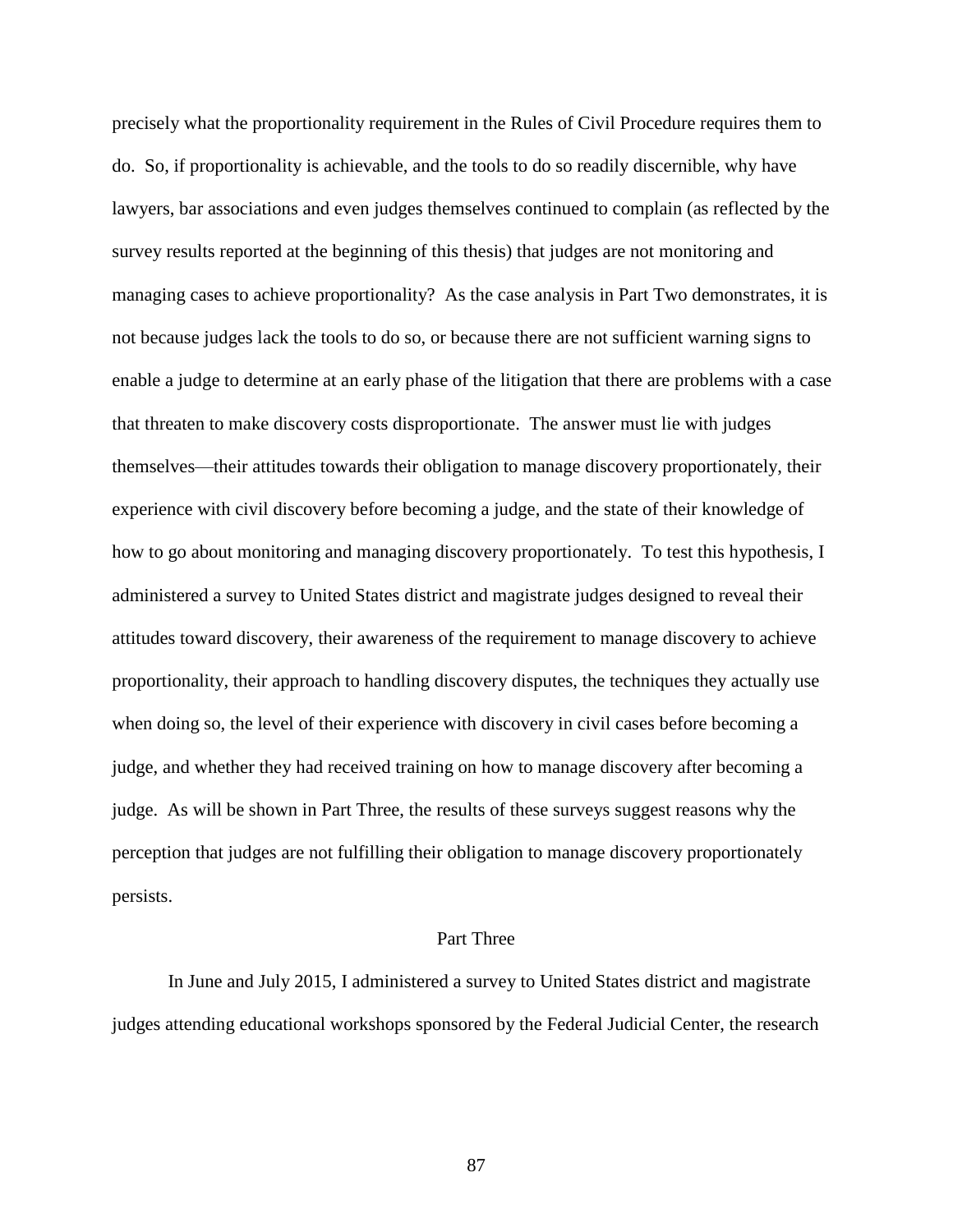precisely what the proportionality requirement in the Rules of Civil Procedure requires them to do. So, if proportionality is achievable, and the tools to do so readily discernible, why have lawyers, bar associations and even judges themselves continued to complain (as reflected by the survey results reported at the beginning of this thesis) that judges are not monitoring and managing cases to achieve proportionality? As the case analysis in Part Two demonstrates, it is not because judges lack the tools to do so, or because there are not sufficient warning signs to enable a judge to determine at an early phase of the litigation that there are problems with a case that threaten to make discovery costs disproportionate. The answer must lie with judges themselves—their attitudes towards their obligation to manage discovery proportionately, their experience with civil discovery before becoming a judge, and the state of their knowledge of how to go about monitoring and managing discovery proportionately. To test this hypothesis, I administered a survey to United States district and magistrate judges designed to reveal their attitudes toward discovery, their awareness of the requirement to manage discovery to achieve proportionality, their approach to handling discovery disputes, the techniques they actually use when doing so, the level of their experience with discovery in civil cases before becoming a judge, and whether they had received training on how to manage discovery after becoming a judge. As will be shown in Part Three, the results of these surveys suggest reasons why the perception that judges are not fulfilling their obligation to manage discovery proportionately persists.

## Part Three

In June and July 2015, I administered a survey to United States district and magistrate judges attending educational workshops sponsored by the Federal Judicial Center, the research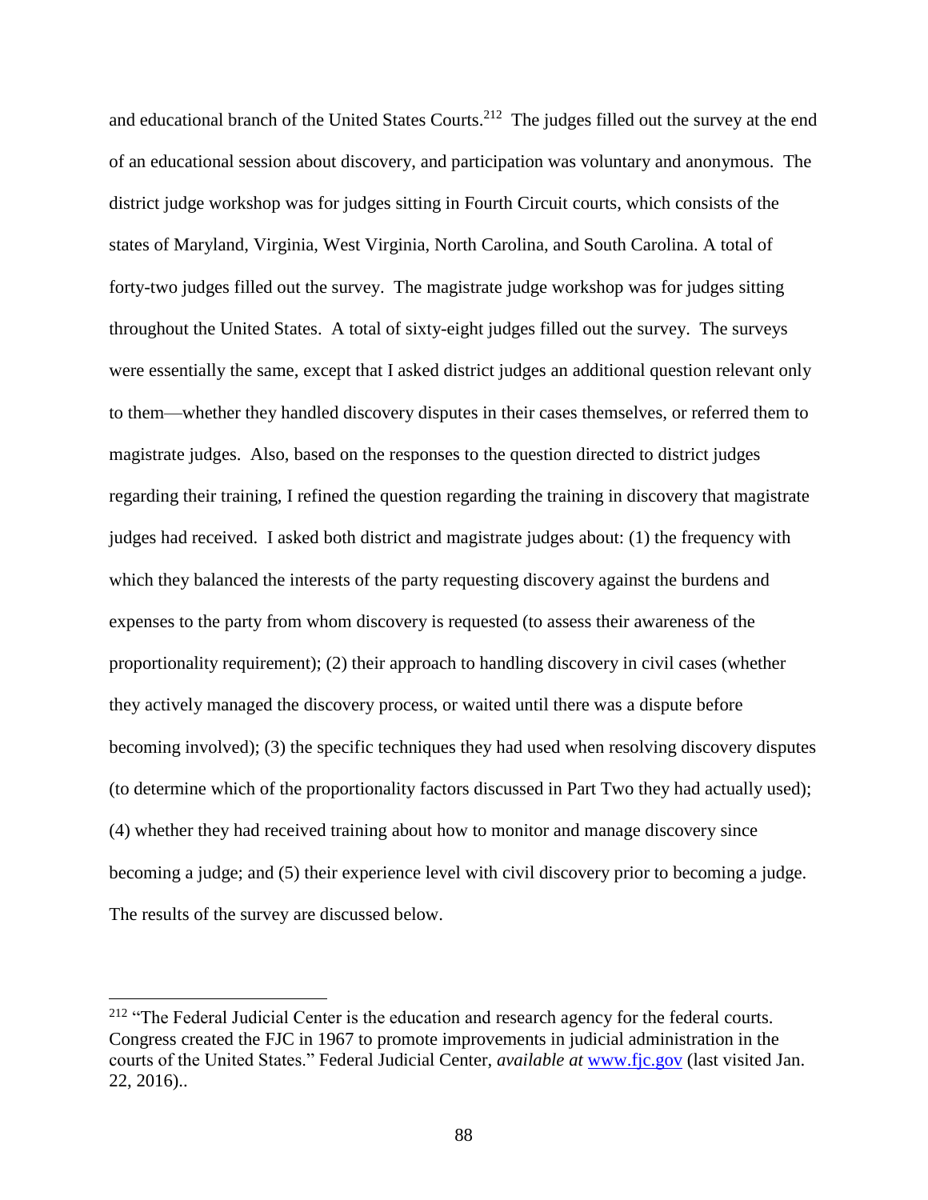and educational branch of the United States Courts.[212] The judges filled out the survey at the end of an educational session about discovery, and participation was voluntary and anonymous. The district judge workshop was for judges sitting in Fourth Circuit courts, which consists of the states of Maryland, Virginia, West Virginia, North Carolina, and South Carolina. A total of forty-two judges filled out the survey. The magistrate judge workshop was for judges sitting throughout the United States. A total of sixty-eight judges filled out the survey. The surveys were essentially the same, except that I asked district judges an additional question relevant only to them—whether they handled discovery disputes in their cases themselves, or referred them to magistrate judges. Also, based on the responses to the question directed to district judges regarding their training, I refined the question regarding the training in discovery that magistrate judges had received. I asked both district and magistrate judges about: (1) the frequency with which they balanced the interests of the party requesting discovery against the burdens and expenses to the party from whom discovery is requested (to assess their awareness of the proportionality requirement); (2) their approach to handling discovery in civil cases (whether they actively managed the discovery process, or waited until there was a dispute before becoming involved); (3) the specific techniques they had used when resolving discovery disputes (to determine which of the proportionality factors discussed in Part Two they had actually used); (4) whether they had received training about how to monitor and manage discovery since becoming a judge; and (5) their experience level with civil discovery prior to becoming a judge. The results of the survey are discussed below.

---

[212] "The Federal Judicial Center is the education and research agency for the federal courts. Congress created the FJC in 1967 to promote improvements in judicial administration in the courts of the United States." Federal Judicial Center, *available at* www.fjc.gov (last visited Jan. 22, 2016)..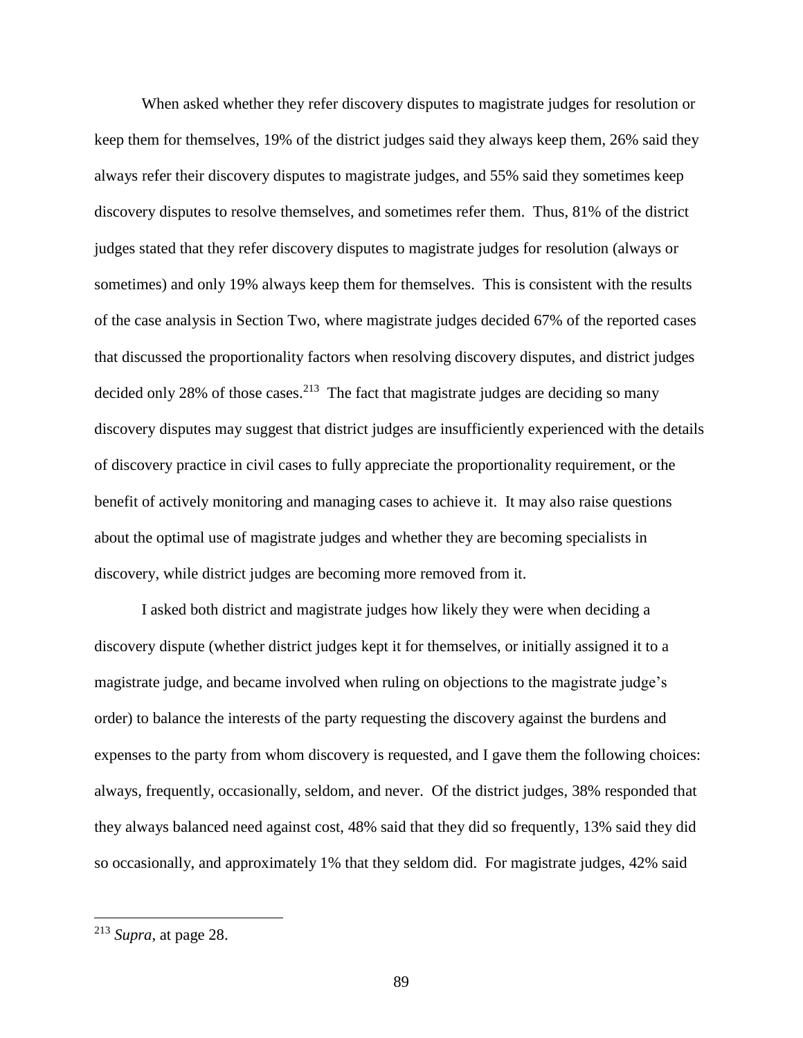When asked whether they refer discovery disputes to magistrate judges for resolution or keep them for themselves, 19% of the district judges said they always keep them, 26% said they always refer their discovery disputes to magistrate judges, and 55% said they sometimes keep discovery disputes to resolve themselves, and sometimes refer them. Thus, 81% of the district judges stated that they refer discovery disputes to magistrate judges for resolution (always or sometimes) and only 19% always keep them for themselves. This is consistent with the results of the case analysis in Section Two, where magistrate judges decided 67% of the reported cases that discussed the proportionality factors when resolving discovery disputes, and district judges decided only 28% of those cases.[213] The fact that magistrate judges are deciding so many discovery disputes may suggest that district judges are insufficiently experienced with the details of discovery practice in civil cases to fully appreciate the proportionality requirement, or the benefit of actively monitoring and managing cases to achieve it. It may also raise questions about the optimal use of magistrate judges and whether they are becoming specialists in discovery, while district judges are becoming more removed from it.

I asked both district and magistrate judges how likely they were when deciding a discovery dispute (whether district judges kept it for themselves, or initially assigned it to a magistrate judge, and became involved when ruling on objections to the magistrate judge's order) to balance the interests of the party requesting the discovery against the burdens and expenses to the party from whom discovery is requested, and I gave them the following choices: always, frequently, occasionally, seldom, and never. Of the district judges, 38% responded that they always balanced need against cost, 48% said that they did so frequently, 13% said they did so occasionally, and approximately 1% that they seldom did. For magistrate judges, 42% said

---

[213] *Supra*, at page 28.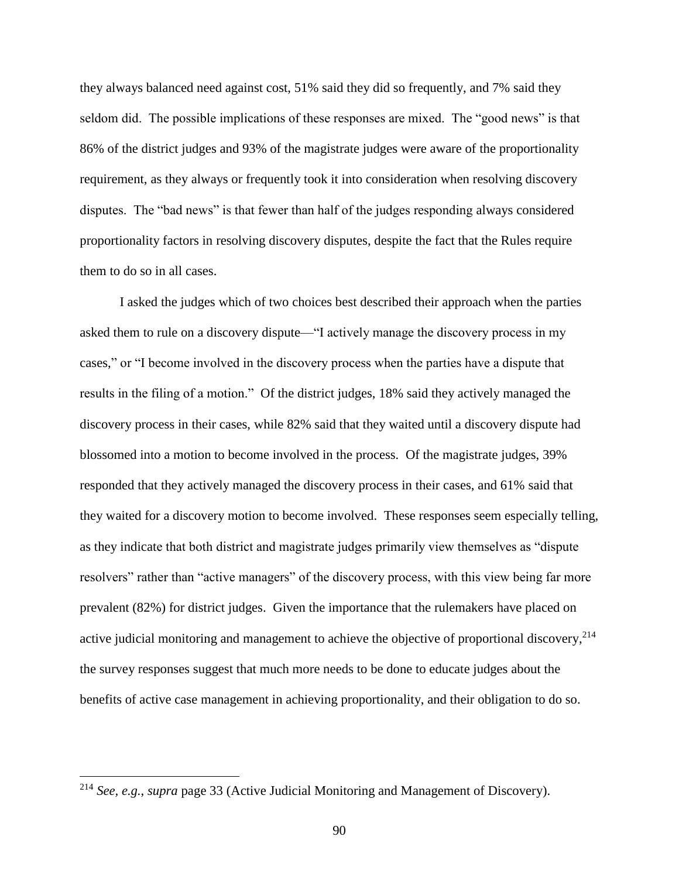they always balanced need against cost, 51% said they did so frequently, and 7% said they seldom did. The possible implications of these responses are mixed. The "good news" is that 86% of the district judges and 93% of the magistrate judges were aware of the proportionality requirement, as they always or frequently took it into consideration when resolving discovery disputes. The "bad news" is that fewer than half of the judges responding always considered proportionality factors in resolving discovery disputes, despite the fact that the Rules require them to do so in all cases.

I asked the judges which of two choices best described their approach when the parties asked them to rule on a discovery dispute—"I actively manage the discovery process in my cases," or "I become involved in the discovery process when the parties have a dispute that results in the filing of a motion." Of the district judges, 18% said they actively managed the discovery process in their cases, while 82% said that they waited until a discovery dispute had blossomed into a motion to become involved in the process. Of the magistrate judges, 39% responded that they actively managed the discovery process in their cases, and 61% said that they waited for a discovery motion to become involved. These responses seem especially telling, as they indicate that both district and magistrate judges primarily view themselves as "dispute resolvers" rather than "active managers" of the discovery process, with this view being far more prevalent (82%) for district judges. Given the importance that the rulemakers have placed on active judicial monitoring and management to achieve the objective of proportional discovery,[214] the survey responses suggest that much more needs to be done to educate judges about the benefits of active case management in achieving proportionality, and their obligation to do so.

---

[214] *See, e.g.*, *supra* page 33 (Active Judicial Monitoring and Management of Discovery).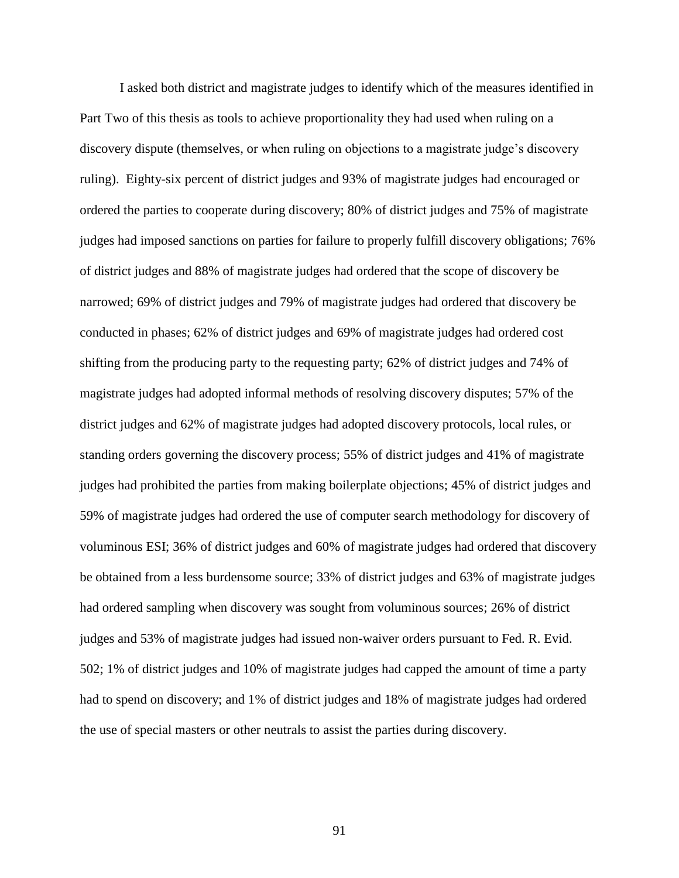I asked both district and magistrate judges to identify which of the measures identified in Part Two of this thesis as tools to achieve proportionality they had used when ruling on a discovery dispute (themselves, or when ruling on objections to a magistrate judge's discovery ruling). Eighty-six percent of district judges and 93% of magistrate judges had encouraged or ordered the parties to cooperate during discovery; 80% of district judges and 75% of magistrate judges had imposed sanctions on parties for failure to properly fulfill discovery obligations; 76% of district judges and 88% of magistrate judges had ordered that the scope of discovery be narrowed; 69% of district judges and 79% of magistrate judges had ordered that discovery be conducted in phases; 62% of district judges and 69% of magistrate judges had ordered cost shifting from the producing party to the requesting party; 62% of district judges and 74% of magistrate judges had adopted informal methods of resolving discovery disputes; 57% of the district judges and 62% of magistrate judges had adopted discovery protocols, local rules, or standing orders governing the discovery process; 55% of district judges and 41% of magistrate judges had prohibited the parties from making boilerplate objections; 45% of district judges and 59% of magistrate judges had ordered the use of computer search methodology for discovery of voluminous ESI; 36% of district judges and 60% of magistrate judges had ordered that discovery be obtained from a less burdensome source; 33% of district judges and 63% of magistrate judges had ordered sampling when discovery was sought from voluminous sources; 26% of district judges and 53% of magistrate judges had issued non-waiver orders pursuant to Fed. R. Evid. 502; 1% of district judges and 10% of magistrate judges had capped the amount of time a party had to spend on discovery; and 1% of district judges and 18% of magistrate judges had ordered the use of special masters or other neutrals to assist the parties during discovery.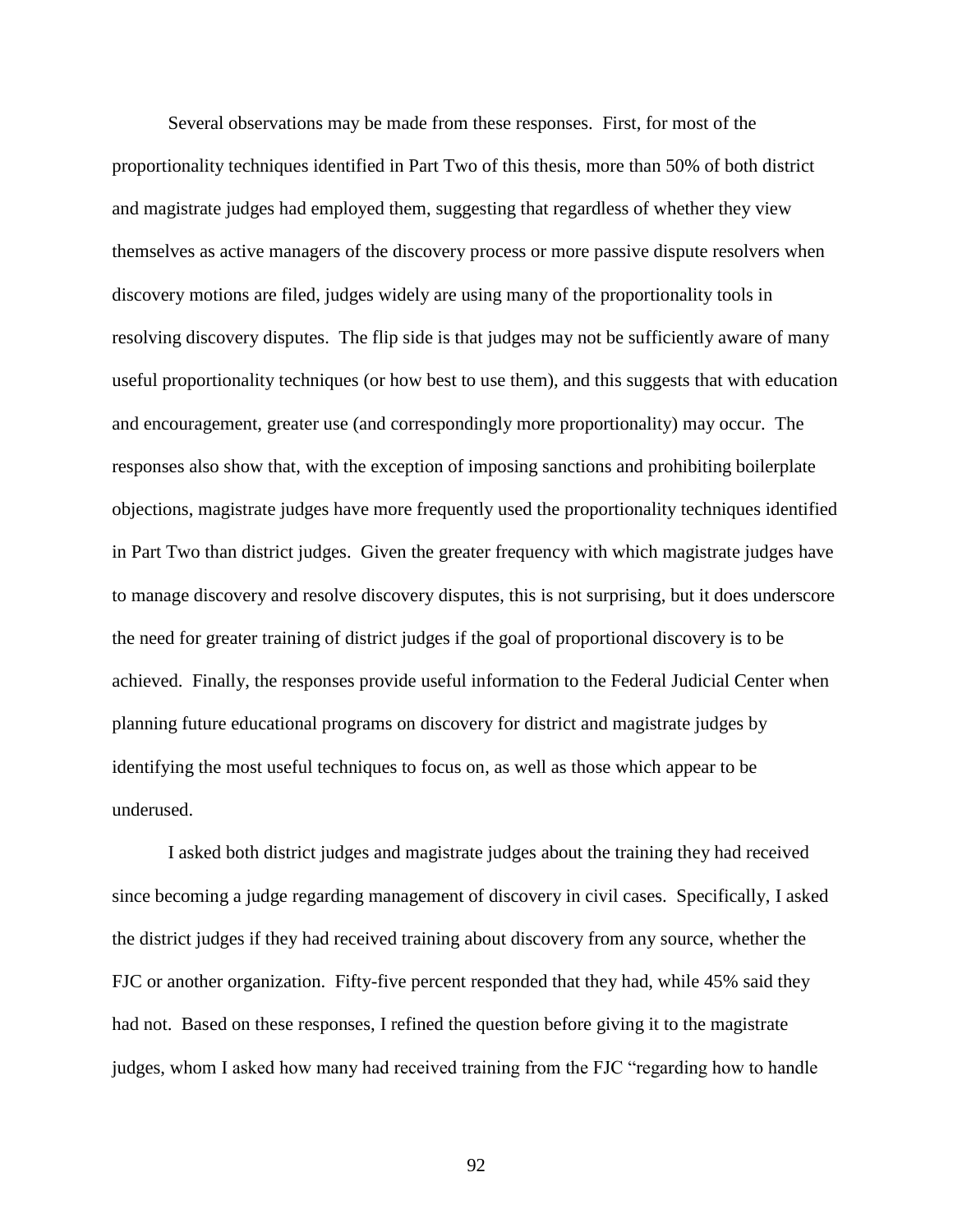Several observations may be made from these responses. First, for most of the proportionality techniques identified in Part Two of this thesis, more than 50% of both district and magistrate judges had employed them, suggesting that regardless of whether they view themselves as active managers of the discovery process or more passive dispute resolvers when discovery motions are filed, judges widely are using many of the proportionality tools in resolving discovery disputes. The flip side is that judges may not be sufficiently aware of many useful proportionality techniques (or how best to use them), and this suggests that with education and encouragement, greater use (and correspondingly more proportionality) may occur. The responses also show that, with the exception of imposing sanctions and prohibiting boilerplate objections, magistrate judges have more frequently used the proportionality techniques identified in Part Two than district judges. Given the greater frequency with which magistrate judges have to manage discovery and resolve discovery disputes, this is not surprising, but it does underscore the need for greater training of district judges if the goal of proportional discovery is to be achieved. Finally, the responses provide useful information to the Federal Judicial Center when planning future educational programs on discovery for district and magistrate judges by identifying the most useful techniques to focus on, as well as those which appear to be underused.

I asked both district judges and magistrate judges about the training they had received since becoming a judge regarding management of discovery in civil cases. Specifically, I asked the district judges if they had received training about discovery from any source, whether the FJC or another organization. Fifty-five percent responded that they had, while 45% said they had not. Based on these responses, I refined the question before giving it to the magistrate judges, whom I asked how many had received training from the FJC "regarding how to handle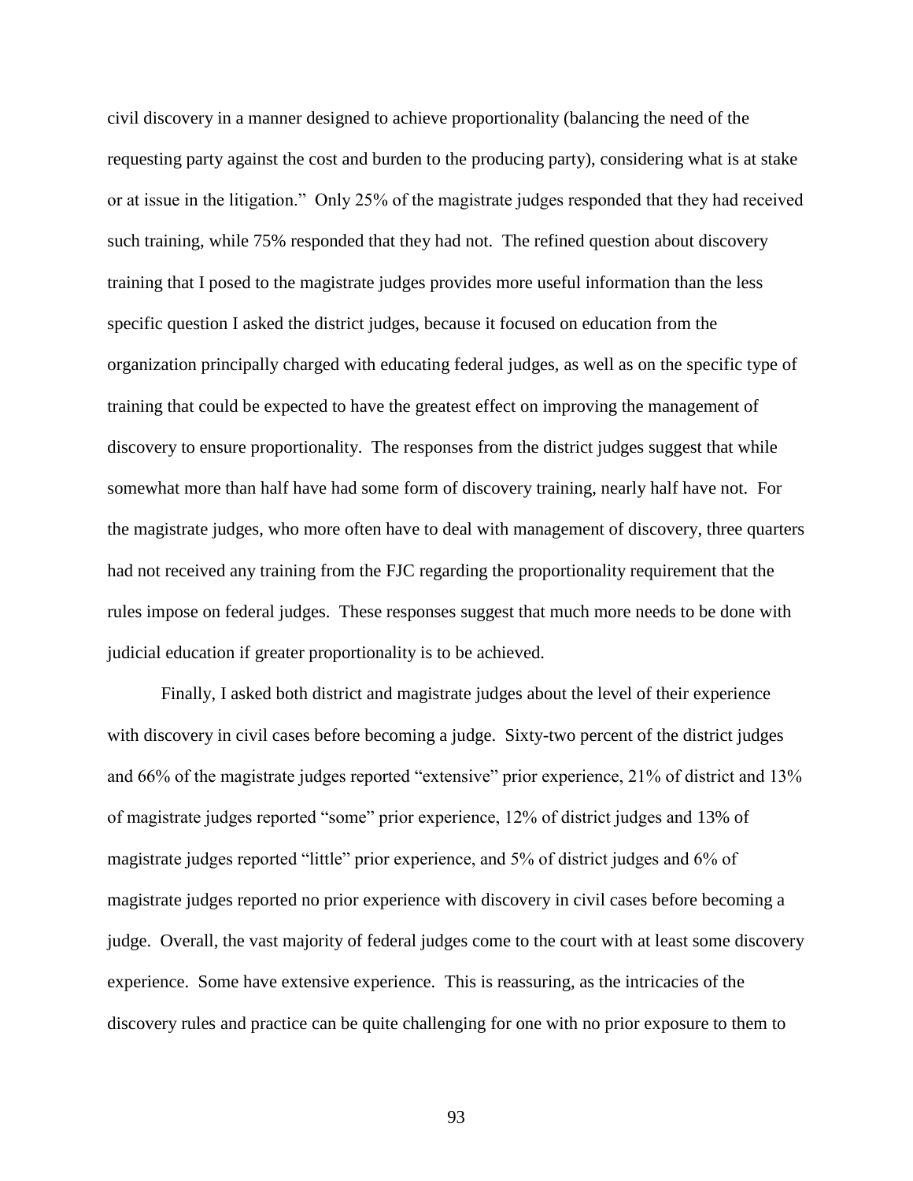civil discovery in a manner designed to achieve proportionality (balancing the need of the requesting party against the cost and burden to the producing party), considering what is at stake or at issue in the litigation." Only 25% of the magistrate judges responded that they had received such training, while 75% responded that they had not. The refined question about discovery training that I posed to the magistrate judges provides more useful information than the less specific question I asked the district judges, because it focused on education from the organization principally charged with educating federal judges, as well as on the specific type of training that could be expected to have the greatest effect on improving the management of discovery to ensure proportionality. The responses from the district judges suggest that while somewhat more than half have had some form of discovery training, nearly half have not. For the magistrate judges, who more often have to deal with management of discovery, three quarters had not received any training from the FJC regarding the proportionality requirement that the rules impose on federal judges. These responses suggest that much more needs to be done with judicial education if greater proportionality is to be achieved.

Finally, I asked both district and magistrate judges about the level of their experience with discovery in civil cases before becoming a judge. Sixty-two percent of the district judges and 66% of the magistrate judges reported "extensive" prior experience, 21% of district and 13% of magistrate judges reported "some" prior experience, 12% of district judges and 13% of magistrate judges reported "little" prior experience, and 5% of district judges and 6% of magistrate judges reported no prior experience with discovery in civil cases before becoming a judge. Overall, the vast majority of federal judges come to the court with at least some discovery experience. Some have extensive experience. This is reassuring, as the intricacies of the discovery rules and practice can be quite challenging for one with no prior exposure to them to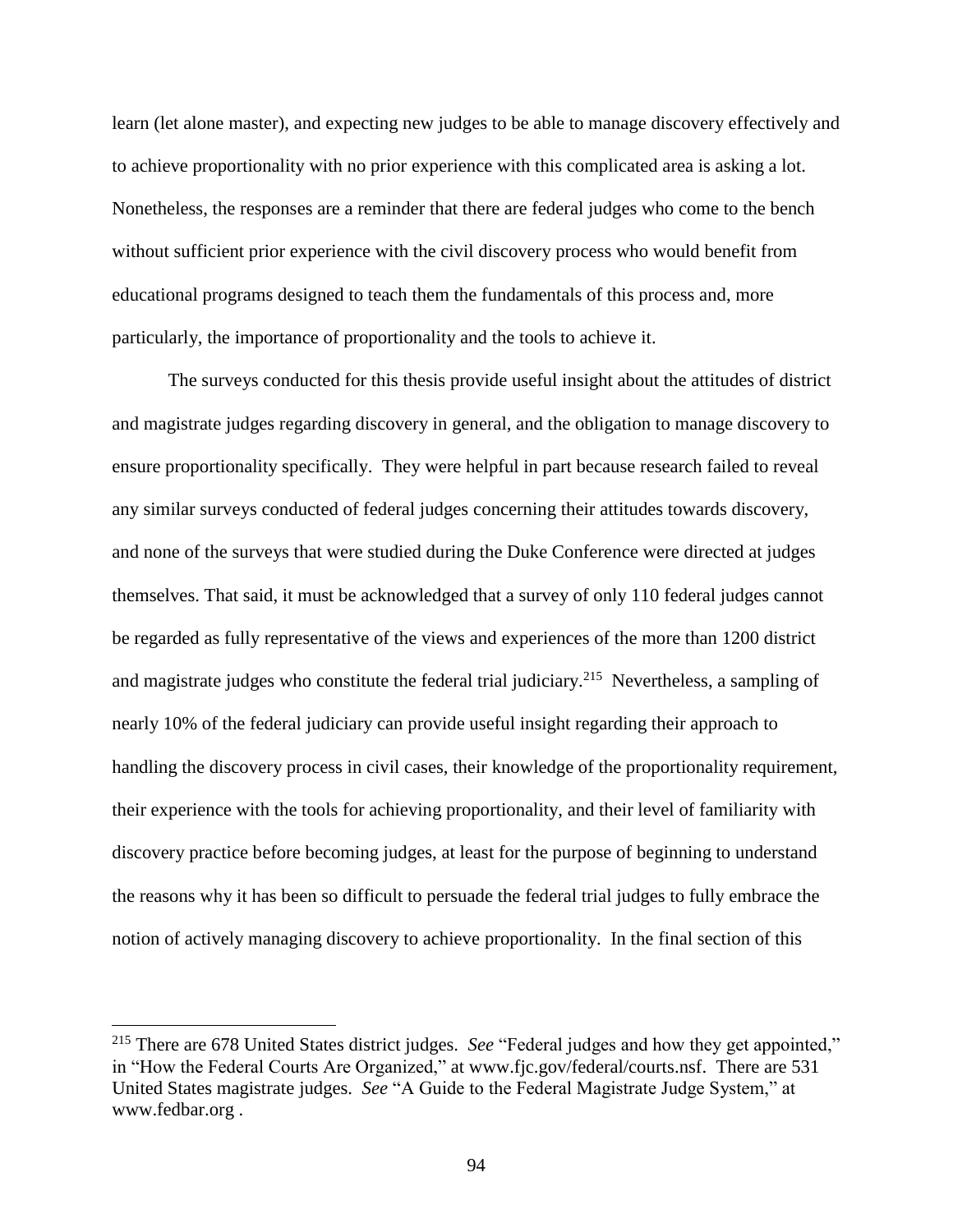learn (let alone master), and expecting new judges to be able to manage discovery effectively and to achieve proportionality with no prior experience with this complicated area is asking a lot. Nonetheless, the responses are a reminder that there are federal judges who come to the bench without sufficient prior experience with the civil discovery process who would benefit from educational programs designed to teach them the fundamentals of this process and, more particularly, the importance of proportionality and the tools to achieve it.

The surveys conducted for this thesis provide useful insight about the attitudes of district and magistrate judges regarding discovery in general, and the obligation to manage discovery to ensure proportionality specifically. They were helpful in part because research failed to reveal any similar surveys conducted of federal judges concerning their attitudes towards discovery, and none of the surveys that were studied during the Duke Conference were directed at judges themselves. That said, it must be acknowledged that a survey of only 110 federal judges cannot be regarded as fully representative of the views and experiences of the more than 1200 district and magistrate judges who constitute the federal trial judiciary.[215] Nevertheless, a sampling of nearly 10% of the federal judiciary can provide useful insight regarding their approach to handling the discovery process in civil cases, their knowledge of the proportionality requirement, their experience with the tools for achieving proportionality, and their level of familiarity with discovery practice before becoming judges, at least for the purpose of beginning to understand the reasons why it has been so difficult to persuade the federal trial judges to fully embrace the notion of actively managing discovery to achieve proportionality. In the final section of this

---

[215] There are 678 United States district judges. *See* "Federal judges and how they get appointed," in "How the Federal Courts Are Organized," at www.fjc.gov/federal/courts.nsf. There are 531 United States magistrate judges. *See* "A Guide to the Federal Magistrate Judge System," at www.fedbar.org .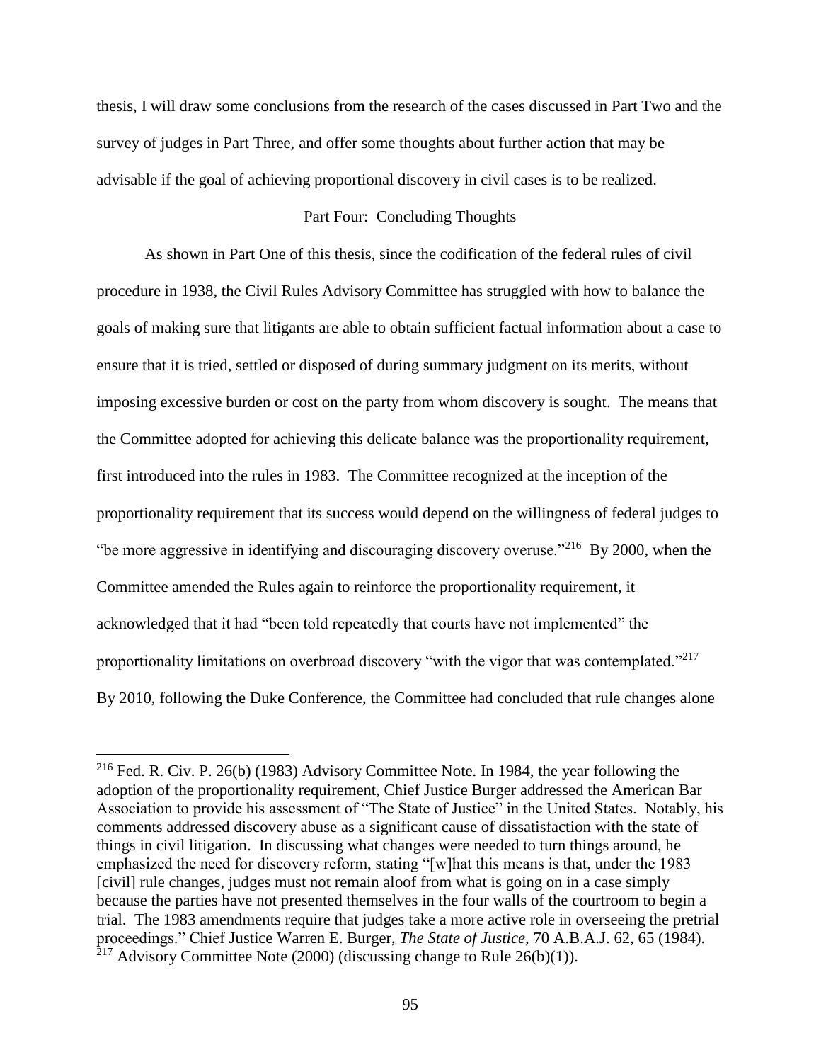thesis, I will draw some conclusions from the research of the cases discussed in Part Two and the survey of judges in Part Three, and offer some thoughts about further action that may be advisable if the goal of achieving proportional discovery in civil cases is to be realized.

## Part Four: Concluding Thoughts

As shown in Part One of this thesis, since the codification of the federal rules of civil procedure in 1938, the Civil Rules Advisory Committee has struggled with how to balance the goals of making sure that litigants are able to obtain sufficient factual information about a case to ensure that it is tried, settled or disposed of during summary judgment on its merits, without imposing excessive burden or cost on the party from whom discovery is sought. The means that the Committee adopted for achieving this delicate balance was the proportionality requirement, first introduced into the rules in 1983. The Committee recognized at the inception of the proportionality requirement that its success would depend on the willingness of federal judges to "be more aggressive in identifying and discouraging discovery overuse."[216] By 2000, when the Committee amended the Rules again to reinforce the proportionality requirement, it acknowledged that it had "been told repeatedly that courts have not implemented" the proportionality limitations on overbroad discovery "with the vigor that was contemplated."[217] By 2010, following the Duke Conference, the Committee had concluded that rule changes alone

---

[216] Fed. R. Civ. P. 26(b) (1983) Advisory Committee Note. In 1984, the year following the adoption of the proportionality requirement, Chief Justice Burger addressed the American Bar Association to provide his assessment of "The State of Justice" in the United States. Notably, his comments addressed discovery abuse as a significant cause of dissatisfaction with the state of things in civil litigation. In discussing what changes were needed to turn things around, he emphasized the need for discovery reform, stating "[w]hat this means is that, under the 1983 [civil] rule changes, judges must not remain aloof from what is going on in a case simply because the parties have not presented themselves in the four walls of the courtroom to begin a trial. The 1983 amendments require that judges take a more active role in overseeing the pretrial proceedings." Chief Justice Warren E. Burger, *The State of Justice*, 70 A.B.A.J. 62, 65 (1984).

[217] Advisory Committee Note (2000) (discussing change to Rule 26(b)(1)).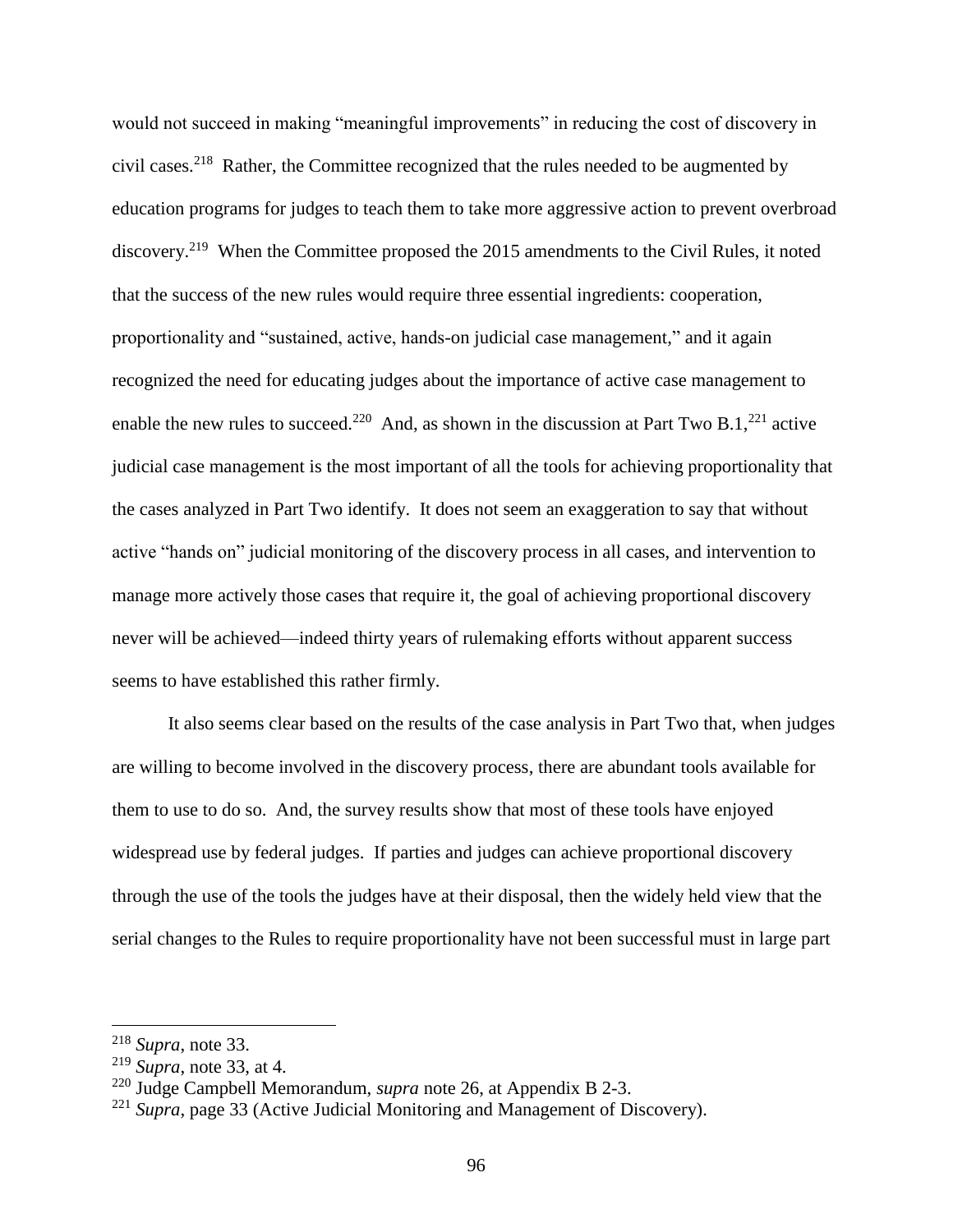would not succeed in making "meaningful improvements" in reducing the cost of discovery in civil cases.[218] Rather, the Committee recognized that the rules needed to be augmented by education programs for judges to teach them to take more aggressive action to prevent overbroad discovery.[219] When the Committee proposed the 2015 amendments to the Civil Rules, it noted that the success of the new rules would require three essential ingredients: cooperation, proportionality and "sustained, active, hands-on judicial case management," and it again recognized the need for educating judges about the importance of active case management to enable the new rules to succeed.[220] And, as shown in the discussion at Part Two B.1,[221] active judicial case management is the most important of all the tools for achieving proportionality that the cases analyzed in Part Two identify. It does not seem an exaggeration to say that without active "hands on" judicial monitoring of the discovery process in all cases, and intervention to manage more actively those cases that require it, the goal of achieving proportional discovery never will be achieved—indeed thirty years of rulemaking efforts without apparent success seems to have established this rather firmly.

It also seems clear based on the results of the case analysis in Part Two that, when judges are willing to become involved in the discovery process, there are abundant tools available for them to use to do so. And, the survey results show that most of these tools have enjoyed widespread use by federal judges. If parties and judges can achieve proportional discovery through the use of the tools the judges have at their disposal, then the widely held view that the serial changes to the Rules to require proportionality have not been successful must in large part

---

[218] *Supra*, note 33.

[219] *Supra*, note 33, at 4.

[220] Judge Campbell Memorandum, *supra* note 26, at Appendix B 2-3.

[221] *Supra*, page 33 (Active Judicial Monitoring and Management of Discovery).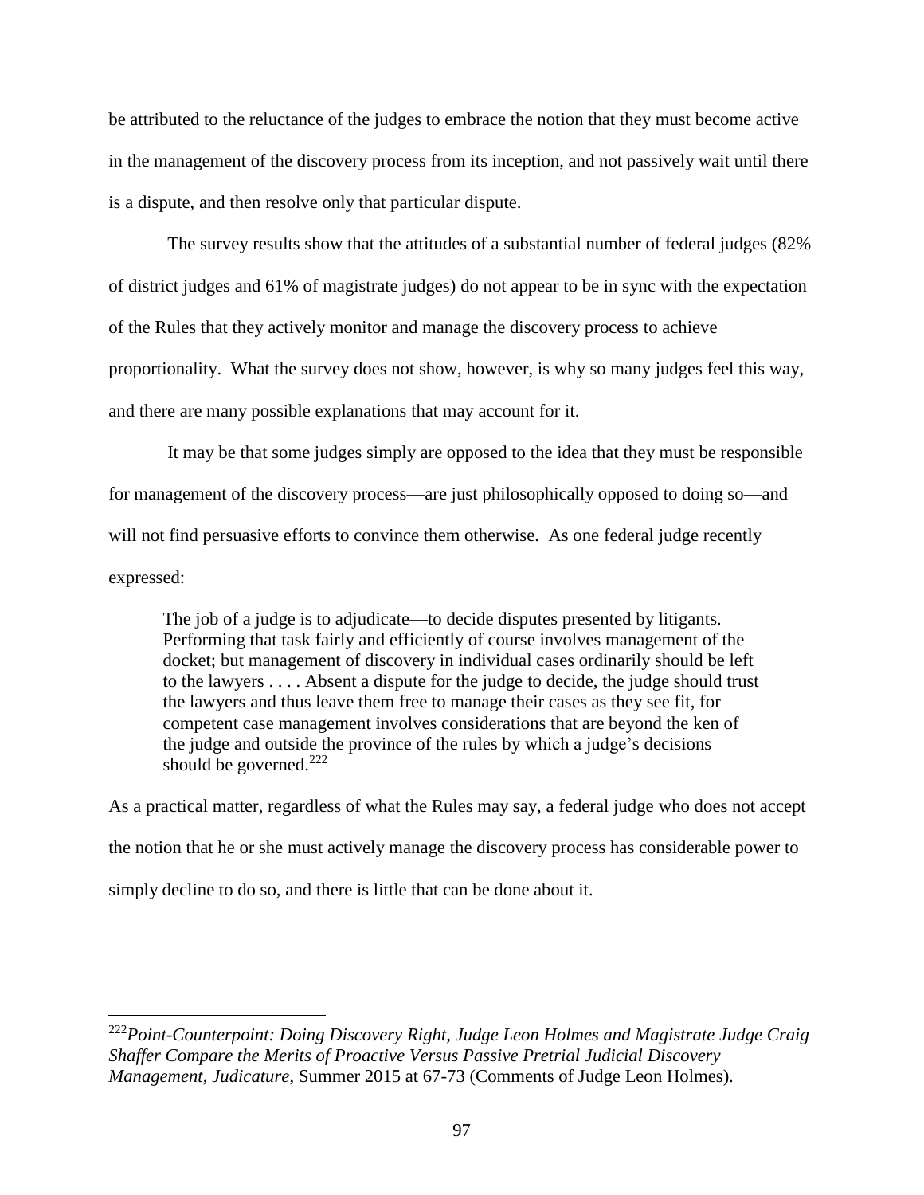be attributed to the reluctance of the judges to embrace the notion that they must become active in the management of the discovery process from its inception, and not passively wait until there is a dispute, and then resolve only that particular dispute.

The survey results show that the attitudes of a substantial number of federal judges (82% of district judges and 61% of magistrate judges) do not appear to be in sync with the expectation of the Rules that they actively monitor and manage the discovery process to achieve proportionality. What the survey does not show, however, is why so many judges feel this way, and there are many possible explanations that may account for it.

It may be that some judges simply are opposed to the idea that they must be responsible for management of the discovery process—are just philosophically opposed to doing so—and will not find persuasive efforts to convince them otherwise. As one federal judge recently expressed:

> The job of a judge is to adjudicate—to decide disputes presented by litigants. Performing that task fairly and efficiently of course involves management of the docket; but management of discovery in individual cases ordinarily should be left to the lawyers . . . . Absent a dispute for the judge to decide, the judge should trust the lawyers and thus leave them free to manage their cases as they see fit, for competent case management involves considerations that are beyond the ken of the judge and outside the province of the rules by which a judge's decisions should be governed.[222]

As a practical matter, regardless of what the Rules may say, a federal judge who does not accept the notion that he or she must actively manage the discovery process has considerable power to simply decline to do so, and there is little that can be done about it.

---

[222] *Point-Counterpoint: Doing Discovery Right, Judge Leon Holmes and Magistrate Judge Craig Shaffer Compare the Merits of Proactive Versus Passive Pretrial Judicial Discovery Management, Judicature*, Summer 2015 at 67-73 (Comments of Judge Leon Holmes).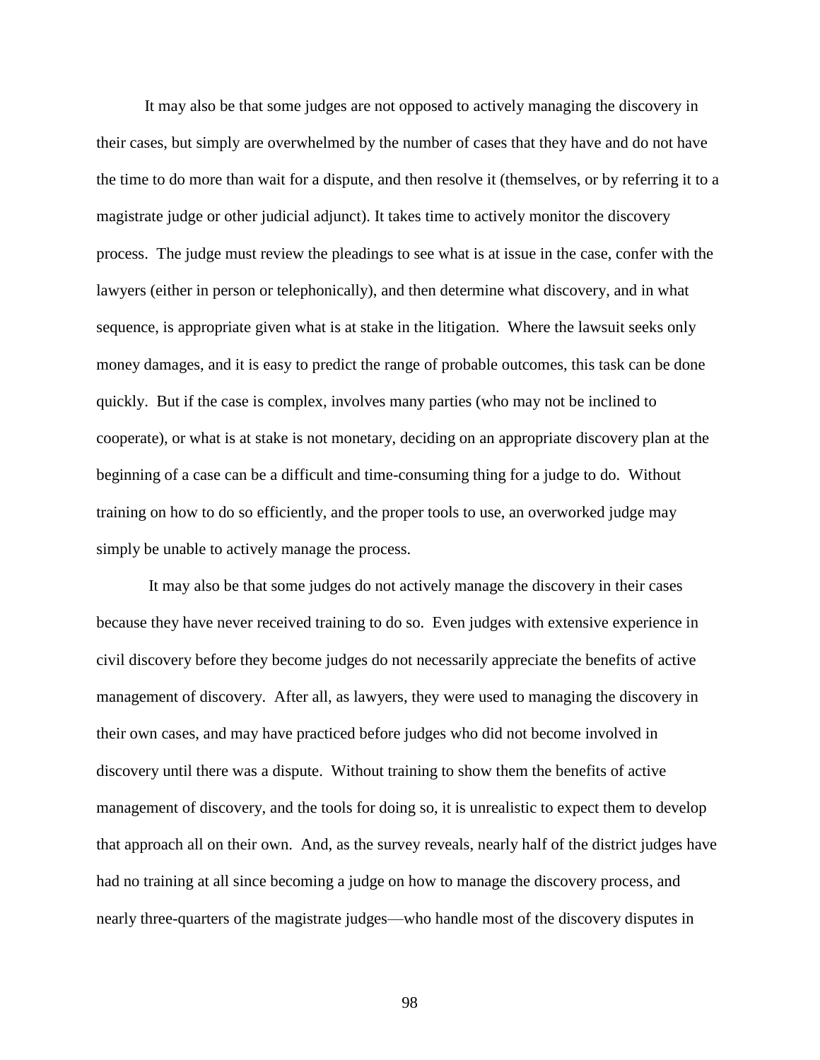It may also be that some judges are not opposed to actively managing the discovery in their cases, but simply are overwhelmed by the number of cases that they have and do not have the time to do more than wait for a dispute, and then resolve it (themselves, or by referring it to a magistrate judge or other judicial adjunct). It takes time to actively monitor the discovery process. The judge must review the pleadings to see what is at issue in the case, confer with the lawyers (either in person or telephonically), and then determine what discovery, and in what sequence, is appropriate given what is at stake in the litigation. Where the lawsuit seeks only money damages, and it is easy to predict the range of probable outcomes, this task can be done quickly. But if the case is complex, involves many parties (who may not be inclined to cooperate), or what is at stake is not monetary, deciding on an appropriate discovery plan at the beginning of a case can be a difficult and time-consuming thing for a judge to do. Without training on how to do so efficiently, and the proper tools to use, an overworked judge may simply be unable to actively manage the process.

It may also be that some judges do not actively manage the discovery in their cases because they have never received training to do so. Even judges with extensive experience in civil discovery before they become judges do not necessarily appreciate the benefits of active management of discovery. After all, as lawyers, they were used to managing the discovery in their own cases, and may have practiced before judges who did not become involved in discovery until there was a dispute. Without training to show them the benefits of active management of discovery, and the tools for doing so, it is unrealistic to expect them to develop that approach all on their own. And, as the survey reveals, nearly half of the district judges have had no training at all since becoming a judge on how to manage the discovery process, and nearly three-quarters of the magistrate judges—who handle most of the discovery disputes in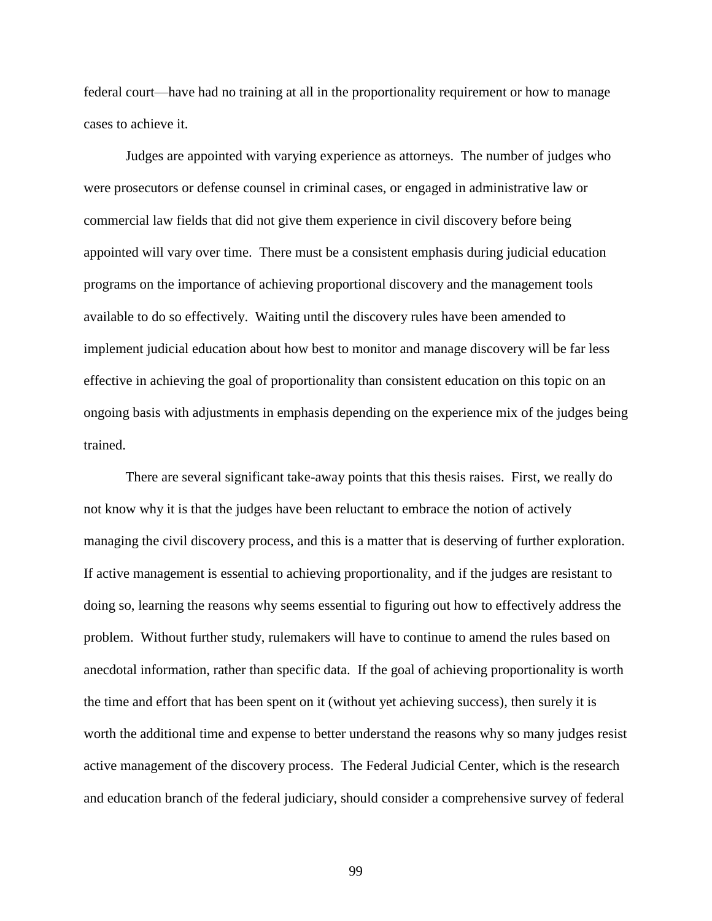federal court—have had no training at all in the proportionality requirement or how to manage cases to achieve it.

Judges are appointed with varying experience as attorneys. The number of judges who were prosecutors or defense counsel in criminal cases, or engaged in administrative law or commercial law fields that did not give them experience in civil discovery before being appointed will vary over time. There must be a consistent emphasis during judicial education programs on the importance of achieving proportional discovery and the management tools available to do so effectively. Waiting until the discovery rules have been amended to implement judicial education about how best to monitor and manage discovery will be far less effective in achieving the goal of proportionality than consistent education on this topic on an ongoing basis with adjustments in emphasis depending on the experience mix of the judges being trained.

There are several significant take-away points that this thesis raises. First, we really do not know why it is that the judges have been reluctant to embrace the notion of actively managing the civil discovery process, and this is a matter that is deserving of further exploration. If active management is essential to achieving proportionality, and if the judges are resistant to doing so, learning the reasons why seems essential to figuring out how to effectively address the problem. Without further study, rulemakers will have to continue to amend the rules based on anecdotal information, rather than specific data. If the goal of achieving proportionality is worth the time and effort that has been spent on it (without yet achieving success), then surely it is worth the additional time and expense to better understand the reasons why so many judges resist active management of the discovery process. The Federal Judicial Center, which is the research and education branch of the federal judiciary, should consider a comprehensive survey of federal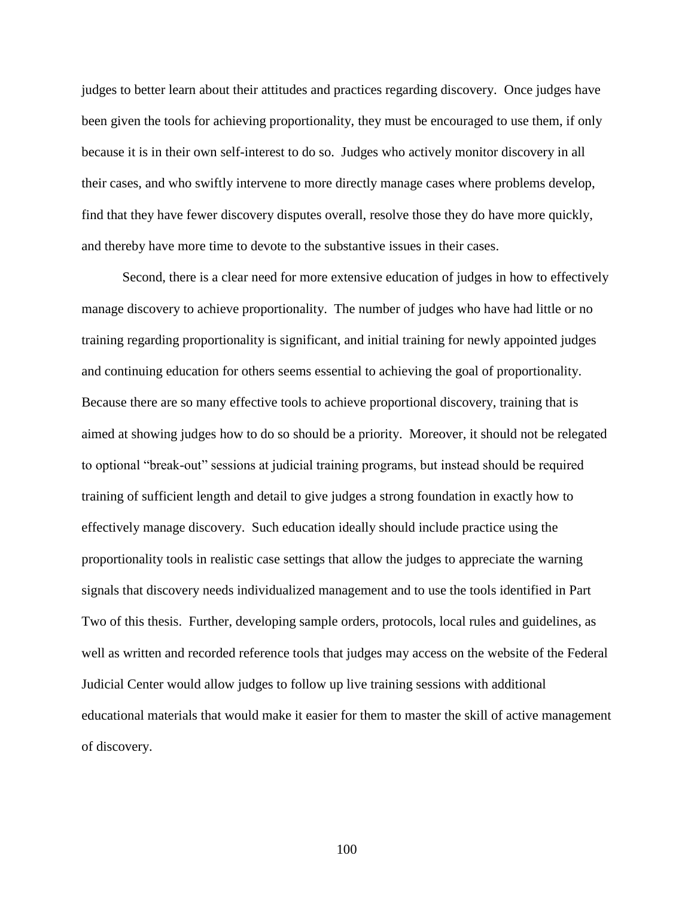judges to better learn about their attitudes and practices regarding discovery. Once judges have been given the tools for achieving proportionality, they must be encouraged to use them, if only because it is in their own self-interest to do so. Judges who actively monitor discovery in all their cases, and who swiftly intervene to more directly manage cases where problems develop, find that they have fewer discovery disputes overall, resolve those they do have more quickly, and thereby have more time to devote to the substantive issues in their cases.

Second, there is a clear need for more extensive education of judges in how to effectively manage discovery to achieve proportionality. The number of judges who have had little or no training regarding proportionality is significant, and initial training for newly appointed judges and continuing education for others seems essential to achieving the goal of proportionality. Because there are so many effective tools to achieve proportional discovery, training that is aimed at showing judges how to do so should be a priority. Moreover, it should not be relegated to optional "break-out" sessions at judicial training programs, but instead should be required training of sufficient length and detail to give judges a strong foundation in exactly how to effectively manage discovery. Such education ideally should include practice using the proportionality tools in realistic case settings that allow the judges to appreciate the warning signals that discovery needs individualized management and to use the tools identified in Part Two of this thesis. Further, developing sample orders, protocols, local rules and guidelines, as well as written and recorded reference tools that judges may access on the website of the Federal Judicial Center would allow judges to follow up live training sessions with additional educational materials that would make it easier for them to master the skill of active management of discovery.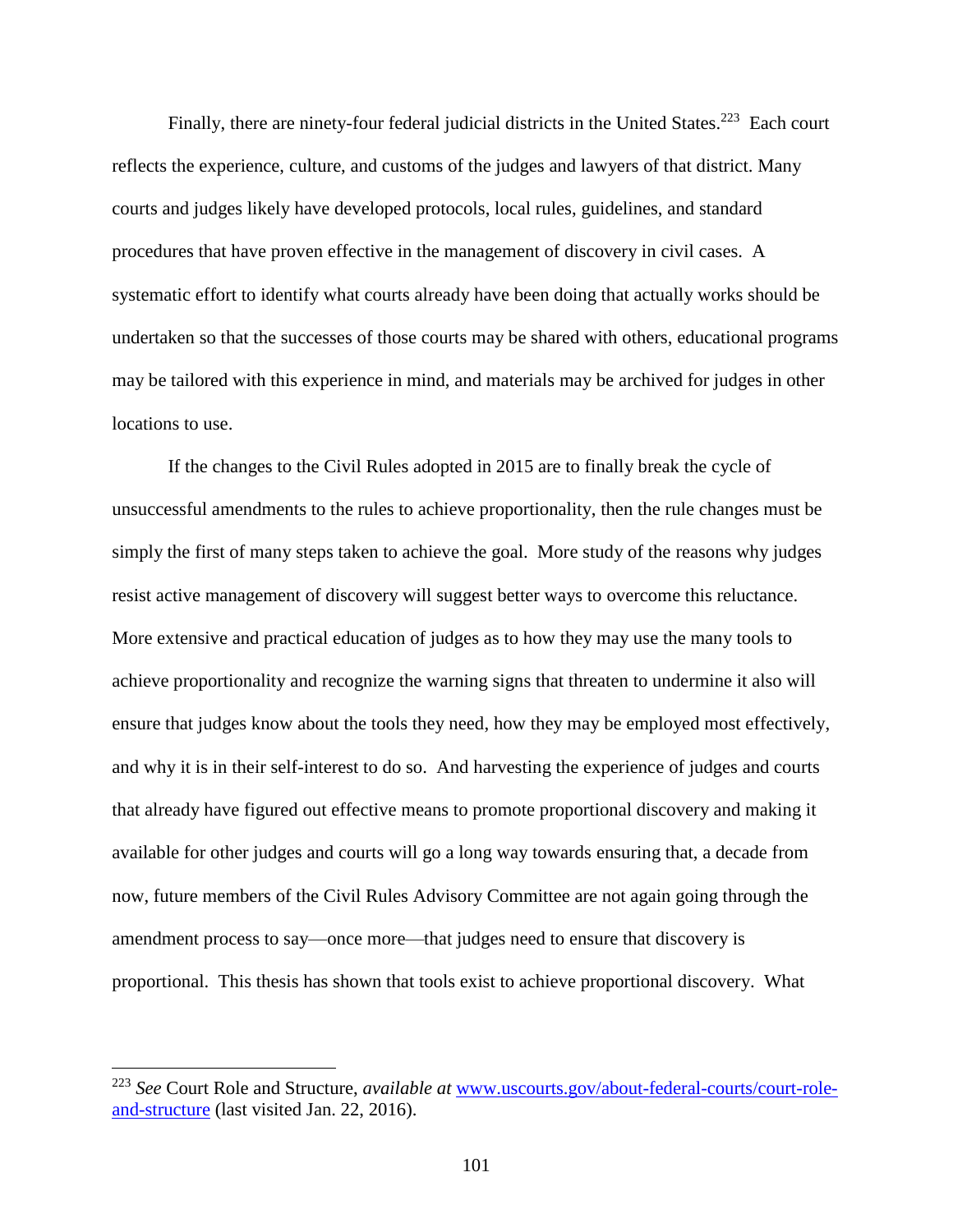Finally, there are ninety-four federal judicial districts in the United States.[223] Each court reflects the experience, culture, and customs of the judges and lawyers of that district. Many courts and judges likely have developed protocols, local rules, guidelines, and standard procedures that have proven effective in the management of discovery in civil cases. A systematic effort to identify what courts already have been doing that actually works should be undertaken so that the successes of those courts may be shared with others, educational programs may be tailored with this experience in mind, and materials may be archived for judges in other locations to use.

If the changes to the Civil Rules adopted in 2015 are to finally break the cycle of unsuccessful amendments to the rules to achieve proportionality, then the rule changes must be simply the first of many steps taken to achieve the goal. More study of the reasons why judges resist active management of discovery will suggest better ways to overcome this reluctance. More extensive and practical education of judges as to how they may use the many tools to achieve proportionality and recognize the warning signs that threaten to undermine it also will ensure that judges know about the tools they need, how they may be employed most effectively, and why it is in their self-interest to do so. And harvesting the experience of judges and courts that already have figured out effective means to promote proportional discovery and making it available for other judges and courts will go a long way towards ensuring that, a decade from now, future members of the Civil Rules Advisory Committee are not again going through the amendment process to say—once more—that judges need to ensure that discovery is proportional. This thesis has shown that tools exist to achieve proportional discovery. What

---

[223] *See* Court Role and Structure, *available at* [www.uscourts.gov/about-federal-courts/court-role-and-structure](www.uscourts.gov/about-federal-courts/court-role-and-structure) (last visited Jan. 22, 2016).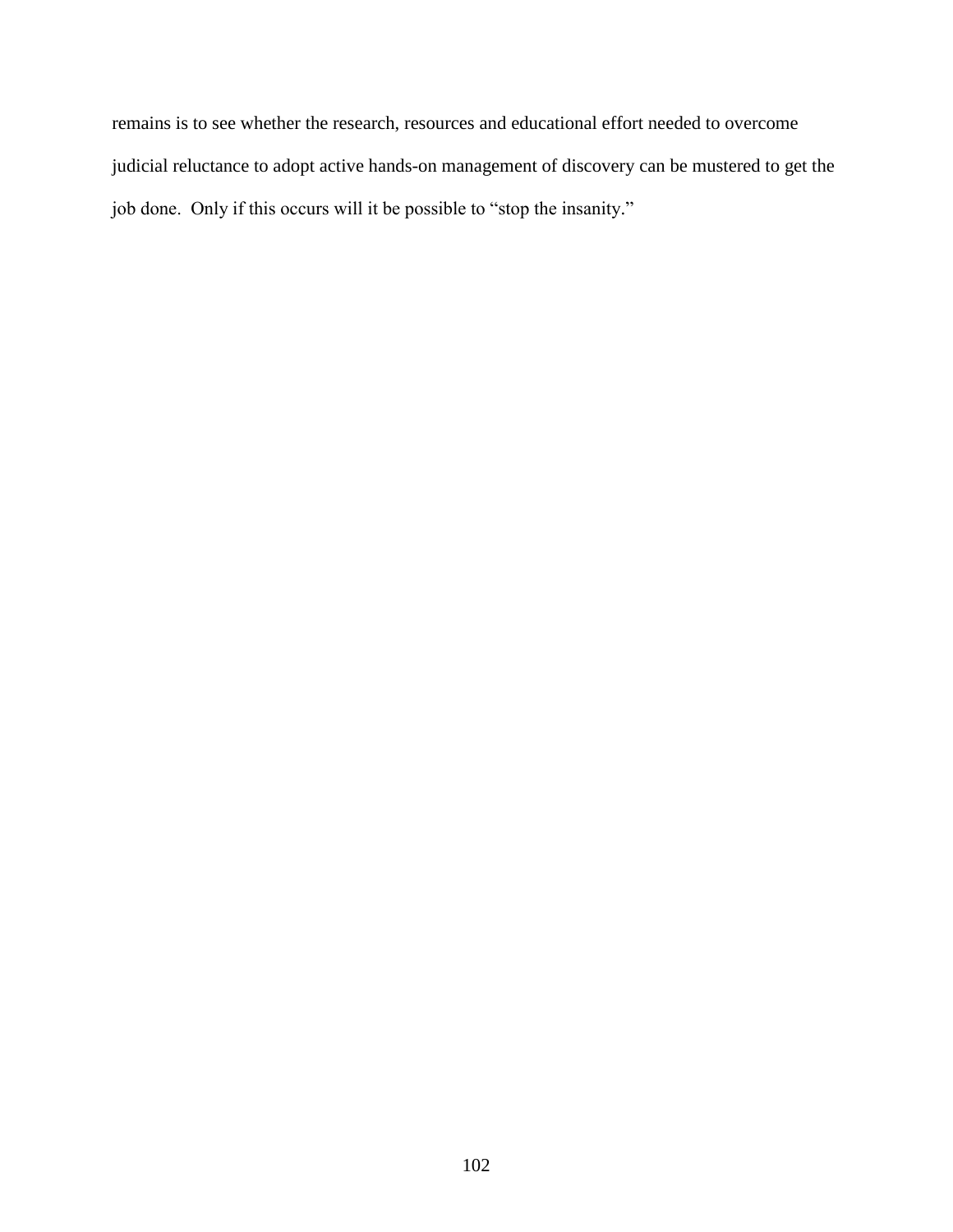remains is to see whether the research, resources and educational effort needed to overcome judicial reluctance to adopt active hands-on management of discovery can be mustered to get the job done. Only if this occurs will it be possible to "stop the insanity."